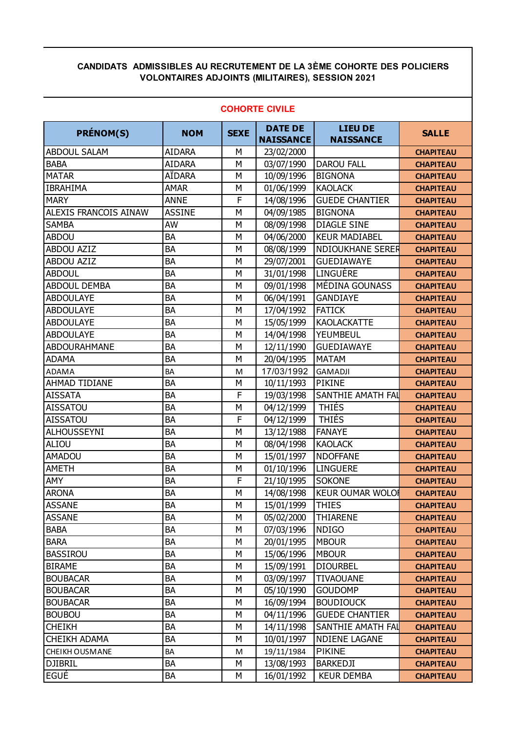**CANDIDATS ADMISSIBLES AU RECRUTEMENT DE LA 3ÈME COHORTE DES POLICIERS VOLONTAIRES ADJOINTS (MILITAIRES), SESSION 2021**

**COHORTE CIVILE**

| PRÉNOM(S) | NOM | SEXE | DATE DE NAISSANCE | LIEU DE NAISSANCE | SALLE |
|---|---|---|---|---|---|
| ABDOUL SALAM | AIDARA | M | 23/02/2000 | | CHAPITEAU |
| BABA | AIDARA | M | 03/07/1990 | DAROU FALL | CHAPITEAU |
| MATAR | AÏDARA | M | 10/09/1996 | BIGNONA | CHAPITEAU |
| IBRAHIMA | AMAR | M | 01/06/1999 | KAOLACK | CHAPITEAU |
| MARY | ANNE | F | 14/08/1996 | GUEDE CHANTIER | CHAPITEAU |
| ALEXIS FRANCOIS AINAW | ASSINE | M | 04/09/1985 | BIGNONA | CHAPITEAU |
| SAMBA | AW | M | 08/09/1998 | DIAGLE SINE | CHAPITEAU |
| ABDOU | BA | M | 04/06/2000 | KEUR MADIABEL | CHAPITEAU |
| ABDOU AZIZ | BA | M | 08/08/1999 | NDIOUKHANE SERER | CHAPITEAU |
| ABDOU AZIZ | BA | M | 29/07/2001 | GUEDIAWAYE | CHAPITEAU |
| ABDOUL | BA | M | 31/01/1998 | LINGUÈRE | CHAPITEAU |
| ABDOUL DEMBA | BA | M | 09/01/1998 | MÉDINA GOUNASS | CHAPITEAU |
| ABDOULAYE | BA | M | 06/04/1991 | GANDIAYE | CHAPITEAU |
| ABDOULAYE | BA | M | 17/04/1992 | FATICK | CHAPITEAU |
| ABDOULAYE | BA | M | 15/05/1999 | KAOLACKATTE | CHAPITEAU |
| ABDOULAYE | BA | M | 14/04/1998 | YEUMBEUL | CHAPITEAU |
| ABDOURAHMANE | BA | M | 12/11/1990 | GUEDIAWAYE | CHAPITEAU |
| ADAMA | BA | M | 20/04/1995 | MATAM | CHAPITEAU |
| ADAMA | BA | M | 17/03/1992 | GAMADJI | CHAPITEAU |
| AHMAD TIDIANE | BA | M | 10/11/1993 | PIKINE | CHAPITEAU |
| AISSATA | BA | F | 19/03/1998 | SANTHIE AMATH FAL | CHAPITEAU |
| AISSATOU | BA | M | 04/12/1999 | THIÉS | CHAPITEAU |
| AISSATOU | BA | F | 04/12/1999 | THIÉS | CHAPITEAU |
| ALHOUSSEYNI | BA | M | 13/12/1988 | FANAYE | CHAPITEAU |
| ALIOU | BA | M | 08/04/1998 | KAOLACK | CHAPITEAU |
| AMADOU | BA | M | 15/01/1997 | NDOFFANE | CHAPITEAU |
| AMETH | BA | M | 01/10/1996 | LINGUERE | CHAPITEAU |
| AMY | BA | F | 21/10/1995 | SOKONE | CHAPITEAU |
| ARONA | BA | M | 14/08/1998 | KEUR OUMAR WOLOF | CHAPITEAU |
| ASSANE | BA | M | 15/01/1999 | THIES | CHAPITEAU |
| ASSANE | BA | M | 05/02/2000 | THIARENE | CHAPITEAU |
| BABA | BA | M | 07/03/1996 | NDIGO | CHAPITEAU |
| BARA | BA | M | 20/01/1995 | MBOUR | CHAPITEAU |
| BASSIROU | BA | M | 15/06/1996 | MBOUR | CHAPITEAU |
| BIRAME | BA | M | 15/09/1991 | DIOURBEL | CHAPITEAU |
| BOUBACAR | BA | M | 03/09/1997 | TIVAOUANE | CHAPITEAU |
| BOUBACAR | BA | M | 05/10/1990 | GOUDOMP | CHAPITEAU |
| BOUBACAR | BA | M | 16/09/1994 | BOUDIOUCK | CHAPITEAU |
| BOUBOU | BA | M | 04/11/1996 | GUEDE CHANTIER | CHAPITEAU |
| CHEIKH | BA | M | 14/11/1998 | SANTHIE AMATH FAL | CHAPITEAU |
| CHEIKH ADAMA | BA | M | 10/01/1997 | NDIENE LAGANE | CHAPITEAU |
| CHEIKH OUSMANE | BA | M | 19/11/1984 | PIKINE | CHAPITEAU |
| DJIBRIL | BA | M | 13/08/1993 | BARKEDJI | CHAPITEAU |
| EGUÉ | BA | M | 16/01/1992 | KEUR DEMBA | CHAPITEAU |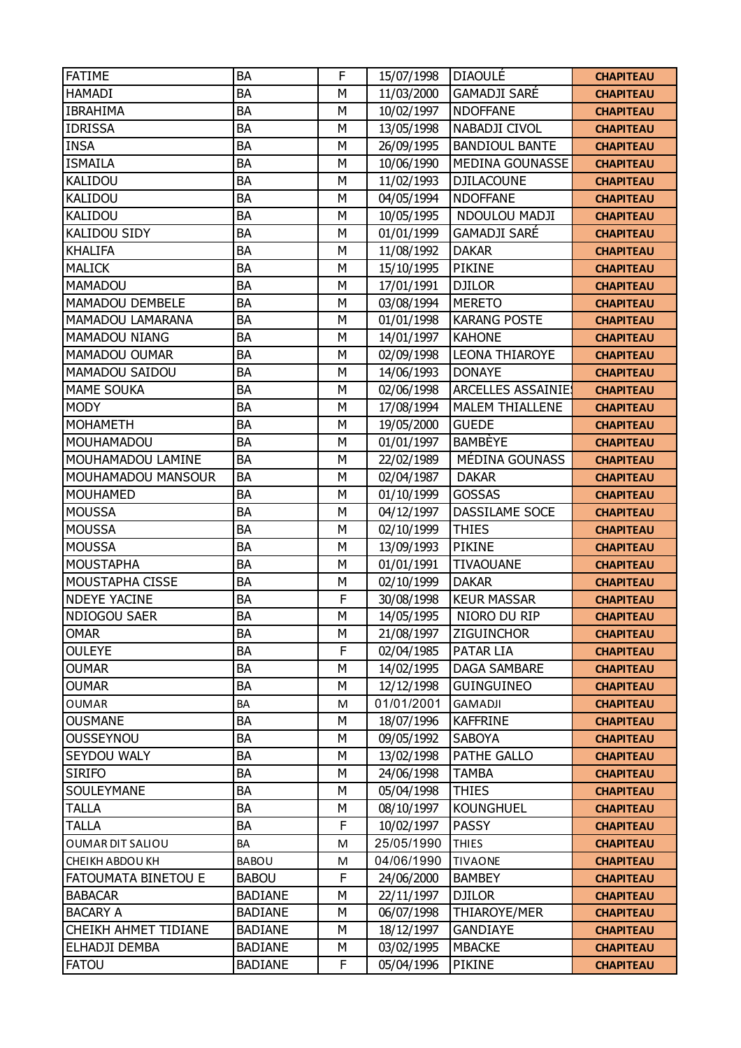| FATIME | BA | F | 15/07/1998 | DIAOULÉ | CHAPITEAU |
|---|---|---|---|---|---|
| HAMADI | BA | M | 11/03/2000 | GAMADJI SARÉ | CHAPITEAU |
| IBRAHIMA | BA | M | 10/02/1997 | NDOFFANE | CHAPITEAU |
| IDRISSA | BA | M | 13/05/1998 | NABADJI CIVOL | CHAPITEAU |
| INSA | BA | M | 26/09/1995 | BANDIOUL BANTE | CHAPITEAU |
| ISMAILA | BA | M | 10/06/1990 | MEDINA GOUNASSE | CHAPITEAU |
| KALIDOU | BA | M | 11/02/1993 | DJILACOUNE | CHAPITEAU |
| KALIDOU | BA | M | 04/05/1994 | NDOFFANE | CHAPITEAU |
| KALIDOU | BA | M | 10/05/1995 | NDOULOU MADJI | CHAPITEAU |
| KALIDOU SIDY | BA | M | 01/01/1999 | GAMADJI SARÉ | CHAPITEAU |
| KHALIFA | BA | M | 11/08/1992 | DAKAR | CHAPITEAU |
| MALICK | BA | M | 15/10/1995 | PIKINE | CHAPITEAU |
| MAMADOU | BA | M | 17/01/1991 | DJILOR | CHAPITEAU |
| MAMADOU DEMBELE | BA | M | 03/08/1994 | MERETO | CHAPITEAU |
| MAMADOU LAMARANA | BA | M | 01/01/1998 | KARANG POSTE | CHAPITEAU |
| MAMADOU NIANG | BA | M | 14/01/1997 | KAHONE | CHAPITEAU |
| MAMADOU OUMAR | BA | M | 02/09/1998 | LEONA THIAROYE | CHAPITEAU |
| MAMADOU SAIDOU | BA | M | 14/06/1993 | DONAYE | CHAPITEAU |
| MAME SOUKA | BA | M | 02/06/1998 | ARCELLES ASSAINIES | CHAPITEAU |
| MODY | BA | M | 17/08/1994 | MALEM THIALLENE | CHAPITEAU |
| MOHAMETH | BA | M | 19/05/2000 | GUEDE | CHAPITEAU |
| MOUHAMADOU | BA | M | 01/01/1997 | BAMBÈYE | CHAPITEAU |
| MOUHAMADOU LAMINE | BA | M | 22/02/1989 | MÉDINA GOUNASS | CHAPITEAU |
| MOUHAMADOU MANSOUR | BA | M | 02/04/1987 | DAKAR | CHAPITEAU |
| MOUHAMED | BA | M | 01/10/1999 | GOSSAS | CHAPITEAU |
| MOUSSA | BA | M | 04/12/1997 | DASSILAME SOCE | CHAPITEAU |
| MOUSSA | BA | M | 02/10/1999 | THIES | CHAPITEAU |
| MOUSSA | BA | M | 13/09/1993 | PIKINE | CHAPITEAU |
| MOUSTAPHA | BA | M | 01/01/1991 | TIVAOUANE | CHAPITEAU |
| MOUSTAPHA CISSE | BA | M | 02/10/1999 | DAKAR | CHAPITEAU |
| NDEYE YACINE | BA | F | 30/08/1998 | KEUR MASSAR | CHAPITEAU |
| NDIOGOU SAER | BA | M | 14/05/1995 | NIORO DU RIP | CHAPITEAU |
| OMAR | BA | M | 21/08/1997 | ZIGUINCHOR | CHAPITEAU |
| OULEYE | BA | F | 02/04/1985 | PATAR LIA | CHAPITEAU |
| OUMAR | BA | M | 14/02/1995 | DAGA SAMBARE | CHAPITEAU |
| OUMAR | BA | M | 12/12/1998 | GUINGUINEO | CHAPITEAU |
| OUMAR | BA | M | 01/01/2001 | GAMADJI | CHAPITEAU |
| OUSMANE | BA | M | 18/07/1996 | KAFFRINE | CHAPITEAU |
| OUSSEYNOU | BA | M | 09/05/1992 | SABOYA | CHAPITEAU |
| SEYDOU WALY | BA | M | 13/02/1998 | PATHE GALLO | CHAPITEAU |
| SIRIFO | BA | M | 24/06/1998 | TAMBA | CHAPITEAU |
| SOULEYMANE | BA | M | 05/04/1998 | THIES | CHAPITEAU |
| TALLA | BA | M | 08/10/1997 | KOUNGHUEL | CHAPITEAU |
| TALLA | BA | F | 10/02/1997 | PASSY | CHAPITEAU |
| OUMAR DIT SALIOU | BA | M | 25/05/1990 | THIES | CHAPITEAU |
| CHEIKH ABDOU KH | BABOU | M | 04/06/1990 | TIVAONE | CHAPITEAU |
| FATOUMATA BINETOU E | BABOU | F | 24/06/2000 | BAMBEY | CHAPITEAU |
| BABACAR | BADIANE | M | 22/11/1997 | DJILOR | CHAPITEAU |
| BACARY A | BADIANE | M | 06/07/1998 | THIAROYE/MER | CHAPITEAU |
| CHEIKH AHMET TIDIANE | BADIANE | M | 18/12/1997 | GANDIAYE | CHAPITEAU |
| ELHADJI DEMBA | BADIANE | M | 03/02/1995 | MBACKE | CHAPITEAU |
| FATOU | BADIANE | F | 05/04/1996 | PIKINE | CHAPITEAU |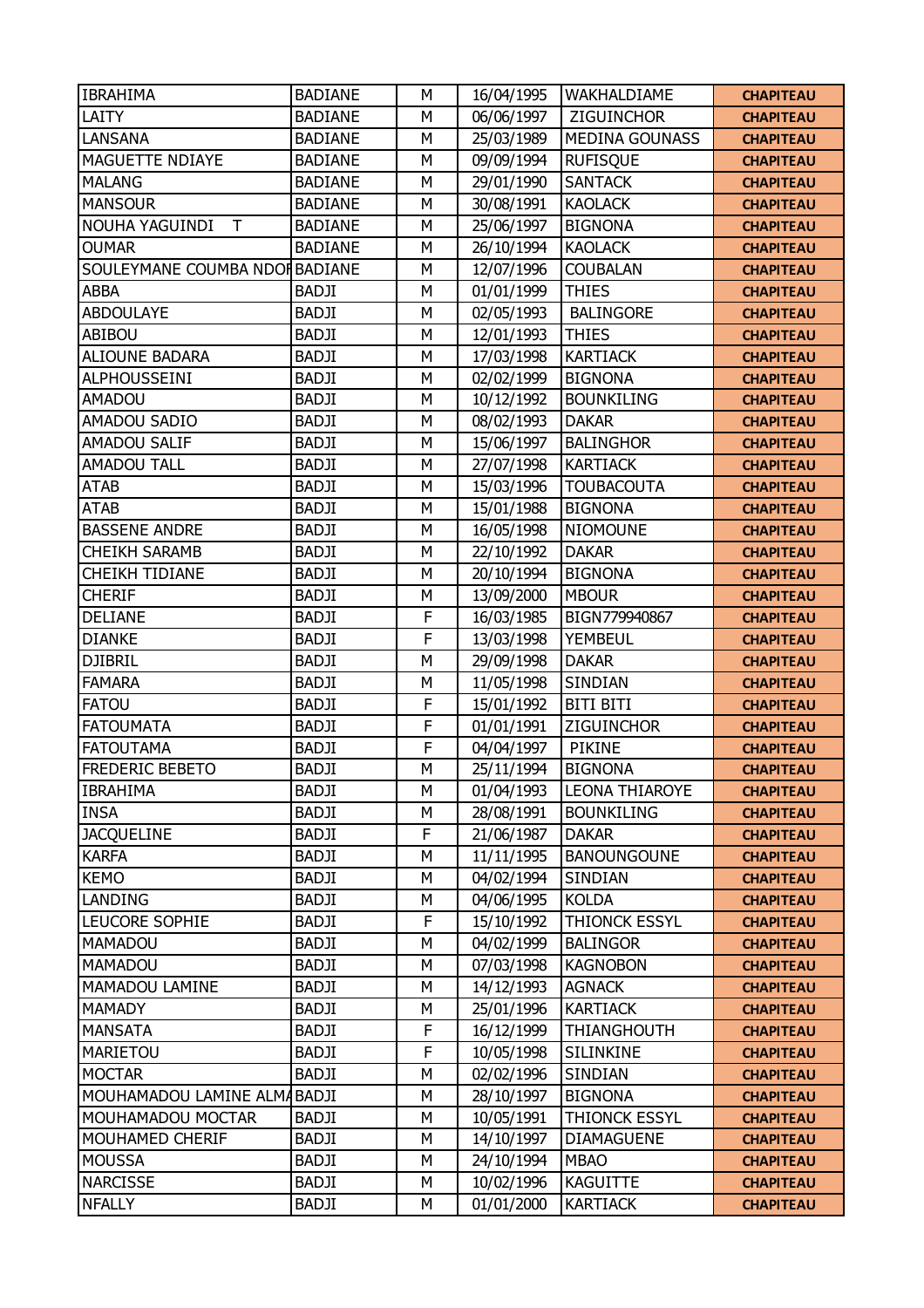| IBRAHIMA | BADIANE | M | 16/04/1995 | WAKHALDIAME | CHAPITEAU |
|---|---|---|---|---|---|
| LAITY | BADIANE | M | 06/06/1997 | ZIGUINCHOR | CHAPITEAU |
| LANSANA | BADIANE | M | 25/03/1989 | MEDINA GOUNASS | CHAPITEAU |
| MAGUETTE NDIAYE | BADIANE | M | 09/09/1994 | RUFISQUE | CHAPITEAU |
| MALANG | BADIANE | M | 29/01/1990 | SANTACK | CHAPITEAU |
| MANSOUR | BADIANE | M | 30/08/1991 | KAOLACK | CHAPITEAU |
| NOUHA YAGUINDI T | BADIANE | M | 25/06/1997 | BIGNONA | CHAPITEAU |
| OUMAR | BADIANE | M | 26/10/1994 | KAOLACK | CHAPITEAU |
| SOULEYMANE COUMBA NDOF | BADIANE | M | 12/07/1996 | COUBALAN | CHAPITEAU |
| ABBA | BADJI | M | 01/01/1999 | THIES | CHAPITEAU |
| ABDOULAYE | BADJI | M | 02/05/1993 | BALINGORE | CHAPITEAU |
| ABIBOU | BADJI | M | 12/01/1993 | THIES | CHAPITEAU |
| ALIOUNE BADARA | BADJI | M | 17/03/1998 | KARTIACK | CHAPITEAU |
| ALPHOUSSEINI | BADJI | M | 02/02/1999 | BIGNONA | CHAPITEAU |
| AMADOU | BADJI | M | 10/12/1992 | BOUNKILING | CHAPITEAU |
| AMADOU SADIO | BADJI | M | 08/02/1993 | DAKAR | CHAPITEAU |
| AMADOU SALIF | BADJI | M | 15/06/1997 | BALINGHOR | CHAPITEAU |
| AMADOU TALL | BADJI | M | 27/07/1998 | KARTIACK | CHAPITEAU |
| ATAB | BADJI | M | 15/03/1996 | TOUBACOUTA | CHAPITEAU |
| ATAB | BADJI | M | 15/01/1988 | BIGNONA | CHAPITEAU |
| BASSENE ANDRE | BADJI | M | 16/05/1998 | NIOMOUNE | CHAPITEAU |
| CHEIKH SARAMB | BADJI | M | 22/10/1992 | DAKAR | CHAPITEAU |
| CHEIKH TIDIANE | BADJI | M | 20/10/1994 | BIGNONA | CHAPITEAU |
| CHERIF | BADJI | M | 13/09/2000 | MBOUR | CHAPITEAU |
| DELIANE | BADJI | F | 16/03/1985 | BIGN779940867 | CHAPITEAU |
| DIANKE | BADJI | F | 13/03/1998 | YEMBEUL | CHAPITEAU |
| DJIBRIL | BADJI | M | 29/09/1998 | DAKAR | CHAPITEAU |
| FAMARA | BADJI | M | 11/05/1998 | SINDIAN | CHAPITEAU |
| FATOU | BADJI | F | 15/01/1992 | BITI BITI | CHAPITEAU |
| FATOUMATA | BADJI | F | 01/01/1991 | ZIGUINCHOR | CHAPITEAU |
| FATOUTAMA | BADJI | F | 04/04/1997 | PIKINE | CHAPITEAU |
| FREDERIC BEBETO | BADJI | M | 25/11/1994 | BIGNONA | CHAPITEAU |
| IBRAHIMA | BADJI | M | 01/04/1993 | LEONA THIAROYE | CHAPITEAU |
| INSA | BADJI | M | 28/08/1991 | BOUNKILING | CHAPITEAU |
| JACQUELINE | BADJI | F | 21/06/1987 | DAKAR | CHAPITEAU |
| KARFA | BADJI | M | 11/11/1995 | BANOUNGOUNE | CHAPITEAU |
| KEMO | BADJI | M | 04/02/1994 | SINDIAN | CHAPITEAU |
| LANDING | BADJI | M | 04/06/1995 | KOLDA | CHAPITEAU |
| LEUCORE SOPHIE | BADJI | F | 15/10/1992 | THIONCK ESSYL | CHAPITEAU |
| MAMADOU | BADJI | M | 04/02/1999 | BALINGOR | CHAPITEAU |
| MAMADOU | BADJI | M | 07/03/1998 | KAGNOBON | CHAPITEAU |
| MAMADOU LAMINE | BADJI | M | 14/12/1993 | AGNACK | CHAPITEAU |
| MAMADY | BADJI | M | 25/01/1996 | KARTIACK | CHAPITEAU |
| MANSATA | BADJI | F | 16/12/1999 | THIANGHOUTH | CHAPITEAU |
| MARIETOU | BADJI | F | 10/05/1998 | SILINKINE | CHAPITEAU |
| MOCTAR | BADJI | M | 02/02/1996 | SINDIAN | CHAPITEAU |
| MOUHAMADOU LAMINE ALMA | BADJI | M | 28/10/1997 | BIGNONA | CHAPITEAU |
| MOUHAMADOU MOCTAR | BADJI | M | 10/05/1991 | THIONCK ESSYL | CHAPITEAU |
| MOUHAMED CHERIF | BADJI | M | 14/10/1997 | DIAMAGUENE | CHAPITEAU |
| MOUSSA | BADJI | M | 24/10/1994 | MBAO | CHAPITEAU |
| NARCISSE | BADJI | M | 10/02/1996 | KAGUITTE | CHAPITEAU |
| NFALLY | BADJI | M | 01/01/2000 | KARTIACK | CHAPITEAU |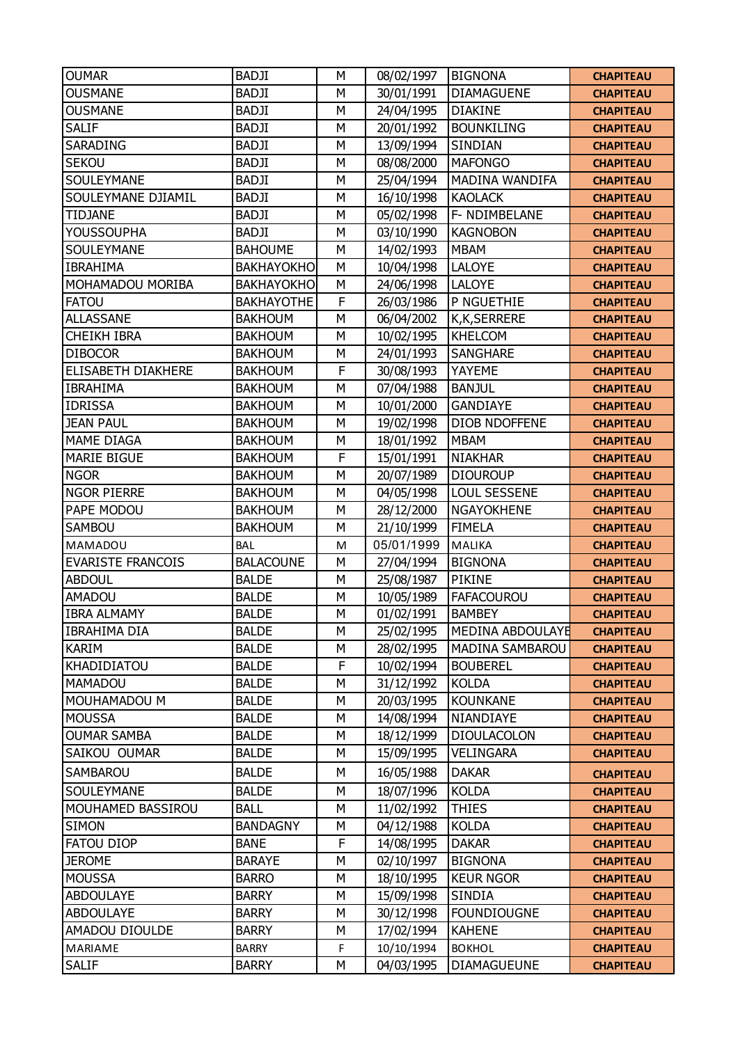| OUMAR | BADJI | M | 08/02/1997 | BIGNONA | CHAPITEAU |
|---|---|---|---|---|---|
| OUSMANE | BADJI | M | 30/01/1991 | DIAMAGUENE | CHAPITEAU |
| OUSMANE | BADJI | M | 24/04/1995 | DIAKINE | CHAPITEAU |
| SALIF | BADJI | M | 20/01/1992 | BOUNKILING | CHAPITEAU |
| SARADING | BADJI | M | 13/09/1994 | SINDIAN | CHAPITEAU |
| SEKOU | BADJI | M | 08/08/2000 | MAFONGO | CHAPITEAU |
| SOULEYMANE | BADJI | M | 25/04/1994 | MADINA WANDIFA | CHAPITEAU |
| SOULEYMANE DJIAMIL | BADJI | M | 16/10/1998 | KAOLACK | CHAPITEAU |
| TIDJANE | BADJI | M | 05/02/1998 | F- NDIMBELANE | CHAPITEAU |
| YOUSSOUPHA | BADJI | M | 03/10/1990 | KAGNOBON | CHAPITEAU |
| SOULEYMANE | BAHOUME | M | 14/02/1993 | MBAM | CHAPITEAU |
| IBRAHIMA | BAKHAYOKHO | M | 10/04/1998 | LALOYE | CHAPITEAU |
| MOHAMADOU MORIBA | BAKHAYOKHO | M | 24/06/1998 | LALOYE | CHAPITEAU |
| FATOU | BAKHAYOTHE | F | 26/03/1986 | P NGUETHIE | CHAPITEAU |
| ALLASSANE | BAKHOUM | M | 06/04/2002 | K,K,SERRERE | CHAPITEAU |
| CHEIKH IBRA | BAKHOUM | M | 10/02/1995 | KHELCOM | CHAPITEAU |
| DIBOCOR | BAKHOUM | M | 24/01/1993 | SANGHARE | CHAPITEAU |
| ELISABETH DIAKHERE | BAKHOUM | F | 30/08/1993 | YAYEME | CHAPITEAU |
| IBRAHIMA | BAKHOUM | M | 07/04/1988 | BANJUL | CHAPITEAU |
| IDRISSA | BAKHOUM | M | 10/01/2000 | GANDIAYE | CHAPITEAU |
| JEAN PAUL | BAKHOUM | M | 19/02/1998 | DIOB NDOFFENE | CHAPITEAU |
| MAME DIAGA | BAKHOUM | M | 18/01/1992 | MBAM | CHAPITEAU |
| MARIE BIGUE | BAKHOUM | F | 15/01/1991 | NIAKHAR | CHAPITEAU |
| NGOR | BAKHOUM | M | 20/07/1989 | DIOUROUP | CHAPITEAU |
| NGOR PIERRE | BAKHOUM | M | 04/05/1998 | LOUL SESSENE | CHAPITEAU |
| PAPE MODOU | BAKHOUM | M | 28/12/2000 | NGAYOKHENE | CHAPITEAU |
| SAMBOU | BAKHOUM | M | 21/10/1999 | FIMELA | CHAPITEAU |
| MAMADOU | BAL | M | 05/01/1999 | MALIKA | CHAPITEAU |
| EVARISTE FRANCOIS | BALACOUNE | M | 27/04/1994 | BIGNONA | CHAPITEAU |
| ABDOUL | BALDE | M | 25/08/1987 | PIKINE | CHAPITEAU |
| AMADOU | BALDE | M | 10/05/1989 | FAFACOUROU | CHAPITEAU |
| IBRA ALMAMY | BALDE | M | 01/02/1991 | BAMBEY | CHAPITEAU |
| IBRAHIMA DIA | BALDE | M | 25/02/1995 | MEDINA ABDOULAYE | CHAPITEAU |
| KARIM | BALDE | M | 28/02/1995 | MADINA SAMBAROU | CHAPITEAU |
| KHADIDIATOU | BALDE | F | 10/02/1994 | BOUBEREL | CHAPITEAU |
| MAMADOU | BALDE | M | 31/12/1992 | KOLDA | CHAPITEAU |
| MOUHAMADOU M | BALDE | M | 20/03/1995 | KOUNKANE | CHAPITEAU |
| MOUSSA | BALDE | M | 14/08/1994 | NIANDIAYE | CHAPITEAU |
| OUMAR SAMBA | BALDE | M | 18/12/1999 | DIOULACOLON | CHAPITEAU |
| SAIKOU OUMAR | BALDE | M | 15/09/1995 | VELINGARA | CHAPITEAU |
| SAMBAROU | BALDE | M | 16/05/1988 | DAKAR | CHAPITEAU |
| SOULEYMANE | BALDE | M | 18/07/1996 | KOLDA | CHAPITEAU |
| MOUHAMED BASSIROU | BALL | M | 11/02/1992 | THIES | CHAPITEAU |
| SIMON | BANDAGNY | M | 04/12/1988 | KOLDA | CHAPITEAU |
| FATOU DIOP | BANE | F | 14/08/1995 | DAKAR | CHAPITEAU |
| JEROME | BARAYE | M | 02/10/1997 | BIGNONA | CHAPITEAU |
| MOUSSA | BARRO | M | 18/10/1995 | KEUR NGOR | CHAPITEAU |
| ABDOULAYE | BARRY | M | 15/09/1998 | SINDIA | CHAPITEAU |
| ABDOULAYE | BARRY | M | 30/12/1998 | FOUNDIOUGNE | CHAPITEAU |
| AMADOU DIOULDE | BARRY | M | 17/02/1994 | KAHENE | CHAPITEAU |
| MARIAME | BARRY | F | 10/10/1994 | BOKHOL | CHAPITEAU |
| SALIF | BARRY | M | 04/03/1995 | DIAMAGUEUNE | CHAPITEAU |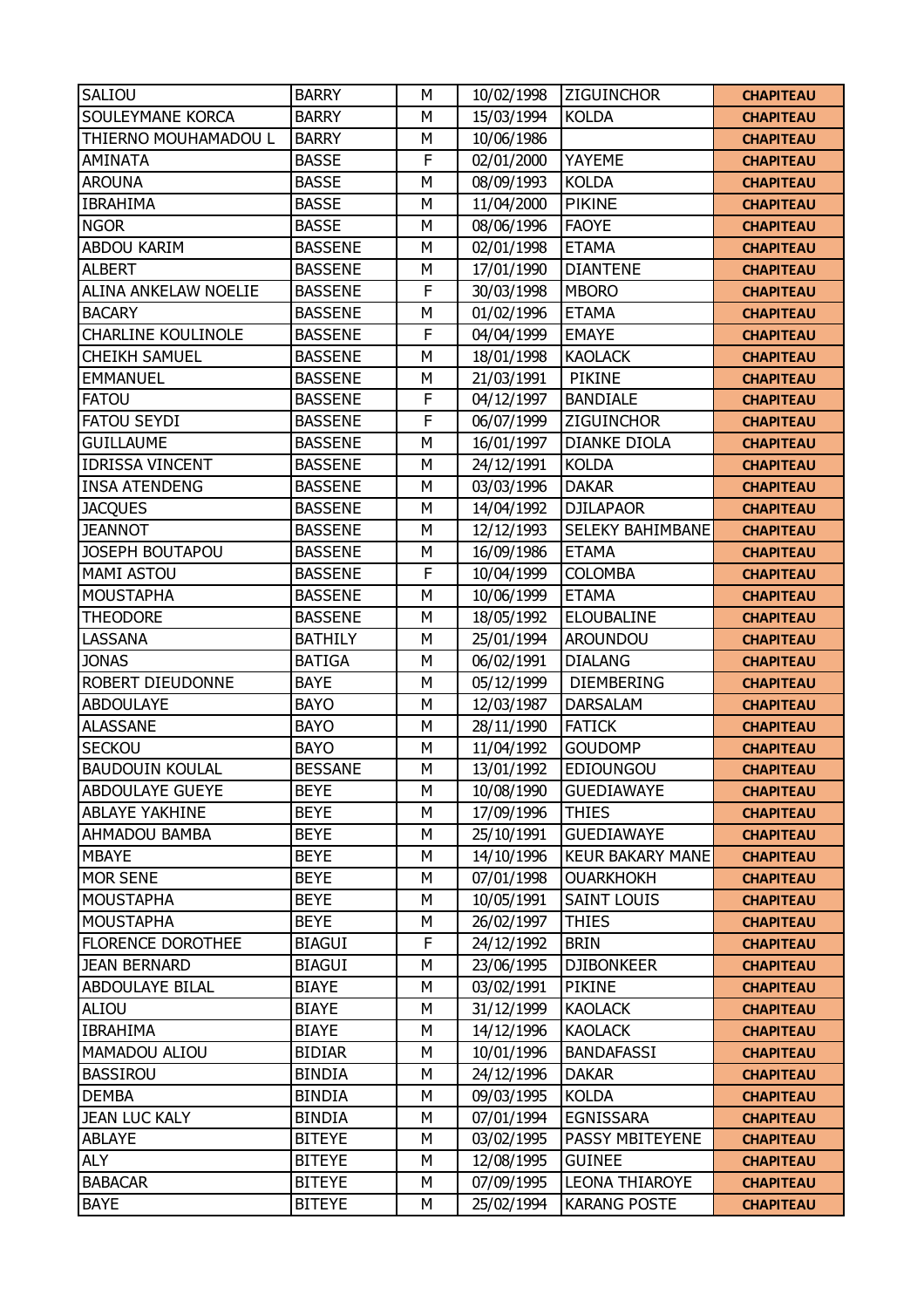| | | | | | |
|---|---|---|---|---|---|
| SALIOU | BARRY | M | 10/02/1998 | ZIGUINCHOR | CHAPITEAU |
| SOULEYMANE KORCA | BARRY | M | 15/03/1994 | KOLDA | CHAPITEAU |
| THIERNO MOUHAMADOU L | BARRY | M | 10/06/1986 | | CHAPITEAU |
| AMINATA | BASSE | F | 02/01/2000 | YAYEME | CHAPITEAU |
| AROUNA | BASSE | M | 08/09/1993 | KOLDA | CHAPITEAU |
| IBRAHIMA | BASSE | M | 11/04/2000 | PIKINE | CHAPITEAU |
| NGOR | BASSE | M | 08/06/1996 | FAOYE | CHAPITEAU |
| ABDOU KARIM | BASSENE | M | 02/01/1998 | ETAMA | CHAPITEAU |
| ALBERT | BASSENE | M | 17/01/1990 | DIANTENE | CHAPITEAU |
| ALINA ANKELAW NOELIE | BASSENE | F | 30/03/1998 | MBORO | CHAPITEAU |
| BACARY | BASSENE | M | 01/02/1996 | ETAMA | CHAPITEAU |
| CHARLINE KOULINOLE | BASSENE | F | 04/04/1999 | EMAYE | CHAPITEAU |
| CHEIKH SAMUEL | BASSENE | M | 18/01/1998 | KAOLACK | CHAPITEAU |
| EMMANUEL | BASSENE | M | 21/03/1991 | PIKINE | CHAPITEAU |
| FATOU | BASSENE | F | 04/12/1997 | BANDIALE | CHAPITEAU |
| FATOU SEYDI | BASSENE | F | 06/07/1999 | ZIGUINCHOR | CHAPITEAU |
| GUILLAUME | BASSENE | M | 16/01/1997 | DIANKE DIOLA | CHAPITEAU |
| IDRISSA VINCENT | BASSENE | M | 24/12/1991 | KOLDA | CHAPITEAU |
| INSA ATENDENG | BASSENE | M | 03/03/1996 | DAKAR | CHAPITEAU |
| JACQUES | BASSENE | M | 14/04/1992 | DJILAPAOR | CHAPITEAU |
| JEANNOT | BASSENE | M | 12/12/1993 | SELEKY BAHIMBANE | CHAPITEAU |
| JOSEPH BOUTAPOU | BASSENE | M | 16/09/1986 | ETAMA | CHAPITEAU |
| MAMI ASTOU | BASSENE | F | 10/04/1999 | COLOMBA | CHAPITEAU |
| MOUSTAPHA | BASSENE | M | 10/06/1999 | ETAMA | CHAPITEAU |
| THEODORE | BASSENE | M | 18/05/1992 | ELOUBALINE | CHAPITEAU |
| LASSANA | BATHILY | M | 25/01/1994 | AROUNDOU | CHAPITEAU |
| JONAS | BATIGA | M | 06/02/1991 | DIALANG | CHAPITEAU |
| ROBERT DIEUDONNE | BAYE | M | 05/12/1999 | DIEMBERING | CHAPITEAU |
| ABDOULAYE | BAYO | M | 12/03/1987 | DARSALAM | CHAPITEAU |
| ALASSANE | BAYO | M | 28/11/1990 | FATICK | CHAPITEAU |
| SECKOU | BAYO | M | 11/04/1992 | GOUDOMP | CHAPITEAU |
| BAUDOUIN KOULAL | BESSANE | M | 13/01/1992 | EDIOUNGOU | CHAPITEAU |
| ABDOULAYE GUEYE | BEYE | M | 10/08/1990 | GUEDIAWAYE | CHAPITEAU |
| ABLAYE YAKHINE | BEYE | M | 17/09/1996 | THIES | CHAPITEAU |
| AHMADOU BAMBA | BEYE | M | 25/10/1991 | GUEDIAWAYE | CHAPITEAU |
| MBAYE | BEYE | M | 14/10/1996 | KEUR BAKARY MANE | CHAPITEAU |
| MOR SENE | BEYE | M | 07/01/1998 | OUARKHOKH | CHAPITEAU |
| MOUSTAPHA | BEYE | M | 10/05/1991 | SAINT LOUIS | CHAPITEAU |
| MOUSTAPHA | BEYE | M | 26/02/1997 | THIES | CHAPITEAU |
| FLORENCE DOROTHEE | BIAGUI | F | 24/12/1992 | BRIN | CHAPITEAU |
| JEAN BERNARD | BIAGUI | M | 23/06/1995 | DJIBONKEER | CHAPITEAU |
| ABDOULAYE BILAL | BIAYE | M | 03/02/1991 | PIKINE | CHAPITEAU |
| ALIOU | BIAYE | M | 31/12/1999 | KAOLACK | CHAPITEAU |
| IBRAHIMA | BIAYE | M | 14/12/1996 | KAOLACK | CHAPITEAU |
| MAMADOU ALIOU | BIDIAR | M | 10/01/1996 | BANDAFASSI | CHAPITEAU |
| BASSIROU | BINDIA | M | 24/12/1996 | DAKAR | CHAPITEAU |
| DEMBA | BINDIA | M | 09/03/1995 | KOLDA | CHAPITEAU |
| JEAN LUC KALY | BINDIA | M | 07/01/1994 | EGNISSARA | CHAPITEAU |
| ABLAYE | BITEYE | M | 03/02/1995 | PASSY MBITEYENE | CHAPITEAU |
| ALY | BITEYE | M | 12/08/1995 | GUINEE | CHAPITEAU |
| BABACAR | BITEYE | M | 07/09/1995 | LEONA THIAROYE | CHAPITEAU |
| BAYE | BITEYE | M | 25/02/1994 | KARANG POSTE | CHAPITEAU |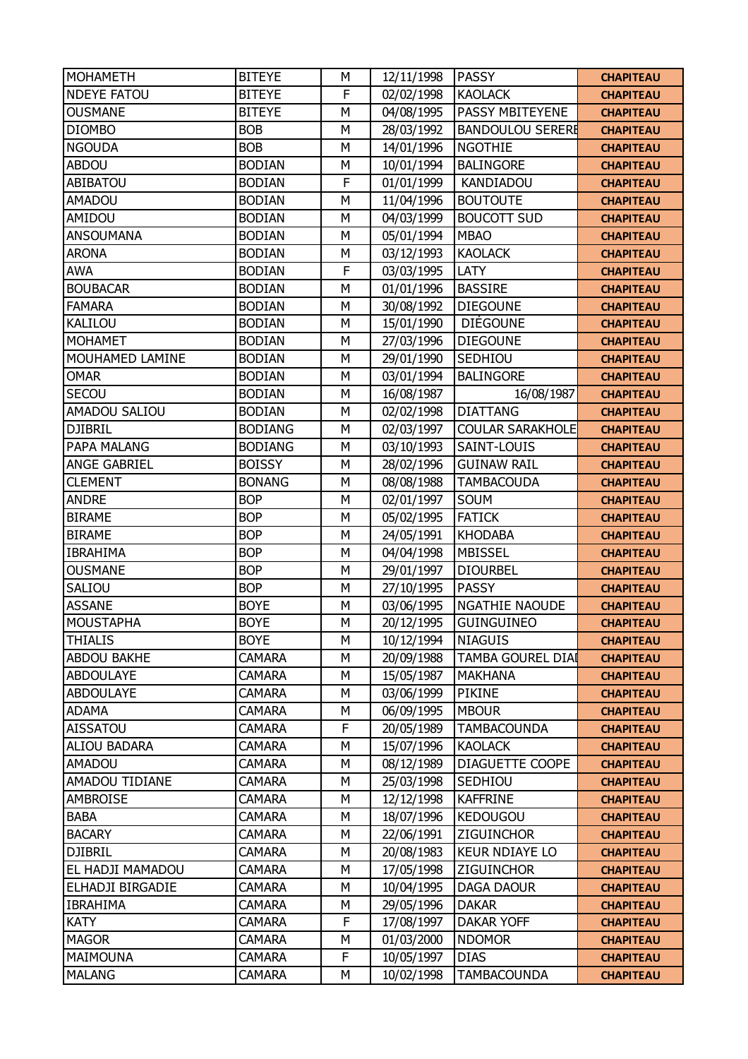| MOHAMETH | BITEYE | M | 12/11/1998 | PASSY | CHAPITEAU |
|---|---|---|---|---|---|
| NDEYE FATOU | BITEYE | F | 02/02/1998 | KAOLACK | CHAPITEAU |
| OUSMANE | BITEYE | M | 04/08/1995 | PASSY MBITEYENE | CHAPITEAU |
| DIOMBO | BOB | M | 28/03/1992 | BANDOULOU SERERE | CHAPITEAU |
| NGOUDA | BOB | M | 14/01/1996 | NGOTHIE | CHAPITEAU |
| ABDOU | BODIAN | M | 10/01/1994 | BALINGORE | CHAPITEAU |
| ABIBATOU | BODIAN | F | 01/01/1999 | KANDIADOU | CHAPITEAU |
| AMADOU | BODIAN | M | 11/04/1996 | BOUTOUTE | CHAPITEAU |
| AMIDOU | BODIAN | M | 04/03/1999 | BOUCOTT SUD | CHAPITEAU |
| ANSOUMANA | BODIAN | M | 05/01/1994 | MBAO | CHAPITEAU |
| ARONA | BODIAN | M | 03/12/1993 | KAOLACK | CHAPITEAU |
| AWA | BODIAN | F | 03/03/1995 | LATY | CHAPITEAU |
| BOUBACAR | BODIAN | M | 01/01/1996 | BASSIRE | CHAPITEAU |
| FAMARA | BODIAN | M | 30/08/1992 | DIEGOUNE | CHAPITEAU |
| KALILOU | BODIAN | M | 15/01/1990 | DIÉGOUNE | CHAPITEAU |
| MOHAMET | BODIAN | M | 27/03/1996 | DIEGOUNE | CHAPITEAU |
| MOUHAMED LAMINE | BODIAN | M | 29/01/1990 | SEDHIOU | CHAPITEAU |
| OMAR | BODIAN | M | 03/01/1994 | BALINGORE | CHAPITEAU |
| SECOU | BODIAN | M | 16/08/1987 | 16/08/1987 | CHAPITEAU |
| AMADOU SALIOU | BODIAN | M | 02/02/1998 | DIATTANG | CHAPITEAU |
| DJIBRIL | BODIANG | M | 02/03/1997 | COULAR SARAKHOLE | CHAPITEAU |
| PAPA MALANG | BODIANG | M | 03/10/1993 | SAINT-LOUIS | CHAPITEAU |
| ANGE GABRIEL | BOISSY | M | 28/02/1996 | GUINAW RAIL | CHAPITEAU |
| CLEMENT | BONANG | M | 08/08/1988 | TAMBACOUDA | CHAPITEAU |
| ANDRE | BOP | M | 02/01/1997 | SOUM | CHAPITEAU |
| BIRAME | BOP | M | 05/02/1995 | FATICK | CHAPITEAU |
| BIRAME | BOP | M | 24/05/1991 | KHODABA | CHAPITEAU |
| IBRAHIMA | BOP | M | 04/04/1998 | MBISSEL | CHAPITEAU |
| OUSMANE | BOP | M | 29/01/1997 | DIOURBEL | CHAPITEAU |
| SALIOU | BOP | M | 27/10/1995 | PASSY | CHAPITEAU |
| ASSANE | BOYE | M | 03/06/1995 | NGATHIE NAOUDE | CHAPITEAU |
| MOUSTAPHA | BOYE | M | 20/12/1995 | GUINGUINEO | CHAPITEAU |
| THIALIS | BOYE | M | 10/12/1994 | NIAGUIS | CHAPITEAU |
| ABDOU BAKHE | CAMARA | M | 20/09/1988 | TAMBA GOUREL DIAI | CHAPITEAU |
| ABDOULAYE | CAMARA | M | 15/05/1987 | MAKHANA | CHAPITEAU |
| ABDOULAYE | CAMARA | M | 03/06/1999 | PIKINE | CHAPITEAU |
| ADAMA | CAMARA | M | 06/09/1995 | MBOUR | CHAPITEAU |
| AISSATOU | CAMARA | F | 20/05/1989 | TAMBACOUNDA | CHAPITEAU |
| ALIOU BADARA | CAMARA | M | 15/07/1996 | KAOLACK | CHAPITEAU |
| AMADOU | CAMARA | M | 08/12/1989 | DIAGUETTE COOPE | CHAPITEAU |
| AMADOU TIDIANE | CAMARA | M | 25/03/1998 | SEDHIOU | CHAPITEAU |
| AMBROISE | CAMARA | M | 12/12/1998 | KAFFRINE | CHAPITEAU |
| BABA | CAMARA | M | 18/07/1996 | KEDOUGOU | CHAPITEAU |
| BACARY | CAMARA | M | 22/06/1991 | ZIGUINCHOR | CHAPITEAU |
| DJIBRIL | CAMARA | M | 20/08/1983 | KEUR NDIAYE LO | CHAPITEAU |
| EL HADJI MAMADOU | CAMARA | M | 17/05/1998 | ZIGUINCHOR | CHAPITEAU |
| ELHADJI BIRGADIE | CAMARA | M | 10/04/1995 | DAGA DAOUR | CHAPITEAU |
| IBRAHIMA | CAMARA | M | 29/05/1996 | DAKAR | CHAPITEAU |
| KATY | CAMARA | F | 17/08/1997 | DAKAR YOFF | CHAPITEAU |
| MAGOR | CAMARA | M | 01/03/2000 | NDOMOR | CHAPITEAU |
| MAIMOUNA | CAMARA | F | 10/05/1997 | DIAS | CHAPITEAU |
| MALANG | CAMARA | M | 10/02/1998 | TAMBACOUNDA | CHAPITEAU |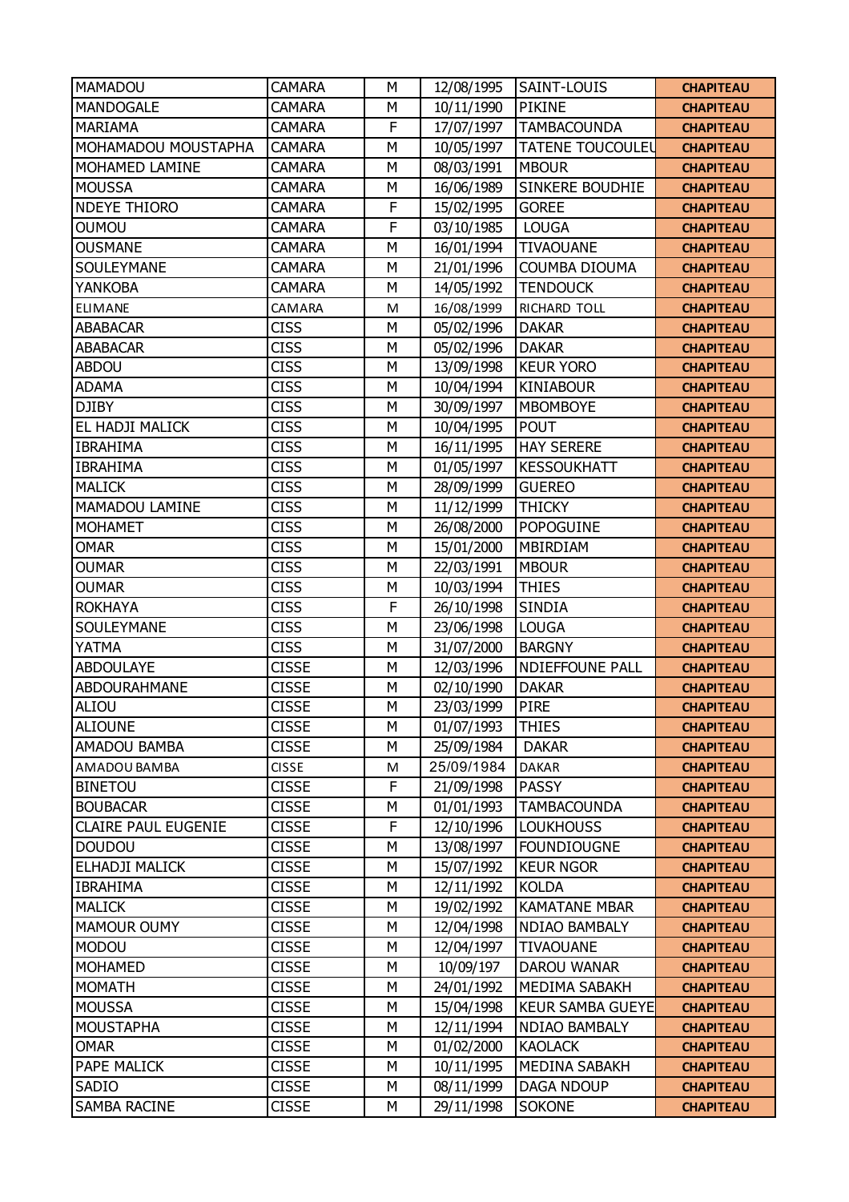| MAMADOU | CAMARA | M | 12/08/1995 | SAINT-LOUIS | CHAPITEAU |
|---|---|---|---|---|---|
| MANDOGALE | CAMARA | M | 10/11/1990 | PIKINE | CHAPITEAU |
| MARIAMA | CAMARA | F | 17/07/1997 | TAMBACOUNDA | CHAPITEAU |
| MOHAMADOU MOUSTAPHA | CAMARA | M | 10/05/1997 | TATENE TOUCOULEU | CHAPITEAU |
| MOHAMED LAMINE | CAMARA | M | 08/03/1991 | MBOUR | CHAPITEAU |
| MOUSSA | CAMARA | M | 16/06/1989 | SINKERE BOUDHIE | CHAPITEAU |
| NDEYE THIORO | CAMARA | F | 15/02/1995 | GOREE | CHAPITEAU |
| OUMOU | CAMARA | F | 03/10/1985 | LOUGA | CHAPITEAU |
| OUSMANE | CAMARA | M | 16/01/1994 | TIVAOUANE | CHAPITEAU |
| SOULEYMANE | CAMARA | M | 21/01/1996 | COUMBA DIOUMA | CHAPITEAU |
| YANKOBA | CAMARA | M | 14/05/1992 | TENDOUCK | CHAPITEAU |
| ELIMANE | CAMARA | M | 16/08/1999 | RICHARD TOLL | CHAPITEAU |
| ABABACAR | CISS | M | 05/02/1996 | DAKAR | CHAPITEAU |
| ABABACAR | CISS | M | 05/02/1996 | DAKAR | CHAPITEAU |
| ABDOU | CISS | M | 13/09/1998 | KEUR YORO | CHAPITEAU |
| ADAMA | CISS | M | 10/04/1994 | KINIABOUR | CHAPITEAU |
| DJIBY | CISS | M | 30/09/1997 | MBOMBOYE | CHAPITEAU |
| EL HADJI MALICK | CISS | M | 10/04/1995 | POUT | CHAPITEAU |
| IBRAHIMA | CISS | M | 16/11/1995 | HAY SERERE | CHAPITEAU |
| IBRAHIMA | CISS | M | 01/05/1997 | KESSOUKHATT | CHAPITEAU |
| MALICK | CISS | M | 28/09/1999 | GUEREO | CHAPITEAU |
| MAMADOU LAMINE | CISS | M | 11/12/1999 | THICKY | CHAPITEAU |
| MOHAMET | CISS | M | 26/08/2000 | POPOGUINE | CHAPITEAU |
| OMAR | CISS | M | 15/01/2000 | MBIRDIAM | CHAPITEAU |
| OUMAR | CISS | M | 22/03/1991 | MBOUR | CHAPITEAU |
| OUMAR | CISS | M | 10/03/1994 | THIES | CHAPITEAU |
| ROKHAYA | CISS | F | 26/10/1998 | SINDIA | CHAPITEAU |
| SOULEYMANE | CISS | M | 23/06/1998 | LOUGA | CHAPITEAU |
| YATMA | CISS | M | 31/07/2000 | BARGNY | CHAPITEAU |
| ABDOULAYE | CISSE | M | 12/03/1996 | NDIEFFOUNE PALL | CHAPITEAU |
| ABDOURAHMANE | CISSE | M | 02/10/1990 | DAKAR | CHAPITEAU |
| ALIOU | CISSE | M | 23/03/1999 | PIRE | CHAPITEAU |
| ALIOUNE | CISSE | M | 01/07/1993 | THIES | CHAPITEAU |
| AMADOU BAMBA | CISSE | M | 25/09/1984 | DAKAR | CHAPITEAU |
| AMADOU BAMBA | CISSE | M | 25/09/1984 | DAKAR | CHAPITEAU |
| BINETOU | CISSE | F | 21/09/1998 | PASSY | CHAPITEAU |
| BOUBACAR | CISSE | M | 01/01/1993 | TAMBACOUNDA | CHAPITEAU |
| CLAIRE PAUL EUGENIE | CISSE | F | 12/10/1996 | LOUKHOUSS | CHAPITEAU |
| DOUDOU | CISSE | M | 13/08/1997 | FOUNDIOUGNE | CHAPITEAU |
| ELHADJI MALICK | CISSE | M | 15/07/1992 | KEUR NGOR | CHAPITEAU |
| IBRAHIMA | CISSE | M | 12/11/1992 | KOLDA | CHAPITEAU |
| MALICK | CISSE | M | 19/02/1992 | KAMATANE MBAR | CHAPITEAU |
| MAMOUR OUMY | CISSE | M | 12/04/1998 | NDIAO BAMBALY | CHAPITEAU |
| MODOU | CISSE | M | 12/04/1997 | TIVAOUANE | CHAPITEAU |
| MOHAMED | CISSE | M | 10/09/197 | DAROU WANAR | CHAPITEAU |
| MOMATH | CISSE | M | 24/01/1992 | MEDIMA SABAKH | CHAPITEAU |
| MOUSSA | CISSE | M | 15/04/1998 | KEUR SAMBA GUEYE | CHAPITEAU |
| MOUSTAPHA | CISSE | M | 12/11/1994 | NDIAO BAMBALY | CHAPITEAU |
| OMAR | CISSE | M | 01/02/2000 | KAOLACK | CHAPITEAU |
| PAPE MALICK | CISSE | M | 10/11/1995 | MEDINA SABAKH | CHAPITEAU |
| SADIO | CISSE | M | 08/11/1999 | DAGA NDOUP | CHAPITEAU |
| SAMBA RACINE | CISSE | M | 29/11/1998 | SOKONE | CHAPITEAU |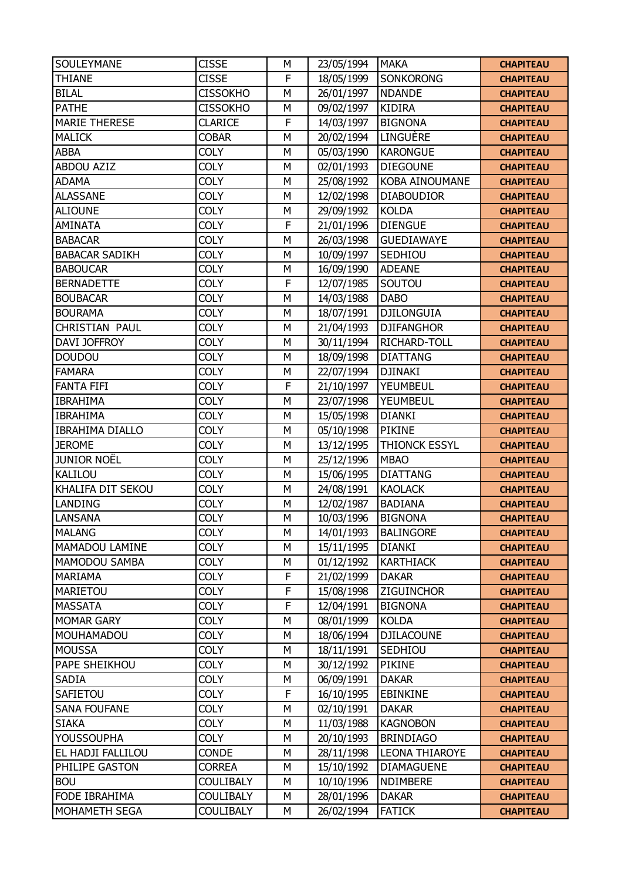| SOULEYMANE | CISSE | M | 23/05/1994 | MAKA | CHAPITEAU |
|---|---|---|---|---|---|
| THIANE | CISSE | F | 18/05/1999 | SONKORONG | CHAPITEAU |
| BILAL | CISSOKHO | M | 26/01/1997 | NDANDE | CHAPITEAU |
| PATHE | CISSOKHO | M | 09/02/1997 | KIDIRA | CHAPITEAU |
| MARIE THERESE | CLARICE | F | 14/03/1997 | BIGNONA | CHAPITEAU |
| MALICK | COBAR | M | 20/02/1994 | LINGUÈRE | CHAPITEAU |
| ABBA | COLY | M | 05/03/1990 | KARONGUE | CHAPITEAU |
| ABDOU AZIZ | COLY | M | 02/01/1993 | DIEGOUNE | CHAPITEAU |
| ADAMA | COLY | M | 25/08/1992 | KOBA AINOUMANE | CHAPITEAU |
| ALASSANE | COLY | M | 12/02/1998 | DIABOUDIOR | CHAPITEAU |
| ALIOUNE | COLY | M | 29/09/1992 | KOLDA | CHAPITEAU |
| AMINATA | COLY | F | 21/01/1996 | DIENGUE | CHAPITEAU |
| BABACAR | COLY | M | 26/03/1998 | GUEDIAWAYE | CHAPITEAU |
| BABACAR SADIKH | COLY | M | 10/09/1997 | SEDHIOU | CHAPITEAU |
| BABOUCAR | COLY | M | 16/09/1990 | ADEANE | CHAPITEAU |
| BERNADETTE | COLY | F | 12/07/1985 | SOUTOU | CHAPITEAU |
| BOUBACAR | COLY | M | 14/03/1988 | DABO | CHAPITEAU |
| BOURAMA | COLY | M | 18/07/1991 | DJILONGUIA | CHAPITEAU |
| CHRISTIAN PAUL | COLY | M | 21/04/1993 | DJIFANGHOR | CHAPITEAU |
| DAVI JOFFROY | COLY | M | 30/11/1994 | RICHARD-TOLL | CHAPITEAU |
| DOUDOU | COLY | M | 18/09/1998 | DIATTANG | CHAPITEAU |
| FAMARA | COLY | M | 22/07/1994 | DJINAKI | CHAPITEAU |
| FANTA FIFI | COLY | F | 21/10/1997 | YEUMBEUL | CHAPITEAU |
| IBRAHIMA | COLY | M | 23/07/1998 | YEUMBEUL | CHAPITEAU |
| IBRAHIMA | COLY | M | 15/05/1998 | DIANKI | CHAPITEAU |
| IBRAHIMA DIALLO | COLY | M | 05/10/1998 | PIKINE | CHAPITEAU |
| JEROME | COLY | M | 13/12/1995 | THIONCK ESSYL | CHAPITEAU |
| JUNIOR NOËL | COLY | M | 25/12/1996 | MBAO | CHAPITEAU |
| KALILOU | COLY | M | 15/06/1995 | DIATTANG | CHAPITEAU |
| KHALIFA DIT SEKOU | COLY | M | 24/08/1991 | KAOLACK | CHAPITEAU |
| LANDING | COLY | M | 12/02/1987 | BADIANA | CHAPITEAU |
| LANSANA | COLY | M | 10/03/1996 | BIGNONA | CHAPITEAU |
| MALANG | COLY | M | 14/01/1993 | BALINGORE | CHAPITEAU |
| MAMADOU LAMINE | COLY | M | 15/11/1995 | DIANKI | CHAPITEAU |
| MAMODOU SAMBA | COLY | M | 01/12/1992 | KARTHIACK | CHAPITEAU |
| MARIAMA | COLY | F | 21/02/1999 | DAKAR | CHAPITEAU |
| MARIETOU | COLY | F | 15/08/1998 | ZIGUINCHOR | CHAPITEAU |
| MASSATA | COLY | F | 12/04/1991 | BIGNONA | CHAPITEAU |
| MOMAR GARY | COLY | M | 08/01/1999 | KOLDA | CHAPITEAU |
| MOUHAMADOU | COLY | M | 18/06/1994 | DJILACOUNE | CHAPITEAU |
| MOUSSA | COLY | M | 18/11/1991 | SEDHIOU | CHAPITEAU |
| PAPE SHEIKHOU | COLY | M | 30/12/1992 | PIKINE | CHAPITEAU |
| SADIA | COLY | M | 06/09/1991 | DAKAR | CHAPITEAU |
| SAFIETOU | COLY | F | 16/10/1995 | EBINKINE | CHAPITEAU |
| SANA FOUFANE | COLY | M | 02/10/1991 | DAKAR | CHAPITEAU |
| SIAKA | COLY | M | 11/03/1988 | KAGNOBON | CHAPITEAU |
| YOUSSOUPHA | COLY | M | 20/10/1993 | BRINDIAGO | CHAPITEAU |
| EL HADJI FALLILOU | CONDE | M | 28/11/1998 | LEONA THIAROYE | CHAPITEAU |
| PHILIPE GASTON | CORREA | M | 15/10/1992 | DIAMAGUENE | CHAPITEAU |
| BOU | COULIBALY | M | 10/10/1996 | NDIMBERE | CHAPITEAU |
| FODE IBRAHIMA | COULIBALY | M | 28/01/1996 | DAKAR | CHAPITEAU |
| MOHAMETH SEGA | COULIBALY | M | 26/02/1994 | FATICK | CHAPITEAU |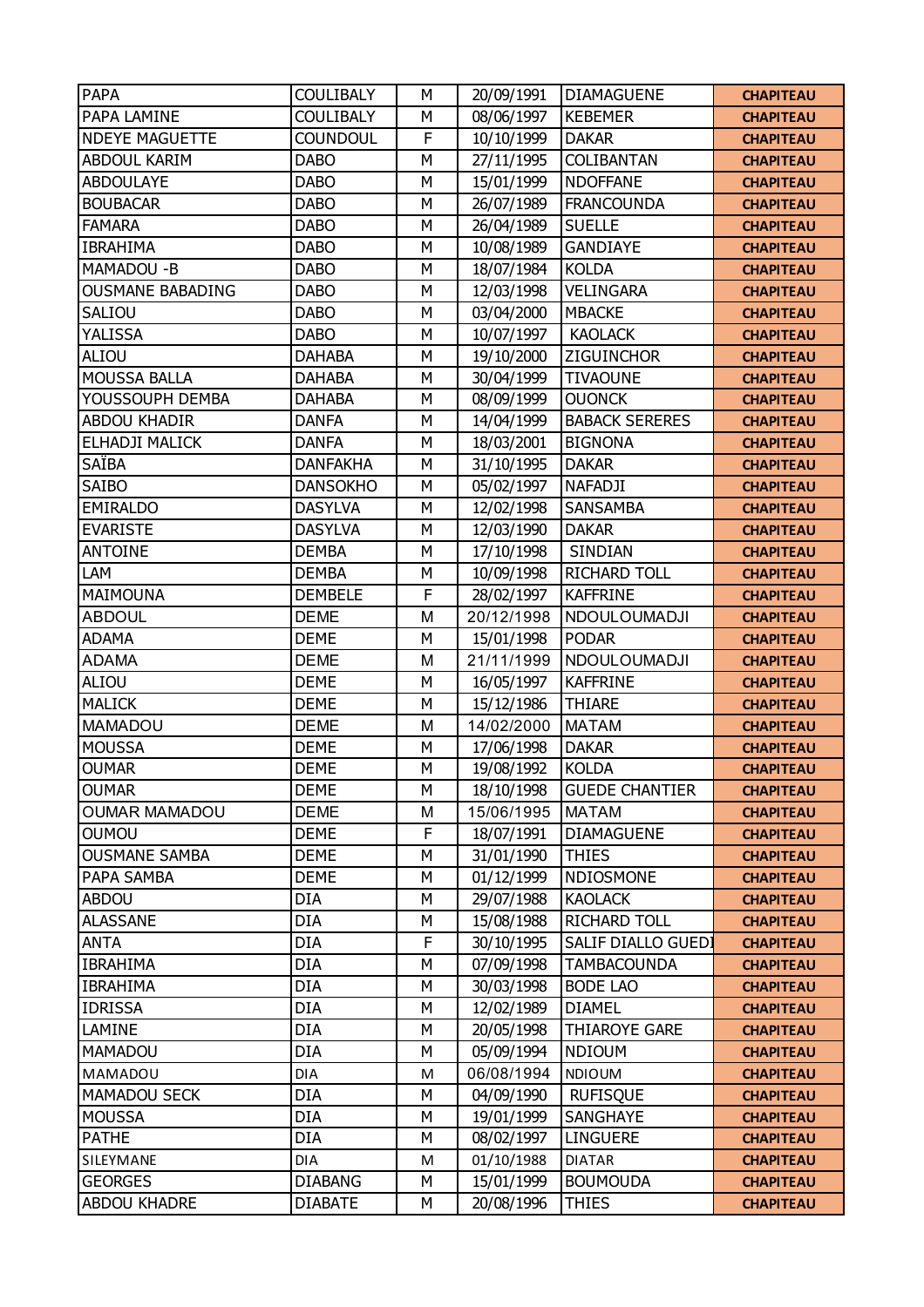| PAPA | COULIBALY | M | 20/09/1991 | DIAMAGUENE | CHAPITEAU |
|---|---|---|---|---|---|
| PAPA LAMINE | COULIBALY | M | 08/06/1997 | KEBEMER | CHAPITEAU |
| NDEYE MAGUETTE | COUNDOUL | F | 10/10/1999 | DAKAR | CHAPITEAU |
| ABDOUL KARIM | DABO | M | 27/11/1995 | COLIBANTAN | CHAPITEAU |
| ABDOULAYE | DABO | M | 15/01/1999 | NDOFFANE | CHAPITEAU |
| BOUBACAR | DABO | M | 26/07/1989 | FRANCOUNDA | CHAPITEAU |
| FAMARA | DABO | M | 26/04/1989 | SUELLE | CHAPITEAU |
| IBRAHIMA | DABO | M | 10/08/1989 | GANDIAYE | CHAPITEAU |
| MAMADOU -B | DABO | M | 18/07/1984 | KOLDA | CHAPITEAU |
| OUSMANE BABADING | DABO | M | 12/03/1998 | VELINGARA | CHAPITEAU |
| SALIOU | DABO | M | 03/04/2000 | MBACKE | CHAPITEAU |
| YALISSA | DABO | M | 10/07/1997 | KAOLACK | CHAPITEAU |
| ALIOU | DAHABA | M | 19/10/2000 | ZIGUINCHOR | CHAPITEAU |
| MOUSSA BALLA | DAHABA | M | 30/04/1999 | TIVAOUNE | CHAPITEAU |
| YOUSSOUPH DEMBA | DAHABA | M | 08/09/1999 | OUONCK | CHAPITEAU |
| ABDOU KHADIR | DANFA | M | 14/04/1999 | BABACK SERERES | CHAPITEAU |
| ELHADJI MALICK | DANFA | M | 18/03/2001 | BIGNONA | CHAPITEAU |
| SAÏBA | DANFAKHA | M | 31/10/1995 | DAKAR | CHAPITEAU |
| SAIBO | DANSOKHO | M | 05/02/1997 | NAFADJI | CHAPITEAU |
| EMIRALDO | DASYLVA | M | 12/02/1998 | SANSAMBA | CHAPITEAU |
| EVARISTE | DASYLVA | M | 12/03/1990 | DAKAR | CHAPITEAU |
| ANTOINE | DEMBA | M | 17/10/1998 | SINDIAN | CHAPITEAU |
| LAM | DEMBA | M | 10/09/1998 | RICHARD TOLL | CHAPITEAU |
| MAIMOUNA | DEMBELE | F | 28/02/1997 | KAFFRINE | CHAPITEAU |
| ABDOUL | DEME | M | 20/12/1998 | NDOULOUMADJI | CHAPITEAU |
| ADAMA | DEME | M | 15/01/1998 | PODAR | CHAPITEAU |
| ADAMA | DEME | M | 21/11/1999 | NDOULOUMADJI | CHAPITEAU |
| ALIOU | DEME | M | 16/05/1997 | KAFFRINE | CHAPITEAU |
| MALICK | DEME | M | 15/12/1986 | THIARE | CHAPITEAU |
| MAMADOU | DEME | M | 14/02/2000 | MATAM | CHAPITEAU |
| MOUSSA | DEME | M | 17/06/1998 | DAKAR | CHAPITEAU |
| OUMAR | DEME | M | 19/08/1992 | KOLDA | CHAPITEAU |
| OUMAR | DEME | M | 18/10/1998 | GUEDE CHANTIER | CHAPITEAU |
| OUMAR MAMADOU | DEME | M | 15/06/1995 | MATAM | CHAPITEAU |
| OUMOU | DEME | F | 18/07/1991 | DIAMAGUENE | CHAPITEAU |
| OUSMANE SAMBA | DEME | M | 31/01/1990 | THIES | CHAPITEAU |
| PAPA SAMBA | DEME | M | 01/12/1999 | NDIOSMONE | CHAPITEAU |
| ABDOU | DIA | M | 29/07/1988 | KAOLACK | CHAPITEAU |
| ALASSANE | DIA | M | 15/08/1988 | RICHARD TOLL | CHAPITEAU |
| ANTA | DIA | F | 30/10/1995 | SALIF DIALLO GUEDI | CHAPITEAU |
| IBRAHIMA | DIA | M | 07/09/1998 | TAMBACOUNDA | CHAPITEAU |
| IBRAHIMA | DIA | M | 30/03/1998 | BODE LAO | CHAPITEAU |
| IDRISSA | DIA | M | 12/02/1989 | DIAMEL | CHAPITEAU |
| LAMINE | DIA | M | 20/05/1998 | THIAROYE GARE | CHAPITEAU |
| MAMADOU | DIA | M | 05/09/1994 | NDIOUM | CHAPITEAU |
| MAMADOU | DIA | M | 06/08/1994 | NDIOUM | CHAPITEAU |
| MAMADOU SECK | DIA | M | 04/09/1990 | RUFISQUE | CHAPITEAU |
| MOUSSA | DIA | M | 19/01/1999 | SANGHAYE | CHAPITEAU |
| PATHE | DIA | M | 08/02/1997 | LINGUERE | CHAPITEAU |
| SILEYMANE | DIA | M | 01/10/1988 | DIATAR | CHAPITEAU |
| GEORGES | DIABANG | M | 15/01/1999 | BOUMOUDA | CHAPITEAU |
| ABDOU KHADRE | DIABATE | M | 20/08/1996 | THIES | CHAPITEAU |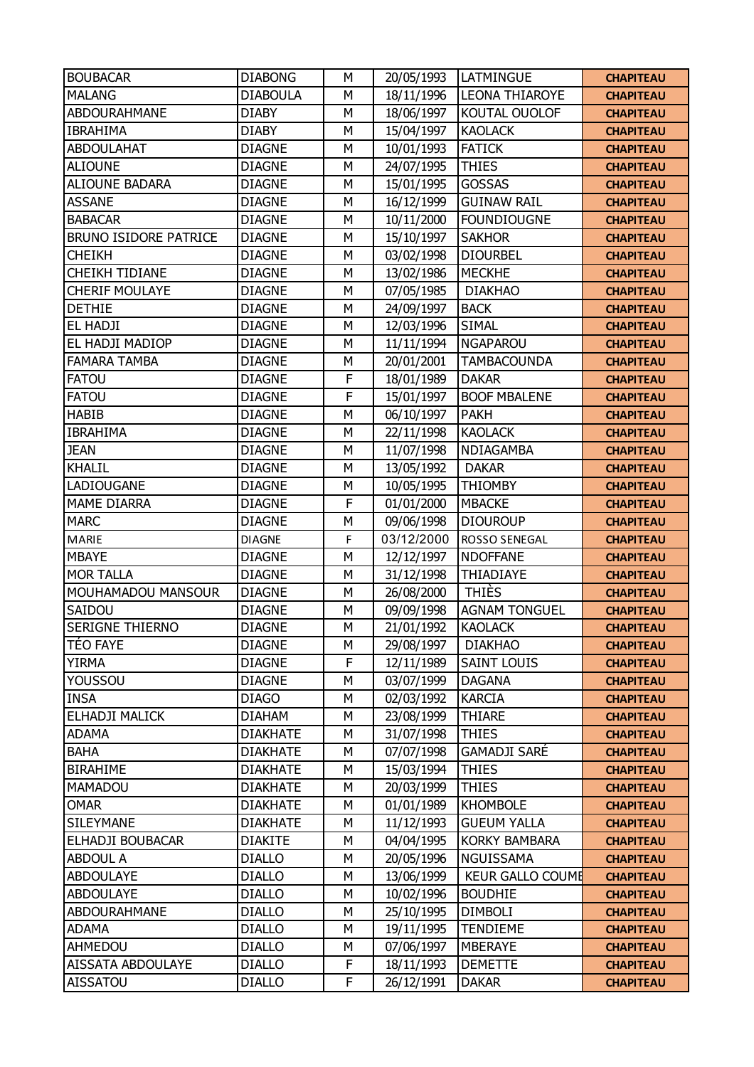| | | | | | |
|---|---|---|---|---|---|
| BOUBACAR | DIABONG | M | 20/05/1993 | LATMINGUE | CHAPITEAU |
| MALANG | DIABOULA | M | 18/11/1996 | LEONA THIAROYE | CHAPITEAU |
| ABDOURAHMANE | DIABY | M | 18/06/1997 | KOUTAL OUOLOF | CHAPITEAU |
| IBRAHIMA | DIABY | M | 15/04/1997 | KAOLACK | CHAPITEAU |
| ABDOULAHAT | DIAGNE | M | 10/01/1993 | FATICK | CHAPITEAU |
| ALIOUNE | DIAGNE | M | 24/07/1995 | THIES | CHAPITEAU |
| ALIOUNE BADARA | DIAGNE | M | 15/01/1995 | GOSSAS | CHAPITEAU |
| ASSANE | DIAGNE | M | 16/12/1999 | GUINAW RAIL | CHAPITEAU |
| BABACAR | DIAGNE | M | 10/11/2000 | FOUNDIOUGNE | CHAPITEAU |
| BRUNO ISIDORE PATRICE | DIAGNE | M | 15/10/1997 | SAKHOR | CHAPITEAU |
| CHEIKH | DIAGNE | M | 03/02/1998 | DIOURBEL | CHAPITEAU |
| CHEIKH TIDIANE | DIAGNE | M | 13/02/1986 | MECKHE | CHAPITEAU |
| CHERIF MOULAYE | DIAGNE | M | 07/05/1985 | DIAKHAO | CHAPITEAU |
| DETHIE | DIAGNE | M | 24/09/1997 | BACK | CHAPITEAU |
| EL HADJI | DIAGNE | M | 12/03/1996 | SIMAL | CHAPITEAU |
| EL HADJI MADIOP | DIAGNE | M | 11/11/1994 | NGAPAROU | CHAPITEAU |
| FAMARA TAMBA | DIAGNE | M | 20/01/2001 | TAMBACOUNDA | CHAPITEAU |
| FATOU | DIAGNE | F | 18/01/1989 | DAKAR | CHAPITEAU |
| FATOU | DIAGNE | F | 15/01/1997 | BOOF MBALENE | CHAPITEAU |
| HABIB | DIAGNE | M | 06/10/1997 | PAKH | CHAPITEAU |
| IBRAHIMA | DIAGNE | M | 22/11/1998 | KAOLACK | CHAPITEAU |
| JEAN | DIAGNE | M | 11/07/1998 | NDIAGAMBA | CHAPITEAU |
| KHALIL | DIAGNE | M | 13/05/1992 | DAKAR | CHAPITEAU |
| LADIOUGANE | DIAGNE | M | 10/05/1995 | THIOMBY | CHAPITEAU |
| MAME DIARRA | DIAGNE | F | 01/01/2000 | MBACKE | CHAPITEAU |
| MARC | DIAGNE | M | 09/06/1998 | DIOUROUP | CHAPITEAU |
| MARIE | DIAGNE | F | 03/12/2000 | ROSSO SENEGAL | CHAPITEAU |
| MBAYE | DIAGNE | M | 12/12/1997 | NDOFFANE | CHAPITEAU |
| MOR TALLA | DIAGNE | M | 31/12/1998 | THIADIAYE | CHAPITEAU |
| MOUHAMADOU MANSOUR | DIAGNE | M | 26/08/2000 | THIÈS | CHAPITEAU |
| SAIDOU | DIAGNE | M | 09/09/1998 | AGNAM TONGUEL | CHAPITEAU |
| SERIGNE THIERNO | DIAGNE | M | 21/01/1992 | KAOLACK | CHAPITEAU |
| TÉO FAYE | DIAGNE | M | 29/08/1997 | DIAKHAO | CHAPITEAU |
| YIRMA | DIAGNE | F | 12/11/1989 | SAINT LOUIS | CHAPITEAU |
| YOUSSOU | DIAGNE | M | 03/07/1999 | DAGANA | CHAPITEAU |
| INSA | DIAGO | M | 02/03/1992 | KARCIA | CHAPITEAU |
| ELHADJI MALICK | DIAHAM | M | 23/08/1999 | THIARE | CHAPITEAU |
| ADAMA | DIAKHATE | M | 31/07/1998 | THIES | CHAPITEAU |
| BAHA | DIAKHATE | M | 07/07/1998 | GAMADJI SARÉ | CHAPITEAU |
| BIRAHIME | DIAKHATE | M | 15/03/1994 | THIES | CHAPITEAU |
| MAMADOU | DIAKHATE | M | 20/03/1999 | THIES | CHAPITEAU |
| OMAR | DIAKHATE | M | 01/01/1989 | KHOMBOLE | CHAPITEAU |
| SILEYMANE | DIAKHATE | M | 11/12/1993 | GUEUM YALLA | CHAPITEAU |
| ELHADJI BOUBACAR | DIAKITE | M | 04/04/1995 | KORKY BAMBARA | CHAPITEAU |
| ABDOUL A | DIALLO | M | 20/05/1996 | NGUISSAMA | CHAPITEAU |
| ABDOULAYE | DIALLO | M | 13/06/1999 | KEUR GALLO COUME | CHAPITEAU |
| ABDOULAYE | DIALLO | M | 10/02/1996 | BOUDHIE | CHAPITEAU |
| ABDOURAHMANE | DIALLO | M | 25/10/1995 | DIMBOLI | CHAPITEAU |
| ADAMA | DIALLO | M | 19/11/1995 | TENDIEME | CHAPITEAU |
| AHMEDOU | DIALLO | M | 07/06/1997 | MBERAYE | CHAPITEAU |
| AISSATA ABDOULAYE | DIALLO | F | 18/11/1993 | DEMETTE | CHAPITEAU |
| AISSATOU | DIALLO | F | 26/12/1991 | DAKAR | CHAPITEAU |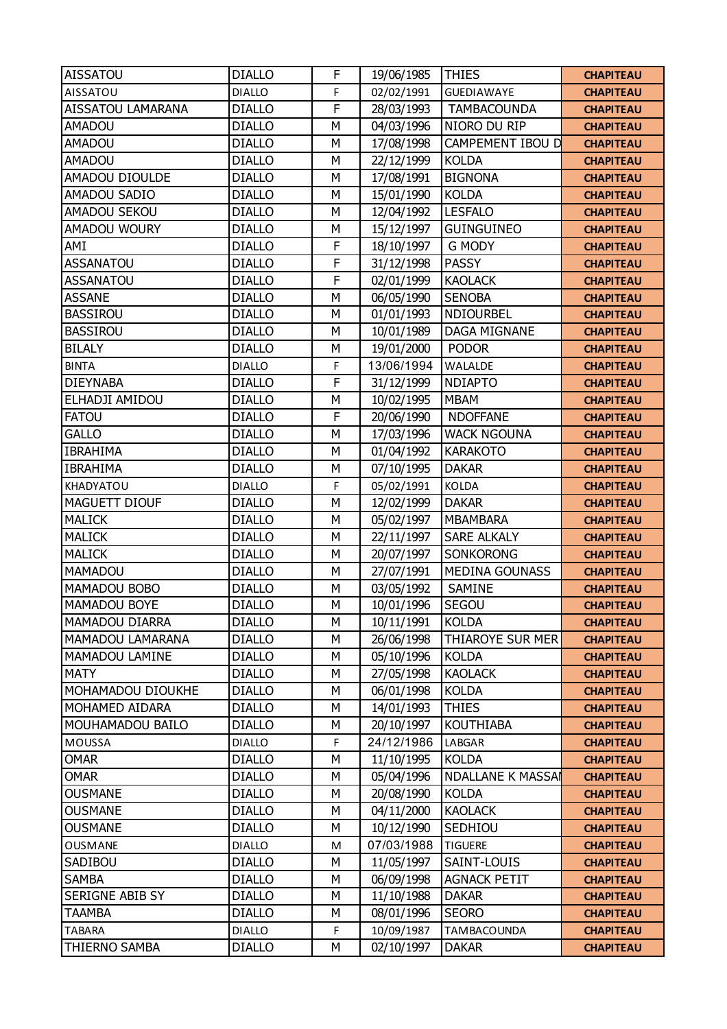| AISSATOU | DIALLO | F | 19/06/1985 | THIES | CHAPITEAU |
|---|---|---|---|---|---|
| AISSATOU | DIALLO | F | 02/02/1991 | GUEDIAWAYE | CHAPITEAU |
| AISSATOU LAMARANA | DIALLO | F | 28/03/1993 | TAMBACOUNDA | CHAPITEAU |
| AMADOU | DIALLO | M | 04/03/1996 | NIORO DU RIP | CHAPITEAU |
| AMADOU | DIALLO | M | 17/08/1998 | CAMPEMENT IBOU D | CHAPITEAU |
| AMADOU | DIALLO | M | 22/12/1999 | KOLDA | CHAPITEAU |
| AMADOU DIOULDE | DIALLO | M | 17/08/1991 | BIGNONA | CHAPITEAU |
| AMADOU SADIO | DIALLO | M | 15/01/1990 | KOLDA | CHAPITEAU |
| AMADOU SEKOU | DIALLO | M | 12/04/1992 | LESFALO | CHAPITEAU |
| AMADOU WOURY | DIALLO | M | 15/12/1997 | GUINGUINEO | CHAPITEAU |
| AMI | DIALLO | F | 18/10/1997 | G MODY | CHAPITEAU |
| ASSANATOU | DIALLO | F | 31/12/1998 | PASSY | CHAPITEAU |
| ASSANATOU | DIALLO | F | 02/01/1999 | KAOLACK | CHAPITEAU |
| ASSANE | DIALLO | M | 06/05/1990 | SENOBA | CHAPITEAU |
| BASSIROU | DIALLO | M | 01/01/1993 | NDIOURBEL | CHAPITEAU |
| BASSIROU | DIALLO | M | 10/01/1989 | DAGA MIGNANE | CHAPITEAU |
| BILALY | DIALLO | M | 19/01/2000 | PODOR | CHAPITEAU |
| BINTA | DIALLO | F | 13/06/1994 | WALALDE | CHAPITEAU |
| DIEYNABA | DIALLO | F | 31/12/1999 | NDIAPTO | CHAPITEAU |
| ELHADJI AMIDOU | DIALLO | M | 10/02/1995 | MBAM | CHAPITEAU |
| FATOU | DIALLO | F | 20/06/1990 | NDOFFANE | CHAPITEAU |
| GALLO | DIALLO | M | 17/03/1996 | WACK NGOUNA | CHAPITEAU |
| IBRAHIMA | DIALLO | M | 01/04/1992 | KARAKOTO | CHAPITEAU |
| IBRAHIMA | DIALLO | M | 07/10/1995 | DAKAR | CHAPITEAU |
| KHADYATOU | DIALLO | F | 05/02/1991 | KOLDA | CHAPITEAU |
| MAGUETT DIOUF | DIALLO | M | 12/02/1999 | DAKAR | CHAPITEAU |
| MALICK | DIALLO | M | 05/02/1997 | MBAMBARA | CHAPITEAU |
| MALICK | DIALLO | M | 22/11/1997 | SARE ALKALY | CHAPITEAU |
| MALICK | DIALLO | M | 20/07/1997 | SONKORONG | CHAPITEAU |
| MAMADOU | DIALLO | M | 27/07/1991 | MEDINA GOUNASS | CHAPITEAU |
| MAMADOU BOBO | DIALLO | M | 03/05/1992 | SAMINE | CHAPITEAU |
| MAMADOU BOYE | DIALLO | M | 10/01/1996 | SEGOU | CHAPITEAU |
| MAMADOU DIARRA | DIALLO | M | 10/11/1991 | KOLDA | CHAPITEAU |
| MAMADOU LAMARANA | DIALLO | M | 26/06/1998 | THIAROYE SUR MER | CHAPITEAU |
| MAMADOU LAMINE | DIALLO | M | 05/10/1996 | KOLDA | CHAPITEAU |
| MATY | DIALLO | M | 27/05/1998 | KAOLACK | CHAPITEAU |
| MOHAMADOU DIOUKHE | DIALLO | M | 06/01/1998 | KOLDA | CHAPITEAU |
| MOHAMED AIDARA | DIALLO | M | 14/01/1993 | THIES | CHAPITEAU |
| MOUHAMADOU BAILO | DIALLO | M | 20/10/1997 | KOUTHIABA | CHAPITEAU |
| MOUSSA | DIALLO | F | 24/12/1986 | LABGAR | CHAPITEAU |
| OMAR | DIALLO | M | 11/10/1995 | KOLDA | CHAPITEAU |
| OMAR | DIALLO | M | 05/04/1996 | NDALLANE K MASSAI | CHAPITEAU |
| OUSMANE | DIALLO | M | 20/08/1990 | KOLDA | CHAPITEAU |
| OUSMANE | DIALLO | M | 04/11/2000 | KAOLACK | CHAPITEAU |
| OUSMANE | DIALLO | M | 10/12/1990 | SEDHIOU | CHAPITEAU |
| OUSMANE | DIALLO | M | 07/03/1988 | TIGUERE | CHAPITEAU |
| SADIBOU | DIALLO | M | 11/05/1997 | SAINT-LOUIS | CHAPITEAU |
| SAMBA | DIALLO | M | 06/09/1998 | AGNACK PETIT | CHAPITEAU |
| SERIGNE ABIB SY | DIALLO | M | 11/10/1988 | DAKAR | CHAPITEAU |
| TAAMBA | DIALLO | M | 08/01/1996 | SEORO | CHAPITEAU |
| TABARA | DIALLO | F | 10/09/1987 | TAMBACOUNDA | CHAPITEAU |
| THIERNO SAMBA | DIALLO | M | 02/10/1997 | DAKAR | CHAPITEAU |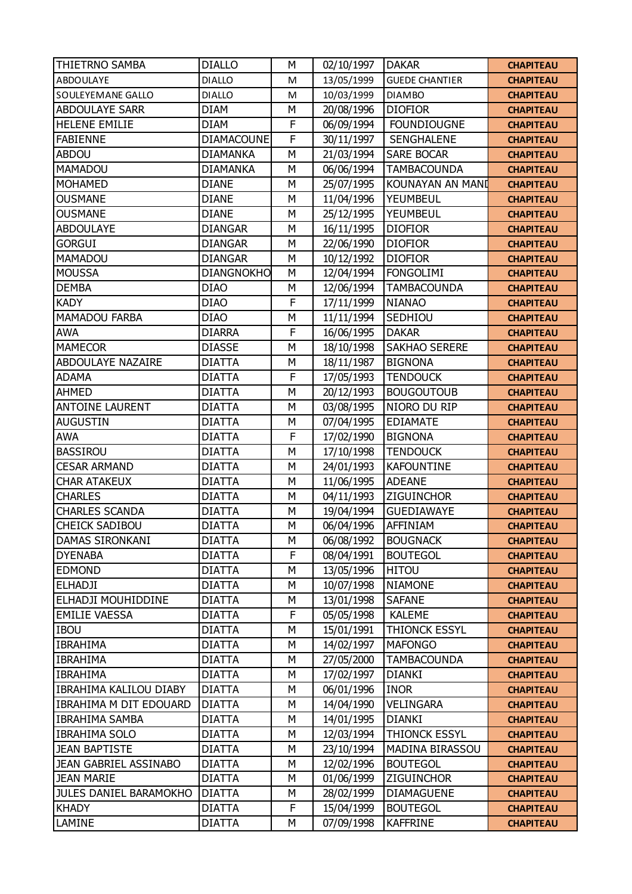| THIETRNO SAMBA | DIALLO | M | 02/10/1997 | DAKAR | CHAPITEAU |
|---|---|---|---|---|---|
| ABDOULAYE | DIALLO | M | 13/05/1999 | GUEDE CHANTIER | CHAPITEAU |
| SOULEYEMANE GALLO | DIALLO | M | 10/03/1999 | DIAMBO | CHAPITEAU |
| ABDOULAYE SARR | DIAM | M | 20/08/1996 | DIOFIOR | CHAPITEAU |
| HELENE EMILIE | DIAM | F | 06/09/1994 | FOUNDIOUGNE | CHAPITEAU |
| FABIENNE | DIAMACOUNE | F | 30/11/1997 | SENGHALENE | CHAPITEAU |
| ABDOU | DIAMANKA | M | 21/03/1994 | SARE BOCAR | CHAPITEAU |
| MAMADOU | DIAMANKA | M | 06/06/1994 | TAMBACOUNDA | CHAPITEAU |
| MOHAMED | DIANE | M | 25/07/1995 | KOUNAYAN AN MAND | CHAPITEAU |
| OUSMANE | DIANE | M | 11/04/1996 | YEUMBEUL | CHAPITEAU |
| OUSMANE | DIANE | M | 25/12/1995 | YEUMBEUL | CHAPITEAU |
| ABDOULAYE | DIANGAR | M | 16/11/1995 | DIOFIOR | CHAPITEAU |
| GORGUI | DIANGAR | M | 22/06/1990 | DIOFIOR | CHAPITEAU |
| MAMADOU | DIANGAR | M | 10/12/1992 | DIOFIOR | CHAPITEAU |
| MOUSSA | DIANGNOKHO | M | 12/04/1994 | FONGOLIMI | CHAPITEAU |
| DEMBA | DIAO | M | 12/06/1994 | TAMBACOUNDA | CHAPITEAU |
| KADY | DIAO | F | 17/11/1999 | NIANAO | CHAPITEAU |
| MAMADOU FARBA | DIAO | M | 11/11/1994 | SEDHIOU | CHAPITEAU |
| AWA | DIARRA | F | 16/06/1995 | DAKAR | CHAPITEAU |
| MAMECOR | DIASSE | M | 18/10/1998 | SAKHAO SERERE | CHAPITEAU |
| ABDOULAYE NAZAIRE | DIATTA | M | 18/11/1987 | BIGNONA | CHAPITEAU |
| ADAMA | DIATTA | F | 17/05/1993 | TENDOUCK | CHAPITEAU |
| AHMED | DIATTA | M | 20/12/1993 | BOUGOUTOUB | CHAPITEAU |
| ANTOINE LAURENT | DIATTA | M | 03/08/1995 | NIORO DU RIP | CHAPITEAU |
| AUGUSTIN | DIATTA | M | 07/04/1995 | EDIAMATE | CHAPITEAU |
| AWA | DIATTA | F | 17/02/1990 | BIGNONA | CHAPITEAU |
| BASSIROU | DIATTA | M | 17/10/1998 | TENDOUCK | CHAPITEAU |
| CESAR ARMAND | DIATTA | M | 24/01/1993 | KAFOUNTINE | CHAPITEAU |
| CHAR ATAKEUX | DIATTA | M | 11/06/1995 | ADEANE | CHAPITEAU |
| CHARLES | DIATTA | M | 04/11/1993 | ZIGUINCHOR | CHAPITEAU |
| CHARLES SCANDA | DIATTA | M | 19/04/1994 | GUEDIAWAYE | CHAPITEAU |
| CHEICK SADIBOU | DIATTA | M | 06/04/1996 | AFFINIAM | CHAPITEAU |
| DAMAS SIRONKANI | DIATTA | M | 06/08/1992 | BOUGNACK | CHAPITEAU |
| DYENABA | DIATTA | F | 08/04/1991 | BOUTEGOL | CHAPITEAU |
| EDMOND | DIATTA | M | 13/05/1996 | HITOU | CHAPITEAU |
| ELHADJI | DIATTA | M | 10/07/1998 | NIAMONE | CHAPITEAU |
| ELHADJI MOUHIDDINE | DIATTA | M | 13/01/1998 | SAFANE | CHAPITEAU |
| EMILIE VAESSA | DIATTA | F | 05/05/1998 | KALEME | CHAPITEAU |
| IBOU | DIATTA | M | 15/01/1991 | THIONCK ESSYL | CHAPITEAU |
| IBRAHIMA | DIATTA | M | 14/02/1997 | MAFONGO | CHAPITEAU |
| IBRAHIMA | DIATTA | M | 27/05/2000 | TAMBACOUNDA | CHAPITEAU |
| IBRAHIMA | DIATTA | M | 17/02/1997 | DIANKI | CHAPITEAU |
| IBRAHIMA KALILOU DIABY | DIATTA | M | 06/01/1996 | INOR | CHAPITEAU |
| IBRAHIMA M DIT EDOUARD | DIATTA | M | 14/04/1990 | VELINGARA | CHAPITEAU |
| IBRAHIMA SAMBA | DIATTA | M | 14/01/1995 | DIANKI | CHAPITEAU |
| IBRAHIMA SOLO | DIATTA | M | 12/03/1994 | THIONCK ESSYL | CHAPITEAU |
| JEAN BAPTISTE | DIATTA | M | 23/10/1994 | MADINA BIRASSOU | CHAPITEAU |
| JEAN GABRIEL ASSINABO | DIATTA | M | 12/02/1996 | BOUTEGOL | CHAPITEAU |
| JEAN MARIE | DIATTA | M | 01/06/1999 | ZIGUINCHOR | CHAPITEAU |
| JULES DANIEL BARAMOKHO | DIATTA | M | 28/02/1999 | DIAMAGUENE | CHAPITEAU |
| KHADY | DIATTA | F | 15/04/1999 | BOUTEGOL | CHAPITEAU |
| LAMINE | DIATTA | M | 07/09/1998 | KAFFRINE | CHAPITEAU |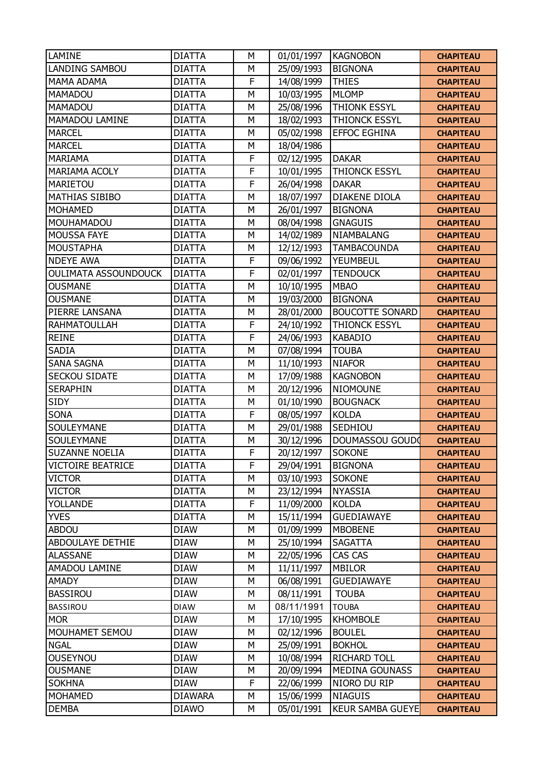| | | | | | |
|---|---|---|---|---|---|
| LAMINE | DIATTA | M | 01/01/1997 | KAGNOBON | CHAPITEAU |
| LANDING SAMBOU | DIATTA | M | 25/09/1993 | BIGNONA | CHAPITEAU |
| MAMA ADAMA | DIATTA | F | 14/08/1999 | THIES | CHAPITEAU |
| MAMADOU | DIATTA | M | 10/03/1995 | MLOMP | CHAPITEAU |
| MAMADOU | DIATTA | M | 25/08/1996 | THIONK ESSYL | CHAPITEAU |
| MAMADOU LAMINE | DIATTA | M | 18/02/1993 | THIONCK ESSYL | CHAPITEAU |
| MARCEL | DIATTA | M | 05/02/1998 | EFFOC EGHINA | CHAPITEAU |
| MARCEL | DIATTA | M | 18/04/1986 | | CHAPITEAU |
| MARIAMA | DIATTA | F | 02/12/1995 | DAKAR | CHAPITEAU |
| MARIAMA ACOLY | DIATTA | F | 10/01/1995 | THIONCK ESSYL | CHAPITEAU |
| MARIETOU | DIATTA | F | 26/04/1998 | DAKAR | CHAPITEAU |
| MATHIAS SIBIBO | DIATTA | M | 18/07/1997 | DIAKENE DIOLA | CHAPITEAU |
| MOHAMED | DIATTA | M | 26/01/1997 | BIGNONA | CHAPITEAU |
| MOUHAMADOU | DIATTA | M | 08/04/1998 | GNAGUIS | CHAPITEAU |
| MOUSSA FAYE | DIATTA | M | 14/02/1989 | NIAMBALANG | CHAPITEAU |
| MOUSTAPHA | DIATTA | M | 12/12/1993 | TAMBACOUNDA | CHAPITEAU |
| NDEYE AWA | DIATTA | F | 09/06/1992 | YEUMBEUL | CHAPITEAU |
| OULIMATA ASSOUNDOUCK | DIATTA | F | 02/01/1997 | TENDOUCK | CHAPITEAU |
| OUSMANE | DIATTA | M | 10/10/1995 | MBAO | CHAPITEAU |
| OUSMANE | DIATTA | M | 19/03/2000 | BIGNONA | CHAPITEAU |
| PIERRE LANSANA | DIATTA | M | 28/01/2000 | BOUCOTTE SONARD | CHAPITEAU |
| RAHMATOULLAH | DIATTA | F | 24/10/1992 | THIONCK ESSYL | CHAPITEAU |
| REINE | DIATTA | F | 24/06/1993 | KABADIO | CHAPITEAU |
| SADIA | DIATTA | M | 07/08/1994 | TOUBA | CHAPITEAU |
| SANA SAGNA | DIATTA | M | 11/10/1993 | NIAFOR | CHAPITEAU |
| SECKOU SIDATE | DIATTA | M | 17/09/1988 | KAGNOBON | CHAPITEAU |
| SERAPHIN | DIATTA | M | 20/12/1996 | NIOMOUNE | CHAPITEAU |
| SIDY | DIATTA | M | 01/10/1990 | BOUGNACK | CHAPITEAU |
| SONA | DIATTA | F | 08/05/1997 | KOLDA | CHAPITEAU |
| SOULEYMANE | DIATTA | M | 29/01/1988 | SEDHIOU | CHAPITEAU |
| SOULEYMANE | DIATTA | M | 30/12/1996 | DOUMASSOU GOUDO | CHAPITEAU |
| SUZANNE NOELIA | DIATTA | F | 20/12/1997 | SOKONE | CHAPITEAU |
| VICTOIRE BEATRICE | DIATTA | F | 29/04/1991 | BIGNONA | CHAPITEAU |
| VICTOR | DIATTA | M | 03/10/1993 | SOKONE | CHAPITEAU |
| VICTOR | DIATTA | M | 23/12/1994 | NYASSIA | CHAPITEAU |
| YOLLANDE | DIATTA | F | 11/09/2000 | KOLDA | CHAPITEAU |
| YVES | DIATTA | M | 15/11/1994 | GUEDIAWAYE | CHAPITEAU |
| ABDOU | DIAW | M | 01/09/1999 | MBOBENE | CHAPITEAU |
| ABDOULAYE DETHIE | DIAW | M | 25/10/1994 | SAGATTA | CHAPITEAU |
| ALASSANE | DIAW | M | 22/05/1996 | CAS CAS | CHAPITEAU |
| AMADOU LAMINE | DIAW | M | 11/11/1997 | MBILOR | CHAPITEAU |
| AMADY | DIAW | M | 06/08/1991 | GUEDIAWAYE | CHAPITEAU |
| BASSIROU | DIAW | M | 08/11/1991 | TOUBA | CHAPITEAU |
| BASSIROU | DIAW | M | 08/11/1991 | TOUBA | CHAPITEAU |
| MOR | DIAW | M | 17/10/1995 | KHOMBOLE | CHAPITEAU |
| MOUHAMET SEMOU | DIAW | M | 02/12/1996 | BOULEL | CHAPITEAU |
| NGAL | DIAW | M | 25/09/1991 | BOKHOL | CHAPITEAU |
| OUSEYNOU | DIAW | M | 10/08/1994 | RICHARD TOLL | CHAPITEAU |
| OUSMANE | DIAW | M | 20/09/1994 | MEDINA GOUNASS | CHAPITEAU |
| SOKHNA | DIAW | F | 22/06/1999 | NIORO DU RIP | CHAPITEAU |
| MOHAMED | DIAWARA | M | 15/06/1999 | NIAGUIS | CHAPITEAU |
| DEMBA | DIAWO | M | 05/01/1991 | KEUR SAMBA GUEYE | CHAPITEAU |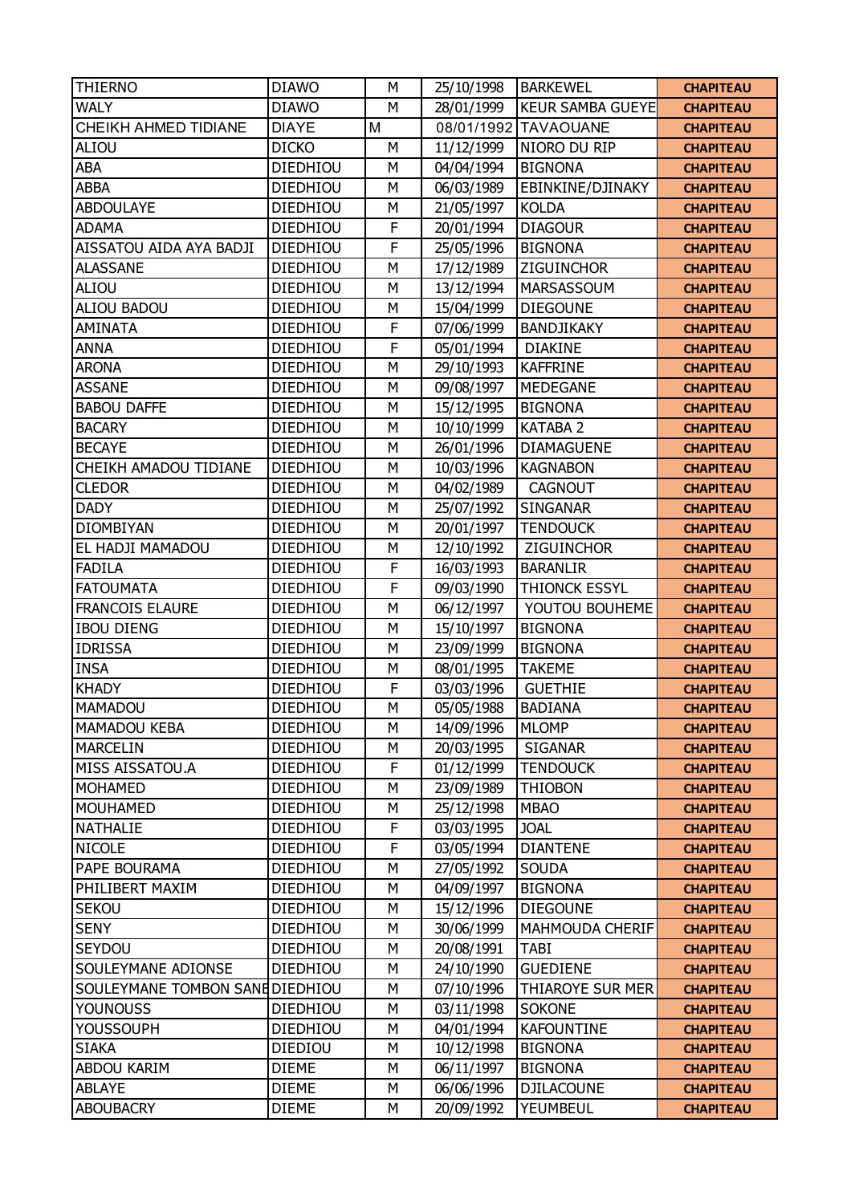| THIERNO | DIAWO | M | 25/10/1998 | BARKEWEL | CHAPITEAU |
|---|---|---|---|---|---|
| WALY | DIAWO | M | 28/01/1999 | KEUR SAMBA GUEYE | CHAPITEAU |
| CHEIKH AHMED TIDIANE | DIAYE | M | 08/01/1992 | TAVAOUANE | CHAPITEAU |
| ALIOU | DICKO | M | 11/12/1999 | NIORO DU RIP | CHAPITEAU |
| ABA | DIEDHIOU | M | 04/04/1994 | BIGNONA | CHAPITEAU |
| ABBA | DIEDHIOU | M | 06/03/1989 | EBINKINE/DJINAKY | CHAPITEAU |
| ABDOULAYE | DIEDHIOU | M | 21/05/1997 | KOLDA | CHAPITEAU |
| ADAMA | DIEDHIOU | F | 20/01/1994 | DIAGOUR | CHAPITEAU |
| AISSATOU AIDA AYA BADJI | DIEDHIOU | F | 25/05/1996 | BIGNONA | CHAPITEAU |
| ALASSANE | DIEDHIOU | M | 17/12/1989 | ZIGUINCHOR | CHAPITEAU |
| ALIOU | DIEDHIOU | M | 13/12/1994 | MARSASSOUM | CHAPITEAU |
| ALIOU BADOU | DIEDHIOU | M | 15/04/1999 | DIEGOUNE | CHAPITEAU |
| AMINATA | DIEDHIOU | F | 07/06/1999 | BANDJIKAKY | CHAPITEAU |
| ANNA | DIEDHIOU | F | 05/01/1994 | DIAKINE | CHAPITEAU |
| ARONA | DIEDHIOU | M | 29/10/1993 | KAFFRINE | CHAPITEAU |
| ASSANE | DIEDHIOU | M | 09/08/1997 | MEDEGANE | CHAPITEAU |
| BABOU DAFFE | DIEDHIOU | M | 15/12/1995 | BIGNONA | CHAPITEAU |
| BACARY | DIEDHIOU | M | 10/10/1999 | KATABA 2 | CHAPITEAU |
| BECAYE | DIEDHIOU | M | 26/01/1996 | DIAMAGUENE | CHAPITEAU |
| CHEIKH AMADOU TIDIANE | DIEDHIOU | M | 10/03/1996 | KAGNABON | CHAPITEAU |
| CLEDOR | DIEDHIOU | M | 04/02/1989 | CAGNOUT | CHAPITEAU |
| DADY | DIEDHIOU | M | 25/07/1992 | SINGANAR | CHAPITEAU |
| DIOMBIYAN | DIEDHIOU | M | 20/01/1997 | TENDOUCK | CHAPITEAU |
| EL HADJI MAMADOU | DIEDHIOU | M | 12/10/1992 | ZIGUINCHOR | CHAPITEAU |
| FADILA | DIEDHIOU | F | 16/03/1993 | BARANLIR | CHAPITEAU |
| FATOUMATA | DIEDHIOU | F | 09/03/1990 | THIONCK ESSYL | CHAPITEAU |
| FRANCOIS ELAURE | DIEDHIOU | M | 06/12/1997 | YOUTOU BOUHEME | CHAPITEAU |
| IBOU DIENG | DIEDHIOU | M | 15/10/1997 | BIGNONA | CHAPITEAU |
| IDRISSA | DIEDHIOU | M | 23/09/1999 | BIGNONA | CHAPITEAU |
| INSA | DIEDHIOU | M | 08/01/1995 | TAKEME | CHAPITEAU |
| KHADY | DIEDHIOU | F | 03/03/1996 | GUETHIE | CHAPITEAU |
| MAMADOU | DIEDHIOU | M | 05/05/1988 | BADIANA | CHAPITEAU |
| MAMADOU KEBA | DIEDHIOU | M | 14/09/1996 | MLOMP | CHAPITEAU |
| MARCELIN | DIEDHIOU | M | 20/03/1995 | SIGANAR | CHAPITEAU |
| MISS AISSATOU.A | DIEDHIOU | F | 01/12/1999 | TENDOUCK | CHAPITEAU |
| MOHAMED | DIEDHIOU | M | 23/09/1989 | THIOBON | CHAPITEAU |
| MOUHAMED | DIEDHIOU | M | 25/12/1998 | MBAO | CHAPITEAU |
| NATHALIE | DIEDHIOU | F | 03/03/1995 | JOAL | CHAPITEAU |
| NICOLE | DIEDHIOU | F | 03/05/1994 | DIANTENE | CHAPITEAU |
| PAPE BOURAMA | DIEDHIOU | M | 27/05/1992 | SOUDA | CHAPITEAU |
| PHILIBERT MAXIM | DIEDHIOU | M | 04/09/1997 | BIGNONA | CHAPITEAU |
| SEKOU | DIEDHIOU | M | 15/12/1996 | DIEGOUNE | CHAPITEAU |
| SENY | DIEDHIOU | M | 30/06/1999 | MAHMOUDA CHERIF | CHAPITEAU |
| SEYDOU | DIEDHIOU | M | 20/08/1991 | TABI | CHAPITEAU |
| SOULEYMANE ADIONSE | DIEDHIOU | M | 24/10/1990 | GUEDIENE | CHAPITEAU |
| SOULEYMANE TOMBON SANE | DIEDHIOU | M | 07/10/1996 | THIAROYE SUR MER | CHAPITEAU |
| YOUNOUSS | DIEDHIOU | M | 03/11/1998 | SOKONE | CHAPITEAU |
| YOUSSOUPH | DIEDHIOU | M | 04/01/1994 | KAFOUNTINE | CHAPITEAU |
| SIAKA | DIEDIOU | M | 10/12/1998 | BIGNONA | CHAPITEAU |
| ABDOU KARIM | DIEME | M | 06/11/1997 | BIGNONA | CHAPITEAU |
| ABLAYE | DIEME | M | 06/06/1996 | DJILACOUNE | CHAPITEAU |
| ABOUBACRY | DIEME | M | 20/09/1992 | YEUMBEUL | CHAPITEAU |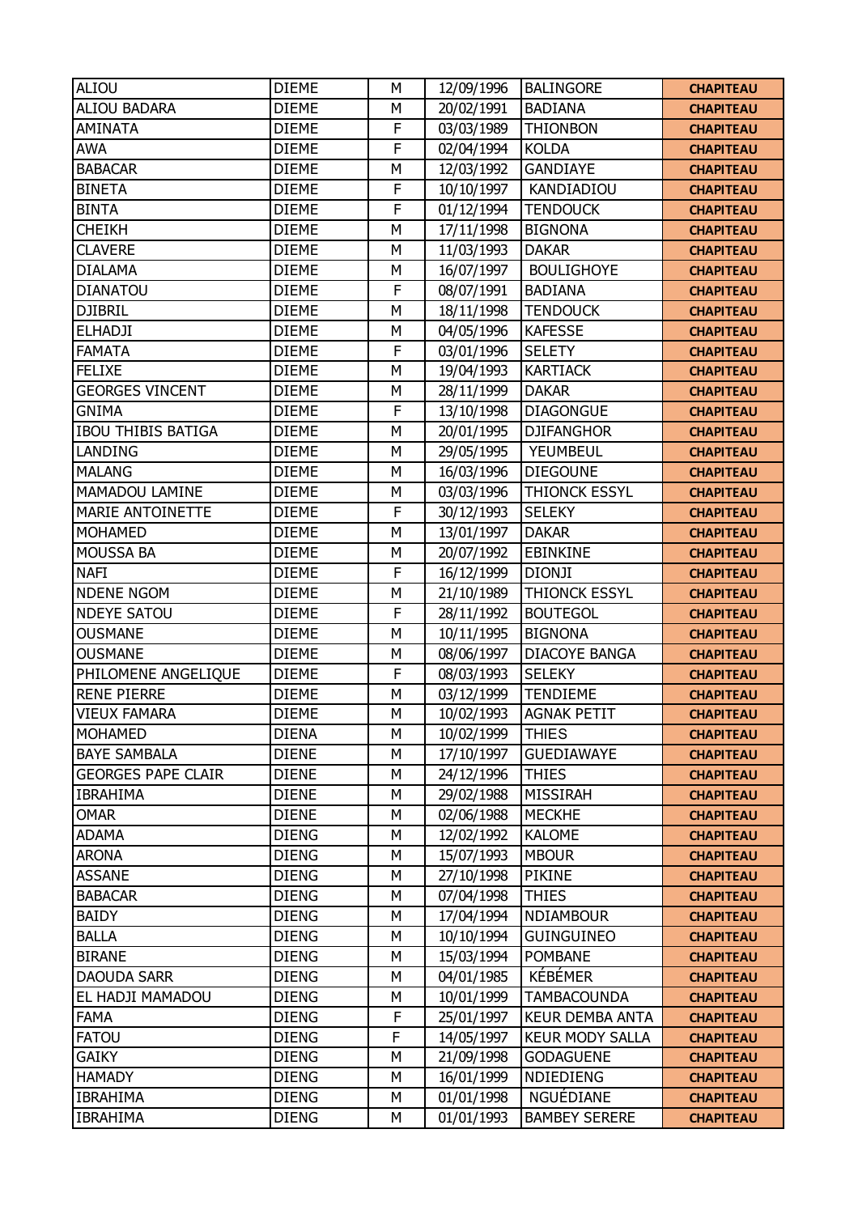| ALIOU | DIEME | M | 12/09/1996 | BALINGORE | CHAPITEAU |
|---|---|---|---|---|---|
| ALIOU BADARA | DIEME | M | 20/02/1991 | BADIANA | CHAPITEAU |
| AMINATA | DIEME | F | 03/03/1989 | THIONBON | CHAPITEAU |
| AWA | DIEME | F | 02/04/1994 | KOLDA | CHAPITEAU |
| BABACAR | DIEME | M | 12/03/1992 | GANDIAYE | CHAPITEAU |
| BINETA | DIEME | F | 10/10/1997 | KANDIADIOU | CHAPITEAU |
| BINTA | DIEME | F | 01/12/1994 | TENDOUCK | CHAPITEAU |
| CHEIKH | DIEME | M | 17/11/1998 | BIGNONA | CHAPITEAU |
| CLAVERE | DIEME | M | 11/03/1993 | DAKAR | CHAPITEAU |
| DIALAMA | DIEME | M | 16/07/1997 | BOULIGHOYE | CHAPITEAU |
| DIANATOU | DIEME | F | 08/07/1991 | BADIANA | CHAPITEAU |
| DJIBRIL | DIEME | M | 18/11/1998 | TENDOUCK | CHAPITEAU |
| ELHADJI | DIEME | M | 04/05/1996 | KAFESSE | CHAPITEAU |
| FAMATA | DIEME | F | 03/01/1996 | SELETY | CHAPITEAU |
| FELIXE | DIEME | M | 19/04/1993 | KARTIACK | CHAPITEAU |
| GEORGES VINCENT | DIEME | M | 28/11/1999 | DAKAR | CHAPITEAU |
| GNIMA | DIEME | F | 13/10/1998 | DIAGONGUE | CHAPITEAU |
| IBOU THIBIS BATIGA | DIEME | M | 20/01/1995 | DJIFANGHOR | CHAPITEAU |
| LANDING | DIEME | M | 29/05/1995 | YEUMBEUL | CHAPITEAU |
| MALANG | DIEME | M | 16/03/1996 | DIEGOUNE | CHAPITEAU |
| MAMADOU LAMINE | DIEME | M | 03/03/1996 | THIONCK ESSYL | CHAPITEAU |
| MARIE ANTOINETTE | DIEME | F | 30/12/1993 | SELEKY | CHAPITEAU |
| MOHAMED | DIEME | M | 13/01/1997 | DAKAR | CHAPITEAU |
| MOUSSA BA | DIEME | M | 20/07/1992 | EBINKINE | CHAPITEAU |
| NAFI | DIEME | F | 16/12/1999 | DIONJI | CHAPITEAU |
| NDENE NGOM | DIEME | M | 21/10/1989 | THIONCK ESSYL | CHAPITEAU |
| NDEYE SATOU | DIEME | F | 28/11/1992 | BOUTEGOL | CHAPITEAU |
| OUSMANE | DIEME | M | 10/11/1995 | BIGNONA | CHAPITEAU |
| OUSMANE | DIEME | M | 08/06/1997 | DIACOYE BANGA | CHAPITEAU |
| PHILOMENE ANGELIQUE | DIEME | F | 08/03/1993 | SELEKY | CHAPITEAU |
| RENE PIERRE | DIEME | M | 03/12/1999 | TENDIEME | CHAPITEAU |
| VIEUX FAMARA | DIEME | M | 10/02/1993 | AGNAK PETIT | CHAPITEAU |
| MOHAMED | DIENA | M | 10/02/1999 | THIES | CHAPITEAU |
| BAYE SAMBALA | DIENE | M | 17/10/1997 | GUEDIAWAYE | CHAPITEAU |
| GEORGES PAPE CLAIR | DIENE | M | 24/12/1996 | THIES | CHAPITEAU |
| IBRAHIMA | DIENE | M | 29/02/1988 | MISSIRAH | CHAPITEAU |
| OMAR | DIENE | M | 02/06/1988 | MECKHE | CHAPITEAU |
| ADAMA | DIENG | M | 12/02/1992 | KALOME | CHAPITEAU |
| ARONA | DIENG | M | 15/07/1993 | MBOUR | CHAPITEAU |
| ASSANE | DIENG | M | 27/10/1998 | PIKINE | CHAPITEAU |
| BABACAR | DIENG | M | 07/04/1998 | THIES | CHAPITEAU |
| BAIDY | DIENG | M | 17/04/1994 | NDIAMBOUR | CHAPITEAU |
| BALLA | DIENG | M | 10/10/1994 | GUINGUINEO | CHAPITEAU |
| BIRANE | DIENG | M | 15/03/1994 | POMBANE | CHAPITEAU |
| DAOUDA SARR | DIENG | M | 04/01/1985 | KÉBÉMER | CHAPITEAU |
| EL HADJI MAMADOU | DIENG | M | 10/01/1999 | TAMBACOUNDA | CHAPITEAU |
| FAMA | DIENG | F | 25/01/1997 | KEUR DEMBA ANTA | CHAPITEAU |
| FATOU | DIENG | F | 14/05/1997 | KEUR MODY SALLA | CHAPITEAU |
| GAIKY | DIENG | M | 21/09/1998 | GODAGUENE | CHAPITEAU |
| HAMADY | DIENG | M | 16/01/1999 | NDIEDIENG | CHAPITEAU |
| IBRAHIMA | DIENG | M | 01/01/1998 | NGUÉDIANE | CHAPITEAU |
| IBRAHIMA | DIENG | M | 01/01/1993 | BAMBEY SERERE | CHAPITEAU |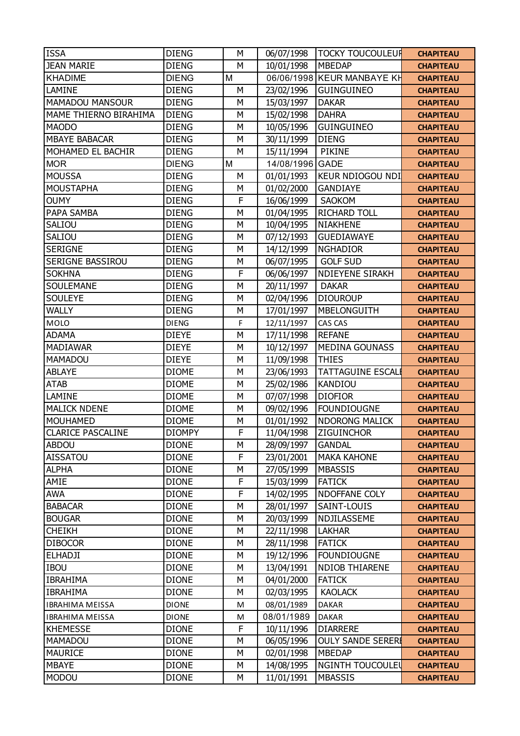| ISSA | DIENG | M | 06/07/1998 | TOCKY TOUCOULEUR | CHAPITEAU |
|---|---|---|---|---|---|
| JEAN MARIE | DIENG | M | 10/01/1998 | MBEDAP | CHAPITEAU |
| KHADIME | DIENG | M | 06/06/1998 | KEUR MANBAYE KH | CHAPITEAU |
| LAMINE | DIENG | M | 23/02/1996 | GUINGUINEO | CHAPITEAU |
| MAMADOU MANSOUR | DIENG | M | 15/03/1997 | DAKAR | CHAPITEAU |
| MAME THIERNO BIRAHIMA | DIENG | M | 15/02/1998 | DAHRA | CHAPITEAU |
| MAODO | DIENG | M | 10/05/1996 | GUINGUINEO | CHAPITEAU |
| MBAYE BABACAR | DIENG | M | 30/11/1999 | DIENG | CHAPITEAU |
| MOHAMED EL BACHIR | DIENG | M | 15/11/1994 | PIKINE | CHAPITEAU |
| MOR | DIENG | M | 14/08/1996 | GADE | CHAPITEAU |
| MOUSSA | DIENG | M | 01/01/1993 | KEUR NDIOGOU NDI | CHAPITEAU |
| MOUSTAPHA | DIENG | M | 01/02/2000 | GANDIAYE | CHAPITEAU |
| OUMY | DIENG | F | 16/06/1999 | SAOKOM | CHAPITEAU |
| PAPA SAMBA | DIENG | M | 01/04/1995 | RICHARD TOLL | CHAPITEAU |
| SALIOU | DIENG | M | 10/04/1995 | NIAKHENE | CHAPITEAU |
| SALIOU | DIENG | M | 07/12/1993 | GUEDIAWAYE | CHAPITEAU |
| SERIGNE | DIENG | M | 14/12/1999 | NGHADIOR | CHAPITEAU |
| SERIGNE BASSIROU | DIENG | M | 06/07/1995 | GOLF SUD | CHAPITEAU |
| SOKHNA | DIENG | F | 06/06/1997 | NDIEYENE SIRAKH | CHAPITEAU |
| SOULEMANE | DIENG | M | 20/11/1997 | DAKAR | CHAPITEAU |
| SOULEYE | DIENG | M | 02/04/1996 | DIOUROUP | CHAPITEAU |
| WALLY | DIENG | M | 17/01/1997 | MBELONGUITH | CHAPITEAU |
| MOLO | DIENG | F | 12/11/1997 | CAS CAS | CHAPITEAU |
| ADAMA | DIEYE | M | 17/11/1998 | REFANE | CHAPITEAU |
| MADIAWAR | DIEYE | M | 10/12/1997 | MEDINA GOUNASS | CHAPITEAU |
| MAMADOU | DIEYE | M | 11/09/1998 | THIES | CHAPITEAU |
| ABLAYE | DIOME | M | 23/06/1993 | TATTAGUINE ESCALE | CHAPITEAU |
| ATAB | DIOME | M | 25/02/1986 | KANDIOU | CHAPITEAU |
| LAMINE | DIOME | M | 07/07/1998 | DIOFIOR | CHAPITEAU |
| MALICK NDENE | DIOME | M | 09/02/1996 | FOUNDIOUGNE | CHAPITEAU |
| MOUHAMED | DIOME | M | 01/01/1992 | NDORONG MALICK | CHAPITEAU |
| CLARICE PASCALINE | DIOMPY | F | 11/04/1998 | ZIGUINCHOR | CHAPITEAU |
| ABDOU | DIONE | M | 28/09/1997 | GANDAL | CHAPITEAU |
| AISSATOU | DIONE | F | 23/01/2001 | MAKA KAHONE | CHAPITEAU |
| ALPHA | DIONE | M | 27/05/1999 | MBASSIS | CHAPITEAU |
| AMIE | DIONE | F | 15/03/1999 | FATICK | CHAPITEAU |
| AWA | DIONE | F | 14/02/1995 | NDOFFANE COLY | CHAPITEAU |
| BABACAR | DIONE | M | 28/01/1997 | SAINT-LOUIS | CHAPITEAU |
| BOUGAR | DIONE | M | 20/03/1999 | NDJILASSEME | CHAPITEAU |
| CHEIKH | DIONE | M | 22/11/1998 | LAKHAR | CHAPITEAU |
| DIBOCOR | DIONE | M | 28/11/1998 | FATICK | CHAPITEAU |
| ELHADJI | DIONE | M | 19/12/1996 | FOUNDIOUGNE | CHAPITEAU |
| IBOU | DIONE | M | 13/04/1991 | NDIOB THIARENE | CHAPITEAU |
| IBRAHIMA | DIONE | M | 04/01/2000 | FATICK | CHAPITEAU |
| IBRAHIMA | DIONE | M | 02/03/1995 | KAOLACK | CHAPITEAU |
| IBRAHIMA MEISSA | DIONE | M | 08/01/1989 | DAKAR | CHAPITEAU |
| IBRAHIMA MEISSA | DIONE | M | 08/01/1989 | DAKAR | CHAPITEAU |
| KHEMESSE | DIONE | F | 10/11/1996 | DIARRERE | CHAPITEAU |
| MAMADOU | DIONE | M | 06/05/1996 | OULY SANDE SERERE | CHAPITEAU |
| MAURICE | DIONE | M | 02/01/1998 | MBEDAP | CHAPITEAU |
| MBAYE | DIONE | M | 14/08/1995 | NGINTH TOUCOULEU | CHAPITEAU |
| MODOU | DIONE | M | 11/01/1991 | MBASSIS | CHAPITEAU |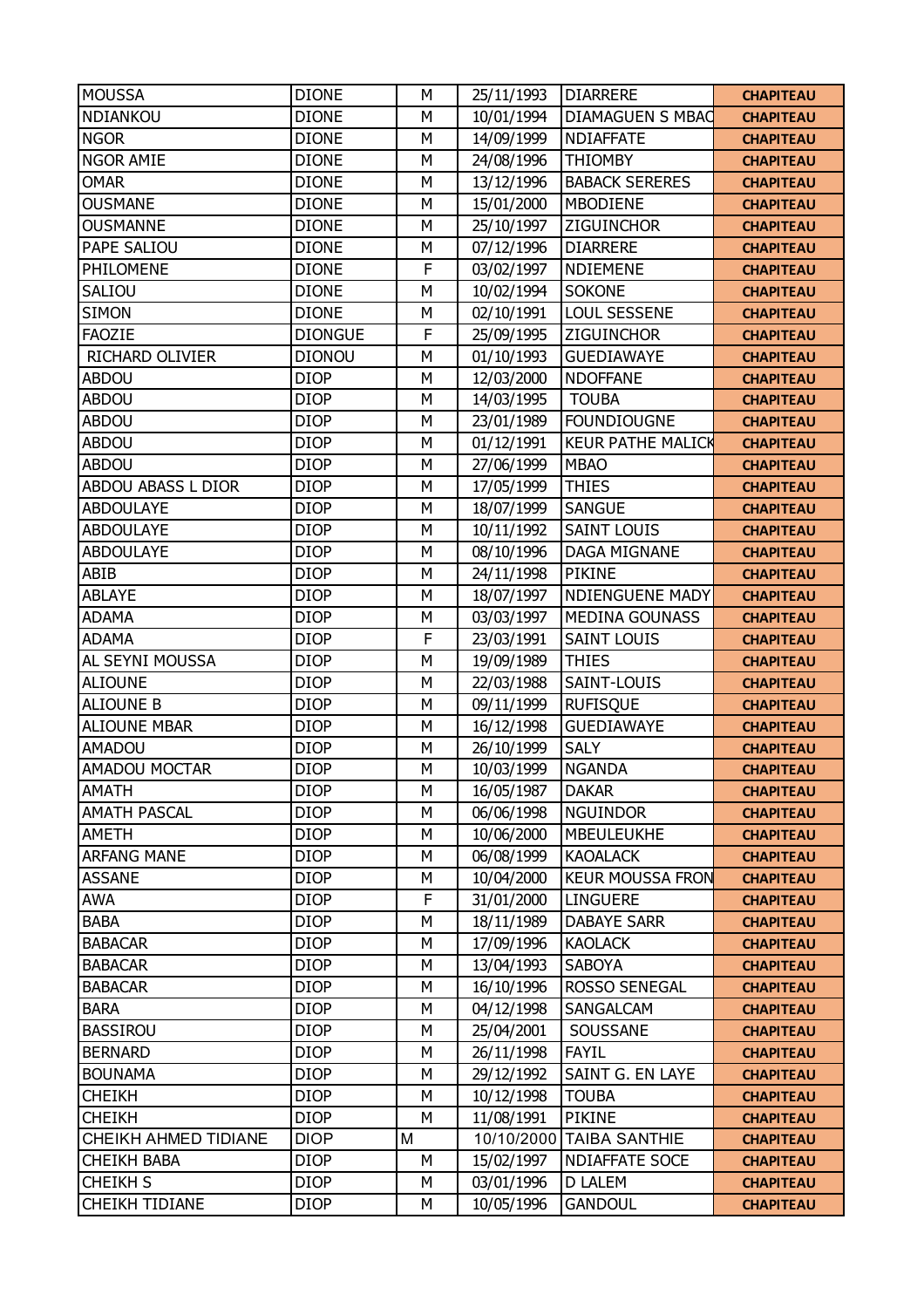| MOUSSA | DIONE | M | 25/11/1993 | DIARRERE | CHAPITEAU |
|---|---|---|---|---|---|
| NDIANKOU | DIONE | M | 10/01/1994 | DIAMAGUEN S MBAC | CHAPITEAU |
| NGOR | DIONE | M | 14/09/1999 | NDIAFFATE | CHAPITEAU |
| NGOR AMIE | DIONE | M | 24/08/1996 | THIOMBY | CHAPITEAU |
| OMAR | DIONE | M | 13/12/1996 | BABACK SERERES | CHAPITEAU |
| OUSMANE | DIONE | M | 15/01/2000 | MBODIENE | CHAPITEAU |
| OUSMANNE | DIONE | M | 25/10/1997 | ZIGUINCHOR | CHAPITEAU |
| PAPE SALIOU | DIONE | M | 07/12/1996 | DIARRERE | CHAPITEAU |
| PHILOMENE | DIONE | F | 03/02/1997 | NDIEMENE | CHAPITEAU |
| SALIOU | DIONE | M | 10/02/1994 | SOKONE | CHAPITEAU |
| SIMON | DIONE | M | 02/10/1991 | LOUL SESSENE | CHAPITEAU |
| FAOZIE | DIONGUE | F | 25/09/1995 | ZIGUINCHOR | CHAPITEAU |
| RICHARD OLIVIER | DIONOU | M | 01/10/1993 | GUEDIAWAYE | CHAPITEAU |
| ABDOU | DIOP | M | 12/03/2000 | NDOFFANE | CHAPITEAU |
| ABDOU | DIOP | M | 14/03/1995 | TOUBA | CHAPITEAU |
| ABDOU | DIOP | M | 23/01/1989 | FOUNDIOUGNE | CHAPITEAU |
| ABDOU | DIOP | M | 01/12/1991 | KEUR PATHE MALICK | CHAPITEAU |
| ABDOU | DIOP | M | 27/06/1999 | MBAO | CHAPITEAU |
| ABDOU ABASS L DIOR | DIOP | M | 17/05/1999 | THIES | CHAPITEAU |
| ABDOULAYE | DIOP | M | 18/07/1999 | SANGUE | CHAPITEAU |
| ABDOULAYE | DIOP | M | 10/11/1992 | SAINT LOUIS | CHAPITEAU |
| ABDOULAYE | DIOP | M | 08/10/1996 | DAGA MIGNANE | CHAPITEAU |
| ABIB | DIOP | M | 24/11/1998 | PIKINE | CHAPITEAU |
| ABLAYE | DIOP | M | 18/07/1997 | NDIENGUENE MADY | CHAPITEAU |
| ADAMA | DIOP | M | 03/03/1997 | MEDINA GOUNASS | CHAPITEAU |
| ADAMA | DIOP | F | 23/03/1991 | SAINT LOUIS | CHAPITEAU |
| AL SEYNI MOUSSA | DIOP | M | 19/09/1989 | THIES | CHAPITEAU |
| ALIOUNE | DIOP | M | 22/03/1988 | SAINT-LOUIS | CHAPITEAU |
| ALIOUNE B | DIOP | M | 09/11/1999 | RUFISQUE | CHAPITEAU |
| ALIOUNE MBAR | DIOP | M | 16/12/1998 | GUEDIAWAYE | CHAPITEAU |
| AMADOU | DIOP | M | 26/10/1999 | SALY | CHAPITEAU |
| AMADOU MOCTAR | DIOP | M | 10/03/1999 | NGANDA | CHAPITEAU |
| AMATH | DIOP | M | 16/05/1987 | DAKAR | CHAPITEAU |
| AMATH PASCAL | DIOP | M | 06/06/1998 | NGUINDOR | CHAPITEAU |
| AMETH | DIOP | M | 10/06/2000 | MBEULEUKHE | CHAPITEAU |
| ARFANG MANE | DIOP | M | 06/08/1999 | KAOALACK | CHAPITEAU |
| ASSANE | DIOP | M | 10/04/2000 | KEUR MOUSSA FRON | CHAPITEAU |
| AWA | DIOP | F | 31/01/2000 | LINGUERE | CHAPITEAU |
| BABA | DIOP | M | 18/11/1989 | DABAYE SARR | CHAPITEAU |
| BABACAR | DIOP | M | 17/09/1996 | KAOLACK | CHAPITEAU |
| BABACAR | DIOP | M | 13/04/1993 | SABOYA | CHAPITEAU |
| BABACAR | DIOP | M | 16/10/1996 | ROSSO SENEGAL | CHAPITEAU |
| BARA | DIOP | M | 04/12/1998 | SANGALCAM | CHAPITEAU |
| BASSIROU | DIOP | M | 25/04/2001 | SOUSSANE | CHAPITEAU |
| BERNARD | DIOP | M | 26/11/1998 | FAYIL | CHAPITEAU |
| BOUNAMA | DIOP | M | 29/12/1992 | SAINT G. EN LAYE | CHAPITEAU |
| CHEIKH | DIOP | M | 10/12/1998 | TOUBA | CHAPITEAU |
| CHEIKH | DIOP | M | 11/08/1991 | PIKINE | CHAPITEAU |
| CHEIKH AHMED TIDIANE | DIOP | M | 10/10/2000 | TAIBA SANTHIE | CHAPITEAU |
| CHEIKH BABA | DIOP | M | 15/02/1997 | NDIAFFATE SOCE | CHAPITEAU |
| CHEIKH S | DIOP | M | 03/01/1996 | D LALEM | CHAPITEAU |
| CHEIKH TIDIANE | DIOP | M | 10/05/1996 | GANDOUL | CHAPITEAU |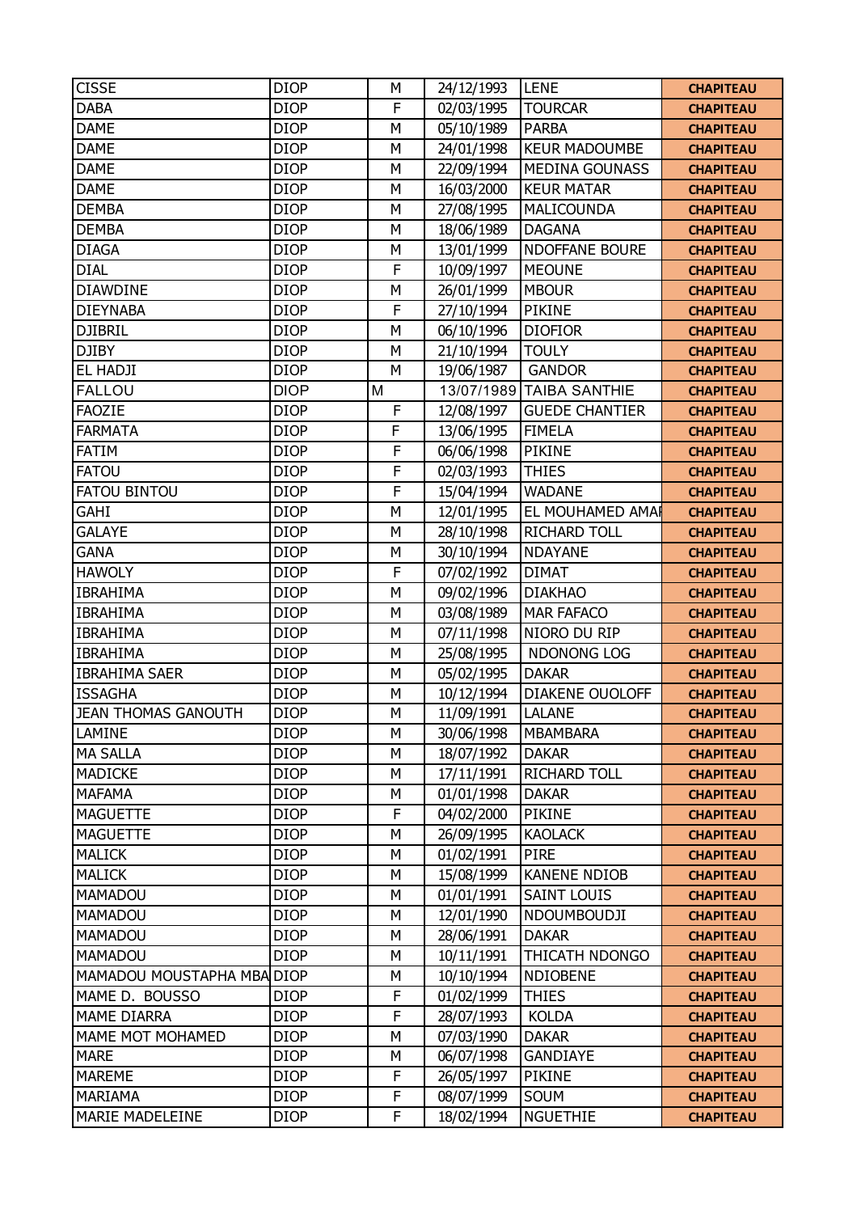| CISSE | DIOP | M | 24/12/1993 | LENE | CHAPITEAU |
|---|---|---|---|---|---|
| DABA | DIOP | F | 02/03/1995 | TOURCAR | CHAPITEAU |
| DAME | DIOP | M | 05/10/1989 | PARBA | CHAPITEAU |
| DAME | DIOP | M | 24/01/1998 | KEUR MADOUMBE | CHAPITEAU |
| DAME | DIOP | M | 22/09/1994 | MEDINA GOUNASS | CHAPITEAU |
| DAME | DIOP | M | 16/03/2000 | KEUR MATAR | CHAPITEAU |
| DEMBA | DIOP | M | 27/08/1995 | MALICOUNDA | CHAPITEAU |
| DEMBA | DIOP | M | 18/06/1989 | DAGANA | CHAPITEAU |
| DIAGA | DIOP | M | 13/01/1999 | NDOFFANE BOURE | CHAPITEAU |
| DIAL | DIOP | F | 10/09/1997 | MEOUNE | CHAPITEAU |
| DIAWDINE | DIOP | M | 26/01/1999 | MBOUR | CHAPITEAU |
| DIEYNABA | DIOP | F | 27/10/1994 | PIKINE | CHAPITEAU |
| DJIBRIL | DIOP | M | 06/10/1996 | DIOFIOR | CHAPITEAU |
| DJIBY | DIOP | M | 21/10/1994 | TOULY | CHAPITEAU |
| EL HADJI | DIOP | M | 19/06/1987 | GANDOR | CHAPITEAU |
| FALLOU | DIOP | M | 13/07/1989 | TAIBA SANTHIE | CHAPITEAU |
| FAOZIE | DIOP | F | 12/08/1997 | GUEDE CHANTIER | CHAPITEAU |
| FARMATA | DIOP | F | 13/06/1995 | FIMELA | CHAPITEAU |
| FATIM | DIOP | F | 06/06/1998 | PIKINE | CHAPITEAU |
| FATOU | DIOP | F | 02/03/1993 | THIES | CHAPITEAU |
| FATOU BINTOU | DIOP | F | 15/04/1994 | WADANE | CHAPITEAU |
| GAHI | DIOP | M | 12/01/1995 | EL MOUHAMED AMAI | CHAPITEAU |
| GALAYE | DIOP | M | 28/10/1998 | RICHARD TOLL | CHAPITEAU |
| GANA | DIOP | M | 30/10/1994 | NDAYANE | CHAPITEAU |
| HAWOLY | DIOP | F | 07/02/1992 | DIMAT | CHAPITEAU |
| IBRAHIMA | DIOP | M | 09/02/1996 | DIAKHAO | CHAPITEAU |
| IBRAHIMA | DIOP | M | 03/08/1989 | MAR FAFACO | CHAPITEAU |
| IBRAHIMA | DIOP | M | 07/11/1998 | NIORO DU RIP | CHAPITEAU |
| IBRAHIMA | DIOP | M | 25/08/1995 | NDONONG LOG | CHAPITEAU |
| IBRAHIMA SAER | DIOP | M | 05/02/1995 | DAKAR | CHAPITEAU |
| ISSAGHA | DIOP | M | 10/12/1994 | DIAKENE OUOLOFF | CHAPITEAU |
| JEAN THOMAS GANOUTH | DIOP | M | 11/09/1991 | LALANE | CHAPITEAU |
| LAMINE | DIOP | M | 30/06/1998 | MBAMBARA | CHAPITEAU |
| MA SALLA | DIOP | M | 18/07/1992 | DAKAR | CHAPITEAU |
| MADICKE | DIOP | M | 17/11/1991 | RICHARD TOLL | CHAPITEAU |
| MAFAMA | DIOP | M | 01/01/1998 | DAKAR | CHAPITEAU |
| MAGUETTE | DIOP | F | 04/02/2000 | PIKINE | CHAPITEAU |
| MAGUETTE | DIOP | M | 26/09/1995 | KAOLACK | CHAPITEAU |
| MALICK | DIOP | M | 01/02/1991 | PIRE | CHAPITEAU |
| MALICK | DIOP | M | 15/08/1999 | KANENE NDIOB | CHAPITEAU |
| MAMADOU | DIOP | M | 01/01/1991 | SAINT LOUIS | CHAPITEAU |
| MAMADOU | DIOP | M | 12/01/1990 | NDOUMBOUDJI | CHAPITEAU |
| MAMADOU | DIOP | M | 28/06/1991 | DAKAR | CHAPITEAU |
| MAMADOU | DIOP | M | 10/11/1991 | THICATH NDONGO | CHAPITEAU |
| MAMADOU MOUSTAPHA MBA | DIOP | M | 10/10/1994 | NDIOBENE | CHAPITEAU |
| MAME D. BOUSSO | DIOP | F | 01/02/1999 | THIES | CHAPITEAU |
| MAME DIARRA | DIOP | F | 28/07/1993 | KOLDA | CHAPITEAU |
| MAME MOT MOHAMED | DIOP | M | 07/03/1990 | DAKAR | CHAPITEAU |
| MARE | DIOP | M | 06/07/1998 | GANDIAYE | CHAPITEAU |
| MAREME | DIOP | F | 26/05/1997 | PIKINE | CHAPITEAU |
| MARIAMA | DIOP | F | 08/07/1999 | SOUM | CHAPITEAU |
| MARIE MADELEINE | DIOP | F | 18/02/1994 | NGUETHIE | CHAPITEAU |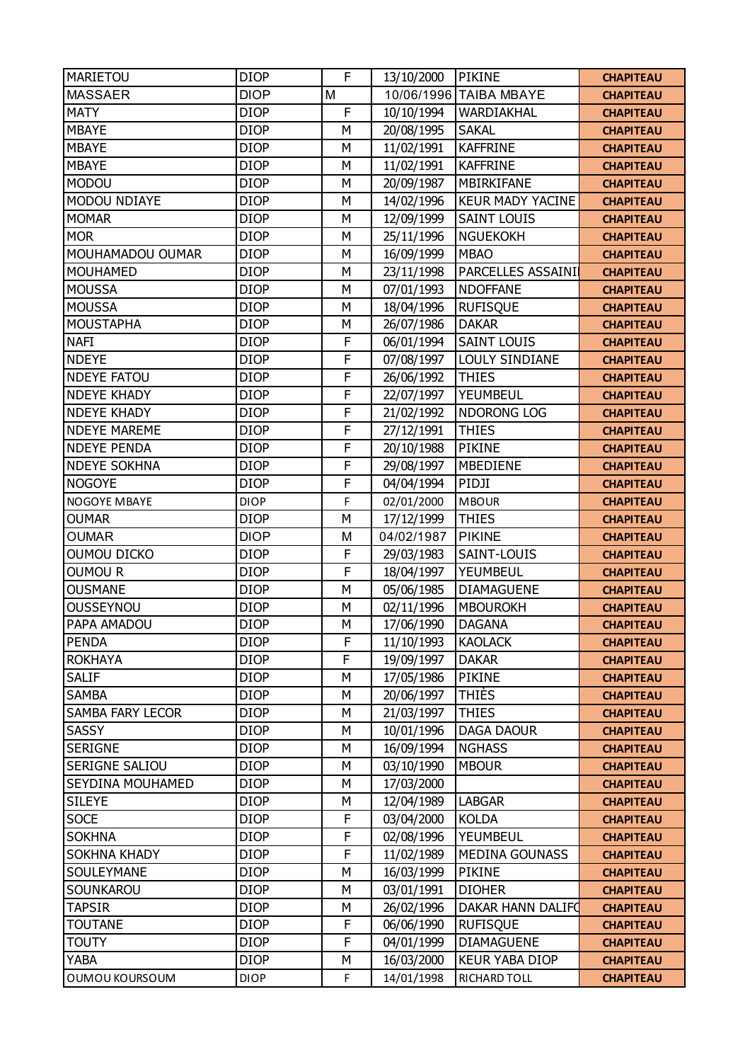| MARIETOU | DIOP | F | 13/10/2000 | PIKINE | CHAPITEAU |
|---|---|---|---|---|---|
| MASSAER | DIOP | M | 10/06/1996 | TAIBA MBAYE | CHAPITEAU |
| MATY | DIOP | F | 10/10/1994 | WARDIAKHAL | CHAPITEAU |
| MBAYE | DIOP | M | 20/08/1995 | SAKAL | CHAPITEAU |
| MBAYE | DIOP | M | 11/02/1991 | KAFFRINE | CHAPITEAU |
| MBAYE | DIOP | M | 11/02/1991 | KAFFRINE | CHAPITEAU |
| MODOU | DIOP | M | 20/09/1987 | MBIRKIFANE | CHAPITEAU |
| MODOU NDIAYE | DIOP | M | 14/02/1996 | KEUR MADY YACINE | CHAPITEAU |
| MOMAR | DIOP | M | 12/09/1999 | SAINT LOUIS | CHAPITEAU |
| MOR | DIOP | M | 25/11/1996 | NGUEKOKH | CHAPITEAU |
| MOUHAMADOU OUMAR | DIOP | M | 16/09/1999 | MBAO | CHAPITEAU |
| MOUHAMED | DIOP | M | 23/11/1998 | PARCELLES ASSAINI | CHAPITEAU |
| MOUSSA | DIOP | M | 07/01/1993 | NDOFFANE | CHAPITEAU |
| MOUSSA | DIOP | M | 18/04/1996 | RUFISQUE | CHAPITEAU |
| MOUSTAPHA | DIOP | M | 26/07/1986 | DAKAR | CHAPITEAU |
| NAFI | DIOP | F | 06/01/1994 | SAINT LOUIS | CHAPITEAU |
| NDEYE | DIOP | F | 07/08/1997 | LOULY SINDIANE | CHAPITEAU |
| NDEYE FATOU | DIOP | F | 26/06/1992 | THIES | CHAPITEAU |
| NDEYE KHADY | DIOP | F | 22/07/1997 | YEUMBEUL | CHAPITEAU |
| NDEYE KHADY | DIOP | F | 21/02/1992 | NDORONG LOG | CHAPITEAU |
| NDEYE MAREME | DIOP | F | 27/12/1991 | THIES | CHAPITEAU |
| NDEYE PENDA | DIOP | F | 20/10/1988 | PIKINE | CHAPITEAU |
| NDEYE SOKHNA | DIOP | F | 29/08/1997 | MBEDIENE | CHAPITEAU |
| NOGOYE | DIOP | F | 04/04/1994 | PIDJI | CHAPITEAU |
| NOGOYE MBAYE | DIOP | F | 02/01/2000 | MBOUR | CHAPITEAU |
| OUMAR | DIOP | M | 17/12/1999 | THIES | CHAPITEAU |
| OUMAR | DIOP | M | 04/02/1987 | PIKINE | CHAPITEAU |
| OUMOU DICKO | DIOP | F | 29/03/1983 | SAINT-LOUIS | CHAPITEAU |
| OUMOU R | DIOP | F | 18/04/1997 | YEUMBEUL | CHAPITEAU |
| OUSMANE | DIOP | M | 05/06/1985 | DIAMAGUENE | CHAPITEAU |
| OUSSEYNOU | DIOP | M | 02/11/1996 | MBOUROKH | CHAPITEAU |
| PAPA AMADOU | DIOP | M | 17/06/1990 | DAGANA | CHAPITEAU |
| PENDA | DIOP | F | 11/10/1993 | KAOLACK | CHAPITEAU |
| ROKHAYA | DIOP | F | 19/09/1997 | DAKAR | CHAPITEAU |
| SALIF | DIOP | M | 17/05/1986 | PIKINE | CHAPITEAU |
| SAMBA | DIOP | M | 20/06/1997 | THIÈS | CHAPITEAU |
| SAMBA FARY LECOR | DIOP | M | 21/03/1997 | THIES | CHAPITEAU |
| SASSY | DIOP | M | 10/01/1996 | DAGA DAOUR | CHAPITEAU |
| SERIGNE | DIOP | M | 16/09/1994 | NGHASS | CHAPITEAU |
| SERIGNE SALIOU | DIOP | M | 03/10/1990 | MBOUR | CHAPITEAU |
| SEYDINA MOUHAMED | DIOP | M | 17/03/2000 | | CHAPITEAU |
| SILEYE | DIOP | M | 12/04/1989 | LABGAR | CHAPITEAU |
| SOCE | DIOP | F | 03/04/2000 | KOLDA | CHAPITEAU |
| SOKHNA | DIOP | F | 02/08/1996 | YEUMBEUL | CHAPITEAU |
| SOKHNA KHADY | DIOP | F | 11/02/1989 | MEDINA GOUNASS | CHAPITEAU |
| SOULEYMANE | DIOP | M | 16/03/1999 | PIKINE | CHAPITEAU |
| SOUNKAROU | DIOP | M | 03/01/1991 | DIOHER | CHAPITEAU |
| TAPSIR | DIOP | M | 26/02/1996 | DAKAR HANN DALIFO | CHAPITEAU |
| TOUTANE | DIOP | F | 06/06/1990 | RUFISQUE | CHAPITEAU |
| TOUTY | DIOP | F | 04/01/1999 | DIAMAGUENE | CHAPITEAU |
| YABA | DIOP | M | 16/03/2000 | KEUR YABA DIOP | CHAPITEAU |
| OUMOU KOURSOUM | DIOP | F | 14/01/1998 | RICHARD TOLL | CHAPITEAU |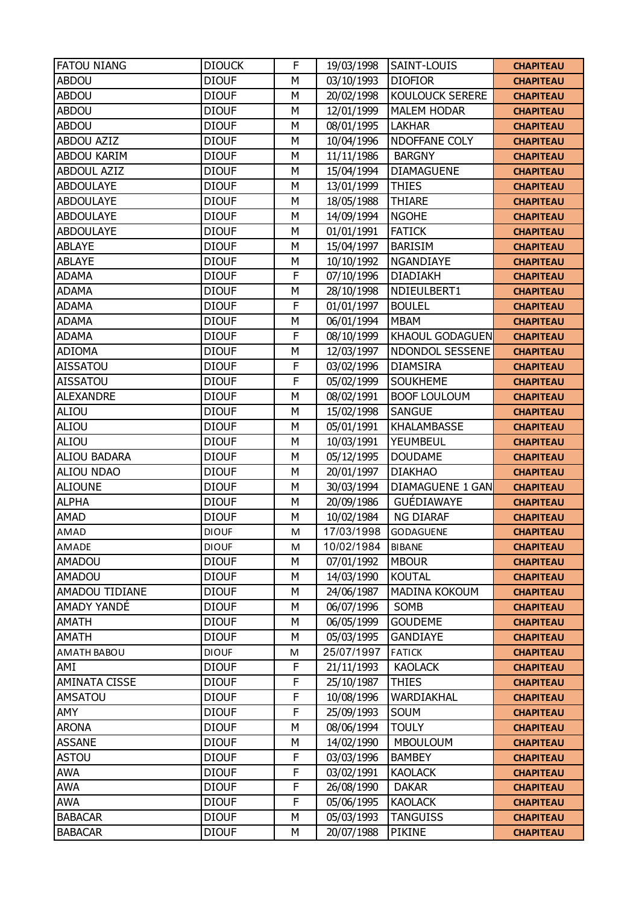| FATOU NIANG | DIOUCK | F | 19/03/1998 | SAINT-LOUIS | CHAPITEAU |
|---|---|---|---|---|---|
| ABDOU | DIOUF | M | 03/10/1993 | DIOFIOR | CHAPITEAU |
| ABDOU | DIOUF | M | 20/02/1998 | KOULOUCK SERERE | CHAPITEAU |
| ABDOU | DIOUF | M | 12/01/1999 | MALEM HODAR | CHAPITEAU |
| ABDOU | DIOUF | M | 08/01/1995 | LAKHAR | CHAPITEAU |
| ABDOU AZIZ | DIOUF | M | 10/04/1996 | NDOFFANE COLY | CHAPITEAU |
| ABDOU KARIM | DIOUF | M | 11/11/1986 | BARGNY | CHAPITEAU |
| ABDOUL AZIZ | DIOUF | M | 15/04/1994 | DIAMAGUENE | CHAPITEAU |
| ABDOULAYE | DIOUF | M | 13/01/1999 | THIES | CHAPITEAU |
| ABDOULAYE | DIOUF | M | 18/05/1988 | THIARE | CHAPITEAU |
| ABDOULAYE | DIOUF | M | 14/09/1994 | NGOHE | CHAPITEAU |
| ABDOULAYE | DIOUF | M | 01/01/1991 | FATICK | CHAPITEAU |
| ABLAYE | DIOUF | M | 15/04/1997 | BARISIM | CHAPITEAU |
| ABLAYE | DIOUF | M | 10/10/1992 | NGANDIAYE | CHAPITEAU |
| ADAMA | DIOUF | F | 07/10/1996 | DIADIAKH | CHAPITEAU |
| ADAMA | DIOUF | M | 28/10/1998 | NDIEULBERT1 | CHAPITEAU |
| ADAMA | DIOUF | F | 01/01/1997 | BOULEL | CHAPITEAU |
| ADAMA | DIOUF | M | 06/01/1994 | MBAM | CHAPITEAU |
| ADAMA | DIOUF | F | 08/10/1999 | KHAOUL GODAGUEN | CHAPITEAU |
| ADIOMA | DIOUF | M | 12/03/1997 | NDONDOL SESSENE | CHAPITEAU |
| AISSATOU | DIOUF | F | 03/02/1996 | DIAMSIRA | CHAPITEAU |
| AISSATOU | DIOUF | F | 05/02/1999 | SOUKHEME | CHAPITEAU |
| ALEXANDRE | DIOUF | M | 08/02/1991 | BOOF LOULOUM | CHAPITEAU |
| ALIOU | DIOUF | M | 15/02/1998 | SANGUE | CHAPITEAU |
| ALIOU | DIOUF | M | 05/01/1991 | KHALAMBASSE | CHAPITEAU |
| ALIOU | DIOUF | M | 10/03/1991 | YEUMBEUL | CHAPITEAU |
| ALIOU BADARA | DIOUF | M | 05/12/1995 | DOUDAME | CHAPITEAU |
| ALIOU NDAO | DIOUF | M | 20/01/1997 | DIAKHAO | CHAPITEAU |
| ALIOUNE | DIOUF | M | 30/03/1994 | DIAMAGUENE 1 GAN | CHAPITEAU |
| ALPHA | DIOUF | M | 20/09/1986 | GUÉDIAWAYE | CHAPITEAU |
| AMAD | DIOUF | M | 10/02/1984 | NG DIARAF | CHAPITEAU |
| AMAD | DIOUF | M | 17/03/1998 | GODAGUENE | CHAPITEAU |
| AMADE | DIOUF | M | 10/02/1984 | BIBANE | CHAPITEAU |
| AMADOU | DIOUF | M | 07/01/1992 | MBOUR | CHAPITEAU |
| AMADOU | DIOUF | M | 14/03/1990 | KOUTAL | CHAPITEAU |
| AMADOU TIDIANE | DIOUF | M | 24/06/1987 | MADINA KOKOUM | CHAPITEAU |
| AMADY YANDÉ | DIOUF | M | 06/07/1996 | SOMB | CHAPITEAU |
| AMATH | DIOUF | M | 06/05/1999 | GOUDEME | CHAPITEAU |
| AMATH | DIOUF | M | 05/03/1995 | GANDIAYE | CHAPITEAU |
| AMATH BABOU | DIOUF | M | 25/07/1997 | FATICK | CHAPITEAU |
| AMI | DIOUF | F | 21/11/1993 | KAOLACK | CHAPITEAU |
| AMINATA CISSE | DIOUF | F | 25/10/1987 | THIES | CHAPITEAU |
| AMSATOU | DIOUF | F | 10/08/1996 | WARDIAKHAL | CHAPITEAU |
| AMY | DIOUF | F | 25/09/1993 | SOUM | CHAPITEAU |
| ARONA | DIOUF | M | 08/06/1994 | TOULY | CHAPITEAU |
| ASSANE | DIOUF | M | 14/02/1990 | MBOULOUM | CHAPITEAU |
| ASTOU | DIOUF | F | 03/03/1996 | BAMBEY | CHAPITEAU |
| AWA | DIOUF | F | 03/02/1991 | KAOLACK | CHAPITEAU |
| AWA | DIOUF | F | 26/08/1990 | DAKAR | CHAPITEAU |
| AWA | DIOUF | F | 05/06/1995 | KAOLACK | CHAPITEAU |
| BABACAR | DIOUF | M | 05/03/1993 | TANGUISS | CHAPITEAU |
| BABACAR | DIOUF | M | 20/07/1988 | PIKINE | CHAPITEAU |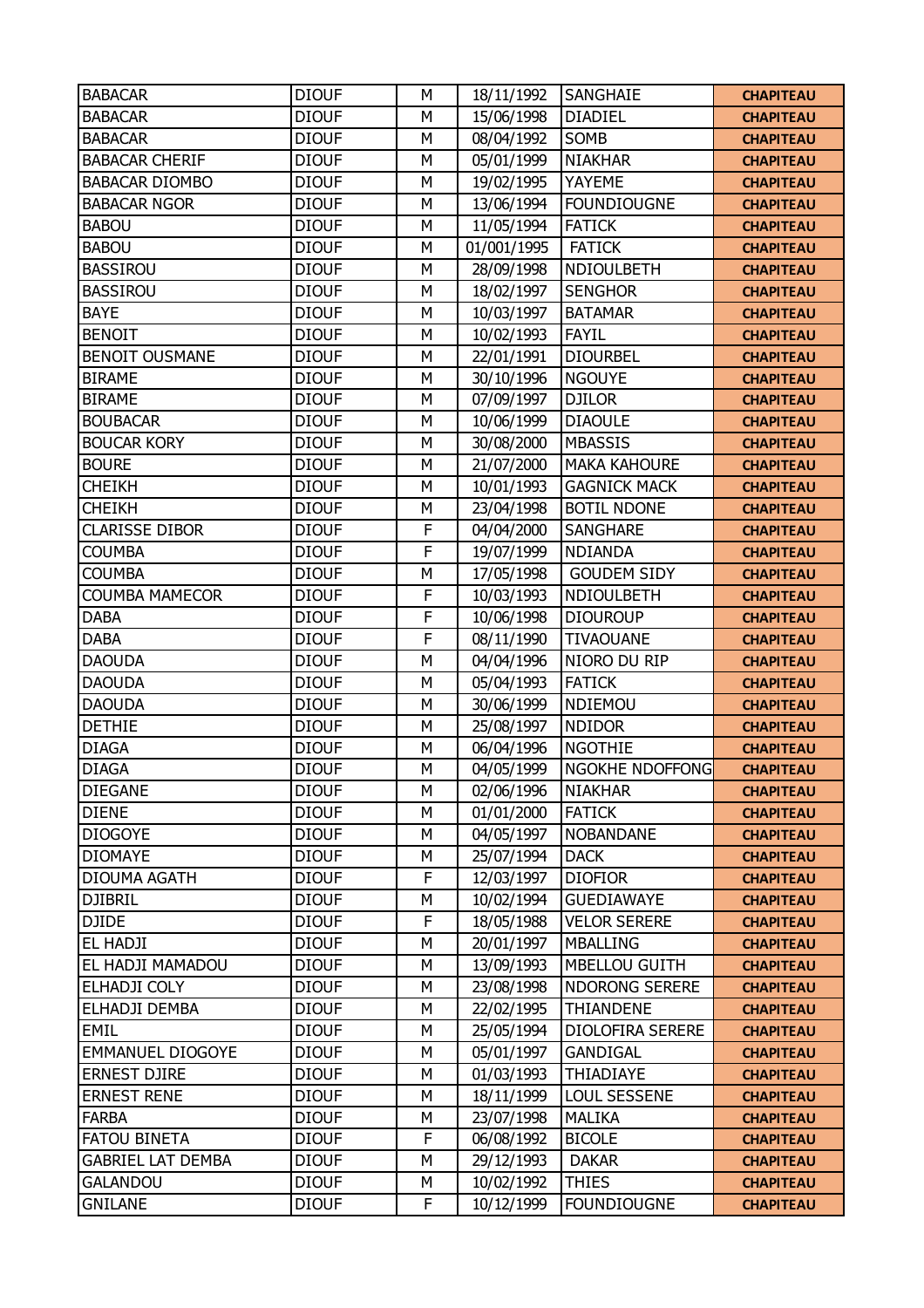| BABACAR | DIOUF | M | 18/11/1992 | SANGHAIE | CHAPITEAU |
|---|---|---|---|---|---|
| BABACAR | DIOUF | M | 15/06/1998 | DIADIEL | CHAPITEAU |
| BABACAR | DIOUF | M | 08/04/1992 | SOMB | CHAPITEAU |
| BABACAR CHERIF | DIOUF | M | 05/01/1999 | NIAKHAR | CHAPITEAU |
| BABACAR DIOMBO | DIOUF | M | 19/02/1995 | YAYEME | CHAPITEAU |
| BABACAR NGOR | DIOUF | M | 13/06/1994 | FOUNDIOUGNE | CHAPITEAU |
| BABOU | DIOUF | M | 11/05/1994 | FATICK | CHAPITEAU |
| BABOU | DIOUF | M | 01/001/1995 | FATICK | CHAPITEAU |
| BASSIROU | DIOUF | M | 28/09/1998 | NDIOULBETH | CHAPITEAU |
| BASSIROU | DIOUF | M | 18/02/1997 | SENGHOR | CHAPITEAU |
| BAYE | DIOUF | M | 10/03/1997 | BATAMAR | CHAPITEAU |
| BENOIT | DIOUF | M | 10/02/1993 | FAYIL | CHAPITEAU |
| BENOIT OUSMANE | DIOUF | M | 22/01/1991 | DIOURBEL | CHAPITEAU |
| BIRAME | DIOUF | M | 30/10/1996 | NGOUYE | CHAPITEAU |
| BIRAME | DIOUF | M | 07/09/1997 | DJILOR | CHAPITEAU |
| BOUBACAR | DIOUF | M | 10/06/1999 | DIAOULE | CHAPITEAU |
| BOUCAR KORY | DIOUF | M | 30/08/2000 | MBASSIS | CHAPITEAU |
| BOURE | DIOUF | M | 21/07/2000 | MAKA KAHOURE | CHAPITEAU |
| CHEIKH | DIOUF | M | 10/01/1993 | GAGNICK MACK | CHAPITEAU |
| CHEIKH | DIOUF | M | 23/04/1998 | BOTIL NDONE | CHAPITEAU |
| CLARISSE DIBOR | DIOUF | F | 04/04/2000 | SANGHARE | CHAPITEAU |
| COUMBA | DIOUF | F | 19/07/1999 | NDIANDA | CHAPITEAU |
| COUMBA | DIOUF | M | 17/05/1998 | GOUDEM SIDY | CHAPITEAU |
| COUMBA MAMECOR | DIOUF | F | 10/03/1993 | NDIOULBETH | CHAPITEAU |
| DABA | DIOUF | F | 10/06/1998 | DIOUROUP | CHAPITEAU |
| DABA | DIOUF | F | 08/11/1990 | TIVAOUANE | CHAPITEAU |
| DAOUDA | DIOUF | M | 04/04/1996 | NIORO DU RIP | CHAPITEAU |
| DAOUDA | DIOUF | M | 05/04/1993 | FATICK | CHAPITEAU |
| DAOUDA | DIOUF | M | 30/06/1999 | NDIEMOU | CHAPITEAU |
| DETHIE | DIOUF | M | 25/08/1997 | NDIDOR | CHAPITEAU |
| DIAGA | DIOUF | M | 06/04/1996 | NGOTHIE | CHAPITEAU |
| DIAGA | DIOUF | M | 04/05/1999 | NGOKHE NDOFFONG | CHAPITEAU |
| DIEGANE | DIOUF | M | 02/06/1996 | NIAKHAR | CHAPITEAU |
| DIENE | DIOUF | M | 01/01/2000 | FATICK | CHAPITEAU |
| DIOGOYE | DIOUF | M | 04/05/1997 | NOBANDANE | CHAPITEAU |
| DIOMAYE | DIOUF | M | 25/07/1994 | DACK | CHAPITEAU |
| DIOUMA AGATH | DIOUF | F | 12/03/1997 | DIOFIOR | CHAPITEAU |
| DJIBRIL | DIOUF | M | 10/02/1994 | GUEDIAWAYE | CHAPITEAU |
| DJIDE | DIOUF | F | 18/05/1988 | VELOR SERERE | CHAPITEAU |
| EL HADJI | DIOUF | M | 20/01/1997 | MBALLING | CHAPITEAU |
| EL HADJI MAMADOU | DIOUF | M | 13/09/1993 | MBELLOU GUITH | CHAPITEAU |
| ELHADJI COLY | DIOUF | M | 23/08/1998 | NDORONG SERERE | CHAPITEAU |
| ELHADJI DEMBA | DIOUF | M | 22/02/1995 | THIANDENE | CHAPITEAU |
| EMIL | DIOUF | M | 25/05/1994 | DIOLOFIRA SERERE | CHAPITEAU |
| EMMANUEL DIOGOYE | DIOUF | M | 05/01/1997 | GANDIGAL | CHAPITEAU |
| ERNEST DJIRE | DIOUF | M | 01/03/1993 | THIADIAYE | CHAPITEAU |
| ERNEST RENE | DIOUF | M | 18/11/1999 | LOUL SESSENE | CHAPITEAU |
| FARBA | DIOUF | M | 23/07/1998 | MALIKA | CHAPITEAU |
| FATOU BINETA | DIOUF | F | 06/08/1992 | BICOLE | CHAPITEAU |
| GABRIEL LAT DEMBA | DIOUF | M | 29/12/1993 | DAKAR | CHAPITEAU |
| GALANDOU | DIOUF | M | 10/02/1992 | THIES | CHAPITEAU |
| GNILANE | DIOUF | F | 10/12/1999 | FOUNDIOUGNE | CHAPITEAU |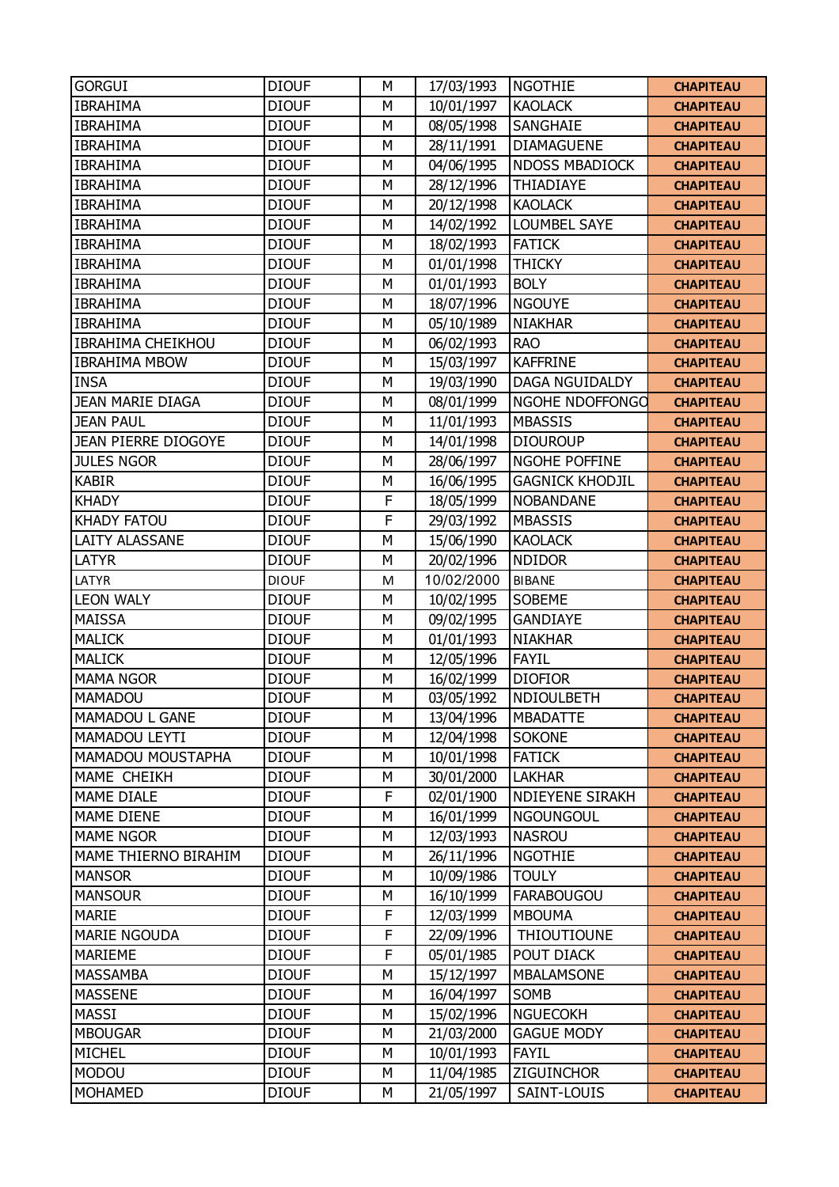| GORGUI | DIOUF | M | 17/03/1993 | NGOTHIE | CHAPITEAU |
|---|---|---|---|---|---|
| IBRAHIMA | DIOUF | M | 10/01/1997 | KAOLACK | CHAPITEAU |
| IBRAHIMA | DIOUF | M | 08/05/1998 | SANGHAIE | CHAPITEAU |
| IBRAHIMA | DIOUF | M | 28/11/1991 | DIAMAGUENE | CHAPITEAU |
| IBRAHIMA | DIOUF | M | 04/06/1995 | NDOSS MBADIOCK | CHAPITEAU |
| IBRAHIMA | DIOUF | M | 28/12/1996 | THIADIAYE | CHAPITEAU |
| IBRAHIMA | DIOUF | M | 20/12/1998 | KAOLACK | CHAPITEAU |
| IBRAHIMA | DIOUF | M | 14/02/1992 | LOUMBEL SAYE | CHAPITEAU |
| IBRAHIMA | DIOUF | M | 18/02/1993 | FATICK | CHAPITEAU |
| IBRAHIMA | DIOUF | M | 01/01/1998 | THICKY | CHAPITEAU |
| IBRAHIMA | DIOUF | M | 01/01/1993 | BOLY | CHAPITEAU |
| IBRAHIMA | DIOUF | M | 18/07/1996 | NGOUYE | CHAPITEAU |
| IBRAHIMA | DIOUF | M | 05/10/1989 | NIAKHAR | CHAPITEAU |
| IBRAHIMA CHEIKHOU | DIOUF | M | 06/02/1993 | RAO | CHAPITEAU |
| IBRAHIMA MBOW | DIOUF | M | 15/03/1997 | KAFFRINE | CHAPITEAU |
| INSA | DIOUF | M | 19/03/1990 | DAGA NGUIDALDY | CHAPITEAU |
| JEAN MARIE DIAGA | DIOUF | M | 08/01/1999 | NGOHE NDOFFONGO | CHAPITEAU |
| JEAN PAUL | DIOUF | M | 11/01/1993 | MBASSIS | CHAPITEAU |
| JEAN PIERRE DIOGOYE | DIOUF | M | 14/01/1998 | DIOUROUP | CHAPITEAU |
| JULES NGOR | DIOUF | M | 28/06/1997 | NGOHE POFFINE | CHAPITEAU |
| KABIR | DIOUF | M | 16/06/1995 | GAGNICK KHODJIL | CHAPITEAU |
| KHADY | DIOUF | F | 18/05/1999 | NOBANDANE | CHAPITEAU |
| KHADY FATOU | DIOUF | F | 29/03/1992 | MBASSIS | CHAPITEAU |
| LAITY ALASSANE | DIOUF | M | 15/06/1990 | KAOLACK | CHAPITEAU |
| LATYR | DIOUF | M | 20/02/1996 | NDIDOR | CHAPITEAU |
| LATYR | DIOUF | M | 10/02/2000 | BIBANE | CHAPITEAU |
| LEON WALY | DIOUF | M | 10/02/1995 | SOBEME | CHAPITEAU |
| MAISSA | DIOUF | M | 09/02/1995 | GANDIAYE | CHAPITEAU |
| MALICK | DIOUF | M | 01/01/1993 | NIAKHAR | CHAPITEAU |
| MALICK | DIOUF | M | 12/05/1996 | FAYIL | CHAPITEAU |
| MAMA NGOR | DIOUF | M | 16/02/1999 | DIOFIOR | CHAPITEAU |
| MAMADOU | DIOUF | M | 03/05/1992 | NDIOULBETH | CHAPITEAU |
| MAMADOU L GANE | DIOUF | M | 13/04/1996 | MBADATTE | CHAPITEAU |
| MAMADOU LEYTI | DIOUF | M | 12/04/1998 | SOKONE | CHAPITEAU |
| MAMADOU MOUSTAPHA | DIOUF | M | 10/01/1998 | FATICK | CHAPITEAU |
| MAME CHEIKH | DIOUF | M | 30/01/2000 | LAKHAR | CHAPITEAU |
| MAME DIALE | DIOUF | F | 02/01/1900 | NDIEYENE SIRAKH | CHAPITEAU |
| MAME DIENE | DIOUF | M | 16/01/1999 | NGOUNGOUL | CHAPITEAU |
| MAME NGOR | DIOUF | M | 12/03/1993 | NASROU | CHAPITEAU |
| MAME THIERNO BIRAHIM | DIOUF | M | 26/11/1996 | NGOTHIE | CHAPITEAU |
| MANSOR | DIOUF | M | 10/09/1986 | TOULY | CHAPITEAU |
| MANSOUR | DIOUF | M | 16/10/1999 | FARABOUGOU | CHAPITEAU |
| MARIE | DIOUF | F | 12/03/1999 | MBOUMA | CHAPITEAU |
| MARIE NGOUDA | DIOUF | F | 22/09/1996 | THIOUTIOUNE | CHAPITEAU |
| MARIEME | DIOUF | F | 05/01/1985 | POUT DIACK | CHAPITEAU |
| MASSAMBA | DIOUF | M | 15/12/1997 | MBALAMSONE | CHAPITEAU |
| MASSENE | DIOUF | M | 16/04/1997 | SOMB | CHAPITEAU |
| MASSI | DIOUF | M | 15/02/1996 | NGUECOKH | CHAPITEAU |
| MBOUGAR | DIOUF | M | 21/03/2000 | GAGUE MODY | CHAPITEAU |
| MICHEL | DIOUF | M | 10/01/1993 | FAYIL | CHAPITEAU |
| MODOU | DIOUF | M | 11/04/1985 | ZIGUINCHOR | CHAPITEAU |
| MOHAMED | DIOUF | M | 21/05/1997 | SAINT-LOUIS | CHAPITEAU |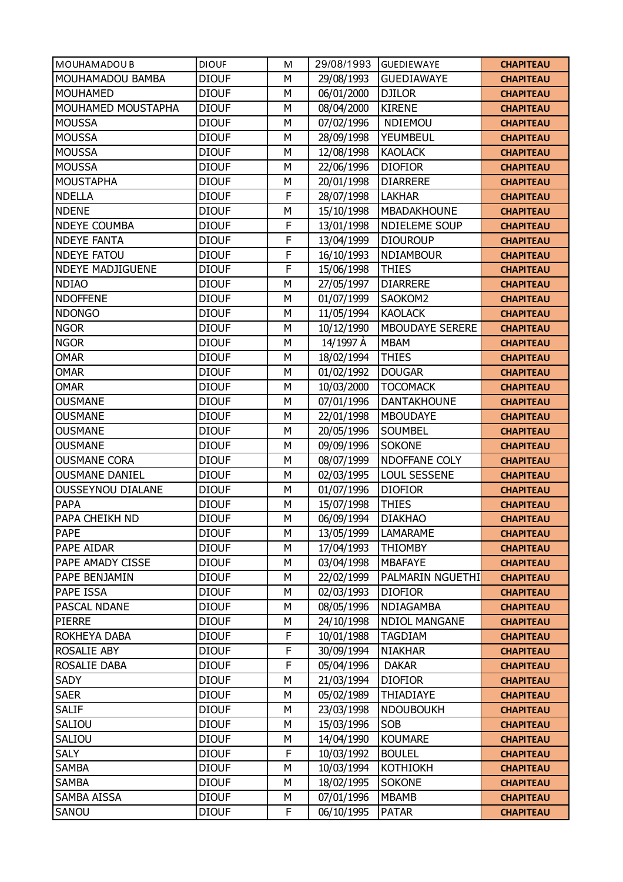| MOUHAMADOU B | DIOUF | M | 29/08/1993 | GUEDIEWAYE | CHAPITEAU |
|---|---|---|---|---|---|
| MOUHAMADOU BAMBA | DIOUF | M | 29/08/1993 | GUEDIAWAYE | CHAPITEAU |
| MOUHAMED | DIOUF | M | 06/01/2000 | DJILOR | CHAPITEAU |
| MOUHAMED MOUSTAPHA | DIOUF | M | 08/04/2000 | KIRENE | CHAPITEAU |
| MOUSSA | DIOUF | M | 07/02/1996 | NDIEMOU | CHAPITEAU |
| MOUSSA | DIOUF | M | 28/09/1998 | YEUMBEUL | CHAPITEAU |
| MOUSSA | DIOUF | M | 12/08/1998 | KAOLACK | CHAPITEAU |
| MOUSSA | DIOUF | M | 22/06/1996 | DIOFIOR | CHAPITEAU |
| MOUSTAPHA | DIOUF | M | 20/01/1998 | DIARRERE | CHAPITEAU |
| NDELLA | DIOUF | F | 28/07/1998 | LAKHAR | CHAPITEAU |
| NDENE | DIOUF | M | 15/10/1998 | MBADAKHOUNE | CHAPITEAU |
| NDEYE COUMBA | DIOUF | F | 13/01/1998 | NDIELEME SOUP | CHAPITEAU |
| NDEYE FANTA | DIOUF | F | 13/04/1999 | DIOUROUP | CHAPITEAU |
| NDEYE FATOU | DIOUF | F | 16/10/1993 | NDIAMBOUR | CHAPITEAU |
| NDEYE MADJIGUENE | DIOUF | F | 15/06/1998 | THIES | CHAPITEAU |
| NDIAO | DIOUF | M | 27/05/1997 | DIARRERE | CHAPITEAU |
| NDOFFENE | DIOUF | M | 01/07/1999 | SAOKOM2 | CHAPITEAU |
| NDONGO | DIOUF | M | 11/05/1994 | KAOLACK | CHAPITEAU |
| NGOR | DIOUF | M | 10/12/1990 | MBOUDAYE SERERE | CHAPITEAU |
| NGOR | DIOUF | M | 14/1997 À | MBAM | CHAPITEAU |
| OMAR | DIOUF | M | 18/02/1994 | THIES | CHAPITEAU |
| OMAR | DIOUF | M | 01/02/1992 | DOUGAR | CHAPITEAU |
| OMAR | DIOUF | M | 10/03/2000 | TOCOMACK | CHAPITEAU |
| OUSMANE | DIOUF | M | 07/01/1996 | DANTAKHOUNE | CHAPITEAU |
| OUSMANE | DIOUF | M | 22/01/1998 | MBOUDAYE | CHAPITEAU |
| OUSMANE | DIOUF | M | 20/05/1996 | SOUMBEL | CHAPITEAU |
| OUSMANE | DIOUF | M | 09/09/1996 | SOKONE | CHAPITEAU |
| OUSMANE CORA | DIOUF | M | 08/07/1999 | NDOFFANE COLY | CHAPITEAU |
| OUSMANE DANIEL | DIOUF | M | 02/03/1995 | LOUL SESSENE | CHAPITEAU |
| OUSSEYNOU DIALANE | DIOUF | M | 01/07/1996 | DIOFIOR | CHAPITEAU |
| PAPA | DIOUF | M | 15/07/1998 | THIES | CHAPITEAU |
| PAPA CHEIKH ND | DIOUF | M | 06/09/1994 | DIAKHAO | CHAPITEAU |
| PAPE | DIOUF | M | 13/05/1999 | LAMARAME | CHAPITEAU |
| PAPE AIDAR | DIOUF | M | 17/04/1993 | THIOMBY | CHAPITEAU |
| PAPE AMADY CISSE | DIOUF | M | 03/04/1998 | MBAFAYE | CHAPITEAU |
| PAPE BENJAMIN | DIOUF | M | 22/02/1999 | PALMARIN NGUETHI | CHAPITEAU |
| PAPE ISSA | DIOUF | M | 02/03/1993 | DIOFIOR | CHAPITEAU |
| PASCAL NDANE | DIOUF | M | 08/05/1996 | NDIAGAMBA | CHAPITEAU |
| PIERRE | DIOUF | M | 24/10/1998 | NDIOL MANGANE | CHAPITEAU |
| ROKHEYA DABA | DIOUF | F | 10/01/1988 | TAGDIAM | CHAPITEAU |
| ROSALIE ABY | DIOUF | F | 30/09/1994 | NIAKHAR | CHAPITEAU |
| ROSALIE DABA | DIOUF | F | 05/04/1996 | DAKAR | CHAPITEAU |
| SADY | DIOUF | M | 21/03/1994 | DIOFIOR | CHAPITEAU |
| SAER | DIOUF | M | 05/02/1989 | THIADIAYE | CHAPITEAU |
| SALIF | DIOUF | M | 23/03/1998 | NDOUBOUKH | CHAPITEAU |
| SALIOU | DIOUF | M | 15/03/1996 | SOB | CHAPITEAU |
| SALIOU | DIOUF | M | 14/04/1990 | KOUMARE | CHAPITEAU |
| SALY | DIOUF | F | 10/03/1992 | BOULEL | CHAPITEAU |
| SAMBA | DIOUF | M | 10/03/1994 | KOTHIOKH | CHAPITEAU |
| SAMBA | DIOUF | M | 18/02/1995 | SOKONE | CHAPITEAU |
| SAMBA AISSA | DIOUF | M | 07/01/1996 | MBAMB | CHAPITEAU |
| SANOU | DIOUF | F | 06/10/1995 | PATAR | CHAPITEAU |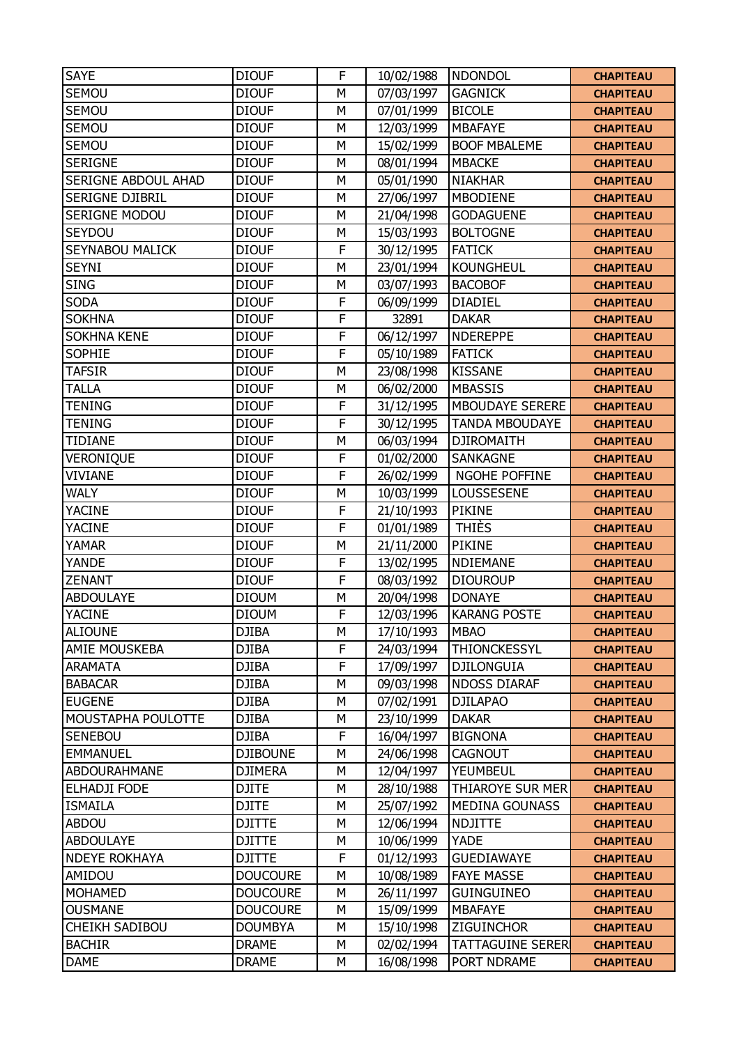| SAYE | DIOUF | F | 10/02/1988 | NDONDOL | CHAPITEAU |
|---|---|---|---|---|---|
| SEMOU | DIOUF | M | 07/03/1997 | GAGNICK | CHAPITEAU |
| SEMOU | DIOUF | M | 07/01/1999 | BICOLE | CHAPITEAU |
| SEMOU | DIOUF | M | 12/03/1999 | MBAFAYE | CHAPITEAU |
| SEMOU | DIOUF | M | 15/02/1999 | BOOF MBALEME | CHAPITEAU |
| SERIGNE | DIOUF | M | 08/01/1994 | MBACKE | CHAPITEAU |
| SERIGNE ABDOUL AHAD | DIOUF | M | 05/01/1990 | NIAKHAR | CHAPITEAU |
| SERIGNE DJIBRIL | DIOUF | M | 27/06/1997 | MBODIENE | CHAPITEAU |
| SERIGNE MODOU | DIOUF | M | 21/04/1998 | GODAGUENE | CHAPITEAU |
| SEYDOU | DIOUF | M | 15/03/1993 | BOLTOGNE | CHAPITEAU |
| SEYNABOU MALICK | DIOUF | F | 30/12/1995 | FATICK | CHAPITEAU |
| SEYNI | DIOUF | M | 23/01/1994 | KOUNGHEUL | CHAPITEAU |
| SING | DIOUF | M | 03/07/1993 | BACOBOF | CHAPITEAU |
| SODA | DIOUF | F | 06/09/1999 | DIADIEL | CHAPITEAU |
| SOKHNA | DIOUF | F | 32891 | DAKAR | CHAPITEAU |
| SOKHNA KENE | DIOUF | F | 06/12/1997 | NDEREPPE | CHAPITEAU |
| SOPHIE | DIOUF | F | 05/10/1989 | FATICK | CHAPITEAU |
| TAFSIR | DIOUF | M | 23/08/1998 | KISSANE | CHAPITEAU |
| TALLA | DIOUF | M | 06/02/2000 | MBASSIS | CHAPITEAU |
| TENING | DIOUF | F | 31/12/1995 | MBOUDAYE SERERE | CHAPITEAU |
| TENING | DIOUF | F | 30/12/1995 | TANDA MBOUDAYE | CHAPITEAU |
| TIDIANE | DIOUF | M | 06/03/1994 | DJIROMAITH | CHAPITEAU |
| VERONIQUE | DIOUF | F | 01/02/2000 | SANKAGNE | CHAPITEAU |
| VIVIANE | DIOUF | F | 26/02/1999 | NGOHE POFFINE | CHAPITEAU |
| WALY | DIOUF | M | 10/03/1999 | LOUSSESENE | CHAPITEAU |
| YACINE | DIOUF | F | 21/10/1993 | PIKINE | CHAPITEAU |
| YACINE | DIOUF | F | 01/01/1989 | THIÈS | CHAPITEAU |
| YAMAR | DIOUF | M | 21/11/2000 | PIKINE | CHAPITEAU |
| YANDE | DIOUF | F | 13/02/1995 | NDIEMANE | CHAPITEAU |
| ZENANT | DIOUF | F | 08/03/1992 | DIOUROUP | CHAPITEAU |
| ABDOULAYE | DIOUM | M | 20/04/1998 | DONAYE | CHAPITEAU |
| YACINE | DIOUM | F | 12/03/1996 | KARANG POSTE | CHAPITEAU |
| ALIOUNE | DJIBA | M | 17/10/1993 | MBAO | CHAPITEAU |
| AMIE MOUSKEBA | DJIBA | F | 24/03/1994 | THIONCKESSYL | CHAPITEAU |
| ARAMATA | DJIBA | F | 17/09/1997 | DJILONGUIA | CHAPITEAU |
| BABACAR | DJIBA | M | 09/03/1998 | NDOSS DIARAF | CHAPITEAU |
| EUGENE | DJIBA | M | 07/02/1991 | DJILAPAO | CHAPITEAU |
| MOUSTAPHA POULOTTE | DJIBA | M | 23/10/1999 | DAKAR | CHAPITEAU |
| SENEBOU | DJIBA | F | 16/04/1997 | BIGNONA | CHAPITEAU |
| EMMANUEL | DJIBOUNE | M | 24/06/1998 | CAGNOUT | CHAPITEAU |
| ABDOURAHMANE | DJIMERA | M | 12/04/1997 | YEUMBEUL | CHAPITEAU |
| ELHADJI FODE | DJITE | M | 28/10/1988 | THIAROYE SUR MER | CHAPITEAU |
| ISMAILA | DJITE | M | 25/07/1992 | MEDINA GOUNASS | CHAPITEAU |
| ABDOU | DJITTE | M | 12/06/1994 | NDJITTE | CHAPITEAU |
| ABDOULAYE | DJITTE | M | 10/06/1999 | YADE | CHAPITEAU |
| NDEYE ROKHAYA | DJITTE | F | 01/12/1993 | GUEDIAWAYE | CHAPITEAU |
| AMIDOU | DOUCOURE | M | 10/08/1989 | FAYE MASSE | CHAPITEAU |
| MOHAMED | DOUCOURE | M | 26/11/1997 | GUINGUINEO | CHAPITEAU |
| OUSMANE | DOUCOURE | M | 15/09/1999 | MBAFAYE | CHAPITEAU |
| CHEIKH SADIBOU | DOUMBYA | M | 15/10/1998 | ZIGUINCHOR | CHAPITEAU |
| BACHIR | DRAME | M | 02/02/1994 | TATTAGUINE SERERI | CHAPITEAU |
| DAME | DRAME | M | 16/08/1998 | PORT NDRAME | CHAPITEAU |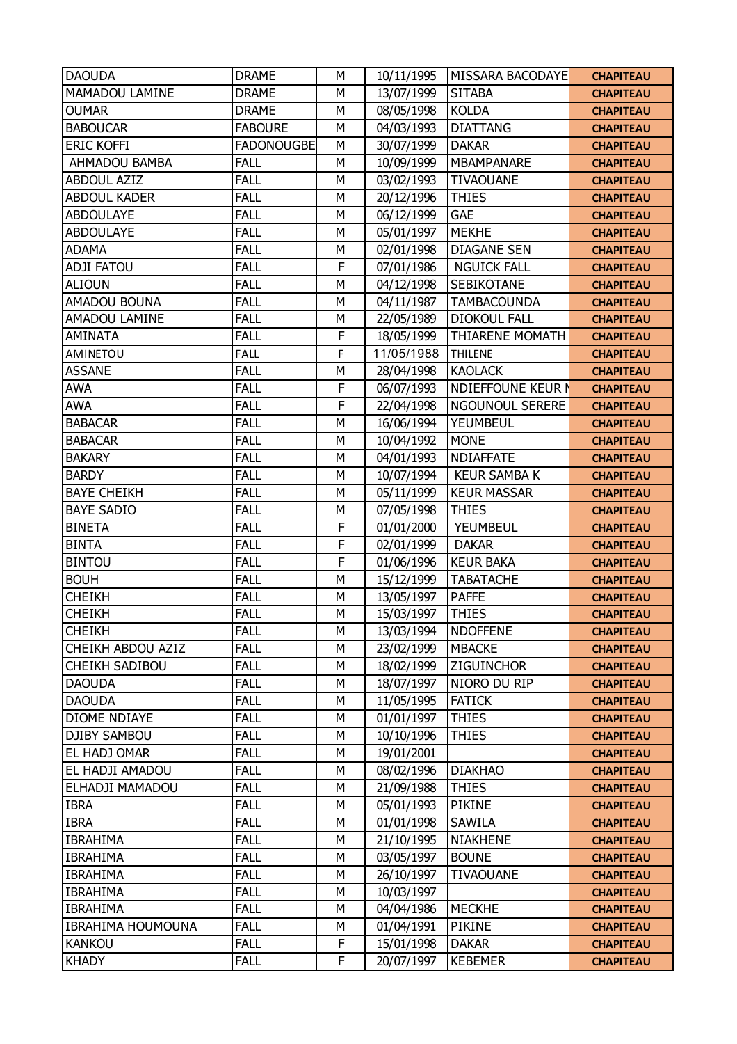| DAOUDA | DRAME | M | 10/11/1995 | MISSARA BACODAYE | CHAPITEAU |
|---|---|---|---|---|---|
| MAMADOU LAMINE | DRAME | M | 13/07/1999 | SITABA | CHAPITEAU |
| OUMAR | DRAME | M | 08/05/1998 | KOLDA | CHAPITEAU |
| BABOUCAR | FABOURE | M | 04/03/1993 | DIATTANG | CHAPITEAU |
| ERIC KOFFI | FADONOUGBE | M | 30/07/1999 | DAKAR | CHAPITEAU |
| AHMADOU BAMBA | FALL | M | 10/09/1999 | MBAMPANARE | CHAPITEAU |
| ABDOUL AZIZ | FALL | M | 03/02/1993 | TIVAOUANE | CHAPITEAU |
| ABDOUL KADER | FALL | M | 20/12/1996 | THIES | CHAPITEAU |
| ABDOULAYE | FALL | M | 06/12/1999 | GAE | CHAPITEAU |
| ABDOULAYE | FALL | M | 05/01/1997 | MEKHE | CHAPITEAU |
| ADAMA | FALL | M | 02/01/1998 | DIAGANE SEN | CHAPITEAU |
| ADJI FATOU | FALL | F | 07/01/1986 | NGUICK FALL | CHAPITEAU |
| ALIOUN | FALL | M | 04/12/1998 | SEBIKOTANE | CHAPITEAU |
| AMADOU BOUNA | FALL | M | 04/11/1987 | TAMBACOUNDA | CHAPITEAU |
| AMADOU LAMINE | FALL | M | 22/05/1989 | DIOKOUL FALL | CHAPITEAU |
| AMINATA | FALL | F | 18/05/1999 | THIARENE MOMATH | CHAPITEAU |
| AMINETOU | FALL | F | 11/05/1988 | THILENE | CHAPITEAU |
| ASSANE | FALL | M | 28/04/1998 | KAOLACK | CHAPITEAU |
| AWA | FALL | F | 06/07/1993 | NDIEFFOUNE KEUR N | CHAPITEAU |
| AWA | FALL | F | 22/04/1998 | NGOUNOUL SERERE | CHAPITEAU |
| BABACAR | FALL | M | 16/06/1994 | YEUMBEUL | CHAPITEAU |
| BABACAR | FALL | M | 10/04/1992 | MONE | CHAPITEAU |
| BAKARY | FALL | M | 04/01/1993 | NDIAFFATE | CHAPITEAU |
| BARDY | FALL | M | 10/07/1994 | KEUR SAMBA K | CHAPITEAU |
| BAYE CHEIKH | FALL | M | 05/11/1999 | KEUR MASSAR | CHAPITEAU |
| BAYE SADIO | FALL | M | 07/05/1998 | THIES | CHAPITEAU |
| BINETA | FALL | F | 01/01/2000 | YEUMBEUL | CHAPITEAU |
| BINTA | FALL | F | 02/01/1999 | DAKAR | CHAPITEAU |
| BINTOU | FALL | F | 01/06/1996 | KEUR BAKA | CHAPITEAU |
| BOUH | FALL | M | 15/12/1999 | TABATACHE | CHAPITEAU |
| CHEIKH | FALL | M | 13/05/1997 | PAFFE | CHAPITEAU |
| CHEIKH | FALL | M | 15/03/1997 | THIES | CHAPITEAU |
| CHEIKH | FALL | M | 13/03/1994 | NDOFFENE | CHAPITEAU |
| CHEIKH ABDOU AZIZ | FALL | M | 23/02/1999 | MBACKE | CHAPITEAU |
| CHEIKH SADIBOU | FALL | M | 18/02/1999 | ZIGUINCHOR | CHAPITEAU |
| DAOUDA | FALL | M | 18/07/1997 | NIORO DU RIP | CHAPITEAU |
| DAOUDA | FALL | M | 11/05/1995 | FATICK | CHAPITEAU |
| DIOME NDIAYE | FALL | M | 01/01/1997 | THIES | CHAPITEAU |
| DJIBY SAMBOU | FALL | M | 10/10/1996 | THIES | CHAPITEAU |
| EL HADJ OMAR | FALL | M | 19/01/2001 | | CHAPITEAU |
| EL HADJI AMADOU | FALL | M | 08/02/1996 | DIAKHAO | CHAPITEAU |
| ELHADJI MAMADOU | FALL | M | 21/09/1988 | THIES | CHAPITEAU |
| IBRA | FALL | M | 05/01/1993 | PIKINE | CHAPITEAU |
| IBRA | FALL | M | 01/01/1998 | SAWILA | CHAPITEAU |
| IBRAHIMA | FALL | M | 21/10/1995 | NIAKHENE | CHAPITEAU |
| IBRAHIMA | FALL | M | 03/05/1997 | BOUNE | CHAPITEAU |
| IBRAHIMA | FALL | M | 26/10/1997 | TIVAOUANE | CHAPITEAU |
| IBRAHIMA | FALL | M | 10/03/1997 | | CHAPITEAU |
| IBRAHIMA | FALL | M | 04/04/1986 | MECKHE | CHAPITEAU |
| IBRAHIMA HOUMOUNA | FALL | M | 01/04/1991 | PIKINE | CHAPITEAU |
| KANKOU | FALL | F | 15/01/1998 | DAKAR | CHAPITEAU |
| KHADY | FALL | F | 20/07/1997 | KEBEMER | CHAPITEAU |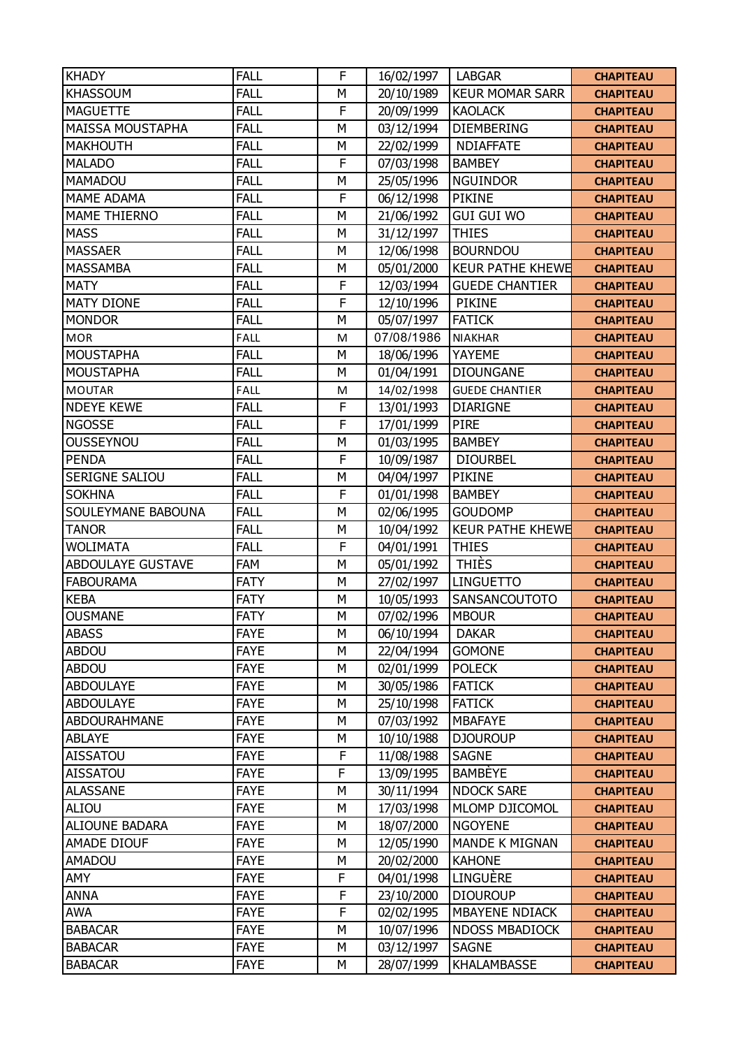| KHADY | FALL | F | 16/02/1997 | LABGAR | CHAPITEAU |
|---|---|---|---|---|---|
| KHASSOUM | FALL | M | 20/10/1989 | KEUR MOMAR SARR | CHAPITEAU |
| MAGUETTE | FALL | F | 20/09/1999 | KAOLACK | CHAPITEAU |
| MAISSA MOUSTAPHA | FALL | M | 03/12/1994 | DIEMBERING | CHAPITEAU |
| MAKHOUTH | FALL | M | 22/02/1999 | NDIAFFATE | CHAPITEAU |
| MALADO | FALL | F | 07/03/1998 | BAMBEY | CHAPITEAU |
| MAMADOU | FALL | M | 25/05/1996 | NGUINDOR | CHAPITEAU |
| MAME ADAMA | FALL | F | 06/12/1998 | PIKINE | CHAPITEAU |
| MAME THIERNO | FALL | M | 21/06/1992 | GUI GUI WO | CHAPITEAU |
| MASS | FALL | M | 31/12/1997 | THIES | CHAPITEAU |
| MASSAER | FALL | M | 12/06/1998 | BOURNDOU | CHAPITEAU |
| MASSAMBA | FALL | M | 05/01/2000 | KEUR PATHE KHEWE | CHAPITEAU |
| MATY | FALL | F | 12/03/1994 | GUEDE CHANTIER | CHAPITEAU |
| MATY DIONE | FALL | F | 12/10/1996 | PIKINE | CHAPITEAU |
| MONDOR | FALL | M | 05/07/1997 | FATICK | CHAPITEAU |
| MOR | FALL | M | 07/08/1986 | NIAKHAR | CHAPITEAU |
| MOUSTAPHA | FALL | M | 18/06/1996 | YAYEME | CHAPITEAU |
| MOUSTAPHA | FALL | M | 01/04/1991 | DIOUNGANE | CHAPITEAU |
| MOUTAR | FALL | M | 14/02/1998 | GUEDE CHANTIER | CHAPITEAU |
| NDEYE KEWE | FALL | F | 13/01/1993 | DIARIGNE | CHAPITEAU |
| NGOSSE | FALL | F | 17/01/1999 | PIRE | CHAPITEAU |
| OUSSEYNOU | FALL | M | 01/03/1995 | BAMBEY | CHAPITEAU |
| PENDA | FALL | F | 10/09/1987 | DIOURBEL | CHAPITEAU |
| SERIGNE SALIOU | FALL | M | 04/04/1997 | PIKINE | CHAPITEAU |
| SOKHNA | FALL | F | 01/01/1998 | BAMBEY | CHAPITEAU |
| SOULEYMANE BABOUNA | FALL | M | 02/06/1995 | GOUDOMP | CHAPITEAU |
| TANOR | FALL | M | 10/04/1992 | KEUR PATHE KHEWE | CHAPITEAU |
| WOLIMATA | FALL | F | 04/01/1991 | THIES | CHAPITEAU |
| ABDOULAYE GUSTAVE | FAM | M | 05/01/1992 | THIÈS | CHAPITEAU |
| FABOURAMA | FATY | M | 27/02/1997 | LINGUETTO | CHAPITEAU |
| KEBA | FATY | M | 10/05/1993 | SANSANCOUTOTO | CHAPITEAU |
| OUSMANE | FATY | M | 07/02/1996 | MBOUR | CHAPITEAU |
| ABASS | FAYE | M | 06/10/1994 | DAKAR | CHAPITEAU |
| ABDOU | FAYE | M | 22/04/1994 | GOMONE | CHAPITEAU |
| ABDOU | FAYE | M | 02/01/1999 | POLECK | CHAPITEAU |
| ABDOULAYE | FAYE | M | 30/05/1986 | FATICK | CHAPITEAU |
| ABDOULAYE | FAYE | M | 25/10/1998 | FATICK | CHAPITEAU |
| ABDOURAHMANE | FAYE | M | 07/03/1992 | MBAFAYE | CHAPITEAU |
| ABLAYE | FAYE | M | 10/10/1988 | DJOUROUP | CHAPITEAU |
| AISSATOU | FAYE | F | 11/08/1988 | SAGNE | CHAPITEAU |
| AISSATOU | FAYE | F | 13/09/1995 | BAMBÈYE | CHAPITEAU |
| ALASSANE | FAYE | M | 30/11/1994 | NDOCK SARE | CHAPITEAU |
| ALIOU | FAYE | M | 17/03/1998 | MLOMP DJICOMOL | CHAPITEAU |
| ALIOUNE BADARA | FAYE | M | 18/07/2000 | NGOYENE | CHAPITEAU |
| AMADE DIOUF | FAYE | M | 12/05/1990 | MANDE K MIGNAN | CHAPITEAU |
| AMADOU | FAYE | M | 20/02/2000 | KAHONE | CHAPITEAU |
| AMY | FAYE | F | 04/01/1998 | LINGUÈRE | CHAPITEAU |
| ANNA | FAYE | F | 23/10/2000 | DIOUROUP | CHAPITEAU |
| AWA | FAYE | F | 02/02/1995 | MBAYENE NDIACK | CHAPITEAU |
| BABACAR | FAYE | M | 10/07/1996 | NDOSS MBADIOCK | CHAPITEAU |
| BABACAR | FAYE | M | 03/12/1997 | SAGNE | CHAPITEAU |
| BABACAR | FAYE | M | 28/07/1999 | KHALAMBASSE | CHAPITEAU |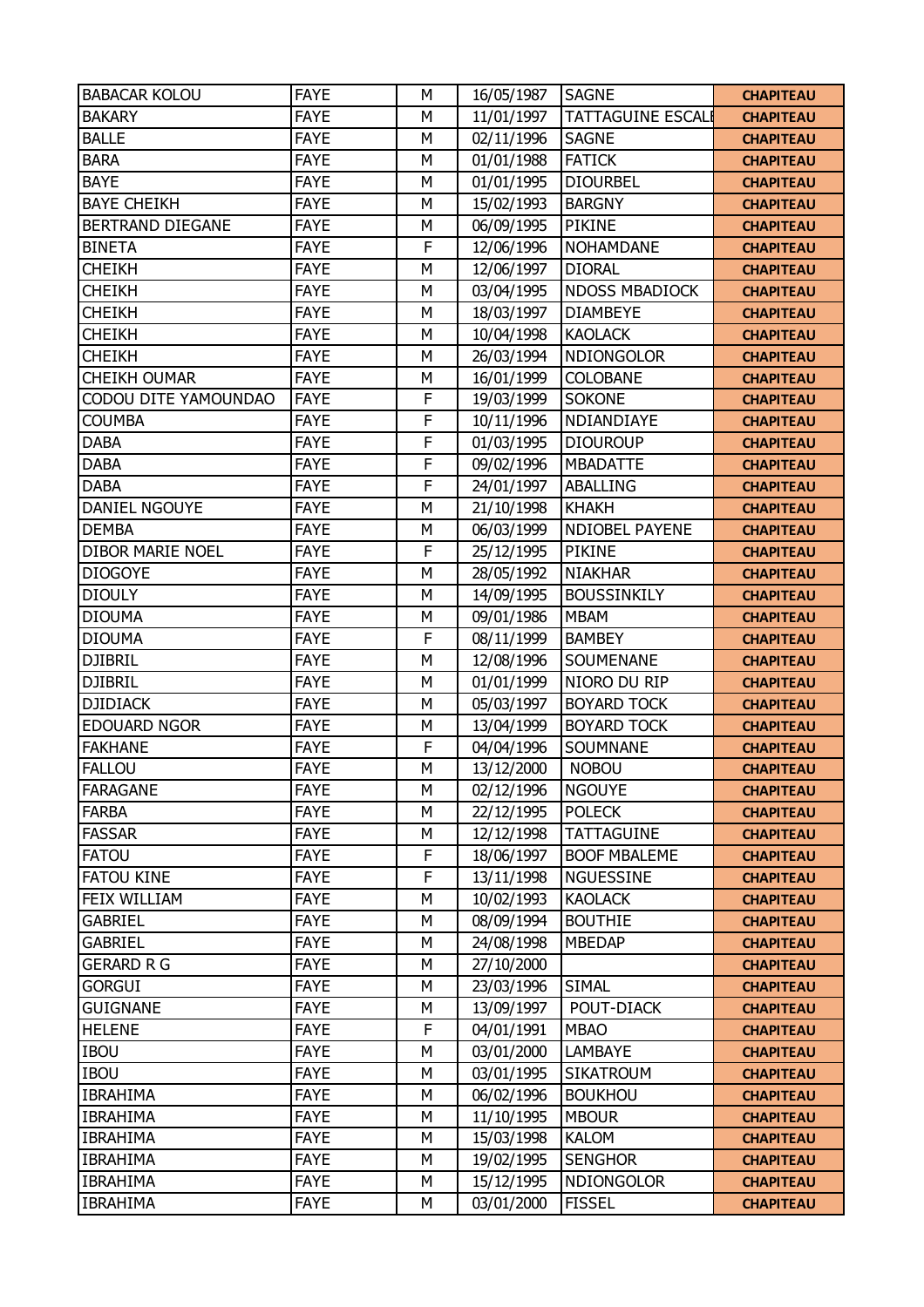| BABACAR KOLOU | FAYE | M | 16/05/1987 | SAGNE | CHAPITEAU |
|---|---|---|---|---|---|
| BAKARY | FAYE | M | 11/01/1997 | TATTAGUINE ESCALE | CHAPITEAU |
| BALLE | FAYE | M | 02/11/1996 | SAGNE | CHAPITEAU |
| BARA | FAYE | M | 01/01/1988 | FATICK | CHAPITEAU |
| BAYE | FAYE | M | 01/01/1995 | DIOURBEL | CHAPITEAU |
| BAYE CHEIKH | FAYE | M | 15/02/1993 | BARGNY | CHAPITEAU |
| BERTRAND DIEGANE | FAYE | M | 06/09/1995 | PIKINE | CHAPITEAU |
| BINETA | FAYE | F | 12/06/1996 | NOHAMDANE | CHAPITEAU |
| CHEIKH | FAYE | M | 12/06/1997 | DIORAL | CHAPITEAU |
| CHEIKH | FAYE | M | 03/04/1995 | NDOSS MBADIOCK | CHAPITEAU |
| CHEIKH | FAYE | M | 18/03/1997 | DIAMBEYE | CHAPITEAU |
| CHEIKH | FAYE | M | 10/04/1998 | KAOLACK | CHAPITEAU |
| CHEIKH | FAYE | M | 26/03/1994 | NDIONGOLOR | CHAPITEAU |
| CHEIKH OUMAR | FAYE | M | 16/01/1999 | COLOBANE | CHAPITEAU |
| CODOU DITE YAMOUNDAO | FAYE | F | 19/03/1999 | SOKONE | CHAPITEAU |
| COUMBA | FAYE | F | 10/11/1996 | NDIANDIAYE | CHAPITEAU |
| DABA | FAYE | F | 01/03/1995 | DIOUROUP | CHAPITEAU |
| DABA | FAYE | F | 09/02/1996 | MBADATTE | CHAPITEAU |
| DABA | FAYE | F | 24/01/1997 | ABALLING | CHAPITEAU |
| DANIEL NGOUYE | FAYE | M | 21/10/1998 | KHAKH | CHAPITEAU |
| DEMBA | FAYE | M | 06/03/1999 | NDIOBEL PAYENE | CHAPITEAU |
| DIBOR MARIE NOEL | FAYE | F | 25/12/1995 | PIKINE | CHAPITEAU |
| DIOGOYE | FAYE | M | 28/05/1992 | NIAKHAR | CHAPITEAU |
| DIOULY | FAYE | M | 14/09/1995 | BOUSSINKILY | CHAPITEAU |
| DIOUMA | FAYE | M | 09/01/1986 | MBAM | CHAPITEAU |
| DIOUMA | FAYE | F | 08/11/1999 | BAMBEY | CHAPITEAU |
| DJIBRIL | FAYE | M | 12/08/1996 | SOUMENANE | CHAPITEAU |
| DJIBRIL | FAYE | M | 01/01/1999 | NIORO DU RIP | CHAPITEAU |
| DJIDIACK | FAYE | M | 05/03/1997 | BOYARD TOCK | CHAPITEAU |
| EDOUARD NGOR | FAYE | M | 13/04/1999 | BOYARD TOCK | CHAPITEAU |
| FAKHANE | FAYE | F | 04/04/1996 | SOUMNANE | CHAPITEAU |
| FALLOU | FAYE | M | 13/12/2000 | NOBOU | CHAPITEAU |
| FARAGANE | FAYE | M | 02/12/1996 | NGOUYE | CHAPITEAU |
| FARBA | FAYE | M | 22/12/1995 | POLECK | CHAPITEAU |
| FASSAR | FAYE | M | 12/12/1998 | TATTAGUINE | CHAPITEAU |
| FATOU | FAYE | F | 18/06/1997 | BOOF MBALEME | CHAPITEAU |
| FATOU KINE | FAYE | F | 13/11/1998 | NGUESSINE | CHAPITEAU |
| FEIX WILLIAM | FAYE | M | 10/02/1993 | KAOLACK | CHAPITEAU |
| GABRIEL | FAYE | M | 08/09/1994 | BOUTHIE | CHAPITEAU |
| GABRIEL | FAYE | M | 24/08/1998 | MBEDAP | CHAPITEAU |
| GERARD R G | FAYE | M | 27/10/2000 | | CHAPITEAU |
| GORGUI | FAYE | M | 23/03/1996 | SIMAL | CHAPITEAU |
| GUIGNANE | FAYE | M | 13/09/1997 | POUT-DIACK | CHAPITEAU |
| HELENE | FAYE | F | 04/01/1991 | MBAO | CHAPITEAU |
| IBOU | FAYE | M | 03/01/2000 | LAMBAYE | CHAPITEAU |
| IBOU | FAYE | M | 03/01/1995 | SIKATROUM | CHAPITEAU |
| IBRAHIMA | FAYE | M | 06/02/1996 | BOUKHOU | CHAPITEAU |
| IBRAHIMA | FAYE | M | 11/10/1995 | MBOUR | CHAPITEAU |
| IBRAHIMA | FAYE | M | 15/03/1998 | KALOM | CHAPITEAU |
| IBRAHIMA | FAYE | M | 19/02/1995 | SENGHOR | CHAPITEAU |
| IBRAHIMA | FAYE | M | 15/12/1995 | NDIONGOLOR | CHAPITEAU |
| IBRAHIMA | FAYE | M | 03/01/2000 | FISSEL | CHAPITEAU |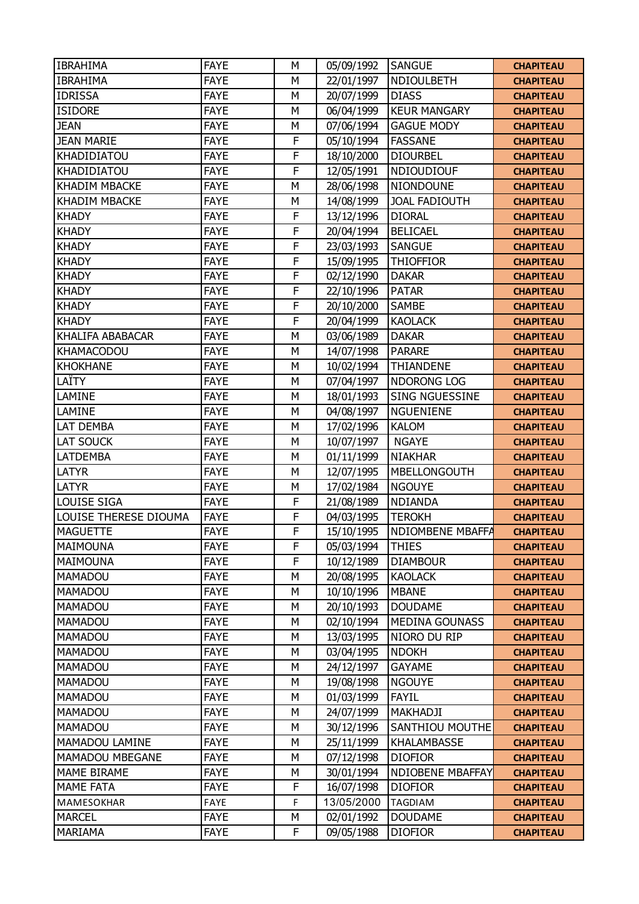| IBRAHIMA | FAYE | M | 05/09/1992 | SANGUE | CHAPITEAU |
|---|---|---|---|---|---|
| IBRAHIMA | FAYE | M | 22/01/1997 | NDIOULBETH | CHAPITEAU |
| IDRISSA | FAYE | M | 20/07/1999 | DIASS | CHAPITEAU |
| ISIDORE | FAYE | M | 06/04/1999 | KEUR MANGARY | CHAPITEAU |
| JEAN | FAYE | M | 07/06/1994 | GAGUE MODY | CHAPITEAU |
| JEAN MARIE | FAYE | F | 05/10/1994 | FASSANE | CHAPITEAU |
| KHADIDIATOU | FAYE | F | 18/10/2000 | DIOURBEL | CHAPITEAU |
| KHADIDIATOU | FAYE | F | 12/05/1991 | NDIOUDIOUF | CHAPITEAU |
| KHADIM MBACKE | FAYE | M | 28/06/1998 | NIONDOUNE | CHAPITEAU |
| KHADIM MBACKE | FAYE | M | 14/08/1999 | JOAL FADIOUTH | CHAPITEAU |
| KHADY | FAYE | F | 13/12/1996 | DIORAL | CHAPITEAU |
| KHADY | FAYE | F | 20/04/1994 | BELICAEL | CHAPITEAU |
| KHADY | FAYE | F | 23/03/1993 | SANGUE | CHAPITEAU |
| KHADY | FAYE | F | 15/09/1995 | THIOFFIOR | CHAPITEAU |
| KHADY | FAYE | F | 02/12/1990 | DAKAR | CHAPITEAU |
| KHADY | FAYE | F | 22/10/1996 | PATAR | CHAPITEAU |
| KHADY | FAYE | F | 20/10/2000 | SAMBE | CHAPITEAU |
| KHADY | FAYE | F | 20/04/1999 | KAOLACK | CHAPITEAU |
| KHALIFA ABABACAR | FAYE | M | 03/06/1989 | DAKAR | CHAPITEAU |
| KHAMACODOU | FAYE | M | 14/07/1998 | PARARE | CHAPITEAU |
| KHOKHANE | FAYE | M | 10/02/1994 | THIANDENE | CHAPITEAU |
| LAÏTY | FAYE | M | 07/04/1997 | NDORONG LOG | CHAPITEAU |
| LAMINE | FAYE | M | 18/01/1993 | SING NGUESSINE | CHAPITEAU |
| LAMINE | FAYE | M | 04/08/1997 | NGUENIENE | CHAPITEAU |
| LAT DEMBA | FAYE | M | 17/02/1996 | KALOM | CHAPITEAU |
| LAT SOUCK | FAYE | M | 10/07/1997 | NGAYE | CHAPITEAU |
| LATDEMBA | FAYE | M | 01/11/1999 | NIAKHAR | CHAPITEAU |
| LATYR | FAYE | M | 12/07/1995 | MBELLONGOUTH | CHAPITEAU |
| LATYR | FAYE | M | 17/02/1984 | NGOUYE | CHAPITEAU |
| LOUISE SIGA | FAYE | F | 21/08/1989 | NDIANDA | CHAPITEAU |
| LOUISE THERESE DIOUMA | FAYE | F | 04/03/1995 | TEROKH | CHAPITEAU |
| MAGUETTE | FAYE | F | 15/10/1995 | NDIOMBENE MBAFFA | CHAPITEAU |
| MAIMOUNA | FAYE | F | 05/03/1994 | THIES | CHAPITEAU |
| MAIMOUNA | FAYE | F | 10/12/1989 | DIAMBOUR | CHAPITEAU |
| MAMADOU | FAYE | M | 20/08/1995 | KAOLACK | CHAPITEAU |
| MAMADOU | FAYE | M | 10/10/1996 | MBANE | CHAPITEAU |
| MAMADOU | FAYE | M | 20/10/1993 | DOUDAME | CHAPITEAU |
| MAMADOU | FAYE | M | 02/10/1994 | MEDINA GOUNASS | CHAPITEAU |
| MAMADOU | FAYE | M | 13/03/1995 | NIORO DU RIP | CHAPITEAU |
| MAMADOU | FAYE | M | 03/04/1995 | NDOKH | CHAPITEAU |
| MAMADOU | FAYE | M | 24/12/1997 | GAYAME | CHAPITEAU |
| MAMADOU | FAYE | M | 19/08/1998 | NGOUYE | CHAPITEAU |
| MAMADOU | FAYE | M | 01/03/1999 | FAYIL | CHAPITEAU |
| MAMADOU | FAYE | M | 24/07/1999 | MAKHADJI | CHAPITEAU |
| MAMADOU | FAYE | M | 30/12/1996 | SANTHIOU MOUTHE | CHAPITEAU |
| MAMADOU LAMINE | FAYE | M | 25/11/1999 | KHALAMBASSE | CHAPITEAU |
| MAMADOU MBEGANE | FAYE | M | 07/12/1998 | DIOFIOR | CHAPITEAU |
| MAME BIRAME | FAYE | M | 30/01/1994 | NDIOBENE MBAFFAY | CHAPITEAU |
| MAME FATA | FAYE | F | 16/07/1998 | DIOFIOR | CHAPITEAU |
| MAMESOKHAR | FAYE | F | 13/05/2000 | TAGDIAM | CHAPITEAU |
| MARCEL | FAYE | M | 02/01/1992 | DOUDAME | CHAPITEAU |
| MARIAMA | FAYE | F | 09/05/1988 | DIOFIOR | CHAPITEAU |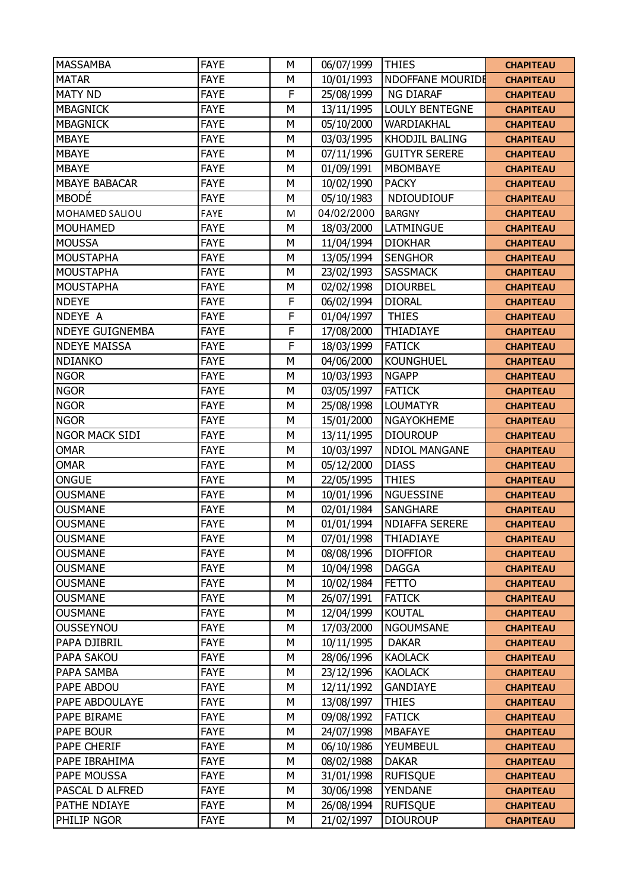| | | | | | |
|---|---|---|---|---|---|
| MASSAMBA | FAYE | M | 06/07/1999 | THIES | CHAPITEAU |
| MATAR | FAYE | M | 10/01/1993 | NDOFFANE MOURIDE | CHAPITEAU |
| MATY ND | FAYE | F | 25/08/1999 | NG DIARAF | CHAPITEAU |
| MBAGNICK | FAYE | M | 13/11/1995 | LOULY BENTEGNE | CHAPITEAU |
| MBAGNICK | FAYE | M | 05/10/2000 | WARDIAKHAL | CHAPITEAU |
| MBAYE | FAYE | M | 03/03/1995 | KHODJIL BALING | CHAPITEAU |
| MBAYE | FAYE | M | 07/11/1996 | GUITYR SERERE | CHAPITEAU |
| MBAYE | FAYE | M | 01/09/1991 | MBOMBAYE | CHAPITEAU |
| MBAYE BABACAR | FAYE | M | 10/02/1990 | PACKY | CHAPITEAU |
| MBODÉ | FAYE | M | 05/10/1983 | NDIOUDIOUF | CHAPITEAU |
| MOHAMED SALIOU | FAYE | M | 04/02/2000 | BARGNY | CHAPITEAU |
| MOUHAMED | FAYE | M | 18/03/2000 | LATMINGUE | CHAPITEAU |
| MOUSSA | FAYE | M | 11/04/1994 | DIOKHAR | CHAPITEAU |
| MOUSTAPHA | FAYE | M | 13/05/1994 | SENGHOR | CHAPITEAU |
| MOUSTAPHA | FAYE | M | 23/02/1993 | SASSMACK | CHAPITEAU |
| MOUSTAPHA | FAYE | M | 02/02/1998 | DIOURBEL | CHAPITEAU |
| NDEYE | FAYE | F | 06/02/1994 | DIORAL | CHAPITEAU |
| NDEYE A | FAYE | F | 01/04/1997 | THIES | CHAPITEAU |
| NDEYE GUIGNEMBA | FAYE | F | 17/08/2000 | THIADIAYE | CHAPITEAU |
| NDEYE MAISSA | FAYE | F | 18/03/1999 | FATICK | CHAPITEAU |
| NDIANKO | FAYE | M | 04/06/2000 | KOUNGHUEL | CHAPITEAU |
| NGOR | FAYE | M | 10/03/1993 | NGAPP | CHAPITEAU |
| NGOR | FAYE | M | 03/05/1997 | FATICK | CHAPITEAU |
| NGOR | FAYE | M | 25/08/1998 | LOUMATYR | CHAPITEAU |
| NGOR | FAYE | M | 15/01/2000 | NGAYOKHEME | CHAPITEAU |
| NGOR MACK SIDI | FAYE | M | 13/11/1995 | DIOUROUP | CHAPITEAU |
| OMAR | FAYE | M | 10/03/1997 | NDIOL MANGANE | CHAPITEAU |
| OMAR | FAYE | M | 05/12/2000 | DIASS | CHAPITEAU |
| ONGUE | FAYE | M | 22/05/1995 | THIES | CHAPITEAU |
| OUSMANE | FAYE | M | 10/01/1996 | NGUESSINE | CHAPITEAU |
| OUSMANE | FAYE | M | 02/01/1984 | SANGHARE | CHAPITEAU |
| OUSMANE | FAYE | M | 01/01/1994 | NDIAFFA SERERE | CHAPITEAU |
| OUSMANE | FAYE | M | 07/01/1998 | THIADIAYE | CHAPITEAU |
| OUSMANE | FAYE | M | 08/08/1996 | DIOFFIOR | CHAPITEAU |
| OUSMANE | FAYE | M | 10/04/1998 | DAGGA | CHAPITEAU |
| OUSMANE | FAYE | M | 10/02/1984 | FETTO | CHAPITEAU |
| OUSMANE | FAYE | M | 26/07/1991 | FATICK | CHAPITEAU |
| OUSMANE | FAYE | M | 12/04/1999 | KOUTAL | CHAPITEAU |
| OUSSEYNOU | FAYE | M | 17/03/2000 | NGOUMSANE | CHAPITEAU |
| PAPA DJIBRIL | FAYE | M | 10/11/1995 | DAKAR | CHAPITEAU |
| PAPA SAKOU | FAYE | M | 28/06/1996 | KAOLACK | CHAPITEAU |
| PAPA SAMBA | FAYE | M | 23/12/1996 | KAOLACK | CHAPITEAU |
| PAPE ABDOU | FAYE | M | 12/11/1992 | GANDIAYE | CHAPITEAU |
| PAPE ABDOULAYE | FAYE | M | 13/08/1997 | THIES | CHAPITEAU |
| PAPE BIRAME | FAYE | M | 09/08/1992 | FATICK | CHAPITEAU |
| PAPE BOUR | FAYE | M | 24/07/1998 | MBAFAYE | CHAPITEAU |
| PAPE CHERIF | FAYE | M | 06/10/1986 | YEUMBEUL | CHAPITEAU |
| PAPE IBRAHIMA | FAYE | M | 08/02/1988 | DAKAR | CHAPITEAU |
| PAPE MOUSSA | FAYE | M | 31/01/1998 | RUFISQUE | CHAPITEAU |
| PASCAL D ALFRED | FAYE | M | 30/06/1998 | YENDANE | CHAPITEAU |
| PATHE NDIAYE | FAYE | M | 26/08/1994 | RUFISQUE | CHAPITEAU |
| PHILIP NGOR | FAYE | M | 21/02/1997 | DIOUROUP | CHAPITEAU |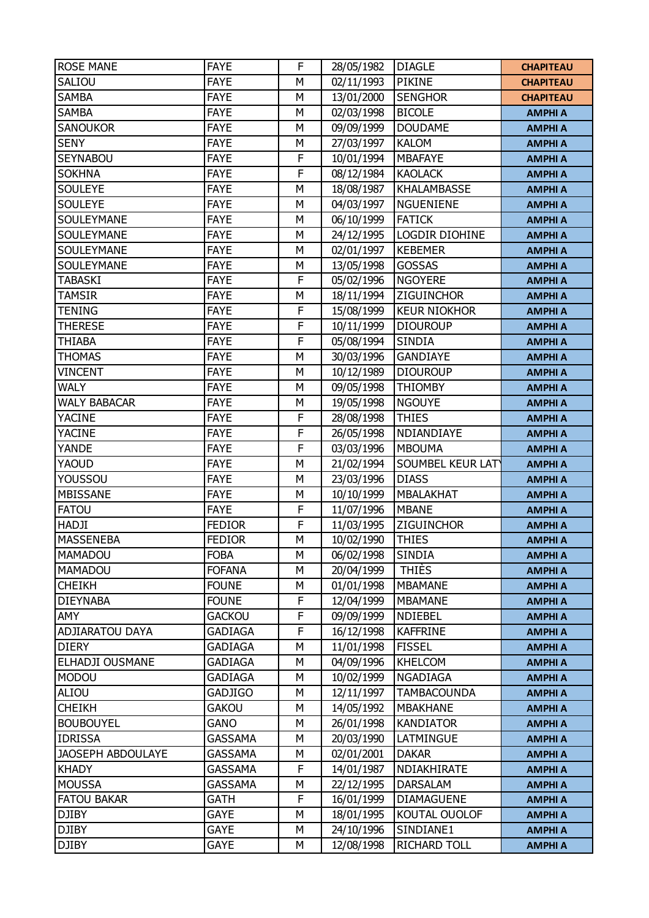| | | | | | |
|---|---|---|---|---|---|
| ROSE MANE | FAYE | F | 28/05/1982 | DIAGLE | CHAPITEAU |
| SALIOU | FAYE | M | 02/11/1993 | PIKINE | CHAPITEAU |
| SAMBA | FAYE | M | 13/01/2000 | SENGHOR | CHAPITEAU |
| SAMBA | FAYE | M | 02/03/1998 | BICOLE | AMPHI A |
| SANOUKOR | FAYE | M | 09/09/1999 | DOUDAME | AMPHI A |
| SENY | FAYE | M | 27/03/1997 | KALOM | AMPHI A |
| SEYNABOU | FAYE | F | 10/01/1994 | MBAFAYE | AMPHI A |
| SOKHNA | FAYE | F | 08/12/1984 | KAOLACK | AMPHI A |
| SOULEYE | FAYE | M | 18/08/1987 | KHALAMBASSE | AMPHI A |
| SOULEYE | FAYE | M | 04/03/1997 | NGUENIENE | AMPHI A |
| SOULEYMANE | FAYE | M | 06/10/1999 | FATICK | AMPHI A |
| SOULEYMANE | FAYE | M | 24/12/1995 | LOGDIR DIOHINE | AMPHI A |
| SOULEYMANE | FAYE | M | 02/01/1997 | KEBEMER | AMPHI A |
| SOULEYMANE | FAYE | M | 13/05/1998 | GOSSAS | AMPHI A |
| TABASKI | FAYE | F | 05/02/1996 | NGOYERE | AMPHI A |
| TAMSIR | FAYE | M | 18/11/1994 | ZIGUINCHOR | AMPHI A |
| TENING | FAYE | F | 15/08/1999 | KEUR NIOKHOR | AMPHI A |
| THERESE | FAYE | F | 10/11/1999 | DIOUROUP | AMPHI A |
| THIABA | FAYE | F | 05/08/1994 | SINDIA | AMPHI A |
| THOMAS | FAYE | M | 30/03/1996 | GANDIAYE | AMPHI A |
| VINCENT | FAYE | M | 10/12/1989 | DIOUROUP | AMPHI A |
| WALY | FAYE | M | 09/05/1998 | THIOMBY | AMPHI A |
| WALY BABACAR | FAYE | M | 19/05/1998 | NGOUYE | AMPHI A |
| YACINE | FAYE | F | 28/08/1998 | THIES | AMPHI A |
| YACINE | FAYE | F | 26/05/1998 | NDIANDIAYE | AMPHI A |
| YANDE | FAYE | F | 03/03/1996 | MBOUMA | AMPHI A |
| YAOUD | FAYE | M | 21/02/1994 | SOUMBEL KEUR LATY | AMPHI A |
| YOUSSOU | FAYE | M | 23/03/1996 | DIASS | AMPHI A |
| MBISSANE | FAYE | M | 10/10/1999 | MBALAKHAT | AMPHI A |
| FATOU | FAYE | F | 11/07/1996 | MBANE | AMPHI A |
| HADJI | FEDIOR | F | 11/03/1995 | ZIGUINCHOR | AMPHI A |
| MASSENEBA | FEDIOR | M | 10/02/1990 | THIES | AMPHI A |
| MAMADOU | FOBA | M | 06/02/1998 | SINDIA | AMPHI A |
| MAMADOU | FOFANA | M | 20/04/1999 | THIÈS | AMPHI A |
| CHEIKH | FOUNE | M | 01/01/1998 | MBAMANE | AMPHI A |
| DIEYNABA | FOUNE | F | 12/04/1999 | MBAMANE | AMPHI A |
| AMY | GACKOU | F | 09/09/1999 | NDIEBEL | AMPHI A |
| ADJIARATOU DAYA | GADIAGA | F | 16/12/1998 | KAFFRINE | AMPHI A |
| DIERY | GADIAGA | M | 11/01/1998 | FISSEL | AMPHI A |
| ELHADJI OUSMANE | GADIAGA | M | 04/09/1996 | KHELCOM | AMPHI A |
| MODOU | GADIAGA | M | 10/02/1999 | NGADIAGA | AMPHI A |
| ALIOU | GADJIGO | M | 12/11/1997 | TAMBACOUNDA | AMPHI A |
| CHEIKH | GAKOU | M | 14/05/1992 | MBAKHANE | AMPHI A |
| BOUBOUYEL | GANO | M | 26/01/1998 | KANDIATOR | AMPHI A |
| IDRISSA | GASSAMA | M | 20/03/1990 | LATMINGUE | AMPHI A |
| JAOSEPH ABDOULAYE | GASSAMA | M | 02/01/2001 | DAKAR | AMPHI A |
| KHADY | GASSAMA | F | 14/01/1987 | NDIAKHIRATE | AMPHI A |
| MOUSSA | GASSAMA | M | 22/12/1995 | DARSALAM | AMPHI A |
| FATOU BAKAR | GATH | F | 16/01/1999 | DIAMAGUENE | AMPHI A |
| DJIBY | GAYE | M | 18/01/1995 | KOUTAL OUOLOF | AMPHI A |
| DJIBY | GAYE | M | 24/10/1996 | SINDIANE1 | AMPHI A |
| DJIBY | GAYE | M | 12/08/1998 | RICHARD TOLL | AMPHI A |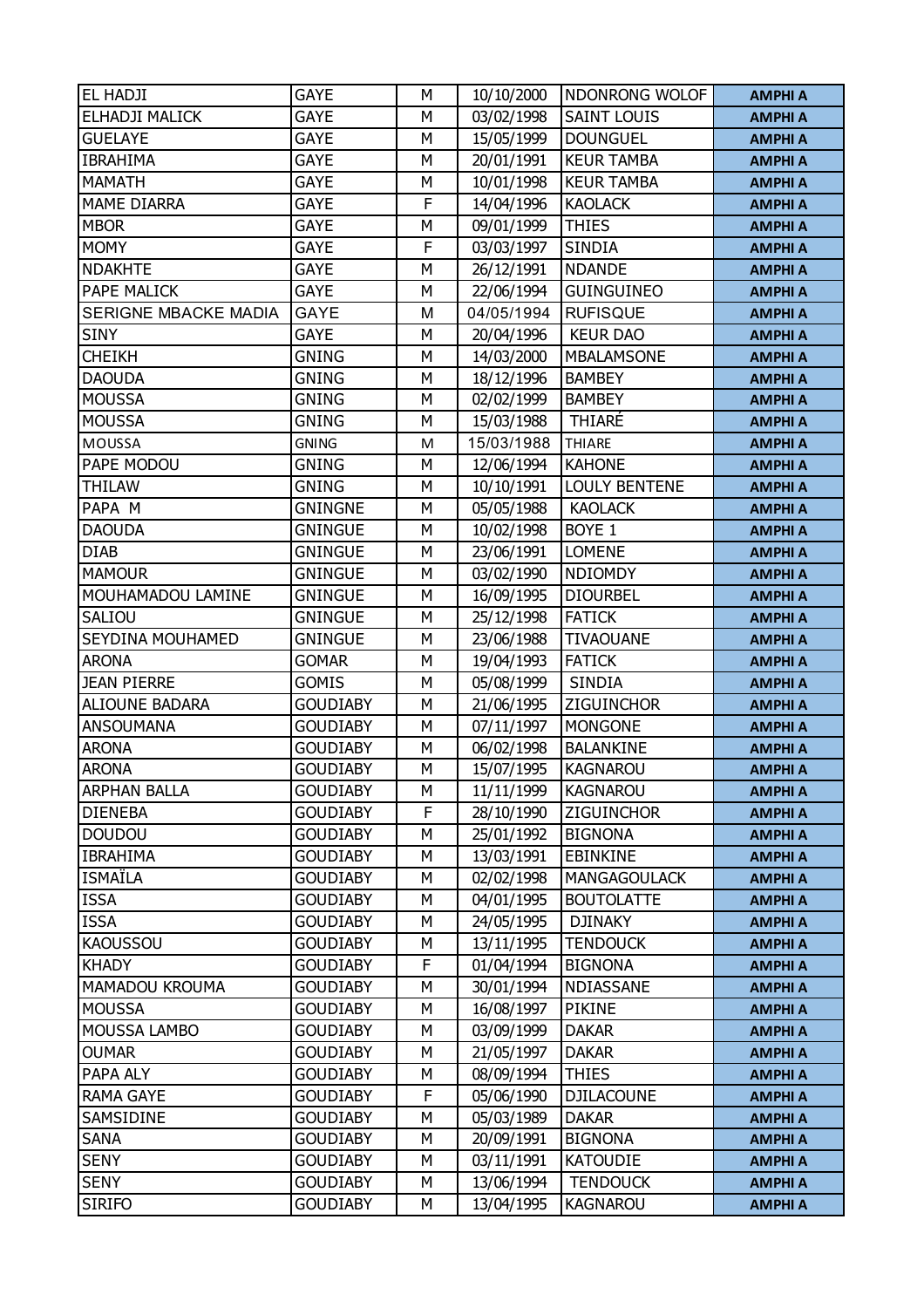| EL HADJI | GAYE | M | 10/10/2000 | NDONRONG WOLOF | AMPHI A |
|---|---|---|---|---|---|
| ELHADJI MALICK | GAYE | M | 03/02/1998 | SAINT LOUIS | AMPHI A |
| GUELAYE | GAYE | M | 15/05/1999 | DOUNGUEL | AMPHI A |
| IBRAHIMA | GAYE | M | 20/01/1991 | KEUR TAMBA | AMPHI A |
| MAMATH | GAYE | M | 10/01/1998 | KEUR TAMBA | AMPHI A |
| MAME DIARRA | GAYE | F | 14/04/1996 | KAOLACK | AMPHI A |
| MBOR | GAYE | M | 09/01/1999 | THIES | AMPHI A |
| MOMY | GAYE | F | 03/03/1997 | SINDIA | AMPHI A |
| NDAKHTE | GAYE | M | 26/12/1991 | NDANDE | AMPHI A |
| PAPE MALICK | GAYE | M | 22/06/1994 | GUINGUINEO | AMPHI A |
| SERIGNE MBACKE MADIA | GAYE | M | 04/05/1994 | RUFISQUE | AMPHI A |
| SINY | GAYE | M | 20/04/1996 | KEUR DAO | AMPHI A |
| CHEIKH | GNING | M | 14/03/2000 | MBALAMSONE | AMPHI A |
| DAOUDA | GNING | M | 18/12/1996 | BAMBEY | AMPHI A |
| MOUSSA | GNING | M | 02/02/1999 | BAMBEY | AMPHI A |
| MOUSSA | GNING | M | 15/03/1988 | THIARÉ | AMPHI A |
| MOUSSA | GNING | M | 15/03/1988 | THIARE | AMPHI A |
| PAPE MODOU | GNING | M | 12/06/1994 | KAHONE | AMPHI A |
| THILAW | GNING | M | 10/10/1991 | LOULY BENTENE | AMPHI A |
| PAPA M | GNINGNE | M | 05/05/1988 | KAOLACK | AMPHI A |
| DAOUDA | GNINGUE | M | 10/02/1998 | BOYE 1 | AMPHI A |
| DIAB | GNINGUE | M | 23/06/1991 | LOMENE | AMPHI A |
| MAMOUR | GNINGUE | M | 03/02/1990 | NDIOMDY | AMPHI A |
| MOUHAMADOU LAMINE | GNINGUE | M | 16/09/1995 | DIOURBEL | AMPHI A |
| SALIOU | GNINGUE | M | 25/12/1998 | FATICK | AMPHI A |
| SEYDINA MOUHAMED | GNINGUE | M | 23/06/1988 | TIVAOUANE | AMPHI A |
| ARONA | GOMAR | M | 19/04/1993 | FATICK | AMPHI A |
| JEAN PIERRE | GOMIS | M | 05/08/1999 | SINDIA | AMPHI A |
| ALIOUNE BADARA | GOUDIABY | M | 21/06/1995 | ZIGUINCHOR | AMPHI A |
| ANSOUMANA | GOUDIABY | M | 07/11/1997 | MONGONE | AMPHI A |
| ARONA | GOUDIABY | M | 06/02/1998 | BALANKINE | AMPHI A |
| ARONA | GOUDIABY | M | 15/07/1995 | KAGNAROU | AMPHI A |
| ARPHAN BALLA | GOUDIABY | M | 11/11/1999 | KAGNAROU | AMPHI A |
| DIENEBA | GOUDIABY | F | 28/10/1990 | ZIGUINCHOR | AMPHI A |
| DOUDOU | GOUDIABY | M | 25/01/1992 | BIGNONA | AMPHI A |
| IBRAHIMA | GOUDIABY | M | 13/03/1991 | EBINKINE | AMPHI A |
| ISMAÏLA | GOUDIABY | M | 02/02/1998 | MANGAGOULACK | AMPHI A |
| ISSA | GOUDIABY | M | 04/01/1995 | BOUTOLATTE | AMPHI A |
| ISSA | GOUDIABY | M | 24/05/1995 | DJINAKY | AMPHI A |
| KAOUSSOU | GOUDIABY | M | 13/11/1995 | TENDOUCK | AMPHI A |
| KHADY | GOUDIABY | F | 01/04/1994 | BIGNONA | AMPHI A |
| MAMADOU KROUMA | GOUDIABY | M | 30/01/1994 | NDIASSANE | AMPHI A |
| MOUSSA | GOUDIABY | M | 16/08/1997 | PIKINE | AMPHI A |
| MOUSSA LAMBO | GOUDIABY | M | 03/09/1999 | DAKAR | AMPHI A |
| OUMAR | GOUDIABY | M | 21/05/1997 | DAKAR | AMPHI A |
| PAPA ALY | GOUDIABY | M | 08/09/1994 | THIES | AMPHI A |
| RAMA GAYE | GOUDIABY | F | 05/06/1990 | DJILACOUNE | AMPHI A |
| SAMSIDINE | GOUDIABY | M | 05/03/1989 | DAKAR | AMPHI A |
| SANA | GOUDIABY | M | 20/09/1991 | BIGNONA | AMPHI A |
| SENY | GOUDIABY | M | 03/11/1991 | KATOUDIE | AMPHI A |
| SENY | GOUDIABY | M | 13/06/1994 | TENDOUCK | AMPHI A |
| SIRIFO | GOUDIABY | M | 13/04/1995 | KAGNAROU | AMPHI A |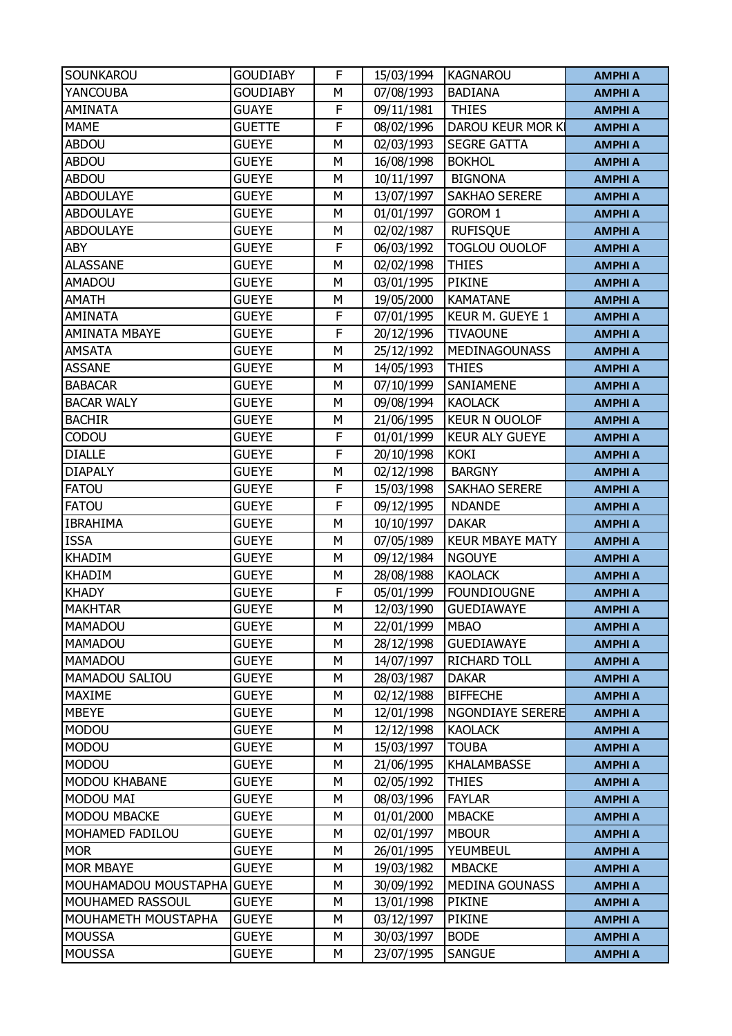| SOUNKAROU | GOUDIABY | F | 15/03/1994 | KAGNAROU | AMPHI A |
|---|---|---|---|---|---|
| YANCOUBA | GOUDIABY | M | 07/08/1993 | BADIANA | AMPHI A |
| AMINATA | GUAYE | F | 09/11/1981 | THIES | AMPHI A |
| MAME | GUETTE | F | 08/02/1996 | DAROU KEUR MOR K | AMPHI A |
| ABDOU | GUEYE | M | 02/03/1993 | SEGRE GATTA | AMPHI A |
| ABDOU | GUEYE | M | 16/08/1998 | BOKHOL | AMPHI A |
| ABDOU | GUEYE | M | 10/11/1997 | BIGNONA | AMPHI A |
| ABDOULAYE | GUEYE | M | 13/07/1997 | SAKHAO SERERE | AMPHI A |
| ABDOULAYE | GUEYE | M | 01/01/1997 | GOROM 1 | AMPHI A |
| ABDOULAYE | GUEYE | M | 02/02/1987 | RUFISQUE | AMPHI A |
| ABY | GUEYE | F | 06/03/1992 | TOGLOU OUOLOF | AMPHI A |
| ALASSANE | GUEYE | M | 02/02/1998 | THIES | AMPHI A |
| AMADOU | GUEYE | M | 03/01/1995 | PIKINE | AMPHI A |
| AMATH | GUEYE | M | 19/05/2000 | KAMATANE | AMPHI A |
| AMINATA | GUEYE | F | 07/01/1995 | KEUR M. GUEYE 1 | AMPHI A |
| AMINATA MBAYE | GUEYE | F | 20/12/1996 | TIVAOUNE | AMPHI A |
| AMSATA | GUEYE | M | 25/12/1992 | MEDINAGOUNASS | AMPHI A |
| ASSANE | GUEYE | M | 14/05/1993 | THIES | AMPHI A |
| BABACAR | GUEYE | M | 07/10/1999 | SANIAMENE | AMPHI A |
| BACAR WALY | GUEYE | M | 09/08/1994 | KAOLACK | AMPHI A |
| BACHIR | GUEYE | M | 21/06/1995 | KEUR N OUOLOF | AMPHI A |
| CODOU | GUEYE | F | 01/01/1999 | KEUR ALY GUEYE | AMPHI A |
| DIALLE | GUEYE | F | 20/10/1998 | KOKI | AMPHI A |
| DIAPALY | GUEYE | M | 02/12/1998 | BARGNY | AMPHI A |
| FATOU | GUEYE | F | 15/03/1998 | SAKHAO SERERE | AMPHI A |
| FATOU | GUEYE | F | 09/12/1995 | NDANDE | AMPHI A |
| IBRAHIMA | GUEYE | M | 10/10/1997 | DAKAR | AMPHI A |
| ISSA | GUEYE | M | 07/05/1989 | KEUR MBAYE MATY | AMPHI A |
| KHADIM | GUEYE | M | 09/12/1984 | NGOUYE | AMPHI A |
| KHADIM | GUEYE | M | 28/08/1988 | KAOLACK | AMPHI A |
| KHADY | GUEYE | F | 05/01/1999 | FOUNDIOUGNE | AMPHI A |
| MAKHTAR | GUEYE | M | 12/03/1990 | GUEDIAWAYE | AMPHI A |
| MAMADOU | GUEYE | M | 22/01/1999 | MBAO | AMPHI A |
| MAMADOU | GUEYE | M | 28/12/1998 | GUEDIAWAYE | AMPHI A |
| MAMADOU | GUEYE | M | 14/07/1997 | RICHARD TOLL | AMPHI A |
| MAMADOU SALIOU | GUEYE | M | 28/03/1987 | DAKAR | AMPHI A |
| MAXIME | GUEYE | M | 02/12/1988 | BIFFECHE | AMPHI A |
| MBEYE | GUEYE | M | 12/01/1998 | NGONDIAYE SERERE | AMPHI A |
| MODOU | GUEYE | M | 12/12/1998 | KAOLACK | AMPHI A |
| MODOU | GUEYE | M | 15/03/1997 | TOUBA | AMPHI A |
| MODOU | GUEYE | M | 21/06/1995 | KHALAMBASSE | AMPHI A |
| MODOU KHABANE | GUEYE | M | 02/05/1992 | THIES | AMPHI A |
| MODOU MAI | GUEYE | M | 08/03/1996 | FAYLAR | AMPHI A |
| MODOU MBACKE | GUEYE | M | 01/01/2000 | MBACKE | AMPHI A |
| MOHAMED FADILOU | GUEYE | M | 02/01/1997 | MBOUR | AMPHI A |
| MOR | GUEYE | M | 26/01/1995 | YEUMBEUL | AMPHI A |
| MOR MBAYE | GUEYE | M | 19/03/1982 | MBACKE | AMPHI A |
| MOUHAMADOU MOUSTAPHA | GUEYE | M | 30/09/1992 | MEDINA GOUNASS | AMPHI A |
| MOUHAMED RASSOUL | GUEYE | M | 13/01/1998 | PIKINE | AMPHI A |
| MOUHAMETH MOUSTAPHA | GUEYE | M | 03/12/1997 | PIKINE | AMPHI A |
| MOUSSA | GUEYE | M | 30/03/1997 | BODE | AMPHI A |
| MOUSSA | GUEYE | M | 23/07/1995 | SANGUE | AMPHI A |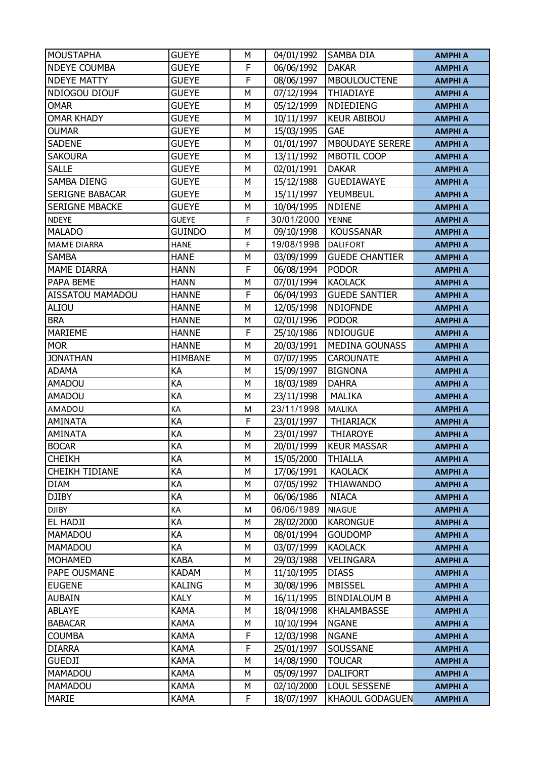| MOUSTAPHA | GUEYE | M | 04/01/1992 | SAMBA DIA | AMPHI A |
|---|---|---|---|---|---|
| NDEYE COUMBA | GUEYE | F | 06/06/1992 | DAKAR | AMPHI A |
| NDEYE MATTY | GUEYE | F | 08/06/1997 | MBOULOUCTENE | AMPHI A |
| NDIOGOU DIOUF | GUEYE | M | 07/12/1994 | THIADIAYE | AMPHI A |
| OMAR | GUEYE | M | 05/12/1999 | NDIEDIENG | AMPHI A |
| OMAR KHADY | GUEYE | M | 10/11/1997 | KEUR ABIBOU | AMPHI A |
| OUMAR | GUEYE | M | 15/03/1995 | GAE | AMPHI A |
| SADENE | GUEYE | M | 01/01/1997 | MBOUDAYE SERERE | AMPHI A |
| SAKOURA | GUEYE | M | 13/11/1992 | MBOTIL COOP | AMPHI A |
| SALLE | GUEYE | M | 02/01/1991 | DAKAR | AMPHI A |
| SAMBA DIENG | GUEYE | M | 15/12/1988 | GUEDIAWAYE | AMPHI A |
| SERIGNE BABACAR | GUEYE | M | 15/11/1997 | YEUMBEUL | AMPHI A |
| SERIGNE MBACKE | GUEYE | M | 10/04/1995 | NDIENE | AMPHI A |
| NDEYE | GUEYE | F | 30/01/2000 | YENNE | AMPHI A |
| MALADO | GUINDO | M | 09/10/1998 | KOUSSANAR | AMPHI A |
| MAME DIARRA | HANE | F | 19/08/1998 | DALIFORT | AMPHI A |
| SAMBA | HANE | M | 03/09/1999 | GUEDE CHANTIER | AMPHI A |
| MAME DIARRA | HANN | F | 06/08/1994 | PODOR | AMPHI A |
| PAPA BEME | HANN | M | 07/01/1994 | KAOLACK | AMPHI A |
| AISSATOU MAMADOU | HANNE | F | 06/04/1993 | GUEDE SANTIER | AMPHI A |
| ALIOU | HANNE | M | 12/05/1998 | NDIOFNDE | AMPHI A |
| BRA | HANNE | M | 02/01/1996 | PODOR | AMPHI A |
| MARIEME | HANNE | F | 25/10/1986 | NDIOUGUE | AMPHI A |
| MOR | HANNE | M | 20/03/1991 | MEDINA GOUNASS | AMPHI A |
| JONATHAN | HIMBANE | M | 07/07/1995 | CAROUNATE | AMPHI A |
| ADAMA | KA | M | 15/09/1997 | BIGNONA | AMPHI A |
| AMADOU | KA | M | 18/03/1989 | DAHRA | AMPHI A |
| AMADOU | KA | M | 23/11/1998 | MALIKA | AMPHI A |
| AMADOU | KA | M | 23/11/1998 | MALIKA | AMPHI A |
| AMINATA | KA | F | 23/01/1997 | THIARIACK | AMPHI A |
| AMINATA | KA | M | 23/01/1997 | THIAROYE | AMPHI A |
| BOCAR | KA | M | 20/01/1999 | KEUR MASSAR | AMPHI A |
| CHEIKH | KA | M | 15/05/2000 | THIALLA | AMPHI A |
| CHEIKH TIDIANE | KA | M | 17/06/1991 | KAOLACK | AMPHI A |
| DIAM | KA | M | 07/05/1992 | THIAWANDO | AMPHI A |
| DJIBY | KA | M | 06/06/1986 | NIACA | AMPHI A |
| DJIBY | KA | M | 06/06/1989 | NIAGUE | AMPHI A |
| EL HADJI | KA | M | 28/02/2000 | KARONGUE | AMPHI A |
| MAMADOU | KA | M | 08/01/1994 | GOUDOMP | AMPHI A |
| MAMADOU | KA | M | 03/07/1999 | KAOLACK | AMPHI A |
| MOHAMED | KABA | M | 29/03/1988 | VELINGARA | AMPHI A |
| PAPE OUSMANE | KADAM | M | 11/10/1995 | DIASS | AMPHI A |
| EUGENE | KALING | M | 30/08/1996 | MBISSEL | AMPHI A |
| AUBAIN | KALY | M | 16/11/1995 | BINDIALOUM B | AMPHI A |
| ABLAYE | KAMA | M | 18/04/1998 | KHALAMBASSE | AMPHI A |
| BABACAR | KAMA | M | 10/10/1994 | NGANE | AMPHI A |
| COUMBA | KAMA | F | 12/03/1998 | NGANE | AMPHI A |
| DIARRA | KAMA | F | 25/01/1997 | SOUSSANE | AMPHI A |
| GUEDJI | KAMA | M | 14/08/1990 | TOUCAR | AMPHI A |
| MAMADOU | KAMA | M | 05/09/1997 | DALIFORT | AMPHI A |
| MAMADOU | KAMA | M | 02/10/2000 | LOUL SESSENE | AMPHI A |
| MARIE | KAMA | F | 18/07/1997 | KHAOUL GODAGUEN | AMPHI A |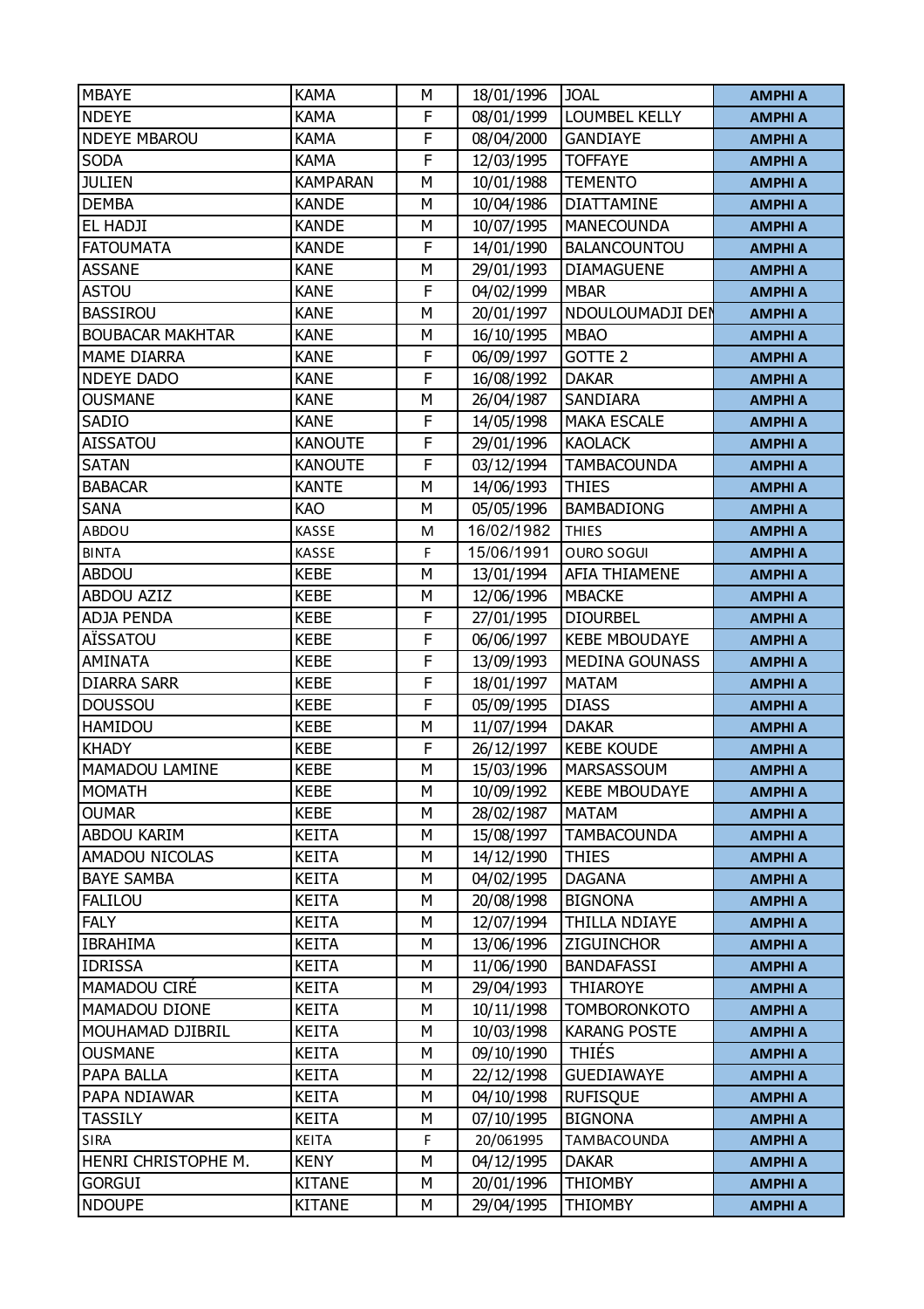| MBAYE | KAMA | M | 18/01/1996 | JOAL | AMPHI A |
|---|---|---|---|---|---|
| NDEYE | KAMA | F | 08/01/1999 | LOUMBEL KELLY | AMPHI A |
| NDEYE MBAROU | KAMA | F | 08/04/2000 | GANDIAYE | AMPHI A |
| SODA | KAMA | F | 12/03/1995 | TOFFAYE | AMPHI A |
| JULIEN | KAMPARAN | M | 10/01/1988 | TEMENTO | AMPHI A |
| DEMBA | KANDE | M | 10/04/1986 | DIATTAMINE | AMPHI A |
| EL HADJI | KANDE | M | 10/07/1995 | MANECOUNDA | AMPHI A |
| FATOUMATA | KANDE | F | 14/01/1990 | BALANCOUNTOU | AMPHI A |
| ASSANE | KANE | M | 29/01/1993 | DIAMAGUENE | AMPHI A |
| ASTOU | KANE | F | 04/02/1999 | MBAR | AMPHI A |
| BASSIROU | KANE | M | 20/01/1997 | NDOULOUMADJI DEN | AMPHI A |
| BOUBACAR MAKHTAR | KANE | M | 16/10/1995 | MBAO | AMPHI A |
| MAME DIARRA | KANE | F | 06/09/1997 | GOTTE 2 | AMPHI A |
| NDEYE DADO | KANE | F | 16/08/1992 | DAKAR | AMPHI A |
| OUSMANE | KANE | M | 26/04/1987 | SANDIARA | AMPHI A |
| SADIO | KANE | F | 14/05/1998 | MAKA ESCALE | AMPHI A |
| AISSATOU | KANOUTE | F | 29/01/1996 | KAOLACK | AMPHI A |
| SATAN | KANOUTE | F | 03/12/1994 | TAMBACOUNDA | AMPHI A |
| BABACAR | KANTE | M | 14/06/1993 | THIES | AMPHI A |
| SANA | KAO | M | 05/05/1996 | BAMBADIONG | AMPHI A |
| ABDOU | KASSE | M | 16/02/1982 | THIES | AMPHI A |
| BINTA | KASSE | F | 15/06/1991 | OURO SOGUI | AMPHI A |
| ABDOU | KEBE | M | 13/01/1994 | AFIA THIAMENE | AMPHI A |
| ABDOU AZIZ | KEBE | M | 12/06/1996 | MBACKE | AMPHI A |
| ADJA PENDA | KEBE | F | 27/01/1995 | DIOURBEL | AMPHI A |
| AÏSSATOU | KEBE | F | 06/06/1997 | KEBE MBOUDAYE | AMPHI A |
| AMINATA | KEBE | F | 13/09/1993 | MEDINA GOUNASS | AMPHI A |
| DIARRA SARR | KEBE | F | 18/01/1997 | MATAM | AMPHI A |
| DOUSSOU | KEBE | F | 05/09/1995 | DIASS | AMPHI A |
| HAMIDOU | KEBE | M | 11/07/1994 | DAKAR | AMPHI A |
| KHADY | KEBE | F | 26/12/1997 | KEBE KOUDE | AMPHI A |
| MAMADOU LAMINE | KEBE | M | 15/03/1996 | MARSASSOUM | AMPHI A |
| MOMATH | KEBE | M | 10/09/1992 | KEBE MBOUDAYE | AMPHI A |
| OUMAR | KEBE | M | 28/02/1987 | MATAM | AMPHI A |
| ABDOU KARIM | KEITA | M | 15/08/1997 | TAMBACOUNDA | AMPHI A |
| AMADOU NICOLAS | KEITA | M | 14/12/1990 | THIES | AMPHI A |
| BAYE SAMBA | KEITA | M | 04/02/1995 | DAGANA | AMPHI A |
| FALILOU | KEITA | M | 20/08/1998 | BIGNONA | AMPHI A |
| FALY | KEITA | M | 12/07/1994 | THILLA NDIAYE | AMPHI A |
| IBRAHIMA | KEITA | M | 13/06/1996 | ZIGUINCHOR | AMPHI A |
| IDRISSA | KEITA | M | 11/06/1990 | BANDAFASSI | AMPHI A |
| MAMADOU CIRÉ | KEITA | M | 29/04/1993 | THIAROYE | AMPHI A |
| MAMADOU DIONE | KEITA | M | 10/11/1998 | TOMBORONKOTO | AMPHI A |
| MOUHAMAD DJIBRIL | KEITA | M | 10/03/1998 | KARANG POSTE | AMPHI A |
| OUSMANE | KEITA | M | 09/10/1990 | THIÉS | AMPHI A |
| PAPA BALLA | KEITA | M | 22/12/1998 | GUEDIAWAYE | AMPHI A |
| PAPA NDIAWAR | KEITA | M | 04/10/1998 | RUFISQUE | AMPHI A |
| TASSILY | KEITA | M | 07/10/1995 | BIGNONA | AMPHI A |
| SIRA | KEITA | F | 20/061995 | TAMBACOUNDA | AMPHI A |
| HENRI CHRISTOPHE M. | KENY | M | 04/12/1995 | DAKAR | AMPHI A |
| GORGUI | KITANE | M | 20/01/1996 | THIOMBY | AMPHI A |
| NDOUPE | KITANE | M | 29/04/1995 | THIOMBY | AMPHI A |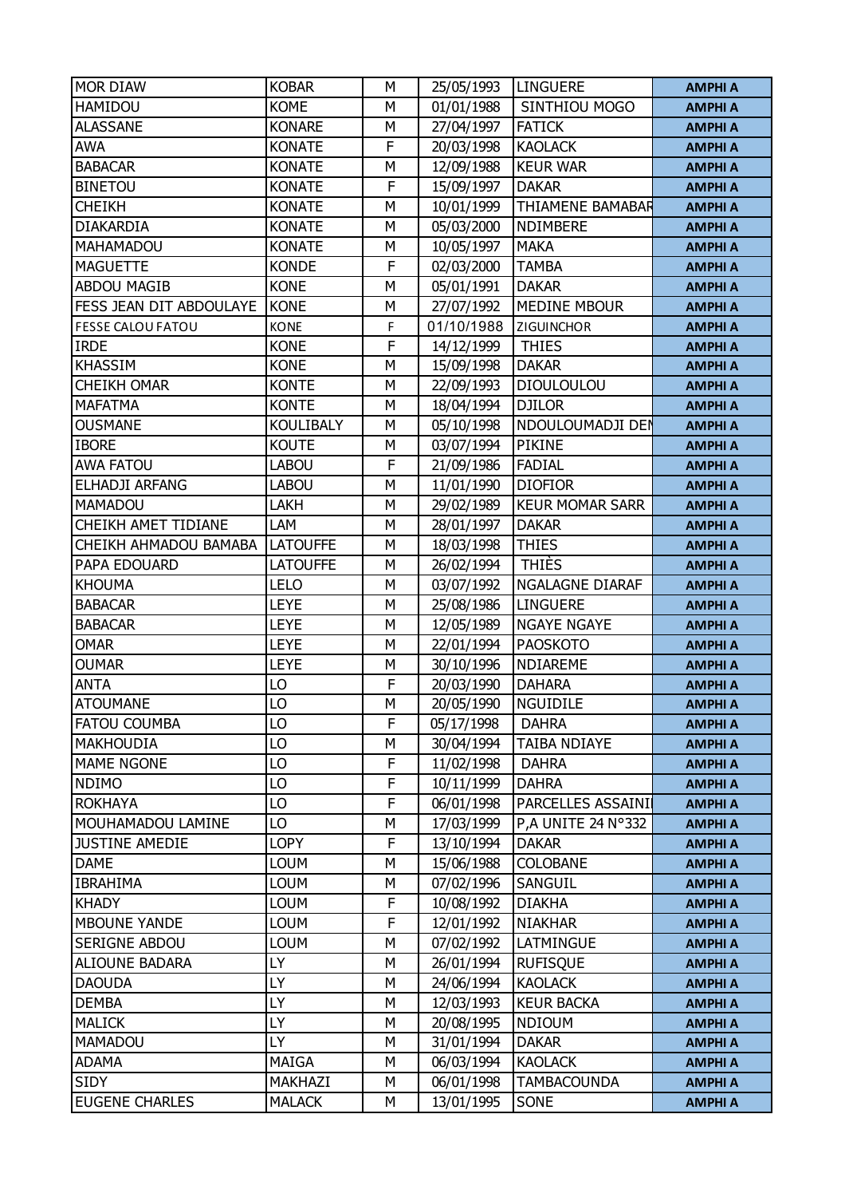| MOR DIAW | KOBAR | M | 25/05/1993 | LINGUERE | AMPHI A |
|---|---|---|---|---|---|
| HAMIDOU | KOME | M | 01/01/1988 | SINTHIOU MOGO | AMPHI A |
| ALASSANE | KONARE | M | 27/04/1997 | FATICK | AMPHI A |
| AWA | KONATE | F | 20/03/1998 | KAOLACK | AMPHI A |
| BABACAR | KONATE | M | 12/09/1988 | KEUR WAR | AMPHI A |
| BINETOU | KONATE | F | 15/09/1997 | DAKAR | AMPHI A |
| CHEIKH | KONATE | M | 10/01/1999 | THIAMENE BAMABAR | AMPHI A |
| DIAKARDIA | KONATE | M | 05/03/2000 | NDIMBERE | AMPHI A |
| MAHAMADOU | KONATE | M | 10/05/1997 | MAKA | AMPHI A |
| MAGUETTE | KONDE | F | 02/03/2000 | TAMBA | AMPHI A |
| ABDOU MAGIB | KONE | M | 05/01/1991 | DAKAR | AMPHI A |
| FESS JEAN DIT ABDOULAYE | KONE | M | 27/07/1992 | MEDINE MBOUR | AMPHI A |
| FESSE CALOU FATOU | KONE | F | 01/10/1988 | ZIGUINCHOR | AMPHI A |
| IRDE | KONE | F | 14/12/1999 | THIES | AMPHI A |
| KHASSIM | KONE | M | 15/09/1998 | DAKAR | AMPHI A |
| CHEIKH OMAR | KONTE | M | 22/09/1993 | DIOULOULOU | AMPHI A |
| MAFATMA | KONTE | M | 18/04/1994 | DJILOR | AMPHI A |
| OUSMANE | KOULIBALY | M | 05/10/1998 | NDOULOUMADJI DEN | AMPHI A |
| IBORE | KOUTE | M | 03/07/1994 | PIKINE | AMPHI A |
| AWA FATOU | LABOU | F | 21/09/1986 | FADIAL | AMPHI A |
| ELHADJI ARFANG | LABOU | M | 11/01/1990 | DIOFIOR | AMPHI A |
| MAMADOU | LAKH | M | 29/02/1989 | KEUR MOMAR SARR | AMPHI A |
| CHEIKH AMET TIDIANE | LAM | M | 28/01/1997 | DAKAR | AMPHI A |
| CHEIKH AHMADOU BAMABA | LATOUFFE | M | 18/03/1998 | THIES | AMPHI A |
| PAPA EDOUARD | LATOUFFE | M | 26/02/1994 | THIÈS | AMPHI A |
| KHOUMA | LELO | M | 03/07/1992 | NGALAGNE DIARAF | AMPHI A |
| BABACAR | LEYE | M | 25/08/1986 | LINGUERE | AMPHI A |
| BABACAR | LEYE | M | 12/05/1989 | NGAYE NGAYE | AMPHI A |
| OMAR | LEYE | M | 22/01/1994 | PAOSKOTO | AMPHI A |
| OUMAR | LEYE | M | 30/10/1996 | NDIAREME | AMPHI A |
| ANTA | LO | F | 20/03/1990 | DAHARA | AMPHI A |
| ATOUMANE | LO | M | 20/05/1990 | NGUIDILE | AMPHI A |
| FATOU COUMBA | LO | F | 05/17/1998 | DAHRA | AMPHI A |
| MAKHOUDIA | LO | M | 30/04/1994 | TAIBA NDIAYE | AMPHI A |
| MAME NGONE | LO | F | 11/02/1998 | DAHRA | AMPHI A |
| NDIMO | LO | F | 10/11/1999 | DAHRA | AMPHI A |
| ROKHAYA | LO | F | 06/01/1998 | PARCELLES ASSAINI | AMPHI A |
| MOUHAMADOU LAMINE | LO | M | 17/03/1999 | P,A UNITE 24 N°332 | AMPHI A |
| JUSTINE AMEDIE | LOPY | F | 13/10/1994 | DAKAR | AMPHI A |
| DAME | LOUM | M | 15/06/1988 | COLOBANE | AMPHI A |
| IBRAHIMA | LOUM | M | 07/02/1996 | SANGUIL | AMPHI A |
| KHADY | LOUM | F | 10/08/1992 | DIAKHA | AMPHI A |
| MBOUNE YANDE | LOUM | F | 12/01/1992 | NIAKHAR | AMPHI A |
| SERIGNE ABDOU | LOUM | M | 07/02/1992 | LATMINGUE | AMPHI A |
| ALIOUNE BADARA | LY | M | 26/01/1994 | RUFISQUE | AMPHI A |
| DAOUDA | LY | M | 24/06/1994 | KAOLACK | AMPHI A |
| DEMBA | LY | M | 12/03/1993 | KEUR BACKA | AMPHI A |
| MALICK | LY | M | 20/08/1995 | NDIOUM | AMPHI A |
| MAMADOU | LY | M | 31/01/1994 | DAKAR | AMPHI A |
| ADAMA | MAIGA | M | 06/03/1994 | KAOLACK | AMPHI A |
| SIDY | MAKHAZI | M | 06/01/1998 | TAMBACOUNDA | AMPHI A |
| EUGENE CHARLES | MALACK | M | 13/01/1995 | SONE | AMPHI A |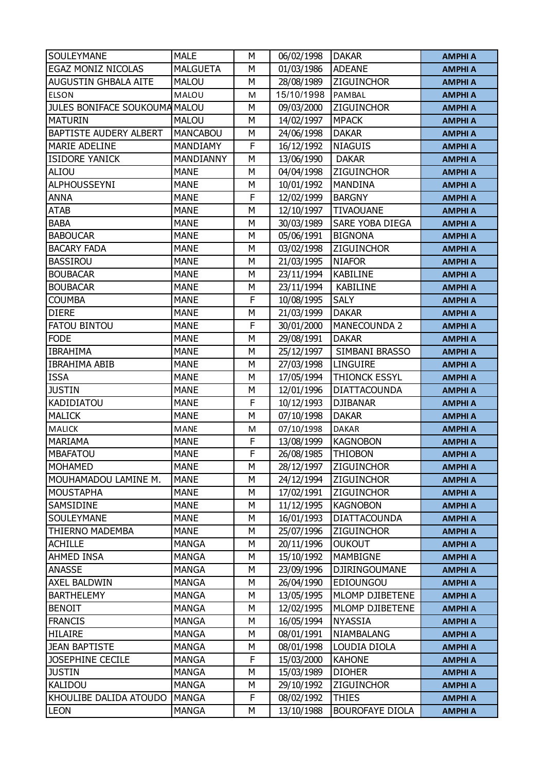| SOULEYMANE | MALE | M | 06/02/1998 | DAKAR | AMPHI A |
|---|---|---|---|---|---|
| EGAZ MONIZ NICOLAS | MALGUETA | M | 01/03/1986 | ADEANE | AMPHI A |
| AUGUSTIN GHBALA AITE | MALOU | M | 28/08/1989 | ZIGUINCHOR | AMPHI A |
| ELSON | MALOU | M | 15/10/1998 | PAMBAL | AMPHI A |
| JULES BONIFACE SOUKOUMA | MALOU | M | 09/03/2000 | ZIGUINCHOR | AMPHI A |
| MATURIN | MALOU | M | 14/02/1997 | MPACK | AMPHI A |
| BAPTISTE AUDERY ALBERT | MANCABOU | M | 24/06/1998 | DAKAR | AMPHI A |
| MARIE ADELINE | MANDIAMY | F | 16/12/1992 | NIAGUIS | AMPHI A |
| ISIDORE YANICK | MANDIANNY | M | 13/06/1990 | DAKAR | AMPHI A |
| ALIOU | MANE | M | 04/04/1998 | ZIGUINCHOR | AMPHI A |
| ALPHOUSSEYNI | MANE | M | 10/01/1992 | MANDINA | AMPHI A |
| ANNA | MANE | F | 12/02/1999 | BARGNY | AMPHI A |
| ATAB | MANE | M | 12/10/1997 | TIVAOUANE | AMPHI A |
| BABA | MANE | M | 30/03/1989 | SARE YOBA DIEGA | AMPHI A |
| BABOUCAR | MANE | M | 05/06/1991 | BIGNONA | AMPHI A |
| BACARY FADA | MANE | M | 03/02/1998 | ZIGUINCHOR | AMPHI A |
| BASSIROU | MANE | M | 21/03/1995 | NIAFOR | AMPHI A |
| BOUBACAR | MANE | M | 23/11/1994 | KABILINE | AMPHI A |
| BOUBACAR | MANE | M | 23/11/1994 | KABILINE | AMPHI A |
| COUMBA | MANE | F | 10/08/1995 | SALY | AMPHI A |
| DIERE | MANE | M | 21/03/1999 | DAKAR | AMPHI A |
| FATOU BINTOU | MANE | F | 30/01/2000 | MANECOUNDA 2 | AMPHI A |
| FODE | MANE | M | 29/08/1991 | DAKAR | AMPHI A |
| IBRAHIMA | MANE | M | 25/12/1997 | SIMBANI BRASSO | AMPHI A |
| IBRAHIMA ABIB | MANE | M | 27/03/1998 | LINGUIRE | AMPHI A |
| ISSA | MANE | M | 17/05/1994 | THIONCK ESSYL | AMPHI A |
| JUSTIN | MANE | M | 12/01/1996 | DIATTACOUNDA | AMPHI A |
| KADIDIATOU | MANE | F | 10/12/1993 | DJIBANAR | AMPHI A |
| MALICK | MANE | M | 07/10/1998 | DAKAR | AMPHI A |
| MALICK | MANE | M | 07/10/1998 | DAKAR | AMPHI A |
| MARIAMA | MANE | F | 13/08/1999 | KAGNOBON | AMPHI A |
| MBAFATOU | MANE | F | 26/08/1985 | THIOBON | AMPHI A |
| MOHAMED | MANE | M | 28/12/1997 | ZIGUINCHOR | AMPHI A |
| MOUHAMADOU LAMINE M. | MANE | M | 24/12/1994 | ZIGUINCHOR | AMPHI A |
| MOUSTAPHA | MANE | M | 17/02/1991 | ZIGUINCHOR | AMPHI A |
| SAMSIDINE | MANE | M | 11/12/1995 | KAGNOBON | AMPHI A |
| SOULEYMANE | MANE | M | 16/01/1993 | DIATTACOUNDA | AMPHI A |
| THIERNO MADEMBA | MANE | M | 25/07/1996 | ZIGUINCHOR | AMPHI A |
| ACHILLE | MANGA | M | 20/11/1996 | OUKOUT | AMPHI A |
| AHMED INSA | MANGA | M | 15/10/1992 | MAMBIGNE | AMPHI A |
| ANASSE | MANGA | M | 23/09/1996 | DJIRINGOUMANE | AMPHI A |
| AXEL BALDWIN | MANGA | M | 26/04/1990 | EDIOUNGOU | AMPHI A |
| BARTHELEMY | MANGA | M | 13/05/1995 | MLOMP DJIBETENE | AMPHI A |
| BENOIT | MANGA | M | 12/02/1995 | MLOMP DJIBETENE | AMPHI A |
| FRANCIS | MANGA | M | 16/05/1994 | NYASSIA | AMPHI A |
| HILAIRE | MANGA | M | 08/01/1991 | NIAMBALANG | AMPHI A |
| JEAN BAPTISTE | MANGA | M | 08/01/1998 | LOUDIA DIOLA | AMPHI A |
| JOSEPHINE CECILE | MANGA | F | 15/03/2000 | KAHONE | AMPHI A |
| JUSTIN | MANGA | M | 15/03/1989 | DIOHER | AMPHI A |
| KALIDOU | MANGA | M | 29/10/1992 | ZIGUINCHOR | AMPHI A |
| KHOULIBE DALIDA ATOUDO | MANGA | F | 08/02/1992 | THIES | AMPHI A |
| LEON | MANGA | M | 13/10/1988 | BOUROFAYE DIOLA | AMPHI A |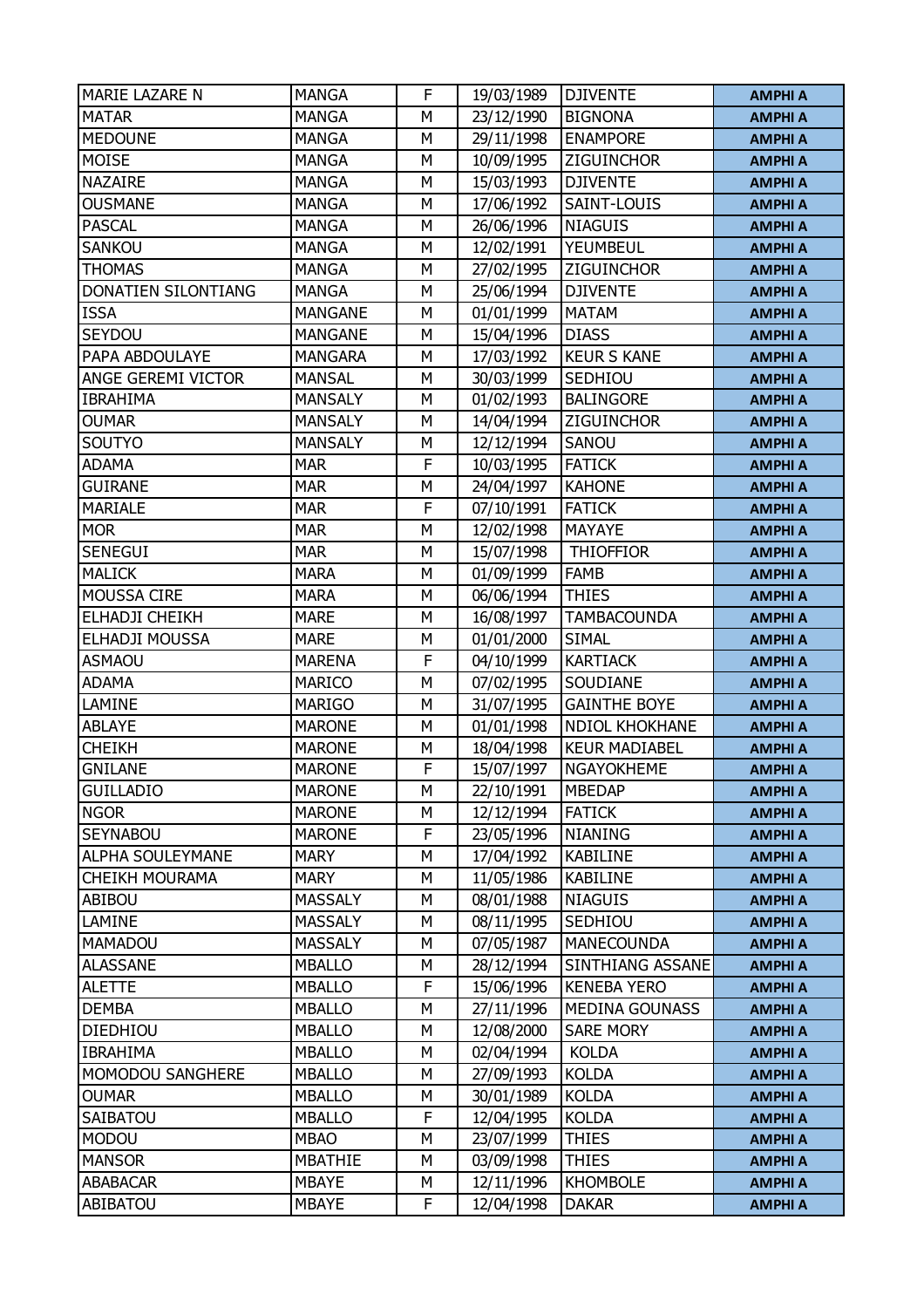| | | | | | |
|---|---|---|---|---|---|
| MARIE LAZARE N | MANGA | F | 19/03/1989 | DJIVENTE | **AMPHI A** |
| MATAR | MANGA | M | 23/12/1990 | BIGNONA | **AMPHI A** |
| MEDOUNE | MANGA | M | 29/11/1998 | ENAMPORE | **AMPHI A** |
| MOISE | MANGA | M | 10/09/1995 | ZIGUINCHOR | **AMPHI A** |
| NAZAIRE | MANGA | M | 15/03/1993 | DJIVENTE | **AMPHI A** |
| OUSMANE | MANGA | M | 17/06/1992 | SAINT-LOUIS | **AMPHI A** |
| PASCAL | MANGA | M | 26/06/1996 | NIAGUIS | **AMPHI A** |
| SANKOU | MANGA | M | 12/02/1991 | YEUMBEUL | **AMPHI A** |
| THOMAS | MANGA | M | 27/02/1995 | ZIGUINCHOR | **AMPHI A** |
| DONATIEN SILONTIANG | MANGA | M | 25/06/1994 | DJIVENTE | **AMPHI A** |
| ISSA | MANGANE | M | 01/01/1999 | MATAM | **AMPHI A** |
| SEYDOU | MANGANE | M | 15/04/1996 | DIASS | **AMPHI A** |
| PAPA ABDOULAYE | MANGARA | M | 17/03/1992 | KEUR S KANE | **AMPHI A** |
| ANGE GEREMI VICTOR | MANSAL | M | 30/03/1999 | SEDHIOU | **AMPHI A** |
| IBRAHIMA | MANSALY | M | 01/02/1993 | BALINGORE | **AMPHI A** |
| OUMAR | MANSALY | M | 14/04/1994 | ZIGUINCHOR | **AMPHI A** |
| SOUTYO | MANSALY | M | 12/12/1994 | SANOU | **AMPHI A** |
| ADAMA | MAR | F | 10/03/1995 | FATICK | **AMPHI A** |
| GUIRANE | MAR | M | 24/04/1997 | KAHONE | **AMPHI A** |
| MARIALE | MAR | F | 07/10/1991 | FATICK | **AMPHI A** |
| MOR | MAR | M | 12/02/1998 | MAYAYE | **AMPHI A** |
| SENEGUI | MAR | M | 15/07/1998 | THIOFFIOR | **AMPHI A** |
| MALICK | MARA | M | 01/09/1999 | FAMB | **AMPHI A** |
| MOUSSA CIRE | MARA | M | 06/06/1994 | THIES | **AMPHI A** |
| ELHADJI CHEIKH | MARE | M | 16/08/1997 | TAMBACOUNDA | **AMPHI A** |
| ELHADJI MOUSSA | MARE | M | 01/01/2000 | SIMAL | **AMPHI A** |
| ASMAOU | MARENA | F | 04/10/1999 | KARTIACK | **AMPHI A** |
| ADAMA | MARICO | M | 07/02/1995 | SOUDIANE | **AMPHI A** |
| LAMINE | MARIGO | M | 31/07/1995 | GAINTHE BOYE | **AMPHI A** |
| ABLAYE | MARONE | M | 01/01/1998 | NDIOL KHOKHANE | **AMPHI A** |
| CHEIKH | MARONE | M | 18/04/1998 | KEUR MADIABEL | **AMPHI A** |
| GNILANE | MARONE | F | 15/07/1997 | NGAYOKHEME | **AMPHI A** |
| GUILLADIO | MARONE | M | 22/10/1991 | MBEDAP | **AMPHI A** |
| NGOR | MARONE | M | 12/12/1994 | FATICK | **AMPHI A** |
| SEYNABOU | MARONE | F | 23/05/1996 | NIANING | **AMPHI A** |
| ALPHA SOULEYMANE | MARY | M | 17/04/1992 | KABILINE | **AMPHI A** |
| CHEIKH MOURAMA | MARY | M | 11/05/1986 | KABILINE | **AMPHI A** |
| ABIBOU | MASSALY | M | 08/01/1988 | NIAGUIS | **AMPHI A** |
| LAMINE | MASSALY | M | 08/11/1995 | SEDHIOU | **AMPHI A** |
| MAMADOU | MASSALY | M | 07/05/1987 | MANECOUNDA | **AMPHI A** |
| ALASSANE | MBALLO | M | 28/12/1994 | SINTHIANG ASSANE | **AMPHI A** |
| ALETTE | MBALLO | F | 15/06/1996 | KENEBA YERO | **AMPHI A** |
| DEMBA | MBALLO | M | 27/11/1996 | MEDINA GOUNASS | **AMPHI A** |
| DIEDHIOU | MBALLO | M | 12/08/2000 | SARE MORY | **AMPHI A** |
| IBRAHIMA | MBALLO | M | 02/04/1994 | KOLDA | **AMPHI A** |
| MOMODOU SANGHERE | MBALLO | M | 27/09/1993 | KOLDA | **AMPHI A** |
| OUMAR | MBALLO | M | 30/01/1989 | KOLDA | **AMPHI A** |
| SAIBATOU | MBALLO | F | 12/04/1995 | KOLDA | **AMPHI A** |
| MODOU | MBAO | M | 23/07/1999 | THIES | **AMPHI A** |
| MANSOR | MBATHIE | M | 03/09/1998 | THIES | **AMPHI A** |
| ABABACAR | MBAYE | M | 12/11/1996 | KHOMBOLE | **AMPHI A** |
| ABIBATOU | MBAYE | F | 12/04/1998 | DAKAR | **AMPHI A** |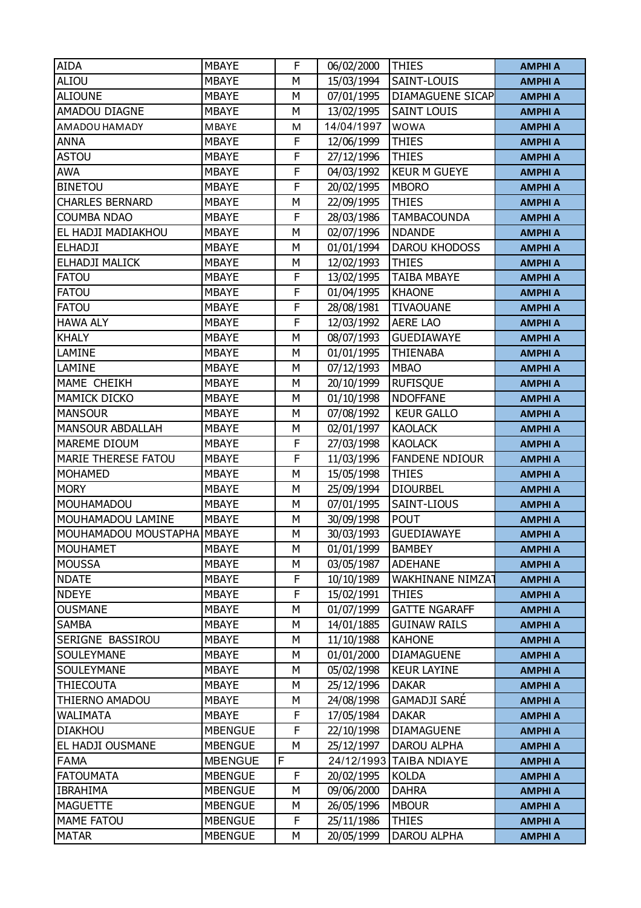| AIDA | MBAYE | F | 06/02/2000 | THIES | AMPHI A |
|---|---|---|---|---|---|
| ALIOU | MBAYE | M | 15/03/1994 | SAINT-LOUIS | AMPHI A |
| ALIOUNE | MBAYE | M | 07/01/1995 | DIAMAGUENE SICAP | AMPHI A |
| AMADOU DIAGNE | MBAYE | M | 13/02/1995 | SAINT LOUIS | AMPHI A |
| AMADOU HAMADY | MBAYE | M | 14/04/1997 | WOWA | AMPHI A |
| ANNA | MBAYE | F | 12/06/1999 | THIES | AMPHI A |
| ASTOU | MBAYE | F | 27/12/1996 | THIES | AMPHI A |
| AWA | MBAYE | F | 04/03/1992 | KEUR M GUEYE | AMPHI A |
| BINETOU | MBAYE | F | 20/02/1995 | MBORO | AMPHI A |
| CHARLES BERNARD | MBAYE | M | 22/09/1995 | THIES | AMPHI A |
| COUMBA NDAO | MBAYE | F | 28/03/1986 | TAMBACOUNDA | AMPHI A |
| EL HADJI MADIAKHOU | MBAYE | M | 02/07/1996 | NDANDE | AMPHI A |
| ELHADJI | MBAYE | M | 01/01/1994 | DAROU KHODOSS | AMPHI A |
| ELHADJI MALICK | MBAYE | M | 12/02/1993 | THIES | AMPHI A |
| FATOU | MBAYE | F | 13/02/1995 | TAIBA MBAYE | AMPHI A |
| FATOU | MBAYE | F | 01/04/1995 | KHAONE | AMPHI A |
| FATOU | MBAYE | F | 28/08/1981 | TIVAOUANE | AMPHI A |
| HAWA ALY | MBAYE | F | 12/03/1992 | AERE LAO | AMPHI A |
| KHALY | MBAYE | M | 08/07/1993 | GUEDIAWAYE | AMPHI A |
| LAMINE | MBAYE | M | 01/01/1995 | THIENABA | AMPHI A |
| LAMINE | MBAYE | M | 07/12/1993 | MBAO | AMPHI A |
| MAME CHEIKH | MBAYE | M | 20/10/1999 | RUFISQUE | AMPHI A |
| MAMICK DICKO | MBAYE | M | 01/10/1998 | NDOFFANE | AMPHI A |
| MANSOUR | MBAYE | M | 07/08/1992 | KEUR GALLO | AMPHI A |
| MANSOUR ABDALLAH | MBAYE | M | 02/01/1997 | KAOLACK | AMPHI A |
| MAREME DIOUM | MBAYE | F | 27/03/1998 | KAOLACK | AMPHI A |
| MARIE THERESE FATOU | MBAYE | F | 11/03/1996 | FANDENE NDIOUR | AMPHI A |
| MOHAMED | MBAYE | M | 15/05/1998 | THIES | AMPHI A |
| MORY | MBAYE | M | 25/09/1994 | DIOURBEL | AMPHI A |
| MOUHAMADOU | MBAYE | M | 07/01/1995 | SAINT-LIOUS | AMPHI A |
| MOUHAMADOU LAMINE | MBAYE | M | 30/09/1998 | POUT | AMPHI A |
| MOUHAMADOU MOUSTAPHA | MBAYE | M | 30/03/1993 | GUEDIAWAYE | AMPHI A |
| MOUHAMET | MBAYE | M | 01/01/1999 | BAMBEY | AMPHI A |
| MOUSSA | MBAYE | M | 03/05/1987 | ADEHANE | AMPHI A |
| NDATE | MBAYE | F | 10/10/1989 | WAKHINANE NIMZAT | AMPHI A |
| NDEYE | MBAYE | F | 15/02/1991 | THIES | AMPHI A |
| OUSMANE | MBAYE | M | 01/07/1999 | GATTE NGARAFF | AMPHI A |
| SAMBA | MBAYE | M | 14/01/1885 | GUINAW RAILS | AMPHI A |
| SERIGNE BASSIROU | MBAYE | M | 11/10/1988 | KAHONE | AMPHI A |
| SOULEYMANE | MBAYE | M | 01/01/2000 | DIAMAGUENE | AMPHI A |
| SOULEYMANE | MBAYE | M | 05/02/1998 | KEUR LAYINE | AMPHI A |
| THIECOUTA | MBAYE | M | 25/12/1996 | DAKAR | AMPHI A |
| THIERNO AMADOU | MBAYE | M | 24/08/1998 | GAMADJI SARÉ | AMPHI A |
| WALIMATA | MBAYE | F | 17/05/1984 | DAKAR | AMPHI A |
| DIAKHOU | MBENGUE | F | 22/10/1998 | DIAMAGUENE | AMPHI A |
| EL HADJI OUSMANE | MBENGUE | M | 25/12/1997 | DAROU ALPHA | AMPHI A |
| FAMA | MBENGUE | F | 24/12/1993 | TAIBA NDIAYE | AMPHI A |
| FATOUMATA | MBENGUE | F | 20/02/1995 | KOLDA | AMPHI A |
| IBRAHIMA | MBENGUE | M | 09/06/2000 | DAHRA | AMPHI A |
| MAGUETTE | MBENGUE | M | 26/05/1996 | MBOUR | AMPHI A |
| MAME FATOU | MBENGUE | F | 25/11/1986 | THIES | AMPHI A |
| MATAR | MBENGUE | M | 20/05/1999 | DAROU ALPHA | AMPHI A |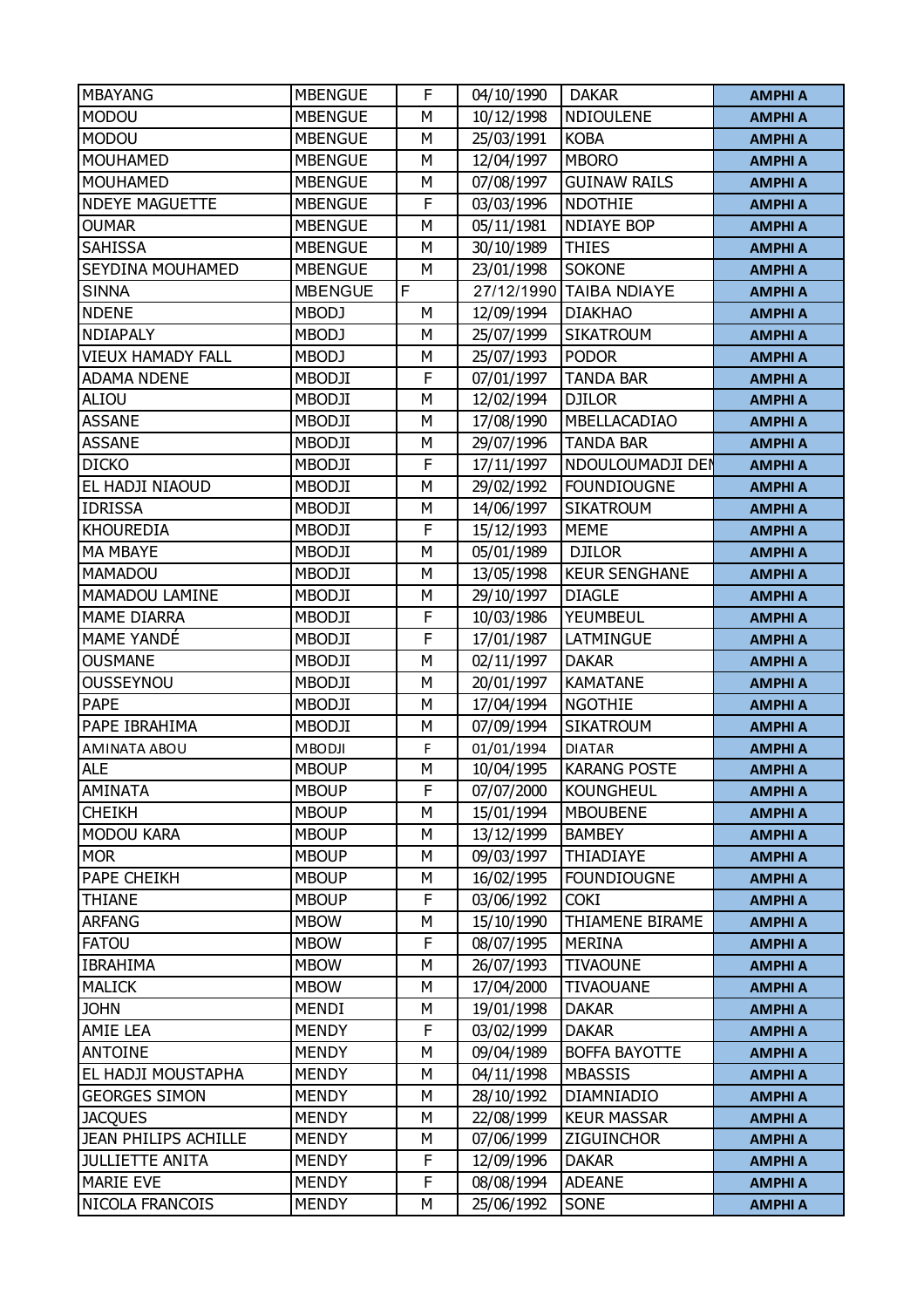| MBAYANG | MBENGUE | F | 04/10/1990 | DAKAR | AMPHI A |
|---|---|---|---|---|---|
| MODOU | MBENGUE | M | 10/12/1998 | NDIOULENE | AMPHI A |
| MODOU | MBENGUE | M | 25/03/1991 | KOBA | AMPHI A |
| MOUHAMED | MBENGUE | M | 12/04/1997 | MBORO | AMPHI A |
| MOUHAMED | MBENGUE | M | 07/08/1997 | GUINAW RAILS | AMPHI A |
| NDEYE MAGUETTE | MBENGUE | F | 03/03/1996 | NDOTHIE | AMPHI A |
| OUMAR | MBENGUE | M | 05/11/1981 | NDIAYE BOP | AMPHI A |
| SAHISSA | MBENGUE | M | 30/10/1989 | THIES | AMPHI A |
| SEYDINA MOUHAMED | MBENGUE | M | 23/01/1998 | SOKONE | AMPHI A |
| SINNA | MBENGUE | F | 27/12/1990 | TAIBA NDIAYE | AMPHI A |
| NDENE | MBODJ | M | 12/09/1994 | DIAKHAO | AMPHI A |
| NDIAPALY | MBODJ | M | 25/07/1999 | SIKATROUM | AMPHI A |
| VIEUX HAMADY FALL | MBODJ | M | 25/07/1993 | PODOR | AMPHI A |
| ADAMA NDENE | MBODJI | F | 07/01/1997 | TANDA BAR | AMPHI A |
| ALIOU | MBODJI | M | 12/02/1994 | DJILOR | AMPHI A |
| ASSANE | MBODJI | M | 17/08/1990 | MBELLACADIAO | AMPHI A |
| ASSANE | MBODJI | M | 29/07/1996 | TANDA BAR | AMPHI A |
| DICKO | MBODJI | F | 17/11/1997 | NDOULOUMADJI DEN | AMPHI A |
| EL HADJI NIAOUD | MBODJI | M | 29/02/1992 | FOUNDIOUGNE | AMPHI A |
| IDRISSA | MBODJI | M | 14/06/1997 | SIKATROUM | AMPHI A |
| KHOUREDIA | MBODJI | F | 15/12/1993 | MEME | AMPHI A |
| MA MBAYE | MBODJI | M | 05/01/1989 | DJILOR | AMPHI A |
| MAMADOU | MBODJI | M | 13/05/1998 | KEUR SENGHANE | AMPHI A |
| MAMADOU LAMINE | MBODJI | M | 29/10/1997 | DIAGLE | AMPHI A |
| MAME DIARRA | MBODJI | F | 10/03/1986 | YEUMBEUL | AMPHI A |
| MAME YANDÉ | MBODJI | F | 17/01/1987 | LATMINGUE | AMPHI A |
| OUSMANE | MBODJI | M | 02/11/1997 | DAKAR | AMPHI A |
| OUSSEYNOU | MBODJI | M | 20/01/1997 | KAMATANE | AMPHI A |
| PAPE | MBODJI | M | 17/04/1994 | NGOTHIE | AMPHI A |
| PAPE IBRAHIMA | MBODJI | M | 07/09/1994 | SIKATROUM | AMPHI A |
| AMINATA ABOU | MBODJI | F | 01/01/1994 | DIATAR | AMPHI A |
| ALE | MBOUP | M | 10/04/1995 | KARANG POSTE | AMPHI A |
| AMINATA | MBOUP | F | 07/07/2000 | KOUNGHEUL | AMPHI A |
| CHEIKH | MBOUP | M | 15/01/1994 | MBOUBENE | AMPHI A |
| MODOU KARA | MBOUP | M | 13/12/1999 | BAMBEY | AMPHI A |
| MOR | MBOUP | M | 09/03/1997 | THIADIAYE | AMPHI A |
| PAPE CHEIKH | MBOUP | M | 16/02/1995 | FOUNDIOUGNE | AMPHI A |
| THIANE | MBOUP | F | 03/06/1992 | COKI | AMPHI A |
| ARFANG | MBOW | M | 15/10/1990 | THIAMENE BIRAME | AMPHI A |
| FATOU | MBOW | F | 08/07/1995 | MERINA | AMPHI A |
| IBRAHIMA | MBOW | M | 26/07/1993 | TIVAOUNE | AMPHI A |
| MALICK | MBOW | M | 17/04/2000 | TIVAOUANE | AMPHI A |
| JOHN | MENDI | M | 19/01/1998 | DAKAR | AMPHI A |
| AMIE LEA | MENDY | F | 03/02/1999 | DAKAR | AMPHI A |
| ANTOINE | MENDY | M | 09/04/1989 | BOFFA BAYOTTE | AMPHI A |
| EL HADJI MOUSTAPHA | MENDY | M | 04/11/1998 | MBASSIS | AMPHI A |
| GEORGES SIMON | MENDY | M | 28/10/1992 | DIAMNIADIO | AMPHI A |
| JACQUES | MENDY | M | 22/08/1999 | KEUR MASSAR | AMPHI A |
| JEAN PHILIPS ACHILLE | MENDY | M | 07/06/1999 | ZIGUINCHOR | AMPHI A |
| JULLIETTE ANITA | MENDY | F | 12/09/1996 | DAKAR | AMPHI A |
| MARIE EVE | MENDY | F | 08/08/1994 | ADEANE | AMPHI A |
| NICOLA FRANCOIS | MENDY | M | 25/06/1992 | SONE | AMPHI A |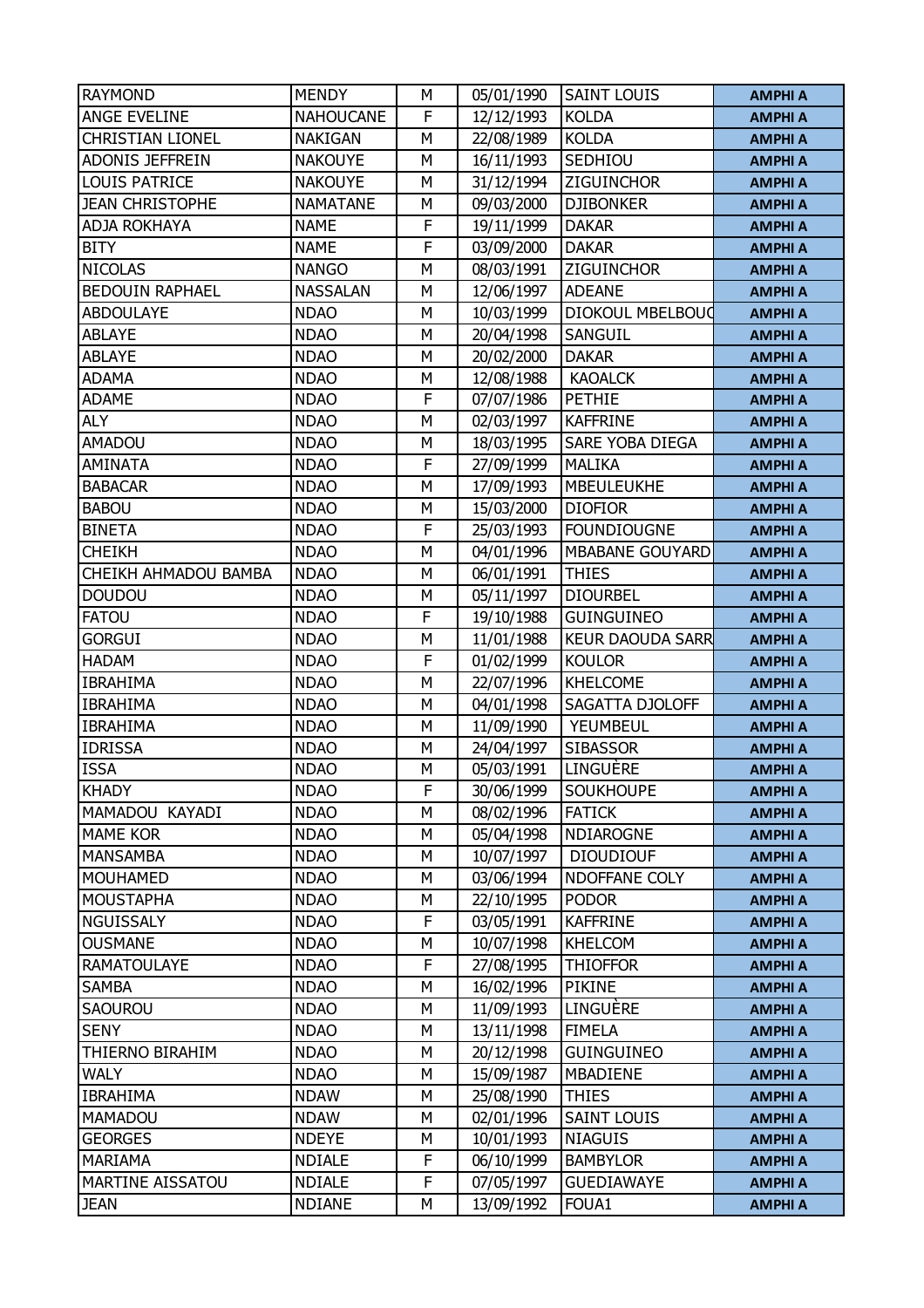| RAYMOND | MENDY | M | 05/01/1990 | SAINT LOUIS | AMPHI A |
|---|---|---|---|---|---|
| ANGE EVELINE | NAHOUCANE | F | 12/12/1993 | KOLDA | AMPHI A |
| CHRISTIAN LIONEL | NAKIGAN | M | 22/08/1989 | KOLDA | AMPHI A |
| ADONIS JEFFREIN | NAKOUYE | M | 16/11/1993 | SEDHIOU | AMPHI A |
| LOUIS PATRICE | NAKOUYE | M | 31/12/1994 | ZIGUINCHOR | AMPHI A |
| JEAN CHRISTOPHE | NAMATANE | M | 09/03/2000 | DJIBONKER | AMPHI A |
| ADJA ROKHAYA | NAME | F | 19/11/1999 | DAKAR | AMPHI A |
| BITY | NAME | F | 03/09/2000 | DAKAR | AMPHI A |
| NICOLAS | NANGO | M | 08/03/1991 | ZIGUINCHOR | AMPHI A |
| BEDOUIN RAPHAEL | NASSALAN | M | 12/06/1997 | ADEANE | AMPHI A |
| ABDOULAYE | NDAO | M | 10/03/1999 | DIOKOUL MBELBOUC | AMPHI A |
| ABLAYE | NDAO | M | 20/04/1998 | SANGUIL | AMPHI A |
| ABLAYE | NDAO | M | 20/02/2000 | DAKAR | AMPHI A |
| ADAMA | NDAO | M | 12/08/1988 | KAOALCK | AMPHI A |
| ADAME | NDAO | F | 07/07/1986 | PETHIE | AMPHI A |
| ALY | NDAO | M | 02/03/1997 | KAFFRINE | AMPHI A |
| AMADOU | NDAO | M | 18/03/1995 | SARE YOBA DIEGA | AMPHI A |
| AMINATA | NDAO | F | 27/09/1999 | MALIKA | AMPHI A |
| BABACAR | NDAO | M | 17/09/1993 | MBEULEUKHE | AMPHI A |
| BABOU | NDAO | M | 15/03/2000 | DIOFIOR | AMPHI A |
| BINETA | NDAO | F | 25/03/1993 | FOUNDIOUGNE | AMPHI A |
| CHEIKH | NDAO | M | 04/01/1996 | MBABANE GOUYARD | AMPHI A |
| CHEIKH AHMADOU BAMBA | NDAO | M | 06/01/1991 | THIES | AMPHI A |
| DOUDOU | NDAO | M | 05/11/1997 | DIOURBEL | AMPHI A |
| FATOU | NDAO | F | 19/10/1988 | GUINGUINEO | AMPHI A |
| GORGUI | NDAO | M | 11/01/1988 | KEUR DAOUDA SARR | AMPHI A |
| HADAM | NDAO | F | 01/02/1999 | KOULOR | AMPHI A |
| IBRAHIMA | NDAO | M | 22/07/1996 | KHELCOME | AMPHI A |
| IBRAHIMA | NDAO | M | 04/01/1998 | SAGATTA DJOLOFF | AMPHI A |
| IBRAHIMA | NDAO | M | 11/09/1990 | YEUMBEUL | AMPHI A |
| IDRISSA | NDAO | M | 24/04/1997 | SIBASSOR | AMPHI A |
| ISSA | NDAO | M | 05/03/1991 | LINGUÈRE | AMPHI A |
| KHADY | NDAO | F | 30/06/1999 | SOUKHOUPE | AMPHI A |
| MAMADOU KAYADI | NDAO | M | 08/02/1996 | FATICK | AMPHI A |
| MAME KOR | NDAO | M | 05/04/1998 | NDIAROGNE | AMPHI A |
| MANSAMBA | NDAO | M | 10/07/1997 | DIOUDIOUF | AMPHI A |
| MOUHAMED | NDAO | M | 03/06/1994 | NDOFFANE COLY | AMPHI A |
| MOUSTAPHA | NDAO | M | 22/10/1995 | PODOR | AMPHI A |
| NGUISSALY | NDAO | F | 03/05/1991 | KAFFRINE | AMPHI A |
| OUSMANE | NDAO | M | 10/07/1998 | KHELCOM | AMPHI A |
| RAMATOULAYE | NDAO | F | 27/08/1995 | THIOFFOR | AMPHI A |
| SAMBA | NDAO | M | 16/02/1996 | PIKINE | AMPHI A |
| SAOUROU | NDAO | M | 11/09/1993 | LINGUÈRE | AMPHI A |
| SENY | NDAO | M | 13/11/1998 | FIMELA | AMPHI A |
| THIERNO BIRAHIM | NDAO | M | 20/12/1998 | GUINGUINEO | AMPHI A |
| WALY | NDAO | M | 15/09/1987 | MBADIENE | AMPHI A |
| IBRAHIMA | NDAW | M | 25/08/1990 | THIES | AMPHI A |
| MAMADOU | NDAW | M | 02/01/1996 | SAINT LOUIS | AMPHI A |
| GEORGES | NDEYE | M | 10/01/1993 | NIAGUIS | AMPHI A |
| MARIAMA | NDIALE | F | 06/10/1999 | BAMBYLOR | AMPHI A |
| MARTINE AISSATOU | NDIALE | F | 07/05/1997 | GUEDIAWAYE | AMPHI A |
| JEAN | NDIANE | M | 13/09/1992 | FOUA1 | AMPHI A |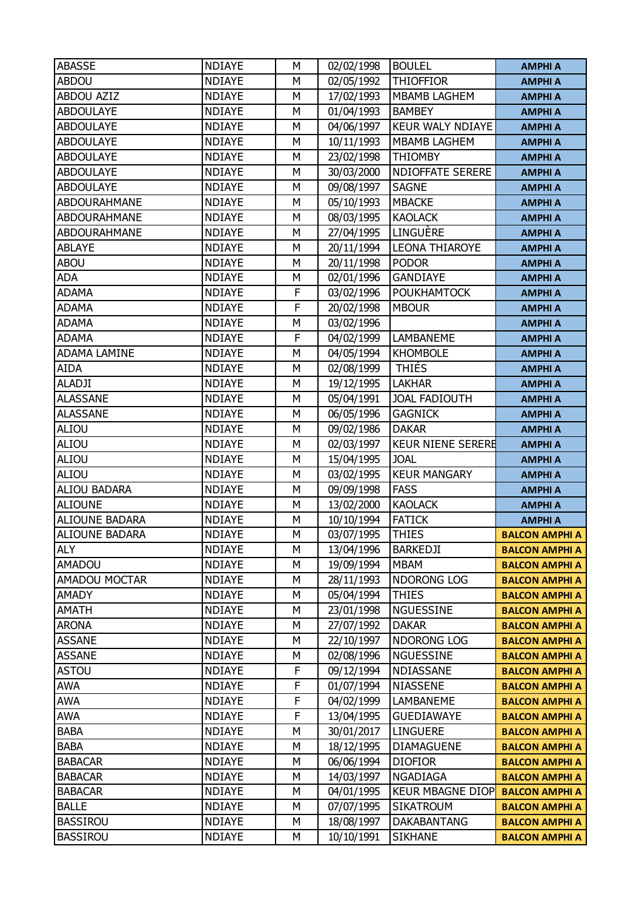| ABASSE | NDIAYE | M | 02/02/1998 | BOULEL | AMPHI A |
|---|---|---|---|---|---|
| ABDOU | NDIAYE | M | 02/05/1992 | THIOFFIOR | AMPHI A |
| ABDOU AZIZ | NDIAYE | M | 17/02/1993 | MBAMB LAGHEM | AMPHI A |
| ABDOULAYE | NDIAYE | M | 01/04/1993 | BAMBEY | AMPHI A |
| ABDOULAYE | NDIAYE | M | 04/06/1997 | KEUR WALY NDIAYE | AMPHI A |
| ABDOULAYE | NDIAYE | M | 10/11/1993 | MBAMB LAGHEM | AMPHI A |
| ABDOULAYE | NDIAYE | M | 23/02/1998 | THIOMBY | AMPHI A |
| ABDOULAYE | NDIAYE | M | 30/03/2000 | NDIOFFATE SERERE | AMPHI A |
| ABDOULAYE | NDIAYE | M | 09/08/1997 | SAGNE | AMPHI A |
| ABDOURAHMANE | NDIAYE | M | 05/10/1993 | MBACKE | AMPHI A |
| ABDOURAHMANE | NDIAYE | M | 08/03/1995 | KAOLACK | AMPHI A |
| ABDOURAHMANE | NDIAYE | M | 27/04/1995 | LINGUÈRE | AMPHI A |
| ABLAYE | NDIAYE | M | 20/11/1994 | LEONA THIAROYE | AMPHI A |
| ABOU | NDIAYE | M | 20/11/1998 | PODOR | AMPHI A |
| ADA | NDIAYE | M | 02/01/1996 | GANDIAYE | AMPHI A |
| ADAMA | NDIAYE | F | 03/02/1996 | POUKHAMTOCK | AMPHI A |
| ADAMA | NDIAYE | F | 20/02/1998 | MBOUR | AMPHI A |
| ADAMA | NDIAYE | M | 03/02/1996 | | AMPHI A |
| ADAMA | NDIAYE | F | 04/02/1999 | LAMBANEME | AMPHI A |
| ADAMA LAMINE | NDIAYE | M | 04/05/1994 | KHOMBOLE | AMPHI A |
| AIDA | NDIAYE | M | 02/08/1999 | THIÉS | AMPHI A |
| ALADJI | NDIAYE | M | 19/12/1995 | LAKHAR | AMPHI A |
| ALASSANE | NDIAYE | M | 05/04/1991 | JOAL FADIOUTH | AMPHI A |
| ALASSANE | NDIAYE | M | 06/05/1996 | GAGNICK | AMPHI A |
| ALIOU | NDIAYE | M | 09/02/1986 | DAKAR | AMPHI A |
| ALIOU | NDIAYE | M | 02/03/1997 | KEUR NIENE SERERE | AMPHI A |
| ALIOU | NDIAYE | M | 15/04/1995 | JOAL | AMPHI A |
| ALIOU | NDIAYE | M | 03/02/1995 | KEUR MANGARY | AMPHI A |
| ALIOU BADARA | NDIAYE | M | 09/09/1998 | FASS | AMPHI A |
| ALIOUNE | NDIAYE | M | 13/02/2000 | KAOLACK | AMPHI A |
| ALIOUNE BADARA | NDIAYE | M | 10/10/1994 | FATICK | AMPHI A |
| ALIOUNE BADARA | NDIAYE | M | 03/07/1995 | THIES | BALCON AMPHI A |
| ALY | NDIAYE | M | 13/04/1996 | BARKEDJI | BALCON AMPHI A |
| AMADOU | NDIAYE | M | 19/09/1994 | MBAM | BALCON AMPHI A |
| AMADOU MOCTAR | NDIAYE | M | 28/11/1993 | NDORONG LOG | BALCON AMPHI A |
| AMADY | NDIAYE | M | 05/04/1994 | THIES | BALCON AMPHI A |
| AMATH | NDIAYE | M | 23/01/1998 | NGUESSINE | BALCON AMPHI A |
| ARONA | NDIAYE | M | 27/07/1992 | DAKAR | BALCON AMPHI A |
| ASSANE | NDIAYE | M | 22/10/1997 | NDORONG LOG | BALCON AMPHI A |
| ASSANE | NDIAYE | M | 02/08/1996 | NGUESSINE | BALCON AMPHI A |
| ASTOU | NDIAYE | F | 09/12/1994 | NDIASSANE | BALCON AMPHI A |
| AWA | NDIAYE | F | 01/07/1994 | NIASSENE | BALCON AMPHI A |
| AWA | NDIAYE | F | 04/02/1999 | LAMBANEME | BALCON AMPHI A |
| AWA | NDIAYE | F | 13/04/1995 | GUEDIAWAYE | BALCON AMPHI A |
| BABA | NDIAYE | M | 30/01/2017 | LINGUERE | BALCON AMPHI A |
| BABA | NDIAYE | M | 18/12/1995 | DIAMAGUENE | BALCON AMPHI A |
| BABACAR | NDIAYE | M | 06/06/1994 | DIOFIOR | BALCON AMPHI A |
| BABACAR | NDIAYE | M | 14/03/1997 | NGADIAGA | BALCON AMPHI A |
| BABACAR | NDIAYE | M | 04/01/1995 | KEUR MBAGNE DIOP | BALCON AMPHI A |
| BALLE | NDIAYE | M | 07/07/1995 | SIKATROUM | BALCON AMPHI A |
| BASSIROU | NDIAYE | M | 18/08/1997 | DAKABANTANG | BALCON AMPHI A |
| BASSIROU | NDIAYE | M | 10/10/1991 | SIKHANE | BALCON AMPHI A |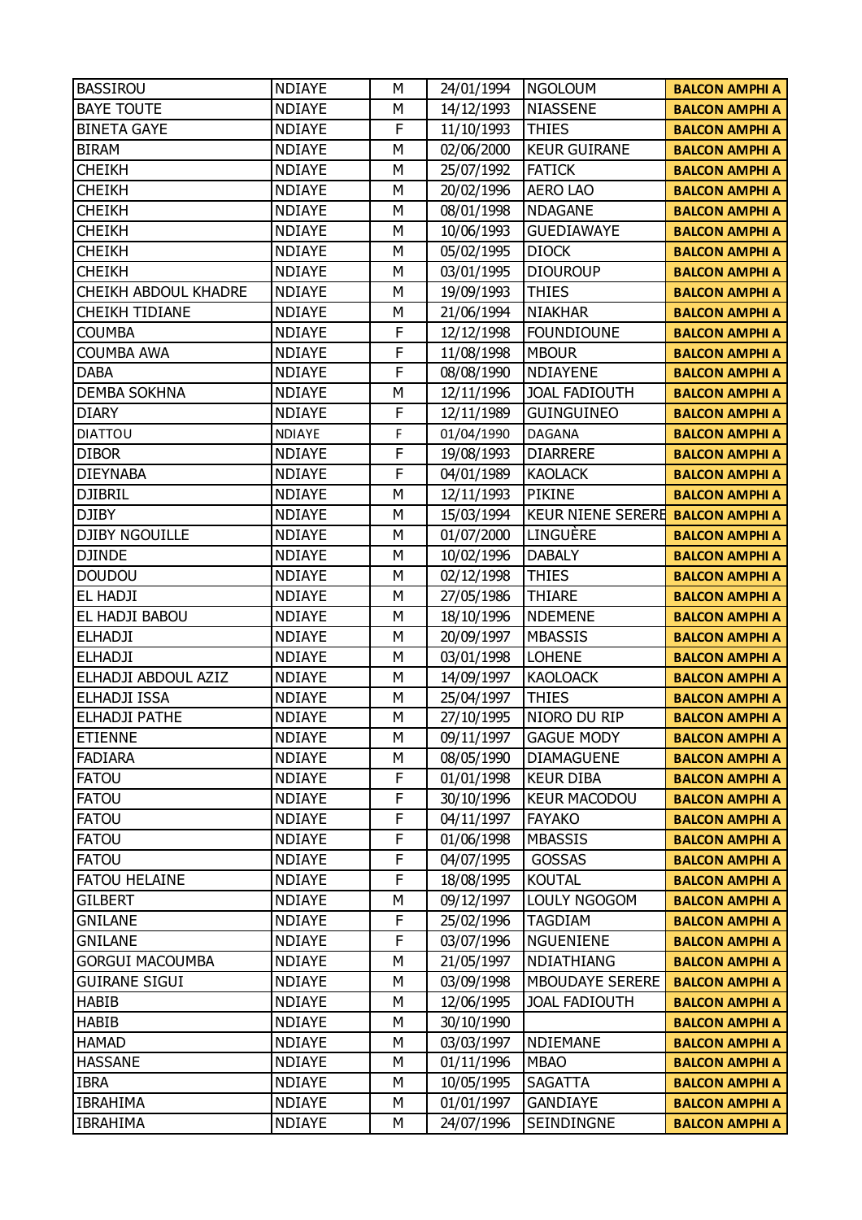| BASSIROU | NDIAYE | M | 24/01/1994 | NGOLOUM | BALCON AMPHI A |
|---|---|---|---|---|---|
| BAYE TOUTE | NDIAYE | M | 14/12/1993 | NIASSENE | BALCON AMPHI A |
| BINETA GAYE | NDIAYE | F | 11/10/1993 | THIES | BALCON AMPHI A |
| BIRAM | NDIAYE | M | 02/06/2000 | KEUR GUIRANE | BALCON AMPHI A |
| CHEIKH | NDIAYE | M | 25/07/1992 | FATICK | BALCON AMPHI A |
| CHEIKH | NDIAYE | M | 20/02/1996 | AERO LAO | BALCON AMPHI A |
| CHEIKH | NDIAYE | M | 08/01/1998 | NDAGANE | BALCON AMPHI A |
| CHEIKH | NDIAYE | M | 10/06/1993 | GUEDIAWAYE | BALCON AMPHI A |
| CHEIKH | NDIAYE | M | 05/02/1995 | DIOCK | BALCON AMPHI A |
| CHEIKH | NDIAYE | M | 03/01/1995 | DIOUROUP | BALCON AMPHI A |
| CHEIKH ABDOUL KHADRE | NDIAYE | M | 19/09/1993 | THIES | BALCON AMPHI A |
| CHEIKH TIDIANE | NDIAYE | M | 21/06/1994 | NIAKHAR | BALCON AMPHI A |
| COUMBA | NDIAYE | F | 12/12/1998 | FOUNDIOUNE | BALCON AMPHI A |
| COUMBA AWA | NDIAYE | F | 11/08/1998 | MBOUR | BALCON AMPHI A |
| DABA | NDIAYE | F | 08/08/1990 | NDIAYENE | BALCON AMPHI A |
| DEMBA SOKHNA | NDIAYE | M | 12/11/1996 | JOAL FADIOUTH | BALCON AMPHI A |
| DIARY | NDIAYE | F | 12/11/1989 | GUINGUINEO | BALCON AMPHI A |
| DIATTOU | NDIAYE | F | 01/04/1990 | DAGANA | BALCON AMPHI A |
| DIBOR | NDIAYE | F | 19/08/1993 | DIARRERE | BALCON AMPHI A |
| DIEYNABA | NDIAYE | F | 04/01/1989 | KAOLACK | BALCON AMPHI A |
| DJIBRIL | NDIAYE | M | 12/11/1993 | PIKINE | BALCON AMPHI A |
| DJIBY | NDIAYE | M | 15/03/1994 | KEUR NIENE SERERE | BALCON AMPHI A |
| DJIBY NGOUILLE | NDIAYE | M | 01/07/2000 | LINGUÈRE | BALCON AMPHI A |
| DJINDE | NDIAYE | M | 10/02/1996 | DABALY | BALCON AMPHI A |
| DOUDOU | NDIAYE | M | 02/12/1998 | THIES | BALCON AMPHI A |
| EL HADJI | NDIAYE | M | 27/05/1986 | THIARE | BALCON AMPHI A |
| EL HADJI BABOU | NDIAYE | M | 18/10/1996 | NDEMENE | BALCON AMPHI A |
| ELHADJI | NDIAYE | M | 20/09/1997 | MBASSIS | BALCON AMPHI A |
| ELHADJI | NDIAYE | M | 03/01/1998 | LOHENE | BALCON AMPHI A |
| ELHADJI ABDOUL AZIZ | NDIAYE | M | 14/09/1997 | KAOLOACK | BALCON AMPHI A |
| ELHADJI ISSA | NDIAYE | M | 25/04/1997 | THIES | BALCON AMPHI A |
| ELHADJI PATHE | NDIAYE | M | 27/10/1995 | NIORO DU RIP | BALCON AMPHI A |
| ETIENNE | NDIAYE | M | 09/11/1997 | GAGUE MODY | BALCON AMPHI A |
| FADIARA | NDIAYE | M | 08/05/1990 | DIAMAGUENE | BALCON AMPHI A |
| FATOU | NDIAYE | F | 01/01/1998 | KEUR DIBA | BALCON AMPHI A |
| FATOU | NDIAYE | F | 30/10/1996 | KEUR MACODOU | BALCON AMPHI A |
| FATOU | NDIAYE | F | 04/11/1997 | FAYAKO | BALCON AMPHI A |
| FATOU | NDIAYE | F | 01/06/1998 | MBASSIS | BALCON AMPHI A |
| FATOU | NDIAYE | F | 04/07/1995 | GOSSAS | BALCON AMPHI A |
| FATOU HELAINE | NDIAYE | F | 18/08/1995 | KOUTAL | BALCON AMPHI A |
| GILBERT | NDIAYE | M | 09/12/1997 | LOULY NGOGOM | BALCON AMPHI A |
| GNILANE | NDIAYE | F | 25/02/1996 | TAGDIAM | BALCON AMPHI A |
| GNILANE | NDIAYE | F | 03/07/1996 | NGUENIENE | BALCON AMPHI A |
| GORGUI MACOUMBA | NDIAYE | M | 21/05/1997 | NDIATHIANG | BALCON AMPHI A |
| GUIRANE SIGUI | NDIAYE | M | 03/09/1998 | MBOUDAYE SERERE | BALCON AMPHI A |
| HABIB | NDIAYE | M | 12/06/1995 | JOAL FADIOUTH | BALCON AMPHI A |
| HABIB | NDIAYE | M | 30/10/1990 | | BALCON AMPHI A |
| HAMAD | NDIAYE | M | 03/03/1997 | NDIEMANE | BALCON AMPHI A |
| HASSANE | NDIAYE | M | 01/11/1996 | MBAO | BALCON AMPHI A |
| IBRA | NDIAYE | M | 10/05/1995 | SAGATTA | BALCON AMPHI A |
| IBRAHIMA | NDIAYE | M | 01/01/1997 | GANDIAYE | BALCON AMPHI A |
| IBRAHIMA | NDIAYE | M | 24/07/1996 | SEINDINGNE | BALCON AMPHI A |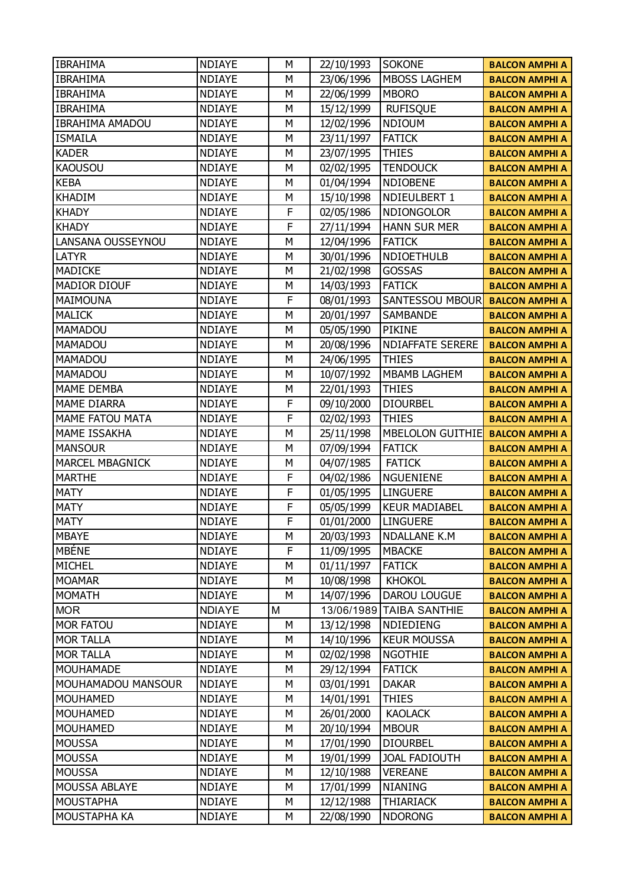| IBRAHIMA | NDIAYE | M | 22/10/1993 | SOKONE | **BALCON AMPHI A** |
|---|---|---|---|---|---|
| IBRAHIMA | NDIAYE | M | 23/06/1996 | MBOSS LAGHEM | **BALCON AMPHI A** |
| IBRAHIMA | NDIAYE | M | 22/06/1999 | MBORO | **BALCON AMPHI A** |
| IBRAHIMA | NDIAYE | M | 15/12/1999 | RUFISQUE | **BALCON AMPHI A** |
| IBRAHIMA AMADOU | NDIAYE | M | 12/02/1996 | NDIOUM | **BALCON AMPHI A** |
| ISMAILA | NDIAYE | M | 23/11/1997 | FATICK | **BALCON AMPHI A** |
| KADER | NDIAYE | M | 23/07/1995 | THIES | **BALCON AMPHI A** |
| KAOUSOU | NDIAYE | M | 02/02/1995 | TENDOUCK | **BALCON AMPHI A** |
| KEBA | NDIAYE | M | 01/04/1994 | NDIOBENE | **BALCON AMPHI A** |
| KHADIM | NDIAYE | M | 15/10/1998 | NDIEULBERT 1 | **BALCON AMPHI A** |
| KHADY | NDIAYE | F | 02/05/1986 | NDIONGOLOR | **BALCON AMPHI A** |
| KHADY | NDIAYE | F | 27/11/1994 | HANN SUR MER | **BALCON AMPHI A** |
| LANSANA OUSSEYNOU | NDIAYE | M | 12/04/1996 | FATICK | **BALCON AMPHI A** |
| LATYR | NDIAYE | M | 30/01/1996 | NDIOETHULB | **BALCON AMPHI A** |
| MADICKE | NDIAYE | M | 21/02/1998 | GOSSAS | **BALCON AMPHI A** |
| MADIOR DIOUF | NDIAYE | M | 14/03/1993 | FATICK | **BALCON AMPHI A** |
| MAIMOUNA | NDIAYE | F | 08/01/1993 | SANTESSOU MBOUR | **BALCON AMPHI A** |
| MALICK | NDIAYE | M | 20/01/1997 | SAMBANDE | **BALCON AMPHI A** |
| MAMADOU | NDIAYE | M | 05/05/1990 | PIKINE | **BALCON AMPHI A** |
| MAMADOU | NDIAYE | M | 20/08/1996 | NDIAFFATE SERERE | **BALCON AMPHI A** |
| MAMADOU | NDIAYE | M | 24/06/1995 | THIES | **BALCON AMPHI A** |
| MAMADOU | NDIAYE | M | 10/07/1992 | MBAMB LAGHEM | **BALCON AMPHI A** |
| MAME DEMBA | NDIAYE | M | 22/01/1993 | THIES | **BALCON AMPHI A** |
| MAME DIARRA | NDIAYE | F | 09/10/2000 | DIOURBEL | **BALCON AMPHI A** |
| MAME FATOU MATA | NDIAYE | F | 02/02/1993 | THIES | **BALCON AMPHI A** |
| MAME ISSAKHA | NDIAYE | M | 25/11/1998 | MBELOLON GUITHIE | **BALCON AMPHI A** |
| MANSOUR | NDIAYE | M | 07/09/1994 | FATICK | **BALCON AMPHI A** |
| MARCEL MBAGNICK | NDIAYE | M | 04/07/1985 | FATICK | **BALCON AMPHI A** |
| MARTHE | NDIAYE | F | 04/02/1986 | NGUENIENE | **BALCON AMPHI A** |
| MATY | NDIAYE | F | 01/05/1995 | LINGUERE | **BALCON AMPHI A** |
| MATY | NDIAYE | F | 05/05/1999 | KEUR MADIABEL | **BALCON AMPHI A** |
| MATY | NDIAYE | F | 01/01/2000 | LINGUERE | **BALCON AMPHI A** |
| MBAYE | NDIAYE | M | 20/03/1993 | NDALLANE K.M | **BALCON AMPHI A** |
| MBÉNE | NDIAYE | F | 11/09/1995 | MBACKE | **BALCON AMPHI A** |
| MICHEL | NDIAYE | M | 01/11/1997 | FATICK | **BALCON AMPHI A** |
| MOAMAR | NDIAYE | M | 10/08/1998 | KHOKOL | **BALCON AMPHI A** |
| MOMATH | NDIAYE | M | 14/07/1996 | DAROU LOUGUE | **BALCON AMPHI A** |
| MOR | NDIAYE | M | 13/06/1989 | TAIBA SANTHIE | **BALCON AMPHI A** |
| MOR FATOU | NDIAYE | M | 13/12/1998 | NDIEDIENG | **BALCON AMPHI A** |
| MOR TALLA | NDIAYE | M | 14/10/1996 | KEUR MOUSSA | **BALCON AMPHI A** |
| MOR TALLA | NDIAYE | M | 02/02/1998 | NGOTHIE | **BALCON AMPHI A** |
| MOUHAMADE | NDIAYE | M | 29/12/1994 | FATICK | **BALCON AMPHI A** |
| MOUHAMADOU MANSOUR | NDIAYE | M | 03/01/1991 | DAKAR | **BALCON AMPHI A** |
| MOUHAMED | NDIAYE | M | 14/01/1991 | THIES | **BALCON AMPHI A** |
| MOUHAMED | NDIAYE | M | 26/01/2000 | KAOLACK | **BALCON AMPHI A** |
| MOUHAMED | NDIAYE | M | 20/10/1994 | MBOUR | **BALCON AMPHI A** |
| MOUSSA | NDIAYE | M | 17/01/1990 | DIOURBEL | **BALCON AMPHI A** |
| MOUSSA | NDIAYE | M | 19/01/1999 | JOAL FADIOUTH | **BALCON AMPHI A** |
| MOUSSA | NDIAYE | M | 12/10/1988 | VEREANE | **BALCON AMPHI A** |
| MOUSSA ABLAYE | NDIAYE | M | 17/01/1999 | NIANING | **BALCON AMPHI A** |
| MOUSTAPHA | NDIAYE | M | 12/12/1988 | THIARIACK | **BALCON AMPHI A** |
| MOUSTAPHA KA | NDIAYE | M | 22/08/1990 | NDORONG | **BALCON AMPHI A** |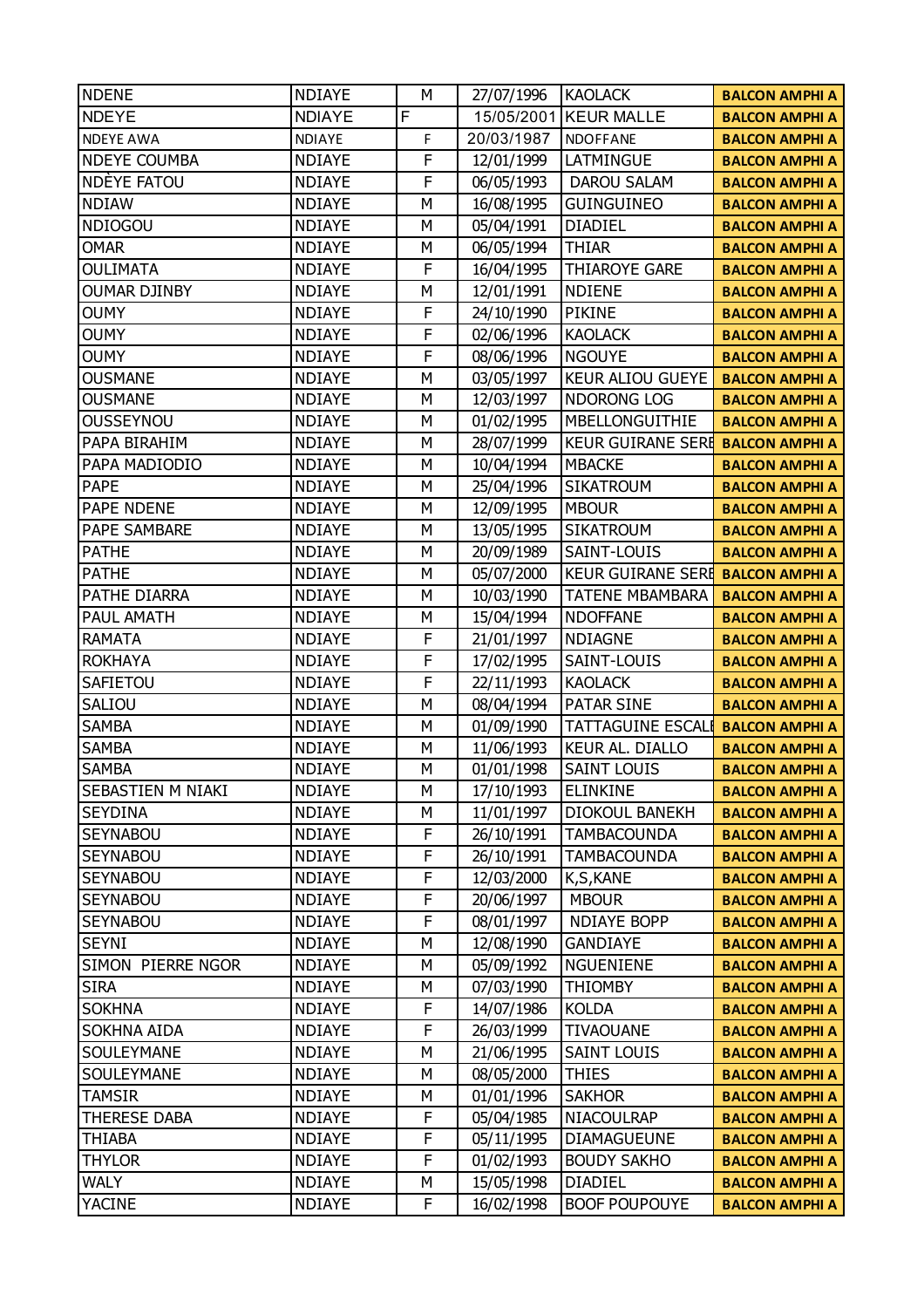| NDENE | NDIAYE | M | 27/07/1996 | KAOLACK | BALCON AMPHI A |
|---|---|---|---|---|---|
| NDEYE | NDIAYE | F | 15/05/2001 | KEUR MALLE | BALCON AMPHI A |
| NDEYE AWA | NDIAYE | F | 20/03/1987 | NDOFFANE | BALCON AMPHI A |
| NDEYE COUMBA | NDIAYE | F | 12/01/1999 | LATMINGUE | BALCON AMPHI A |
| NDÈYE FATOU | NDIAYE | F | 06/05/1993 | DAROU SALAM | BALCON AMPHI A |
| NDIAW | NDIAYE | M | 16/08/1995 | GUINGUINEO | BALCON AMPHI A |
| NDIOGOU | NDIAYE | M | 05/04/1991 | DIADIEL | BALCON AMPHI A |
| OMAR | NDIAYE | M | 06/05/1994 | THIAR | BALCON AMPHI A |
| OULIMATA | NDIAYE | F | 16/04/1995 | THIAROYE GARE | BALCON AMPHI A |
| OUMAR DJINBY | NDIAYE | M | 12/01/1991 | NDIENE | BALCON AMPHI A |
| OUMY | NDIAYE | F | 24/10/1990 | PIKINE | BALCON AMPHI A |
| OUMY | NDIAYE | F | 02/06/1996 | KAOLACK | BALCON AMPHI A |
| OUMY | NDIAYE | F | 08/06/1996 | NGOUYE | BALCON AMPHI A |
| OUSMANE | NDIAYE | M | 03/05/1997 | KEUR ALIOU GUEYE | BALCON AMPHI A |
| OUSMANE | NDIAYE | M | 12/03/1997 | NDORONG LOG | BALCON AMPHI A |
| OUSSEYNOU | NDIAYE | M | 01/02/1995 | MBELLONGUITHIE | BALCON AMPHI A |
| PAPA BIRAHIM | NDIAYE | M | 28/07/1999 | KEUR GUIRANE SERE | BALCON AMPHI A |
| PAPA MADIODIO | NDIAYE | M | 10/04/1994 | MBACKE | BALCON AMPHI A |
| PAPE | NDIAYE | M | 25/04/1996 | SIKATROUM | BALCON AMPHI A |
| PAPE NDENE | NDIAYE | M | 12/09/1995 | MBOUR | BALCON AMPHI A |
| PAPE SAMBARE | NDIAYE | M | 13/05/1995 | SIKATROUM | BALCON AMPHI A |
| PATHE | NDIAYE | M | 20/09/1989 | SAINT-LOUIS | BALCON AMPHI A |
| PATHE | NDIAYE | M | 05/07/2000 | KEUR GUIRANE SERE | BALCON AMPHI A |
| PATHE DIARRA | NDIAYE | M | 10/03/1990 | TATENE MBAMBARA | BALCON AMPHI A |
| PAUL AMATH | NDIAYE | M | 15/04/1994 | NDOFFANE | BALCON AMPHI A |
| RAMATA | NDIAYE | F | 21/01/1997 | NDIAGNE | BALCON AMPHI A |
| ROKHAYA | NDIAYE | F | 17/02/1995 | SAINT-LOUIS | BALCON AMPHI A |
| SAFIETOU | NDIAYE | F | 22/11/1993 | KAOLACK | BALCON AMPHI A |
| SALIOU | NDIAYE | M | 08/04/1994 | PATAR SINE | BALCON AMPHI A |
| SAMBA | NDIAYE | M | 01/09/1990 | TATTAGUINE ESCALE | BALCON AMPHI A |
| SAMBA | NDIAYE | M | 11/06/1993 | KEUR AL. DIALLO | BALCON AMPHI A |
| SAMBA | NDIAYE | M | 01/01/1998 | SAINT LOUIS | BALCON AMPHI A |
| SEBASTIEN M NIAKI | NDIAYE | M | 17/10/1993 | ELINKINE | BALCON AMPHI A |
| SEYDINA | NDIAYE | M | 11/01/1997 | DIOKOUL BANEKH | BALCON AMPHI A |
| SEYNABOU | NDIAYE | F | 26/10/1991 | TAMBACOUNDA | BALCON AMPHI A |
| SEYNABOU | NDIAYE | F | 26/10/1991 | TAMBACOUNDA | BALCON AMPHI A |
| SEYNABOU | NDIAYE | F | 12/03/2000 | K,S,KANE | BALCON AMPHI A |
| SEYNABOU | NDIAYE | F | 20/06/1997 | MBOUR | BALCON AMPHI A |
| SEYNABOU | NDIAYE | F | 08/01/1997 | NDIAYE BOPP | BALCON AMPHI A |
| SEYNI | NDIAYE | M | 12/08/1990 | GANDIAYE | BALCON AMPHI A |
| SIMON PIERRE NGOR | NDIAYE | M | 05/09/1992 | NGUENIENE | BALCON AMPHI A |
| SIRA | NDIAYE | M | 07/03/1990 | THIOMBY | BALCON AMPHI A |
| SOKHNA | NDIAYE | F | 14/07/1986 | KOLDA | BALCON AMPHI A |
| SOKHNA AIDA | NDIAYE | F | 26/03/1999 | TIVAOUANE | BALCON AMPHI A |
| SOULEYMANE | NDIAYE | M | 21/06/1995 | SAINT LOUIS | BALCON AMPHI A |
| SOULEYMANE | NDIAYE | M | 08/05/2000 | THIES | BALCON AMPHI A |
| TAMSIR | NDIAYE | M | 01/01/1996 | SAKHOR | BALCON AMPHI A |
| THERESE DABA | NDIAYE | F | 05/04/1985 | NIACOULRAP | BALCON AMPHI A |
| THIABA | NDIAYE | F | 05/11/1995 | DIAMAGUEUNE | BALCON AMPHI A |
| THYLOR | NDIAYE | F | 01/02/1993 | BOUDY SAKHO | BALCON AMPHI A |
| WALY | NDIAYE | M | 15/05/1998 | DIADIEL | BALCON AMPHI A |
| YACINE | NDIAYE | F | 16/02/1998 | BOOF POUPOUYE | BALCON AMPHI A |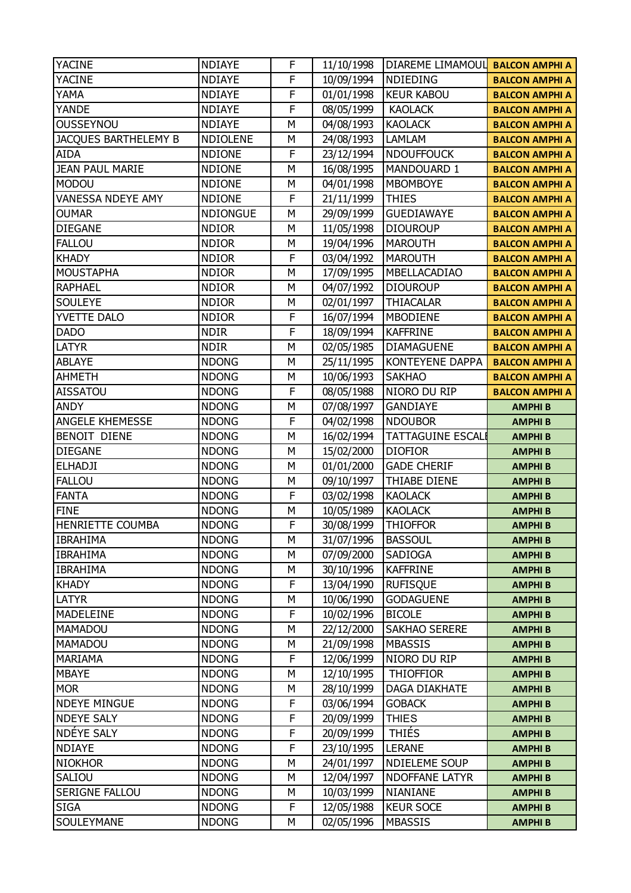| YACINE | NDIAYE | F | 11/10/1998 | DIAREME LIMAMOUL | BALCON AMPHI A |
|---|---|---|---|---|---|
| YACINE | NDIAYE | F | 10/09/1994 | NDIEDING | BALCON AMPHI A |
| YAMA | NDIAYE | F | 01/01/1998 | KEUR KABOU | BALCON AMPHI A |
| YANDE | NDIAYE | F | 08/05/1999 | KAOLACK | BALCON AMPHI A |
| OUSSEYNOU | NDIAYE | M | 04/08/1993 | KAOLACK | BALCON AMPHI A |
| JACQUES BARTHELEMY B | NDIOLENE | M | 24/08/1993 | LAMLAM | BALCON AMPHI A |
| AIDA | NDIONE | F | 23/12/1994 | NDOUFFOUCK | BALCON AMPHI A |
| JEAN PAUL MARIE | NDIONE | M | 16/08/1995 | MANDOUARD 1 | BALCON AMPHI A |
| MODOU | NDIONE | M | 04/01/1998 | MBOMBOYE | BALCON AMPHI A |
| VANESSA NDEYE AMY | NDIONE | F | 21/11/1999 | THIES | BALCON AMPHI A |
| OUMAR | NDIONGUE | M | 29/09/1999 | GUEDIAWAYE | BALCON AMPHI A |
| DIEGANE | NDIOR | M | 11/05/1998 | DIOUROUP | BALCON AMPHI A |
| FALLOU | NDIOR | M | 19/04/1996 | MAROUTH | BALCON AMPHI A |
| KHADY | NDIOR | F | 03/04/1992 | MAROUTH | BALCON AMPHI A |
| MOUSTAPHA | NDIOR | M | 17/09/1995 | MBELLACADIAO | BALCON AMPHI A |
| RAPHAEL | NDIOR | M | 04/07/1992 | DIOUROUP | BALCON AMPHI A |
| SOULEYE | NDIOR | M | 02/01/1997 | THIACALAR | BALCON AMPHI A |
| YVETTE DALO | NDIOR | F | 16/07/1994 | MBODIENE | BALCON AMPHI A |
| DADO | NDIR | F | 18/09/1994 | KAFFRINE | BALCON AMPHI A |
| LATYR | NDIR | M | 02/05/1985 | DIAMAGUENE | BALCON AMPHI A |
| ABLAYE | NDONG | M | 25/11/1995 | KONTEYENE DAPPA | BALCON AMPHI A |
| AHMETH | NDONG | M | 10/06/1993 | SAKHAO | BALCON AMPHI A |
| AISSATOU | NDONG | F | 08/05/1988 | NIORO DU RIP | BALCON AMPHI A |
| ANDY | NDONG | M | 07/08/1997 | GANDIAYE | AMPHI B |
| ANGELE KHEMESSE | NDONG | F | 04/02/1998 | NDOUBOR | AMPHI B |
| BENOIT DIENE | NDONG | M | 16/02/1994 | TATTAGUINE ESCALE | AMPHI B |
| DIEGANE | NDONG | M | 15/02/2000 | DIOFIOR | AMPHI B |
| ELHADJI | NDONG | M | 01/01/2000 | GADE CHERIF | AMPHI B |
| FALLOU | NDONG | M | 09/10/1997 | THIABE DIENE | AMPHI B |
| FANTA | NDONG | F | 03/02/1998 | KAOLACK | AMPHI B |
| FINE | NDONG | M | 10/05/1989 | KAOLACK | AMPHI B |
| HENRIETTE COUMBA | NDONG | F | 30/08/1999 | THIOFFOR | AMPHI B |
| IBRAHIMA | NDONG | M | 31/07/1996 | BASSOUL | AMPHI B |
| IBRAHIMA | NDONG | M | 07/09/2000 | SADIOGA | AMPHI B |
| IBRAHIMA | NDONG | M | 30/10/1996 | KAFFRINE | AMPHI B |
| KHADY | NDONG | F | 13/04/1990 | RUFISQUE | AMPHI B |
| LATYR | NDONG | M | 10/06/1990 | GODAGUENE | AMPHI B |
| MADELEINE | NDONG | F | 10/02/1996 | BICOLE | AMPHI B |
| MAMADOU | NDONG | M | 22/12/2000 | SAKHAO SERERE | AMPHI B |
| MAMADOU | NDONG | M | 21/09/1998 | MBASSIS | AMPHI B |
| MARIAMA | NDONG | F | 12/06/1999 | NIORO DU RIP | AMPHI B |
| MBAYE | NDONG | M | 12/10/1995 | THIOFFIOR | AMPHI B |
| MOR | NDONG | M | 28/10/1999 | DAGA DIAKHATE | AMPHI B |
| NDEYE MINGUE | NDONG | F | 03/06/1994 | GOBACK | AMPHI B |
| NDEYE SALY | NDONG | F | 20/09/1999 | THIES | AMPHI B |
| NDÉYE SALY | NDONG | F | 20/09/1999 | THIÉS | AMPHI B |
| NDIAYE | NDONG | F | 23/10/1995 | LERANE | AMPHI B |
| NIOKHOR | NDONG | M | 24/01/1997 | NDIELEME SOUP | AMPHI B |
| SALIOU | NDONG | M | 12/04/1997 | NDOFFANE LATYR | AMPHI B |
| SERIGNE FALLOU | NDONG | M | 10/03/1999 | NIANIANE | AMPHI B |
| SIGA | NDONG | F | 12/05/1988 | KEUR SOCE | AMPHI B |
| SOULEYMANE | NDONG | M | 02/05/1996 | MBASSIS | AMPHI B |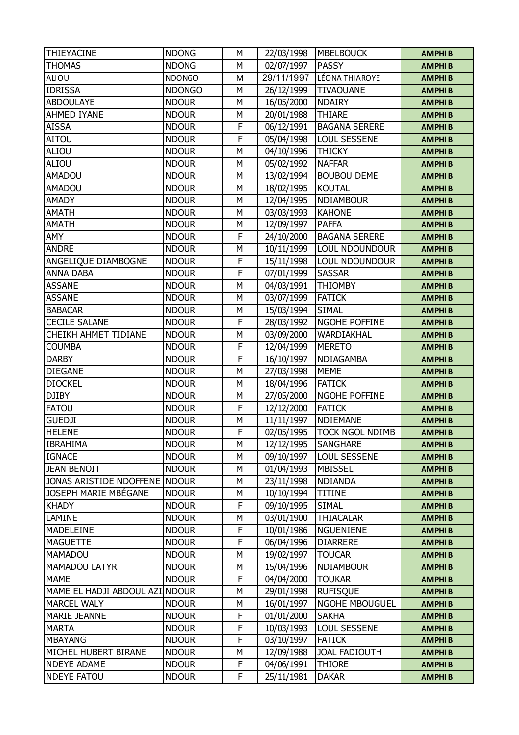| THIEYACINE | NDONG | M | 22/03/1998 | MBELBOUCK | AMPHI B |
|---|---|---|---|---|---|
| THOMAS | NDONG | M | 02/07/1997 | PASSY | AMPHI B |
| ALIOU | NDONGO | M | 29/11/1997 | LÉONA THIAROYE | AMPHI B |
| IDRISSA | NDONGO | M | 26/12/1999 | TIVAOUANE | AMPHI B |
| ABDOULAYE | NDOUR | M | 16/05/2000 | NDAIRY | AMPHI B |
| AHMED IYANE | NDOUR | M | 20/01/1988 | THIARE | AMPHI B |
| AISSA | NDOUR | F | 06/12/1991 | BAGANA SERERE | AMPHI B |
| AITOU | NDOUR | F | 05/04/1998 | LOUL SESSENE | AMPHI B |
| ALIOU | NDOUR | M | 04/10/1996 | THICKY | AMPHI B |
| ALIOU | NDOUR | M | 05/02/1992 | NAFFAR | AMPHI B |
| AMADOU | NDOUR | M | 13/02/1994 | BOUBOU DEME | AMPHI B |
| AMADOU | NDOUR | M | 18/02/1995 | KOUTAL | AMPHI B |
| AMADY | NDOUR | M | 12/04/1995 | NDIAMBOUR | AMPHI B |
| AMATH | NDOUR | M | 03/03/1993 | KAHONE | AMPHI B |
| AMATH | NDOUR | M | 12/09/1997 | PAFFA | AMPHI B |
| AMY | NDOUR | F | 24/10/2000 | BAGANA SERERE | AMPHI B |
| ANDRE | NDOUR | M | 10/11/1999 | LOUL NDOUNDOUR | AMPHI B |
| ANGELIQUE DIAMBOGNE | NDOUR | F | 15/11/1998 | LOUL NDOUNDOUR | AMPHI B |
| ANNA DABA | NDOUR | F | 07/01/1999 | SASSAR | AMPHI B |
| ASSANE | NDOUR | M | 04/03/1991 | THIOMBY | AMPHI B |
| ASSANE | NDOUR | M | 03/07/1999 | FATICK | AMPHI B |
| BABACAR | NDOUR | M | 15/03/1994 | SIMAL | AMPHI B |
| CECILE SALANE | NDOUR | F | 28/03/1992 | NGOHE POFFINE | AMPHI B |
| CHEIKH AHMET TIDIANE | NDOUR | M | 03/09/2000 | WARDIAKHAL | AMPHI B |
| COUMBA | NDOUR | F | 12/04/1999 | MERETO | AMPHI B |
| DARBY | NDOUR | F | 16/10/1997 | NDIAGAMBA | AMPHI B |
| DIEGANE | NDOUR | M | 27/03/1998 | MEME | AMPHI B |
| DIOCKEL | NDOUR | M | 18/04/1996 | FATICK | AMPHI B |
| DJIBY | NDOUR | M | 27/05/2000 | NGOHE POFFINE | AMPHI B |
| FATOU | NDOUR | F | 12/12/2000 | FATICK | AMPHI B |
| GUEDJI | NDOUR | M | 11/11/1997 | NDIEMANE | AMPHI B |
| HELENE | NDOUR | F | 02/05/1995 | TOCK NGOL NDIMB | AMPHI B |
| IBRAHIMA | NDOUR | M | 12/12/1995 | SANGHARE | AMPHI B |
| IGNACE | NDOUR | M | 09/10/1997 | LOUL SESSENE | AMPHI B |
| JEAN BENOIT | NDOUR | M | 01/04/1993 | MBISSEL | AMPHI B |
| JONAS ARISTIDE NDOFFENE | NDOUR | M | 23/11/1998 | NDIANDA | AMPHI B |
| JOSEPH MARIE MBÉGANE | NDOUR | M | 10/10/1994 | TITINE | AMPHI B |
| KHADY | NDOUR | F | 09/10/1995 | SIMAL | AMPHI B |
| LAMINE | NDOUR | M | 03/01/1900 | THIACALAR | AMPHI B |
| MADELEINE | NDOUR | F | 10/01/1986 | NGUENIENE | AMPHI B |
| MAGUETTE | NDOUR | F | 06/04/1996 | DIARRERE | AMPHI B |
| MAMADOU | NDOUR | M | 19/02/1997 | TOUCAR | AMPHI B |
| MAMADOU LATYR | NDOUR | M | 15/04/1996 | NDIAMBOUR | AMPHI B |
| MAME | NDOUR | F | 04/04/2000 | TOUKAR | AMPHI B |
| MAME EL HADJI ABDOUL AZI | NDOUR | M | 29/01/1998 | RUFISQUE | AMPHI B |
| MARCEL WALY | NDOUR | M | 16/01/1997 | NGOHE MBOUGUEL | AMPHI B |
| MARIE JEANNE | NDOUR | F | 01/01/2000 | SAKHA | AMPHI B |
| MARTA | NDOUR | F | 10/03/1993 | LOUL SESSENE | AMPHI B |
| MBAYANG | NDOUR | F | 03/10/1997 | FATICK | AMPHI B |
| MICHEL HUBERT BIRANE | NDOUR | M | 12/09/1988 | JOAL FADIOUTH | AMPHI B |
| NDEYE ADAME | NDOUR | F | 04/06/1991 | THIORE | AMPHI B |
| NDEYE FATOU | NDOUR | F | 25/11/1981 | DAKAR | AMPHI B |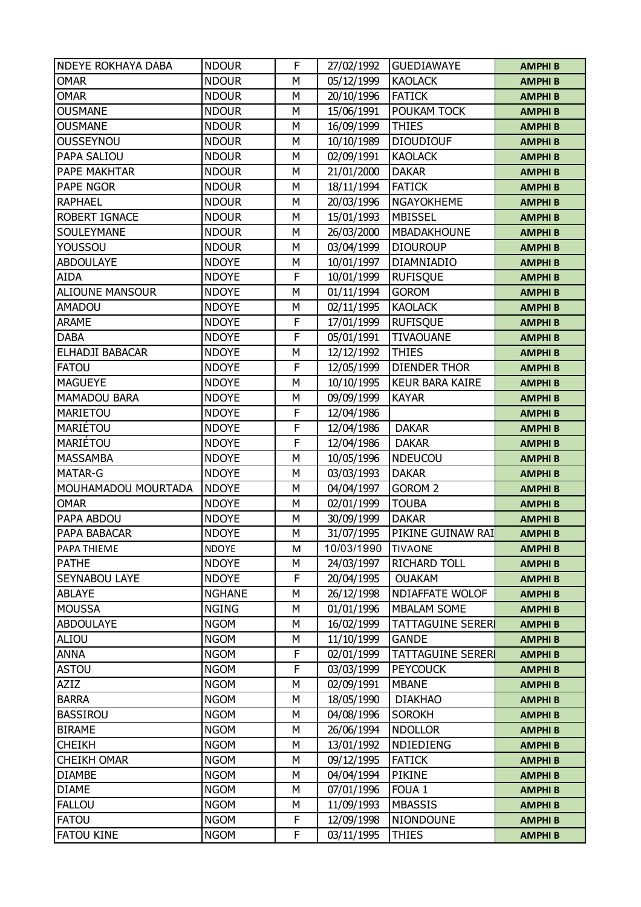| NDEYE ROKHAYA DABA | NDOUR | F | 27/02/1992 | GUEDIAWAYE | AMPHI B |
|---|---|---|---|---|---|
| OMAR | NDOUR | M | 05/12/1999 | KAOLACK | AMPHI B |
| OMAR | NDOUR | M | 20/10/1996 | FATICK | AMPHI B |
| OUSMANE | NDOUR | M | 15/06/1991 | POUKAM TOCK | AMPHI B |
| OUSMANE | NDOUR | M | 16/09/1999 | THIES | AMPHI B |
| OUSSEYNOU | NDOUR | M | 10/10/1989 | DIOUDIOUF | AMPHI B |
| PAPA SALIOU | NDOUR | M | 02/09/1991 | KAOLACK | AMPHI B |
| PAPE MAKHTAR | NDOUR | M | 21/01/2000 | DAKAR | AMPHI B |
| PAPE NGOR | NDOUR | M | 18/11/1994 | FATICK | AMPHI B |
| RAPHAEL | NDOUR | M | 20/03/1996 | NGAYOKHEME | AMPHI B |
| ROBERT IGNACE | NDOUR | M | 15/01/1993 | MBISSEL | AMPHI B |
| SOULEYMANE | NDOUR | M | 26/03/2000 | MBADAKHOUNE | AMPHI B |
| YOUSSOU | NDOUR | M | 03/04/1999 | DIOUROUP | AMPHI B |
| ABDOULAYE | NDOYE | M | 10/01/1997 | DIAMNIADIO | AMPHI B |
| AIDA | NDOYE | F | 10/01/1999 | RUFISQUE | AMPHI B |
| ALIOUNE MANSOUR | NDOYE | M | 01/11/1994 | GOROM | AMPHI B |
| AMADOU | NDOYE | M | 02/11/1995 | KAOLACK | AMPHI B |
| ARAME | NDOYE | F | 17/01/1999 | RUFISQUE | AMPHI B |
| DABA | NDOYE | F | 05/01/1991 | TIVAOUANE | AMPHI B |
| ELHADJI BABACAR | NDOYE | M | 12/12/1992 | THIES | AMPHI B |
| FATOU | NDOYE | F | 12/05/1999 | DIENDER THOR | AMPHI B |
| MAGUEYE | NDOYE | M | 10/10/1995 | KEUR BARA KAIRE | AMPHI B |
| MAMADOU BARA | NDOYE | M | 09/09/1999 | KAYAR | AMPHI B |
| MARIETOU | NDOYE | F | 12/04/1986 | | AMPHI B |
| MARIÉTOU | NDOYE | F | 12/04/1986 | DAKAR | AMPHI B |
| MARIÉTOU | NDOYE | F | 12/04/1986 | DAKAR | AMPHI B |
| MASSAMBA | NDOYE | M | 10/05/1996 | NDEUCOU | AMPHI B |
| MATAR-G | NDOYE | M | 03/03/1993 | DAKAR | AMPHI B |
| MOUHAMADOU MOURTADA | NDOYE | M | 04/04/1997 | GOROM 2 | AMPHI B |
| OMAR | NDOYE | M | 02/01/1999 | TOUBA | AMPHI B |
| PAPA ABDOU | NDOYE | M | 30/09/1999 | DAKAR | AMPHI B |
| PAPA BABACAR | NDOYE | M | 31/07/1995 | PIKINE GUINAW RAI | AMPHI B |
| PAPA THIEME | NDOYE | M | 10/03/1990 | TIVAONE | AMPHI B |
| PATHE | NDOYE | M | 24/03/1997 | RICHARD TOLL | AMPHI B |
| SEYNABOU LAYE | NDOYE | F | 20/04/1995 | OUAKAM | AMPHI B |
| ABLAYE | NGHANE | M | 26/12/1998 | NDIAFFATE WOLOF | AMPHI B |
| MOUSSA | NGING | M | 01/01/1996 | MBALAM SOME | AMPHI B |
| ABDOULAYE | NGOM | M | 16/02/1999 | TATTAGUINE SERERI | AMPHI B |
| ALIOU | NGOM | M | 11/10/1999 | GANDE | AMPHI B |
| ANNA | NGOM | F | 02/01/1999 | TATTAGUINE SERERI | AMPHI B |
| ASTOU | NGOM | F | 03/03/1999 | PEYCOUCK | AMPHI B |
| AZIZ | NGOM | M | 02/09/1991 | MBANE | AMPHI B |
| BARRA | NGOM | M | 18/05/1990 | DIAKHAO | AMPHI B |
| BASSIROU | NGOM | M | 04/08/1996 | SOROKH | AMPHI B |
| BIRAME | NGOM | M | 26/06/1994 | NDOLLOR | AMPHI B |
| CHEIKH | NGOM | M | 13/01/1992 | NDIEDIENG | AMPHI B |
| CHEIKH OMAR | NGOM | M | 09/12/1995 | FATICK | AMPHI B |
| DIAMBE | NGOM | M | 04/04/1994 | PIKINE | AMPHI B |
| DIAME | NGOM | M | 07/01/1996 | FOUA 1 | AMPHI B |
| FALLOU | NGOM | M | 11/09/1993 | MBASSIS | AMPHI B |
| FATOU | NGOM | F | 12/09/1998 | NIONDOUNE | AMPHI B |
| FATOU KINE | NGOM | F | 03/11/1995 | THIES | AMPHI B |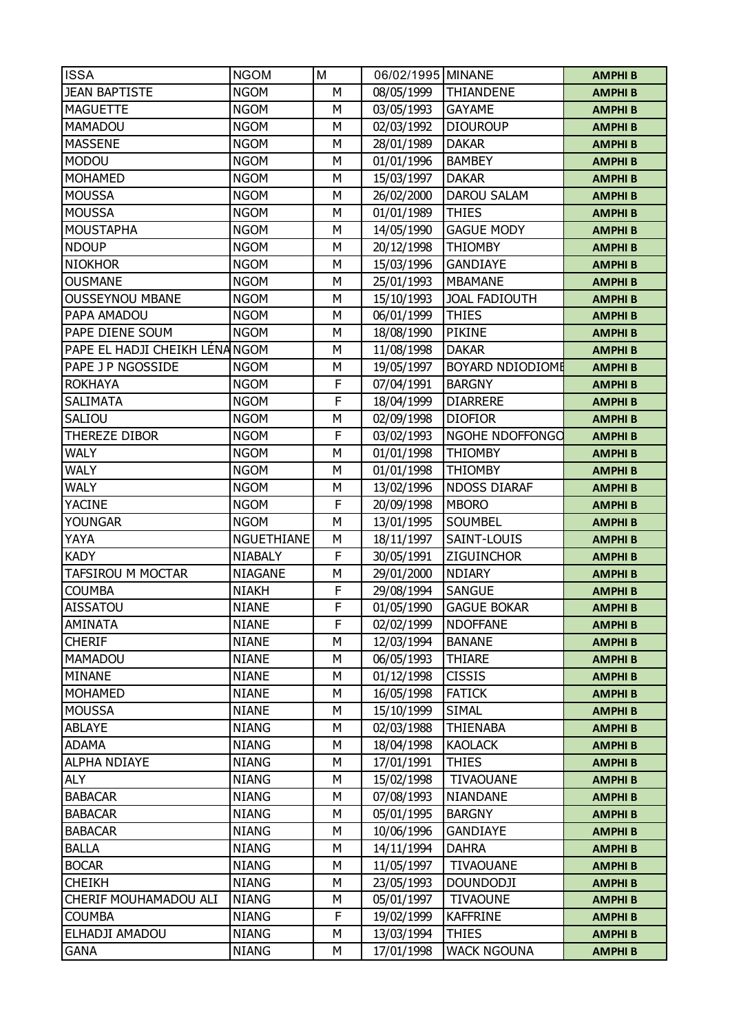| ISSA | NGOM | M | 06/02/1995 | MINANE | AMPHI B |
|---|---|---|---|---|---|
| JEAN BAPTISTE | NGOM | M | 08/05/1999 | THIANDENE | AMPHI B |
| MAGUETTE | NGOM | M | 03/05/1993 | GAYAME | AMPHI B |
| MAMADOU | NGOM | M | 02/03/1992 | DIOUROUP | AMPHI B |
| MASSENE | NGOM | M | 28/01/1989 | DAKAR | AMPHI B |
| MODOU | NGOM | M | 01/01/1996 | BAMBEY | AMPHI B |
| MOHAMED | NGOM | M | 15/03/1997 | DAKAR | AMPHI B |
| MOUSSA | NGOM | M | 26/02/2000 | DAROU SALAM | AMPHI B |
| MOUSSA | NGOM | M | 01/01/1989 | THIES | AMPHI B |
| MOUSTAPHA | NGOM | M | 14/05/1990 | GAGUE MODY | AMPHI B |
| NDOUP | NGOM | M | 20/12/1998 | THIOMBY | AMPHI B |
| NIOKHOR | NGOM | M | 15/03/1996 | GANDIAYE | AMPHI B |
| OUSMANE | NGOM | M | 25/01/1993 | MBAMANE | AMPHI B |
| OUSSEYNOU MBANE | NGOM | M | 15/10/1993 | JOAL FADIOUTH | AMPHI B |
| PAPA AMADOU | NGOM | M | 06/01/1999 | THIES | AMPHI B |
| PAPE DIENE SOUM | NGOM | M | 18/08/1990 | PIKINE | AMPHI B |
| PAPE EL HADJI CHEIKH LÉNA | NGOM | M | 11/08/1998 | DAKAR | AMPHI B |
| PAPE J P NGOSSIDE | NGOM | M | 19/05/1997 | BOYARD NDIODIOME | AMPHI B |
| ROKHAYA | NGOM | F | 07/04/1991 | BARGNY | AMPHI B |
| SALIMATA | NGOM | F | 18/04/1999 | DIARRERE | AMPHI B |
| SALIOU | NGOM | M | 02/09/1998 | DIOFIOR | AMPHI B |
| THEREZE DIBOR | NGOM | F | 03/02/1993 | NGOHE NDOFFONGO | AMPHI B |
| WALY | NGOM | M | 01/01/1998 | THIOMBY | AMPHI B |
| WALY | NGOM | M | 01/01/1998 | THIOMBY | AMPHI B |
| WALY | NGOM | M | 13/02/1996 | NDOSS DIARAF | AMPHI B |
| YACINE | NGOM | F | 20/09/1998 | MBORO | AMPHI B |
| YOUNGAR | NGOM | M | 13/01/1995 | SOUMBEL | AMPHI B |
| YAYA | NGUETHIANE | M | 18/11/1997 | SAINT-LOUIS | AMPHI B |
| KADY | NIABALY | F | 30/05/1991 | ZIGUINCHOR | AMPHI B |
| TAFSIROU M MOCTAR | NIAGANE | M | 29/01/2000 | NDIARY | AMPHI B |
| COUMBA | NIAKH | F | 29/08/1994 | SANGUE | AMPHI B |
| AISSATOU | NIANE | F | 01/05/1990 | GAGUE BOKAR | AMPHI B |
| AMINATA | NIANE | F | 02/02/1999 | NDOFFANE | AMPHI B |
| CHERIF | NIANE | M | 12/03/1994 | BANANE | AMPHI B |
| MAMADOU | NIANE | M | 06/05/1993 | THIARE | AMPHI B |
| MINANE | NIANE | M | 01/12/1998 | CISSIS | AMPHI B |
| MOHAMED | NIANE | M | 16/05/1998 | FATICK | AMPHI B |
| MOUSSA | NIANE | M | 15/10/1999 | SIMAL | AMPHI B |
| ABLAYE | NIANG | M | 02/03/1988 | THIENABA | AMPHI B |
| ADAMA | NIANG | M | 18/04/1998 | KAOLACK | AMPHI B |
| ALPHA NDIAYE | NIANG | M | 17/01/1991 | THIES | AMPHI B |
| ALY | NIANG | M | 15/02/1998 | TIVAOUANE | AMPHI B |
| BABACAR | NIANG | M | 07/08/1993 | NIANDANE | AMPHI B |
| BABACAR | NIANG | M | 05/01/1995 | BARGNY | AMPHI B |
| BABACAR | NIANG | M | 10/06/1996 | GANDIAYE | AMPHI B |
| BALLA | NIANG | M | 14/11/1994 | DAHRA | AMPHI B |
| BOCAR | NIANG | M | 11/05/1997 | TIVAOUANE | AMPHI B |
| CHEIKH | NIANG | M | 23/05/1993 | DOUNDODJI | AMPHI B |
| CHERIF MOUHAMADOU ALI | NIANG | M | 05/01/1997 | TIVAOUNE | AMPHI B |
| COUMBA | NIANG | F | 19/02/1999 | KAFFRINE | AMPHI B |
| ELHADJI AMADOU | NIANG | M | 13/03/1994 | THIES | AMPHI B |
| GANA | NIANG | M | 17/01/1998 | WACK NGOUNA | AMPHI B |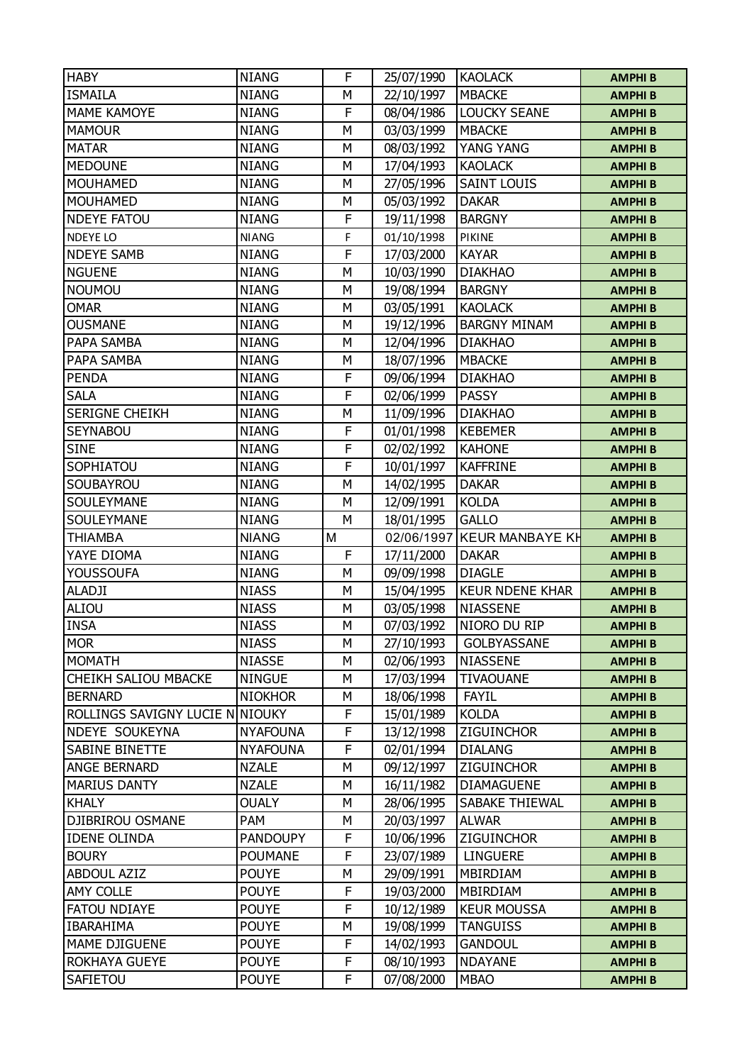| | | | | | |
|---|---|---|---|---|---|
| HABY | NIANG | F | 25/07/1990 | KAOLACK | AMPHI B |
| ISMAILA | NIANG | M | 22/10/1997 | MBACKE | AMPHI B |
| MAME KAMOYE | NIANG | F | 08/04/1986 | LOUCKY SEANE | AMPHI B |
| MAMOUR | NIANG | M | 03/03/1999 | MBACKE | AMPHI B |
| MATAR | NIANG | M | 08/03/1992 | YANG YANG | AMPHI B |
| MEDOUNE | NIANG | M | 17/04/1993 | KAOLACK | AMPHI B |
| MOUHAMED | NIANG | M | 27/05/1996 | SAINT LOUIS | AMPHI B |
| MOUHAMED | NIANG | M | 05/03/1992 | DAKAR | AMPHI B |
| NDEYE FATOU | NIANG | F | 19/11/1998 | BARGNY | AMPHI B |
| NDEYE LO | NIANG | F | 01/10/1998 | PIKINE | AMPHI B |
| NDEYE SAMB | NIANG | F | 17/03/2000 | KAYAR | AMPHI B |
| NGUENE | NIANG | M | 10/03/1990 | DIAKHAO | AMPHI B |
| NOUMOU | NIANG | M | 19/08/1994 | BARGNY | AMPHI B |
| OMAR | NIANG | M | 03/05/1991 | KAOLACK | AMPHI B |
| OUSMANE | NIANG | M | 19/12/1996 | BARGNY MINAM | AMPHI B |
| PAPA SAMBA | NIANG | M | 12/04/1996 | DIAKHAO | AMPHI B |
| PAPA SAMBA | NIANG | M | 18/07/1996 | MBACKE | AMPHI B |
| PENDA | NIANG | F | 09/06/1994 | DIAKHAO | AMPHI B |
| SALA | NIANG | F | 02/06/1999 | PASSY | AMPHI B |
| SERIGNE CHEIKH | NIANG | M | 11/09/1996 | DIAKHAO | AMPHI B |
| SEYNABOU | NIANG | F | 01/01/1998 | KEBEMER | AMPHI B |
| SINE | NIANG | F | 02/02/1992 | KAHONE | AMPHI B |
| SOPHIATOU | NIANG | F | 10/01/1997 | KAFFRINE | AMPHI B |
| SOUBAYROU | NIANG | M | 14/02/1995 | DAKAR | AMPHI B |
| SOULEYMANE | NIANG | M | 12/09/1991 | KOLDA | AMPHI B |
| SOULEYMANE | NIANG | M | 18/01/1995 | GALLO | AMPHI B |
| THIAMBA | NIANG | M | 02/06/1997 | KEUR MANBAYE KH | AMPHI B |
| YAYE DIOMA | NIANG | F | 17/11/2000 | DAKAR | AMPHI B |
| YOUSSOUFA | NIANG | M | 09/09/1998 | DIAGLE | AMPHI B |
| ALADJI | NIASS | M | 15/04/1995 | KEUR NDENE KHAR | AMPHI B |
| ALIOU | NIASS | M | 03/05/1998 | NIASSENE | AMPHI B |
| INSA | NIASS | M | 07/03/1992 | NIORO DU RIP | AMPHI B |
| MOR | NIASS | M | 27/10/1993 | GOLBYASSANE | AMPHI B |
| MOMATH | NIASSE | M | 02/06/1993 | NIASSENE | AMPHI B |
| CHEIKH SALIOU MBACKE | NINGUE | M | 17/03/1994 | TIVAOUANE | AMPHI B |
| BERNARD | NIOKHOR | M | 18/06/1998 | FAYIL | AMPHI B |
| ROLLINGS SAVIGNY LUCIE N | NIOUKY | F | 15/01/1989 | KOLDA | AMPHI B |
| NDEYE SOUKEYNA | NYAFOUNA | F | 13/12/1998 | ZIGUINCHOR | AMPHI B |
| SABINE BINETTE | NYAFOUNA | F | 02/01/1994 | DIALANG | AMPHI B |
| ANGE BERNARD | NZALE | M | 09/12/1997 | ZIGUINCHOR | AMPHI B |
| MARIUS DANTY | NZALE | M | 16/11/1982 | DIAMAGUENE | AMPHI B |
| KHALY | OUALY | M | 28/06/1995 | SABAKE THIEWAL | AMPHI B |
| DJIBRIROU OSMANE | PAM | M | 20/03/1997 | ALWAR | AMPHI B |
| IDENE OLINDA | PANDOUPY | F | 10/06/1996 | ZIGUINCHOR | AMPHI B |
| BOURY | POUMANE | F | 23/07/1989 | LINGUERE | AMPHI B |
| ABDOUL AZIZ | POUYE | M | 29/09/1991 | MBIRDIAM | AMPHI B |
| AMY COLLE | POUYE | F | 19/03/2000 | MBIRDIAM | AMPHI B |
| FATOU NDIAYE | POUYE | F | 10/12/1989 | KEUR MOUSSA | AMPHI B |
| IBARAHIMA | POUYE | M | 19/08/1999 | TANGUISS | AMPHI B |
| MAME DJIGUENE | POUYE | F | 14/02/1993 | GANDOUL | AMPHI B |
| ROKHAYA GUEYE | POUYE | F | 08/10/1993 | NDAYANE | AMPHI B |
| SAFIETOU | POUYE | F | 07/08/2000 | MBAO | AMPHI B |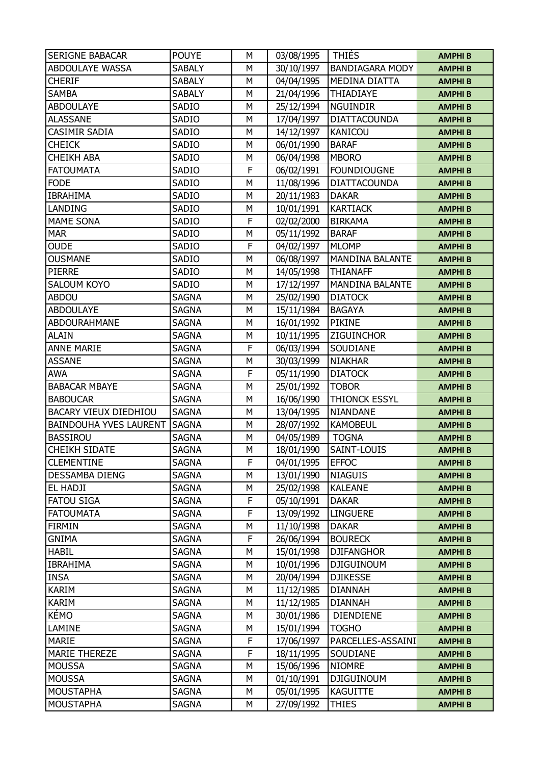| SERIGNE BABACAR | POUYE | M | 03/08/1995 | THIÉS | AMPHI B |
|---|---|---|---|---|---|
| ABDOULAYE WASSA | SABALY | M | 30/10/1997 | BANDIAGARA MODY | AMPHI B |
| CHERIF | SABALY | M | 04/04/1995 | MEDINA DIATTA | AMPHI B |
| SAMBA | SABALY | M | 21/04/1996 | THIADIAYE | AMPHI B |
| ABDOULAYE | SADIO | M | 25/12/1994 | NGUINDIR | AMPHI B |
| ALASSANE | SADIO | M | 17/04/1997 | DIATTACOUNDA | AMPHI B |
| CASIMIR SADIA | SADIO | M | 14/12/1997 | KANICOU | AMPHI B |
| CHEICK | SADIO | M | 06/01/1990 | BARAF | AMPHI B |
| CHEIKH ABA | SADIO | M | 06/04/1998 | MBORO | AMPHI B |
| FATOUMATA | SADIO | F | 06/02/1991 | FOUNDIOUGNE | AMPHI B |
| FODE | SADIO | M | 11/08/1996 | DIATTACOUNDA | AMPHI B |
| IBRAHIMA | SADIO | M | 20/11/1983 | DAKAR | AMPHI B |
| LANDING | SADIO | M | 10/01/1991 | KARTIACK | AMPHI B |
| MAME SONA | SADIO | F | 02/02/2000 | BIRKAMA | AMPHI B |
| MAR | SADIO | M | 05/11/1992 | BARAF | AMPHI B |
| OUDE | SADIO | F | 04/02/1997 | MLOMP | AMPHI B |
| OUSMANE | SADIO | M | 06/08/1997 | MANDINA BALANTE | AMPHI B |
| PIERRE | SADIO | M | 14/05/1998 | THIANAFF | AMPHI B |
| SALOUM KOYO | SADIO | M | 17/12/1997 | MANDINA BALANTE | AMPHI B |
| ABDOU | SAGNA | M | 25/02/1990 | DIATOCK | AMPHI B |
| ABDOULAYE | SAGNA | M | 15/11/1984 | BAGAYA | AMPHI B |
| ABDOURAHMANE | SAGNA | M | 16/01/1992 | PIKINE | AMPHI B |
| ALAIN | SAGNA | M | 10/11/1995 | ZIGUINCHOR | AMPHI B |
| ANNE MARIE | SAGNA | F | 06/03/1994 | SOUDIANE | AMPHI B |
| ASSANE | SAGNA | M | 30/03/1999 | NIAKHAR | AMPHI B |
| AWA | SAGNA | F | 05/11/1990 | DIATOCK | AMPHI B |
| BABACAR MBAYE | SAGNA | M | 25/01/1992 | TOBOR | AMPHI B |
| BABOUCAR | SAGNA | M | 16/06/1990 | THIONCK ESSYL | AMPHI B |
| BACARY VIEUX DIEDHIOU | SAGNA | M | 13/04/1995 | NIANDANE | AMPHI B |
| BAINDOUHA YVES LAURENT | SAGNA | M | 28/07/1992 | KAMOBEUL | AMPHI B |
| BASSIROU | SAGNA | M | 04/05/1989 | TOGNA | AMPHI B |
| CHEIKH SIDATE | SAGNA | M | 18/01/1990 | SAINT-LOUIS | AMPHI B |
| CLEMENTINE | SAGNA | F | 04/01/1995 | EFFOC | AMPHI B |
| DESSAMBA DIENG | SAGNA | M | 13/01/1990 | NIAGUIS | AMPHI B |
| EL HADJI | SAGNA | M | 25/02/1998 | KALEANE | AMPHI B |
| FATOU SIGA | SAGNA | F | 05/10/1991 | DAKAR | AMPHI B |
| FATOUMATA | SAGNA | F | 13/09/1992 | LINGUERE | AMPHI B |
| FIRMIN | SAGNA | M | 11/10/1998 | DAKAR | AMPHI B |
| GNIMA | SAGNA | F | 26/06/1994 | BOURECK | AMPHI B |
| HABIL | SAGNA | M | 15/01/1998 | DJIFANGHOR | AMPHI B |
| IBRAHIMA | SAGNA | M | 10/01/1996 | DJIGUINOUM | AMPHI B |
| INSA | SAGNA | M | 20/04/1994 | DJIKESSE | AMPHI B |
| KARIM | SAGNA | M | 11/12/1985 | DIANNAH | AMPHI B |
| KARIM | SAGNA | M | 11/12/1985 | DIANNAH | AMPHI B |
| KÉMO | SAGNA | M | 30/01/1986 | DIENDIENE | AMPHI B |
| LAMINE | SAGNA | M | 15/01/1994 | TOGHO | AMPHI B |
| MARIE | SAGNA | F | 17/06/1997 | PARCELLES-ASSAINI | AMPHI B |
| MARIE THEREZE | SAGNA | F | 18/11/1995 | SOUDIANE | AMPHI B |
| MOUSSA | SAGNA | M | 15/06/1996 | NIOMRE | AMPHI B |
| MOUSSA | SAGNA | M | 01/10/1991 | DJIGUINOUM | AMPHI B |
| MOUSTAPHA | SAGNA | M | 05/01/1995 | KAGUITTE | AMPHI B |
| MOUSTAPHA | SAGNA | M | 27/09/1992 | THIES | AMPHI B |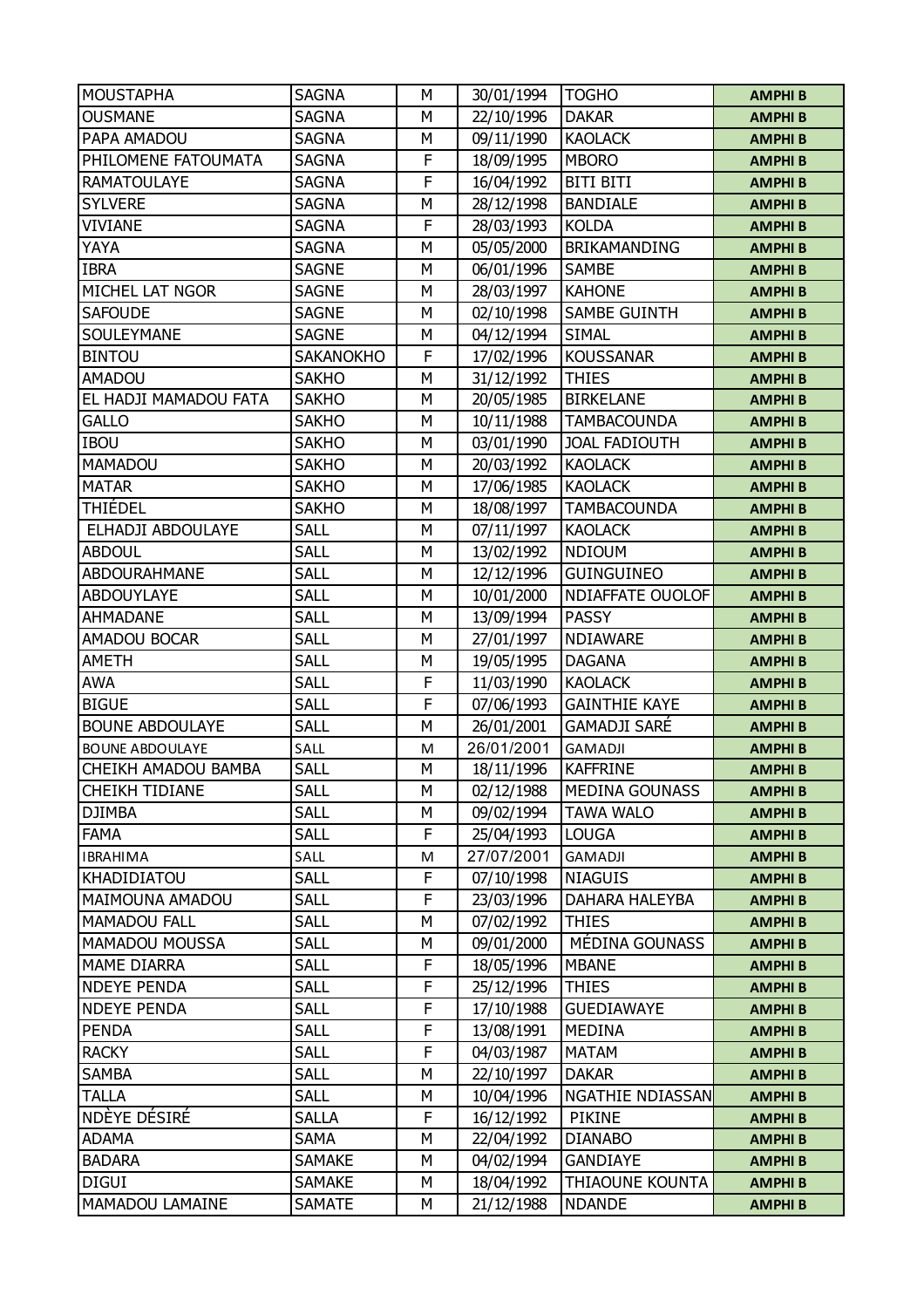| MOUSTAPHA | SAGNA | M | 30/01/1994 | TOGHO | AMPHI B |
|---|---|---|---|---|---|
| OUSMANE | SAGNA | M | 22/10/1996 | DAKAR | AMPHI B |
| PAPA AMADOU | SAGNA | M | 09/11/1990 | KAOLACK | AMPHI B |
| PHILOMENE FATOUMATA | SAGNA | F | 18/09/1995 | MBORO | AMPHI B |
| RAMATOULAYE | SAGNA | F | 16/04/1992 | BITI BITI | AMPHI B |
| SYLVERE | SAGNA | M | 28/12/1998 | BANDIALE | AMPHI B |
| VIVIANE | SAGNA | F | 28/03/1993 | KOLDA | AMPHI B |
| YAYA | SAGNA | M | 05/05/2000 | BRIKAMANDING | AMPHI B |
| IBRA | SAGNE | M | 06/01/1996 | SAMBE | AMPHI B |
| MICHEL LAT NGOR | SAGNE | M | 28/03/1997 | KAHONE | AMPHI B |
| SAFOUDE | SAGNE | M | 02/10/1998 | SAMBE GUINTH | AMPHI B |
| SOULEYMANE | SAGNE | M | 04/12/1994 | SIMAL | AMPHI B |
| BINTOU | SAKANOKHO | F | 17/02/1996 | KOUSSANAR | AMPHI B |
| AMADOU | SAKHO | M | 31/12/1992 | THIES | AMPHI B |
| EL HADJI MAMADOU FATA | SAKHO | M | 20/05/1985 | BIRKELANE | AMPHI B |
| GALLO | SAKHO | M | 10/11/1988 | TAMBACOUNDA | AMPHI B |
| IBOU | SAKHO | M | 03/01/1990 | JOAL FADIOUTH | AMPHI B |
| MAMADOU | SAKHO | M | 20/03/1992 | KAOLACK | AMPHI B |
| MATAR | SAKHO | M | 17/06/1985 | KAOLACK | AMPHI B |
| THIÉDEL | SAKHO | M | 18/08/1997 | TAMBACOUNDA | AMPHI B |
| ELHADJI ABDOULAYE | SALL | M | 07/11/1997 | KAOLACK | AMPHI B |
| ABDOUL | SALL | M | 13/02/1992 | NDIOUM | AMPHI B |
| ABDOURAHMANE | SALL | M | 12/12/1996 | GUINGUINEO | AMPHI B |
| ABDOUYLAYE | SALL | M | 10/01/2000 | NDIAFFATE OUOLOF | AMPHI B |
| AHMADANE | SALL | M | 13/09/1994 | PASSY | AMPHI B |
| AMADOU BOCAR | SALL | M | 27/01/1997 | NDIAWARE | AMPHI B |
| AMETH | SALL | M | 19/05/1995 | DAGANA | AMPHI B |
| AWA | SALL | F | 11/03/1990 | KAOLACK | AMPHI B |
| BIGUE | SALL | F | 07/06/1993 | GAINTHIE KAYE | AMPHI B |
| BOUNE ABDOULAYE | SALL | M | 26/01/2001 | GAMADJI SARÉ | AMPHI B |
| BOUNE ABDOULAYE | SALL | M | 26/01/2001 | GAMADJI | AMPHI B |
| CHEIKH AMADOU BAMBA | SALL | M | 18/11/1996 | KAFFRINE | AMPHI B |
| CHEIKH TIDIANE | SALL | M | 02/12/1988 | MEDINA GOUNASS | AMPHI B |
| DJIMBA | SALL | M | 09/02/1994 | TAWA WALO | AMPHI B |
| FAMA | SALL | F | 25/04/1993 | LOUGA | AMPHI B |
| IBRAHIMA | SALL | M | 27/07/2001 | GAMADJI | AMPHI B |
| KHADIDIATOU | SALL | F | 07/10/1998 | NIAGUIS | AMPHI B |
| MAIMOUNA AMADOU | SALL | F | 23/03/1996 | DAHARA HALEYBA | AMPHI B |
| MAMADOU FALL | SALL | M | 07/02/1992 | THIES | AMPHI B |
| MAMADOU MOUSSA | SALL | M | 09/01/2000 | MÉDINA GOUNASS | AMPHI B |
| MAME DIARRA | SALL | F | 18/05/1996 | MBANE | AMPHI B |
| NDEYE PENDA | SALL | F | 25/12/1996 | THIES | AMPHI B |
| NDEYE PENDA | SALL | F | 17/10/1988 | GUEDIAWAYE | AMPHI B |
| PENDA | SALL | F | 13/08/1991 | MEDINA | AMPHI B |
| RACKY | SALL | F | 04/03/1987 | MATAM | AMPHI B |
| SAMBA | SALL | M | 22/10/1997 | DAKAR | AMPHI B |
| TALLA | SALL | M | 10/04/1996 | NGATHIE NDIASSAN | AMPHI B |
| NDÈYE DÉSIRÉ | SALLA | F | 16/12/1992 | PIKINE | AMPHI B |
| ADAMA | SAMA | M | 22/04/1992 | DIANABO | AMPHI B |
| BADARA | SAMAKE | M | 04/02/1994 | GANDIAYE | AMPHI B |
| DIGUI | SAMAKE | M | 18/04/1992 | THIAOUNE KOUNTA | AMPHI B |
| MAMADOU LAMAINE | SAMATE | M | 21/12/1988 | NDANDE | AMPHI B |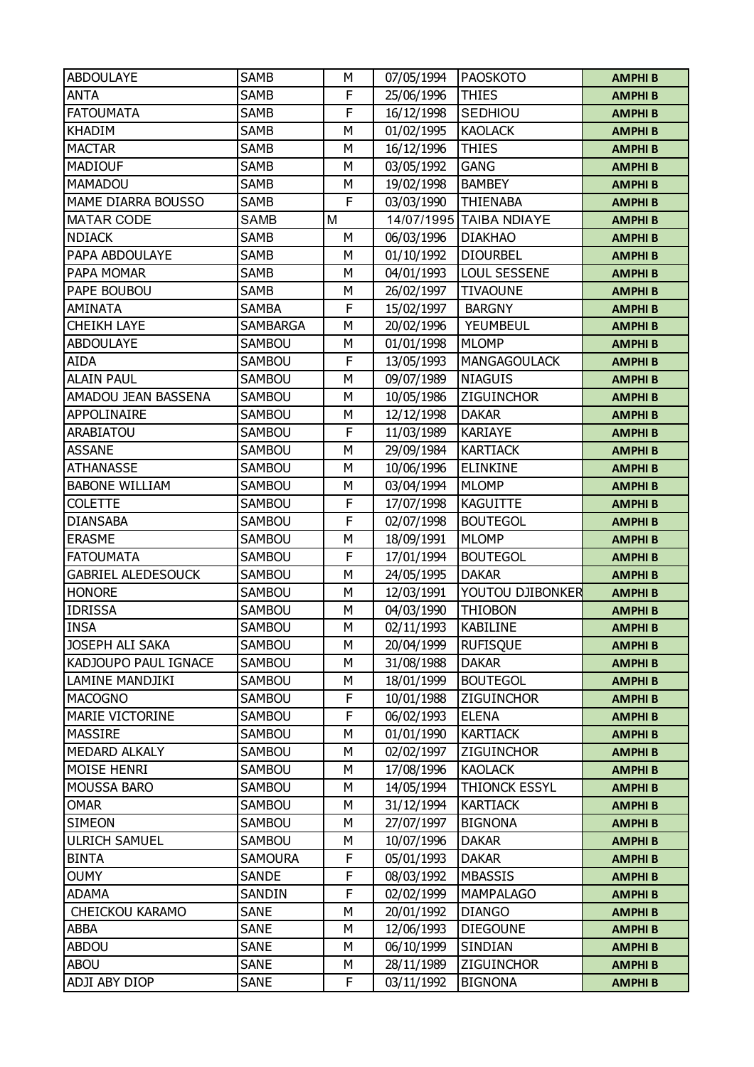| ABDOULAYE | SAMB | M | 07/05/1994 | PAOSKOTO | AMPHI B |
|---|---|---|---|---|---|
| ANTA | SAMB | F | 25/06/1996 | THIES | AMPHI B |
| FATOUMATA | SAMB | F | 16/12/1998 | SEDHIOU | AMPHI B |
| KHADIM | SAMB | M | 01/02/1995 | KAOLACK | AMPHI B |
| MACTAR | SAMB | M | 16/12/1996 | THIES | AMPHI B |
| MADIOUF | SAMB | M | 03/05/1992 | GANG | AMPHI B |
| MAMADOU | SAMB | M | 19/02/1998 | BAMBEY | AMPHI B |
| MAME DIARRA BOUSSO | SAMB | F | 03/03/1990 | THIENABA | AMPHI B |
| MATAR CODE | SAMB | M | 14/07/1995 | TAIBA NDIAYE | AMPHI B |
| NDIACK | SAMB | M | 06/03/1996 | DIAKHAO | AMPHI B |
| PAPA ABDOULAYE | SAMB | M | 01/10/1992 | DIOURBEL | AMPHI B |
| PAPA MOMAR | SAMB | M | 04/01/1993 | LOUL SESSENE | AMPHI B |
| PAPE BOUBOU | SAMB | M | 26/02/1997 | TIVAOUNE | AMPHI B |
| AMINATA | SAMBA | F | 15/02/1997 | BARGNY | AMPHI B |
| CHEIKH LAYE | SAMBARGA | M | 20/02/1996 | YEUMBEUL | AMPHI B |
| ABDOULAYE | SAMBOU | M | 01/01/1998 | MLOMP | AMPHI B |
| AIDA | SAMBOU | F | 13/05/1993 | MANGAGOULACK | AMPHI B |
| ALAIN PAUL | SAMBOU | M | 09/07/1989 | NIAGUIS | AMPHI B |
| AMADOU JEAN BASSENA | SAMBOU | M | 10/05/1986 | ZIGUINCHOR | AMPHI B |
| APPOLINAIRE | SAMBOU | M | 12/12/1998 | DAKAR | AMPHI B |
| ARABIATOU | SAMBOU | F | 11/03/1989 | KARIAYE | AMPHI B |
| ASSANE | SAMBOU | M | 29/09/1984 | KARTIACK | AMPHI B |
| ATHANASSE | SAMBOU | M | 10/06/1996 | ELINKINE | AMPHI B |
| BABONE WILLIAM | SAMBOU | M | 03/04/1994 | MLOMP | AMPHI B |
| COLETTE | SAMBOU | F | 17/07/1998 | KAGUITTE | AMPHI B |
| DIANSABA | SAMBOU | F | 02/07/1998 | BOUTEGOL | AMPHI B |
| ERASME | SAMBOU | M | 18/09/1991 | MLOMP | AMPHI B |
| FATOUMATA | SAMBOU | F | 17/01/1994 | BOUTEGOL | AMPHI B |
| GABRIEL ALEDESOUCK | SAMBOU | M | 24/05/1995 | DAKAR | AMPHI B |
| HONORE | SAMBOU | M | 12/03/1991 | YOUTOU DJIBONKER | AMPHI B |
| IDRISSA | SAMBOU | M | 04/03/1990 | THIOBON | AMPHI B |
| INSA | SAMBOU | M | 02/11/1993 | KABILINE | AMPHI B |
| JOSEPH ALI SAKA | SAMBOU | M | 20/04/1999 | RUFISQUE | AMPHI B |
| KADJOUPO PAUL IGNACE | SAMBOU | M | 31/08/1988 | DAKAR | AMPHI B |
| LAMINE MANDJIKI | SAMBOU | M | 18/01/1999 | BOUTEGOL | AMPHI B |
| MACOGNO | SAMBOU | F | 10/01/1988 | ZIGUINCHOR | AMPHI B |
| MARIE VICTORINE | SAMBOU | F | 06/02/1993 | ELENA | AMPHI B |
| MASSIRE | SAMBOU | M | 01/01/1990 | KARTIACK | AMPHI B |
| MEDARD ALKALY | SAMBOU | M | 02/02/1997 | ZIGUINCHOR | AMPHI B |
| MOISE HENRI | SAMBOU | M | 17/08/1996 | KAOLACK | AMPHI B |
| MOUSSA BARO | SAMBOU | M | 14/05/1994 | THIONCK ESSYL | AMPHI B |
| OMAR | SAMBOU | M | 31/12/1994 | KARTIACK | AMPHI B |
| SIMEON | SAMBOU | M | 27/07/1997 | BIGNONA | AMPHI B |
| ULRICH SAMUEL | SAMBOU | M | 10/07/1996 | DAKAR | AMPHI B |
| BINTA | SAMOURA | F | 05/01/1993 | DAKAR | AMPHI B |
| OUMY | SANDE | F | 08/03/1992 | MBASSIS | AMPHI B |
| ADAMA | SANDIN | F | 02/02/1999 | MAMPALAGO | AMPHI B |
| CHEICKOU KARAMO | SANE | M | 20/01/1992 | DIANGO | AMPHI B |
| ABBA | SANE | M | 12/06/1993 | DIEGOUNE | AMPHI B |
| ABDOU | SANE | M | 06/10/1999 | SINDIAN | AMPHI B |
| ABOU | SANE | M | 28/11/1989 | ZIGUINCHOR | AMPHI B |
| ADJI ABY DIOP | SANE | F | 03/11/1992 | BIGNONA | AMPHI B |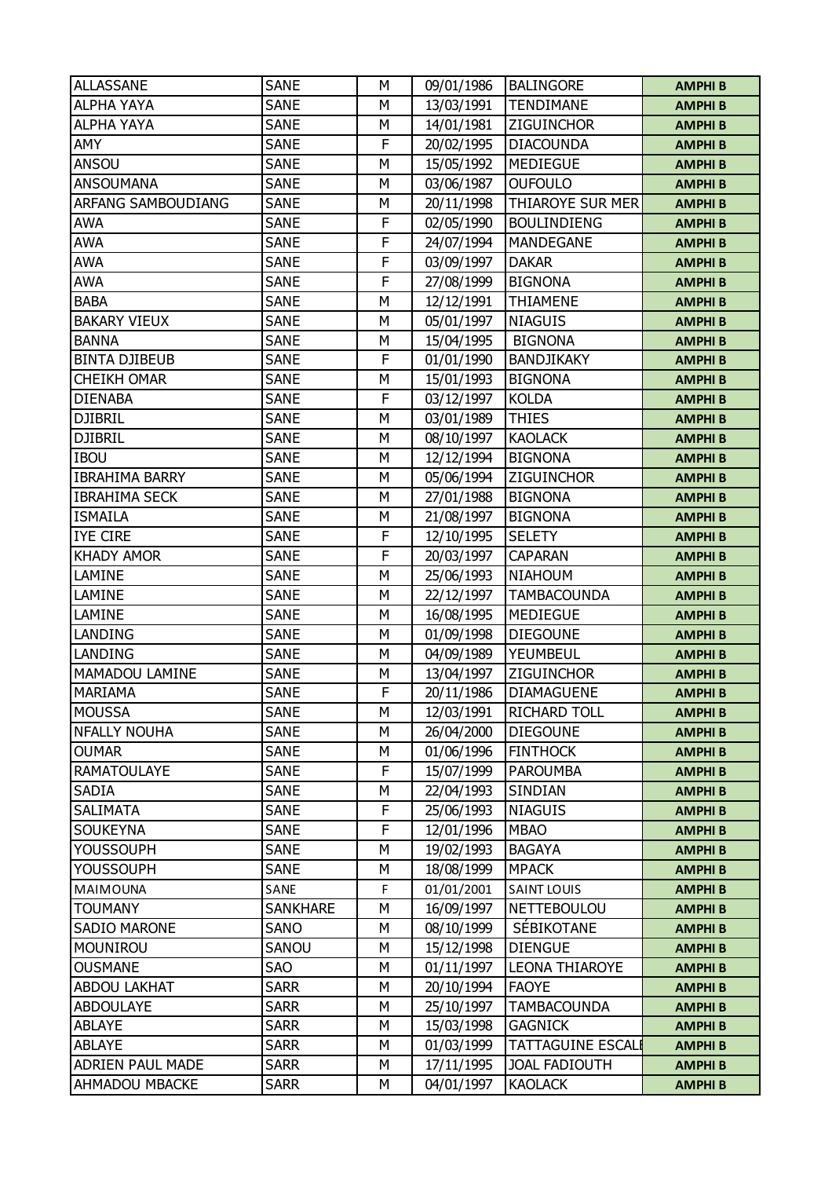| | | | | | |
|---|---|---|---|---|---|
| ALLASSANE | SANE | M | 09/01/1986 | BALINGORE | AMPHI B |
| ALPHA YAYA | SANE | M | 13/03/1991 | TENDIMANE | AMPHI B |
| ALPHA YAYA | SANE | M | 14/01/1981 | ZIGUINCHOR | AMPHI B |
| AMY | SANE | F | 20/02/1995 | DIACOUNDA | AMPHI B |
| ANSOU | SANE | M | 15/05/1992 | MEDIEGUE | AMPHI B |
| ANSOUMANA | SANE | M | 03/06/1987 | OUFOULO | AMPHI B |
| ARFANG SAMBOUDIANG | SANE | M | 20/11/1998 | THIAROYE SUR MER | AMPHI B |
| AWA | SANE | F | 02/05/1990 | BOULINDIENG | AMPHI B |
| AWA | SANE | F | 24/07/1994 | MANDEGANE | AMPHI B |
| AWA | SANE | F | 03/09/1997 | DAKAR | AMPHI B |
| AWA | SANE | F | 27/08/1999 | BIGNONA | AMPHI B |
| BABA | SANE | M | 12/12/1991 | THIAMENE | AMPHI B |
| BAKARY VIEUX | SANE | M | 05/01/1997 | NIAGUIS | AMPHI B |
| BANNA | SANE | M | 15/04/1995 | BIGNONA | AMPHI B |
| BINTA DJIBEUB | SANE | F | 01/01/1990 | BANDJIKAKY | AMPHI B |
| CHEIKH OMAR | SANE | M | 15/01/1993 | BIGNONA | AMPHI B |
| DIENABA | SANE | F | 03/12/1997 | KOLDA | AMPHI B |
| DJIBRIL | SANE | M | 03/01/1989 | THIES | AMPHI B |
| DJIBRIL | SANE | M | 08/10/1997 | KAOLACK | AMPHI B |
| IBOU | SANE | M | 12/12/1994 | BIGNONA | AMPHI B |
| IBRAHIMA BARRY | SANE | M | 05/06/1994 | ZIGUINCHOR | AMPHI B |
| IBRAHIMA SECK | SANE | M | 27/01/1988 | BIGNONA | AMPHI B |
| ISMAILA | SANE | M | 21/08/1997 | BIGNONA | AMPHI B |
| IYE CIRE | SANE | F | 12/10/1995 | SELETY | AMPHI B |
| KHADY AMOR | SANE | F | 20/03/1997 | CAPARAN | AMPHI B |
| LAMINE | SANE | M | 25/06/1993 | NIAHOUM | AMPHI B |
| LAMINE | SANE | M | 22/12/1997 | TAMBACOUNDA | AMPHI B |
| LAMINE | SANE | M | 16/08/1995 | MEDIEGUE | AMPHI B |
| LANDING | SANE | M | 01/09/1998 | DIEGOUNE | AMPHI B |
| LANDING | SANE | M | 04/09/1989 | YEUMBEUL | AMPHI B |
| MAMADOU LAMINE | SANE | M | 13/04/1997 | ZIGUINCHOR | AMPHI B |
| MARIAMA | SANE | F | 20/11/1986 | DIAMAGUENE | AMPHI B |
| MOUSSA | SANE | M | 12/03/1991 | RICHARD TOLL | AMPHI B |
| NFALLY NOUHA | SANE | M | 26/04/2000 | DIEGOUNE | AMPHI B |
| OUMAR | SANE | M | 01/06/1996 | FINTHOCK | AMPHI B |
| RAMATOULAYE | SANE | F | 15/07/1999 | PAROUMBA | AMPHI B |
| SADIA | SANE | M | 22/04/1993 | SINDIAN | AMPHI B |
| SALIMATA | SANE | F | 25/06/1993 | NIAGUIS | AMPHI B |
| SOUKEYNA | SANE | F | 12/01/1996 | MBAO | AMPHI B |
| YOUSSOUPH | SANE | M | 19/02/1993 | BAGAYA | AMPHI B |
| YOUSSOUPH | SANE | M | 18/08/1999 | MPACK | AMPHI B |
| MAIMOUNA | SANE | F | 01/01/2001 | SAINT LOUIS | AMPHI B |
| TOUMANY | SANKHARE | M | 16/09/1997 | NETTEBOULOU | AMPHI B |
| SADIO MARONE | SANO | M | 08/10/1999 | SÉBIKOTANE | AMPHI B |
| MOUNIROU | SANOU | M | 15/12/1998 | DIENGUE | AMPHI B |
| OUSMANE | SAO | M | 01/11/1997 | LEONA THIAROYE | AMPHI B |
| ABDOU LAKHAT | SARR | M | 20/10/1994 | FAOYE | AMPHI B |
| ABDOULAYE | SARR | M | 25/10/1997 | TAMBACOUNDA | AMPHI B |
| ABLAYE | SARR | M | 15/03/1998 | GAGNICK | AMPHI B |
| ABLAYE | SARR | M | 01/03/1999 | TATTAGUINE ESCALE | AMPHI B |
| ADRIEN PAUL MADE | SARR | M | 17/11/1995 | JOAL FADIOUTH | AMPHI B |
| AHMADOU MBACKE | SARR | M | 04/01/1997 | KAOLACK | AMPHI B |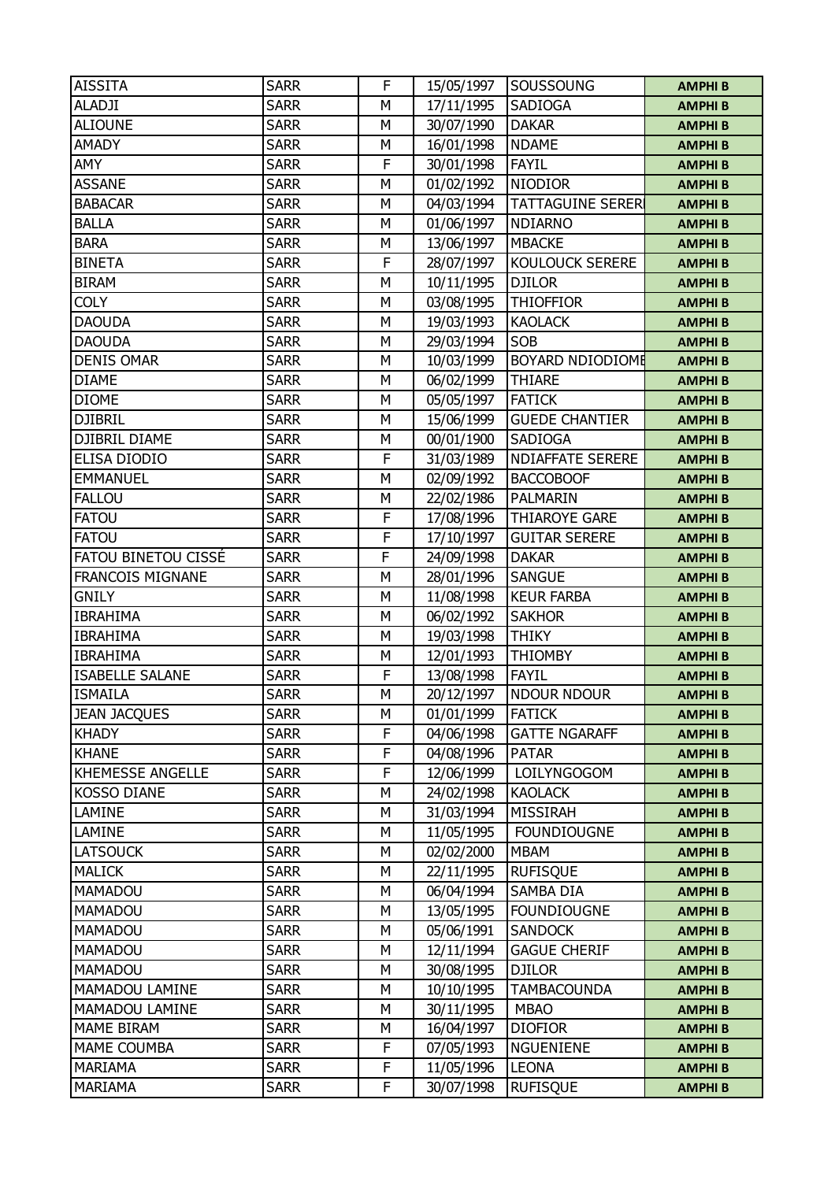| | | | | | |
|---|---|---|---|---|---|
| AISSITA | SARR | F | 15/05/1997 | SOUSSOUNG | AMPHI B |
| ALADJI | SARR | M | 17/11/1995 | SADIOGA | AMPHI B |
| ALIOUNE | SARR | M | 30/07/1990 | DAKAR | AMPHI B |
| AMADY | SARR | M | 16/01/1998 | NDAME | AMPHI B |
| AMY | SARR | F | 30/01/1998 | FAYIL | AMPHI B |
| ASSANE | SARR | M | 01/02/1992 | NIODIOR | AMPHI B |
| BABACAR | SARR | M | 04/03/1994 | TATTAGUINE SERERI | AMPHI B |
| BALLA | SARR | M | 01/06/1997 | NDIARNO | AMPHI B |
| BARA | SARR | M | 13/06/1997 | MBACKE | AMPHI B |
| BINETA | SARR | F | 28/07/1997 | KOULOUCK SERERE | AMPHI B |
| BIRAM | SARR | M | 10/11/1995 | DJILOR | AMPHI B |
| COLY | SARR | M | 03/08/1995 | THIOFFIOR | AMPHI B |
| DAOUDA | SARR | M | 19/03/1993 | KAOLACK | AMPHI B |
| DAOUDA | SARR | M | 29/03/1994 | SOB | AMPHI B |
| DENIS OMAR | SARR | M | 10/03/1999 | BOYARD NDIODIOME | AMPHI B |
| DIAME | SARR | M | 06/02/1999 | THIARE | AMPHI B |
| DIOME | SARR | M | 05/05/1997 | FATICK | AMPHI B |
| DJIBRIL | SARR | M | 15/06/1999 | GUEDE CHANTIER | AMPHI B |
| DJIBRIL DIAME | SARR | M | 00/01/1900 | SADIOGA | AMPHI B |
| ELISA DIODIO | SARR | F | 31/03/1989 | NDIAFFATE SERERE | AMPHI B |
| EMMANUEL | SARR | M | 02/09/1992 | BACCOBOOF | AMPHI B |
| FALLOU | SARR | M | 22/02/1986 | PALMARIN | AMPHI B |
| FATOU | SARR | F | 17/08/1996 | THIAROYE GARE | AMPHI B |
| FATOU | SARR | F | 17/10/1997 | GUITAR SERERE | AMPHI B |
| FATOU BINETOU CISSÉ | SARR | F | 24/09/1998 | DAKAR | AMPHI B |
| FRANCOIS MIGNANE | SARR | M | 28/01/1996 | SANGUE | AMPHI B |
| GNILY | SARR | M | 11/08/1998 | KEUR FARBA | AMPHI B |
| IBRAHIMA | SARR | M | 06/02/1992 | SAKHOR | AMPHI B |
| IBRAHIMA | SARR | M | 19/03/1998 | THIKY | AMPHI B |
| IBRAHIMA | SARR | M | 12/01/1993 | THIOMBY | AMPHI B |
| ISABELLE SALANE | SARR | F | 13/08/1998 | FAYIL | AMPHI B |
| ISMAILA | SARR | M | 20/12/1997 | NDOUR NDOUR | AMPHI B |
| JEAN JACQUES | SARR | M | 01/01/1999 | FATICK | AMPHI B |
| KHADY | SARR | F | 04/06/1998 | GATTE NGARAFF | AMPHI B |
| KHANE | SARR | F | 04/08/1996 | PATAR | AMPHI B |
| KHEMESSE ANGELLE | SARR | F | 12/06/1999 | LOILYNGOGOM | AMPHI B |
| KOSSO DIANE | SARR | M | 24/02/1998 | KAOLACK | AMPHI B |
| LAMINE | SARR | M | 31/03/1994 | MISSIRAH | AMPHI B |
| LAMINE | SARR | M | 11/05/1995 | FOUNDIOUGNE | AMPHI B |
| LATSOUCK | SARR | M | 02/02/2000 | MBAM | AMPHI B |
| MALICK | SARR | M | 22/11/1995 | RUFISQUE | AMPHI B |
| MAMADOU | SARR | M | 06/04/1994 | SAMBA DIA | AMPHI B |
| MAMADOU | SARR | M | 13/05/1995 | FOUNDIOUGNE | AMPHI B |
| MAMADOU | SARR | M | 05/06/1991 | SANDOCK | AMPHI B |
| MAMADOU | SARR | M | 12/11/1994 | GAGUE CHERIF | AMPHI B |
| MAMADOU | SARR | M | 30/08/1995 | DJILOR | AMPHI B |
| MAMADOU LAMINE | SARR | M | 10/10/1995 | TAMBACOUNDA | AMPHI B |
| MAMADOU LAMINE | SARR | M | 30/11/1995 | MBAO | AMPHI B |
| MAME BIRAM | SARR | M | 16/04/1997 | DIOFIOR | AMPHI B |
| MAME COUMBA | SARR | F | 07/05/1993 | NGUENIENE | AMPHI B |
| MARIAMA | SARR | F | 11/05/1996 | LEONA | AMPHI B |
| MARIAMA | SARR | F | 30/07/1998 | RUFISQUE | AMPHI B |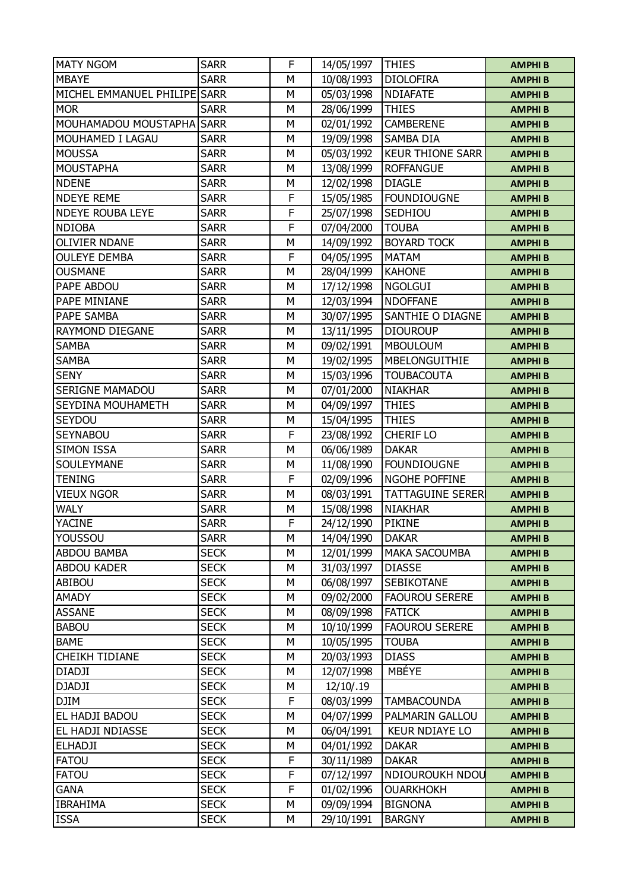| | | | | | |
|---|---|---|---|---|---|
| MATY NGOM | SARR | F | 14/05/1997 | THIES | AMPHI B |
| MBAYE | SARR | M | 10/08/1993 | DIOLOFIRA | AMPHI B |
| MICHEL EMMANUEL PHILIPE | SARR | M | 05/03/1998 | NDIAFATE | AMPHI B |
| MOR | SARR | M | 28/06/1999 | THIES | AMPHI B |
| MOUHAMADOU MOUSTAPHA | SARR | M | 02/01/1992 | CAMBERENE | AMPHI B |
| MOUHAMED I LAGAU | SARR | M | 19/09/1998 | SAMBA DIA | AMPHI B |
| MOUSSA | SARR | M | 05/03/1992 | KEUR THIONE SARR | AMPHI B |
| MOUSTAPHA | SARR | M | 13/08/1999 | ROFFANGUE | AMPHI B |
| NDENE | SARR | M | 12/02/1998 | DIAGLE | AMPHI B |
| NDEYE REME | SARR | F | 15/05/1985 | FOUNDIOUGNE | AMPHI B |
| NDEYE ROUBA LEYE | SARR | F | 25/07/1998 | SEDHIOU | AMPHI B |
| NDIOBA | SARR | F | 07/04/2000 | TOUBA | AMPHI B |
| OLIVIER NDANE | SARR | M | 14/09/1992 | BOYARD TOCK | AMPHI B |
| OULEYE DEMBA | SARR | F | 04/05/1995 | MATAM | AMPHI B |
| OUSMANE | SARR | M | 28/04/1999 | KAHONE | AMPHI B |
| PAPE ABDOU | SARR | M | 17/12/1998 | NGOLGUI | AMPHI B |
| PAPE MINIANE | SARR | M | 12/03/1994 | NDOFFANE | AMPHI B |
| PAPE SAMBA | SARR | M | 30/07/1995 | SANTHIE O DIAGNE | AMPHI B |
| RAYMOND DIEGANE | SARR | M | 13/11/1995 | DIOUROUP | AMPHI B |
| SAMBA | SARR | M | 09/02/1991 | MBOULOUM | AMPHI B |
| SAMBA | SARR | M | 19/02/1995 | MBELONGUITHIE | AMPHI B |
| SENY | SARR | M | 15/03/1996 | TOUBACOUTA | AMPHI B |
| SERIGNE MAMADOU | SARR | M | 07/01/2000 | NIAKHAR | AMPHI B |
| SEYDINA MOUHAMETH | SARR | M | 04/09/1997 | THIES | AMPHI B |
| SEYDOU | SARR | M | 15/04/1995 | THIES | AMPHI B |
| SEYNABOU | SARR | F | 23/08/1992 | CHERIF LO | AMPHI B |
| SIMON ISSA | SARR | M | 06/06/1989 | DAKAR | AMPHI B |
| SOULEYMANE | SARR | M | 11/08/1990 | FOUNDIOUGNE | AMPHI B |
| TENING | SARR | F | 02/09/1996 | NGOHE POFFINE | AMPHI B |
| VIEUX NGOR | SARR | M | 08/03/1991 | TATTAGUINE SERERI | AMPHI B |
| WALY | SARR | M | 15/08/1998 | NIAKHAR | AMPHI B |
| YACINE | SARR | F | 24/12/1990 | PIKINE | AMPHI B |
| YOUSSOU | SARR | M | 14/04/1990 | DAKAR | AMPHI B |
| ABDOU BAMBA | SECK | M | 12/01/1999 | MAKA SACOUMBA | AMPHI B |
| ABDOU KADER | SECK | M | 31/03/1997 | DIASSE | AMPHI B |
| ABIBOU | SECK | M | 06/08/1997 | SEBIKOTANE | AMPHI B |
| AMADY | SECK | M | 09/02/2000 | FAOUROU SERERE | AMPHI B |
| ASSANE | SECK | M | 08/09/1998 | FATICK | AMPHI B |
| BABOU | SECK | M | 10/10/1999 | FAOUROU SERERE | AMPHI B |
| BAME | SECK | M | 10/05/1995 | TOUBA | AMPHI B |
| CHEIKH TIDIANE | SECK | M | 20/03/1993 | DIASS | AMPHI B |
| DIADJI | SECK | M | 12/07/1998 | MBÉYE | AMPHI B |
| DJADJI | SECK | M | 12/10/.19 | | AMPHI B |
| DJIM | SECK | F | 08/03/1999 | TAMBACOUNDA | AMPHI B |
| EL HADJI BADOU | SECK | M | 04/07/1999 | PALMARIN GALLOU | AMPHI B |
| EL HADJI NDIASSE | SECK | M | 06/04/1991 | KEUR NDIAYE LO | AMPHI B |
| ELHADJI | SECK | M | 04/01/1992 | DAKAR | AMPHI B |
| FATOU | SECK | F | 30/11/1989 | DAKAR | AMPHI B |
| FATOU | SECK | F | 07/12/1997 | NDIOUROUKH NDOU | AMPHI B |
| GANA | SECK | F | 01/02/1996 | OUARKHOKH | AMPHI B |
| IBRAHIMA | SECK | M | 09/09/1994 | BIGNONA | AMPHI B |
| ISSA | SECK | M | 29/10/1991 | BARGNY | AMPHI B |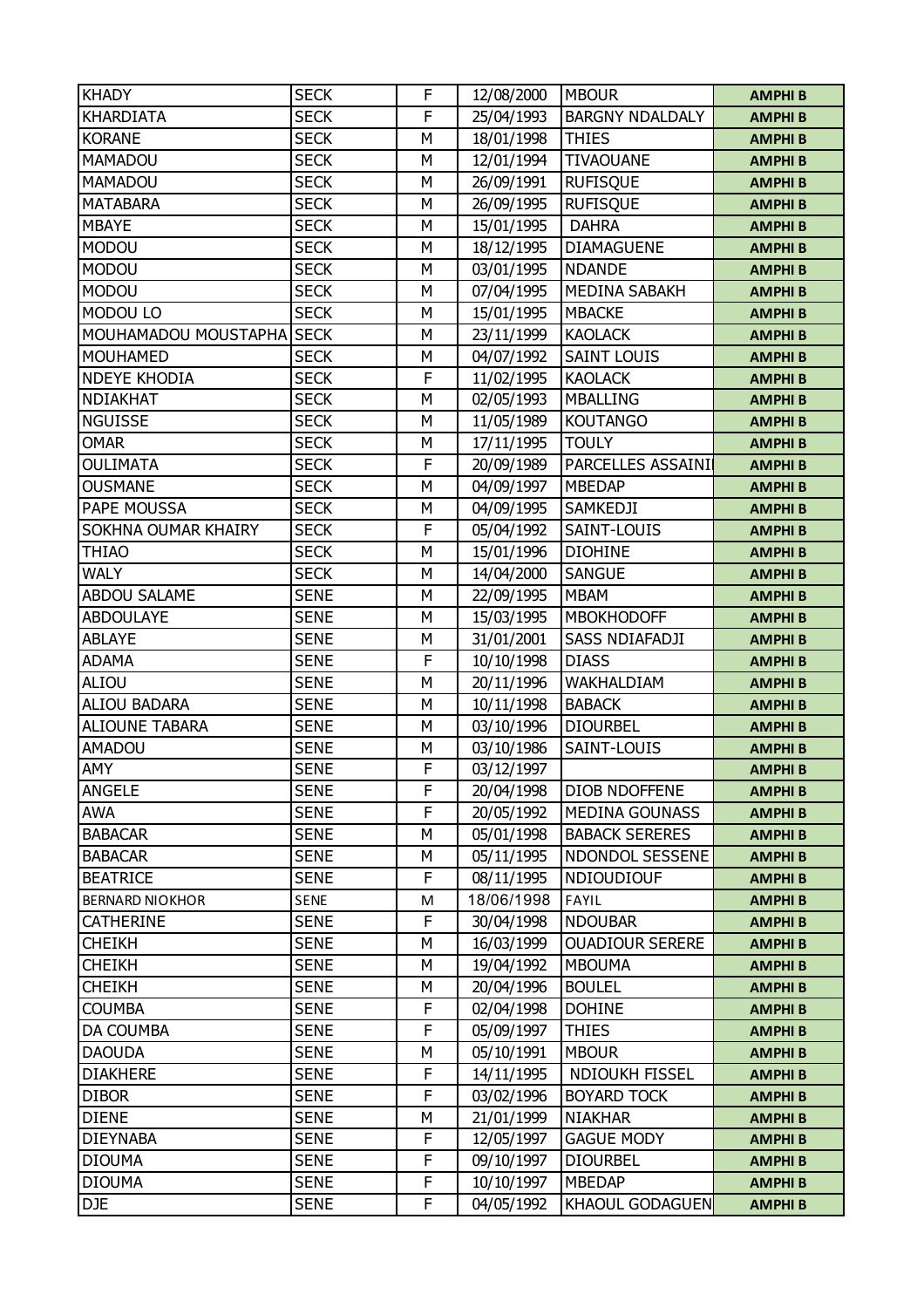| KHADY | SECK | F | 12/08/2000 | MBOUR | AMPHI B |
|---|---|---|---|---|---|
| KHARDIATA | SECK | F | 25/04/1993 | BARGNY NDALDALY | AMPHI B |
| KORANE | SECK | M | 18/01/1998 | THIES | AMPHI B |
| MAMADOU | SECK | M | 12/01/1994 | TIVAOUANE | AMPHI B |
| MAMADOU | SECK | M | 26/09/1991 | RUFISQUE | AMPHI B |
| MATABARA | SECK | M | 26/09/1995 | RUFISQUE | AMPHI B |
| MBAYE | SECK | M | 15/01/1995 | DAHRA | AMPHI B |
| MODOU | SECK | M | 18/12/1995 | DIAMAGUENE | AMPHI B |
| MODOU | SECK | M | 03/01/1995 | NDANDE | AMPHI B |
| MODOU | SECK | M | 07/04/1995 | MEDINA SABAKH | AMPHI B |
| MODOU LO | SECK | M | 15/01/1995 | MBACKE | AMPHI B |
| MOUHAMADOU MOUSTAPHA | SECK | M | 23/11/1999 | KAOLACK | AMPHI B |
| MOUHAMED | SECK | M | 04/07/1992 | SAINT LOUIS | AMPHI B |
| NDEYE KHODIA | SECK | F | 11/02/1995 | KAOLACK | AMPHI B |
| NDIAKHAT | SECK | M | 02/05/1993 | MBALLING | AMPHI B |
| NGUISSE | SECK | M | 11/05/1989 | KOUTANGO | AMPHI B |
| OMAR | SECK | M | 17/11/1995 | TOULY | AMPHI B |
| OULIMATA | SECK | F | 20/09/1989 | PARCELLES ASSAINI | AMPHI B |
| OUSMANE | SECK | M | 04/09/1997 | MBEDAP | AMPHI B |
| PAPE MOUSSA | SECK | M | 04/09/1995 | SAMKEDJI | AMPHI B |
| SOKHNA OUMAR KHAIRY | SECK | F | 05/04/1992 | SAINT-LOUIS | AMPHI B |
| THIAO | SECK | M | 15/01/1996 | DIOHINE | AMPHI B |
| WALY | SECK | M | 14/04/2000 | SANGUE | AMPHI B |
| ABDOU SALAME | SENE | M | 22/09/1995 | MBAM | AMPHI B |
| ABDOULAYE | SENE | M | 15/03/1995 | MBOKHODOFF | AMPHI B |
| ABLAYE | SENE | M | 31/01/2001 | SASS NDIAFADJI | AMPHI B |
| ADAMA | SENE | F | 10/10/1998 | DIASS | AMPHI B |
| ALIOU | SENE | M | 20/11/1996 | WAKHALDIAM | AMPHI B |
| ALIOU BADARA | SENE | M | 10/11/1998 | BABACK | AMPHI B |
| ALIOUNE TABARA | SENE | M | 03/10/1996 | DIOURBEL | AMPHI B |
| AMADOU | SENE | M | 03/10/1986 | SAINT-LOUIS | AMPHI B |
| AMY | SENE | F | 03/12/1997 | | AMPHI B |
| ANGELE | SENE | F | 20/04/1998 | DIOB NDOFFENE | AMPHI B |
| AWA | SENE | F | 20/05/1992 | MEDINA GOUNASS | AMPHI B |
| BABACAR | SENE | M | 05/01/1998 | BABACK SERERES | AMPHI B |
| BABACAR | SENE | M | 05/11/1995 | NDONDOL SESSENE | AMPHI B |
| BEATRICE | SENE | F | 08/11/1995 | NDIOUDIOUF | AMPHI B |
| BERNARD NIOKHOR | SENE | M | 18/06/1998 | FAYIL | AMPHI B |
| CATHERINE | SENE | F | 30/04/1998 | NDOUBAR | AMPHI B |
| CHEIKH | SENE | M | 16/03/1999 | OUADIOUR SERERE | AMPHI B |
| CHEIKH | SENE | M | 19/04/1992 | MBOUMA | AMPHI B |
| CHEIKH | SENE | M | 20/04/1996 | BOULEL | AMPHI B |
| COUMBA | SENE | F | 02/04/1998 | DOHINE | AMPHI B |
| DA COUMBA | SENE | F | 05/09/1997 | THIES | AMPHI B |
| DAOUDA | SENE | M | 05/10/1991 | MBOUR | AMPHI B |
| DIAKHERE | SENE | F | 14/11/1995 | NDIOUKH FISSEL | AMPHI B |
| DIBOR | SENE | F | 03/02/1996 | BOYARD TOCK | AMPHI B |
| DIENE | SENE | M | 21/01/1999 | NIAKHAR | AMPHI B |
| DIEYNABA | SENE | F | 12/05/1997 | GAGUE MODY | AMPHI B |
| DIOUMA | SENE | F | 09/10/1997 | DIOURBEL | AMPHI B |
| DIOUMA | SENE | F | 10/10/1997 | MBEDAP | AMPHI B |
| DJE | SENE | F | 04/05/1992 | KHAOUL GODAGUEN | AMPHI B |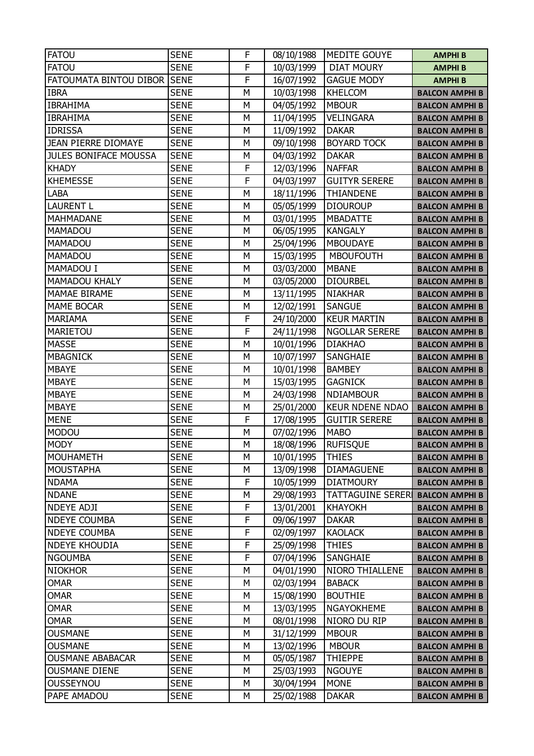| FATOU | SENE | F | 08/10/1988 | MEDITE GOUYE | AMPHI B |
|---|---|---|---|---|---|
| FATOU | SENE | F | 10/03/1999 | DIAT MOURY | AMPHI B |
| FATOUMATA BINTOU DIBOR | SENE | F | 16/07/1992 | GAGUE MODY | AMPHI B |
| IBRA | SENE | M | 10/03/1998 | KHELCOM | BALCON AMPHI B |
| IBRAHIMA | SENE | M | 04/05/1992 | MBOUR | BALCON AMPHI B |
| IBRAHIMA | SENE | M | 11/04/1995 | VELINGARA | BALCON AMPHI B |
| IDRISSA | SENE | M | 11/09/1992 | DAKAR | BALCON AMPHI B |
| JEAN PIERRE DIOMAYE | SENE | M | 09/10/1998 | BOYARD TOCK | BALCON AMPHI B |
| JULES BONIFACE MOUSSA | SENE | M | 04/03/1992 | DAKAR | BALCON AMPHI B |
| KHADY | SENE | F | 12/03/1996 | NAFFAR | BALCON AMPHI B |
| KHEMESSE | SENE | F | 04/03/1997 | GUITYR SERERE | BALCON AMPHI B |
| LABA | SENE | M | 18/11/1996 | THIANDENE | BALCON AMPHI B |
| LAURENT L | SENE | M | 05/05/1999 | DIOUROUP | BALCON AMPHI B |
| MAHMADANE | SENE | M | 03/01/1995 | MBADATTE | BALCON AMPHI B |
| MAMADOU | SENE | M | 06/05/1995 | KANGALY | BALCON AMPHI B |
| MAMADOU | SENE | M | 25/04/1996 | MBOUDAYE | BALCON AMPHI B |
| MAMADOU | SENE | M | 15/03/1995 | MBOUFOUTH | BALCON AMPHI B |
| MAMADOU I | SENE | M | 03/03/2000 | MBANE | BALCON AMPHI B |
| MAMADOU KHALY | SENE | M | 03/05/2000 | DIOURBEL | BALCON AMPHI B |
| MAMAE BIRAME | SENE | M | 13/11/1995 | NIAKHAR | BALCON AMPHI B |
| MAME BOCAR | SENE | M | 12/02/1991 | SANGUE | BALCON AMPHI B |
| MARIAMA | SENE | F | 24/10/2000 | KEUR MARTIN | BALCON AMPHI B |
| MARIETOU | SENE | F | 24/11/1998 | NGOLLAR SERERE | BALCON AMPHI B |
| MASSE | SENE | M | 10/01/1996 | DIAKHAO | BALCON AMPHI B |
| MBAGNICK | SENE | M | 10/07/1997 | SANGHAIE | BALCON AMPHI B |
| MBAYE | SENE | M | 10/01/1998 | BAMBEY | BALCON AMPHI B |
| MBAYE | SENE | M | 15/03/1995 | GAGNICK | BALCON AMPHI B |
| MBAYE | SENE | M | 24/03/1998 | NDIAMBOUR | BALCON AMPHI B |
| MBAYE | SENE | M | 25/01/2000 | KEUR NDENE NDAO | BALCON AMPHI B |
| MENE | SENE | F | 17/08/1995 | GUITIR SERERE | BALCON AMPHI B |
| MODOU | SENE | M | 07/02/1996 | MABO | BALCON AMPHI B |
| MODY | SENE | M | 18/08/1996 | RUFISQUE | BALCON AMPHI B |
| MOUHAMETH | SENE | M | 10/01/1995 | THIES | BALCON AMPHI B |
| MOUSTAPHA | SENE | M | 13/09/1998 | DIAMAGUENE | BALCON AMPHI B |
| NDAMA | SENE | F | 10/05/1999 | DIATMOURY | BALCON AMPHI B |
| NDANE | SENE | M | 29/08/1993 | TATTAGUINE SERERI | BALCON AMPHI B |
| NDEYE ADJI | SENE | F | 13/01/2001 | KHAYOKH | BALCON AMPHI B |
| NDEYE COUMBA | SENE | F | 09/06/1997 | DAKAR | BALCON AMPHI B |
| NDEYE COUMBA | SENE | F | 02/09/1997 | KAOLACK | BALCON AMPHI B |
| NDEYE KHOUDIA | SENE | F | 25/09/1998 | THIES | BALCON AMPHI B |
| NGOUMBA | SENE | F | 07/04/1996 | SANGHAIE | BALCON AMPHI B |
| NIOKHOR | SENE | M | 04/01/1990 | NIORO THIALLENE | BALCON AMPHI B |
| OMAR | SENE | M | 02/03/1994 | BABACK | BALCON AMPHI B |
| OMAR | SENE | M | 15/08/1990 | BOUTHIE | BALCON AMPHI B |
| OMAR | SENE | M | 13/03/1995 | NGAYOKHEME | BALCON AMPHI B |
| OMAR | SENE | M | 08/01/1998 | NIORO DU RIP | BALCON AMPHI B |
| OUSMANE | SENE | M | 31/12/1999 | MBOUR | BALCON AMPHI B |
| OUSMANE | SENE | M | 13/02/1996 | MBOUR | BALCON AMPHI B |
| OUSMANE ABABACAR | SENE | M | 05/05/1987 | THIEPPE | BALCON AMPHI B |
| OUSMANE DIENE | SENE | M | 25/03/1993 | NGOUYE | BALCON AMPHI B |
| OUSSEYNOU | SENE | M | 30/04/1994 | MONE | BALCON AMPHI B |
| PAPE AMADOU | SENE | M | 25/02/1988 | DAKAR | BALCON AMPHI B |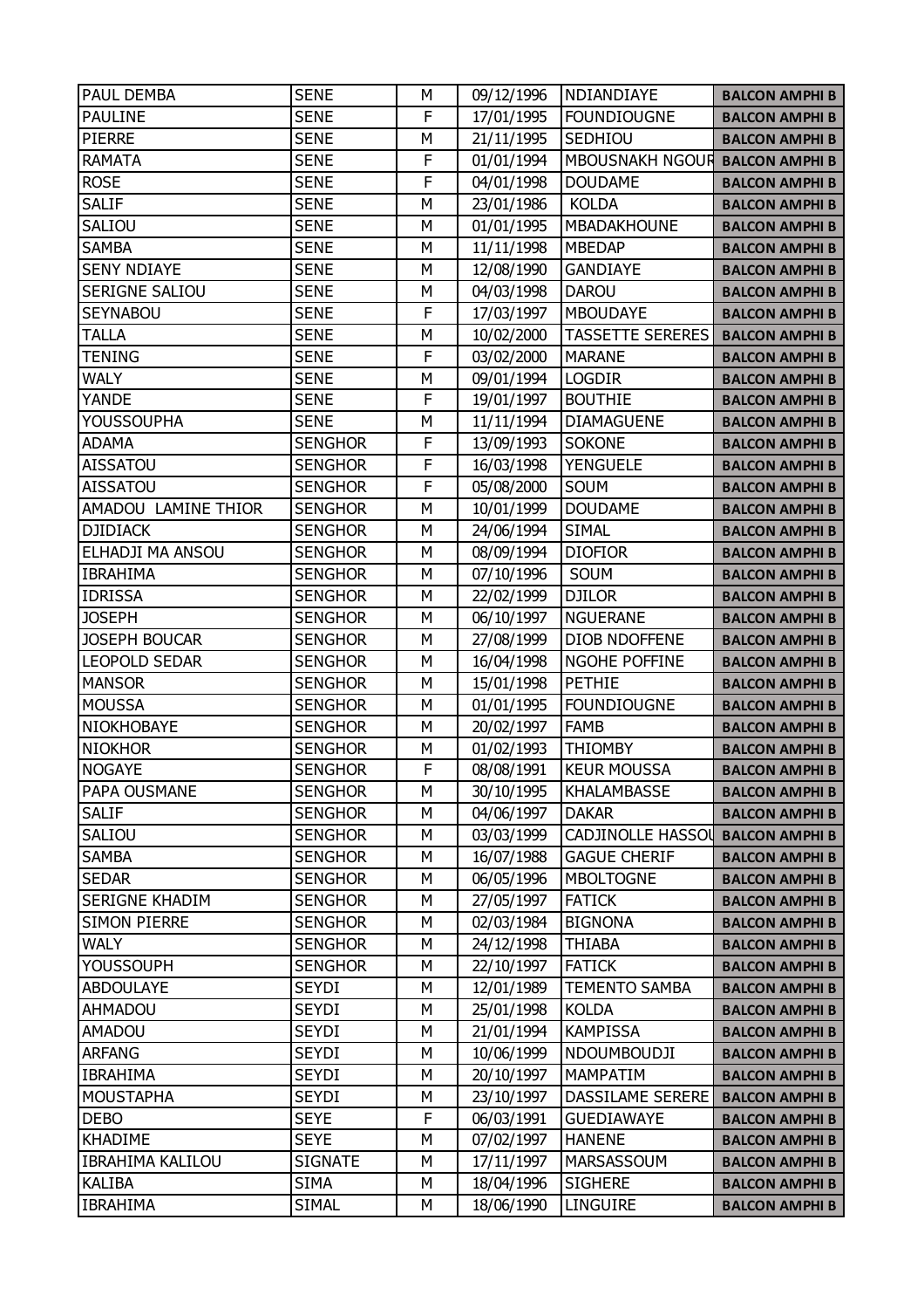| PAUL DEMBA | SENE | M | 09/12/1996 | NDIANDIAYE | BALCON AMPHI B |
|---|---|---|---|---|---|
| PAULINE | SENE | F | 17/01/1995 | FOUNDIOUGNE | BALCON AMPHI B |
| PIERRE | SENE | M | 21/11/1995 | SEDHIOU | BALCON AMPHI B |
| RAMATA | SENE | F | 01/01/1994 | MBOUSNAKH NGOUR | BALCON AMPHI B |
| ROSE | SENE | F | 04/01/1998 | DOUDAME | BALCON AMPHI B |
| SALIF | SENE | M | 23/01/1986 | KOLDA | BALCON AMPHI B |
| SALIOU | SENE | M | 01/01/1995 | MBADAKHOUNE | BALCON AMPHI B |
| SAMBA | SENE | M | 11/11/1998 | MBEDAP | BALCON AMPHI B |
| SENY NDIAYE | SENE | M | 12/08/1990 | GANDIAYE | BALCON AMPHI B |
| SERIGNE SALIOU | SENE | M | 04/03/1998 | DAROU | BALCON AMPHI B |
| SEYNABOU | SENE | F | 17/03/1997 | MBOUDAYE | BALCON AMPHI B |
| TALLA | SENE | M | 10/02/2000 | TASSETTE SERERES | BALCON AMPHI B |
| TENING | SENE | F | 03/02/2000 | MARANE | BALCON AMPHI B |
| WALY | SENE | M | 09/01/1994 | LOGDIR | BALCON AMPHI B |
| YANDE | SENE | F | 19/01/1997 | BOUTHIE | BALCON AMPHI B |
| YOUSSOUPHA | SENE | M | 11/11/1994 | DIAMAGUENE | BALCON AMPHI B |
| ADAMA | SENGHOR | F | 13/09/1993 | SOKONE | BALCON AMPHI B |
| AISSATOU | SENGHOR | F | 16/03/1998 | YENGUELE | BALCON AMPHI B |
| AISSATOU | SENGHOR | F | 05/08/2000 | SOUM | BALCON AMPHI B |
| AMADOU LAMINE THIOR | SENGHOR | M | 10/01/1999 | DOUDAME | BALCON AMPHI B |
| DJIDIACK | SENGHOR | M | 24/06/1994 | SIMAL | BALCON AMPHI B |
| ELHADJI MA ANSOU | SENGHOR | M | 08/09/1994 | DIOFIOR | BALCON AMPHI B |
| IBRAHIMA | SENGHOR | M | 07/10/1996 | SOUM | BALCON AMPHI B |
| IDRISSA | SENGHOR | M | 22/02/1999 | DJILOR | BALCON AMPHI B |
| JOSEPH | SENGHOR | M | 06/10/1997 | NGUERANE | BALCON AMPHI B |
| JOSEPH BOUCAR | SENGHOR | M | 27/08/1999 | DIOB NDOFFENE | BALCON AMPHI B |
| LEOPOLD SEDAR | SENGHOR | M | 16/04/1998 | NGOHE POFFINE | BALCON AMPHI B |
| MANSOR | SENGHOR | M | 15/01/1998 | PETHIE | BALCON AMPHI B |
| MOUSSA | SENGHOR | M | 01/01/1995 | FOUNDIOUGNE | BALCON AMPHI B |
| NIOKHOBAYE | SENGHOR | M | 20/02/1997 | FAMB | BALCON AMPHI B |
| NIOKHOR | SENGHOR | M | 01/02/1993 | THIOMBY | BALCON AMPHI B |
| NOGAYE | SENGHOR | F | 08/08/1991 | KEUR MOUSSA | BALCON AMPHI B |
| PAPA OUSMANE | SENGHOR | M | 30/10/1995 | KHALAMBASSE | BALCON AMPHI B |
| SALIF | SENGHOR | M | 04/06/1997 | DAKAR | BALCON AMPHI B |
| SALIOU | SENGHOR | M | 03/03/1999 | CADJINOLLE HASSOU | BALCON AMPHI B |
| SAMBA | SENGHOR | M | 16/07/1988 | GAGUE CHERIF | BALCON AMPHI B |
| SEDAR | SENGHOR | M | 06/05/1996 | MBOLTOGNE | BALCON AMPHI B |
| SERIGNE KHADIM | SENGHOR | M | 27/05/1997 | FATICK | BALCON AMPHI B |
| SIMON PIERRE | SENGHOR | M | 02/03/1984 | BIGNONA | BALCON AMPHI B |
| WALY | SENGHOR | M | 24/12/1998 | THIABA | BALCON AMPHI B |
| YOUSSOUPH | SENGHOR | M | 22/10/1997 | FATICK | BALCON AMPHI B |
| ABDOULAYE | SEYDI | M | 12/01/1989 | TEMENTO SAMBA | BALCON AMPHI B |
| AHMADOU | SEYDI | M | 25/01/1998 | KOLDA | BALCON AMPHI B |
| AMADOU | SEYDI | M | 21/01/1994 | KAMPISSA | BALCON AMPHI B |
| ARFANG | SEYDI | M | 10/06/1999 | NDOUMBOUDJI | BALCON AMPHI B |
| IBRAHIMA | SEYDI | M | 20/10/1997 | MAMPATIM | BALCON AMPHI B |
| MOUSTAPHA | SEYDI | M | 23/10/1997 | DASSILAME SERERE | BALCON AMPHI B |
| DEBO | SEYE | F | 06/03/1991 | GUEDIAWAYE | BALCON AMPHI B |
| KHADIME | SEYE | M | 07/02/1997 | HANENE | BALCON AMPHI B |
| IBRAHIMA KALILOU | SIGNATE | M | 17/11/1997 | MARSASSOUM | BALCON AMPHI B |
| KALIBA | SIMA | M | 18/04/1996 | SIGHERE | BALCON AMPHI B |
| IBRAHIMA | SIMAL | M | 18/06/1990 | LINGUIRE | BALCON AMPHI B |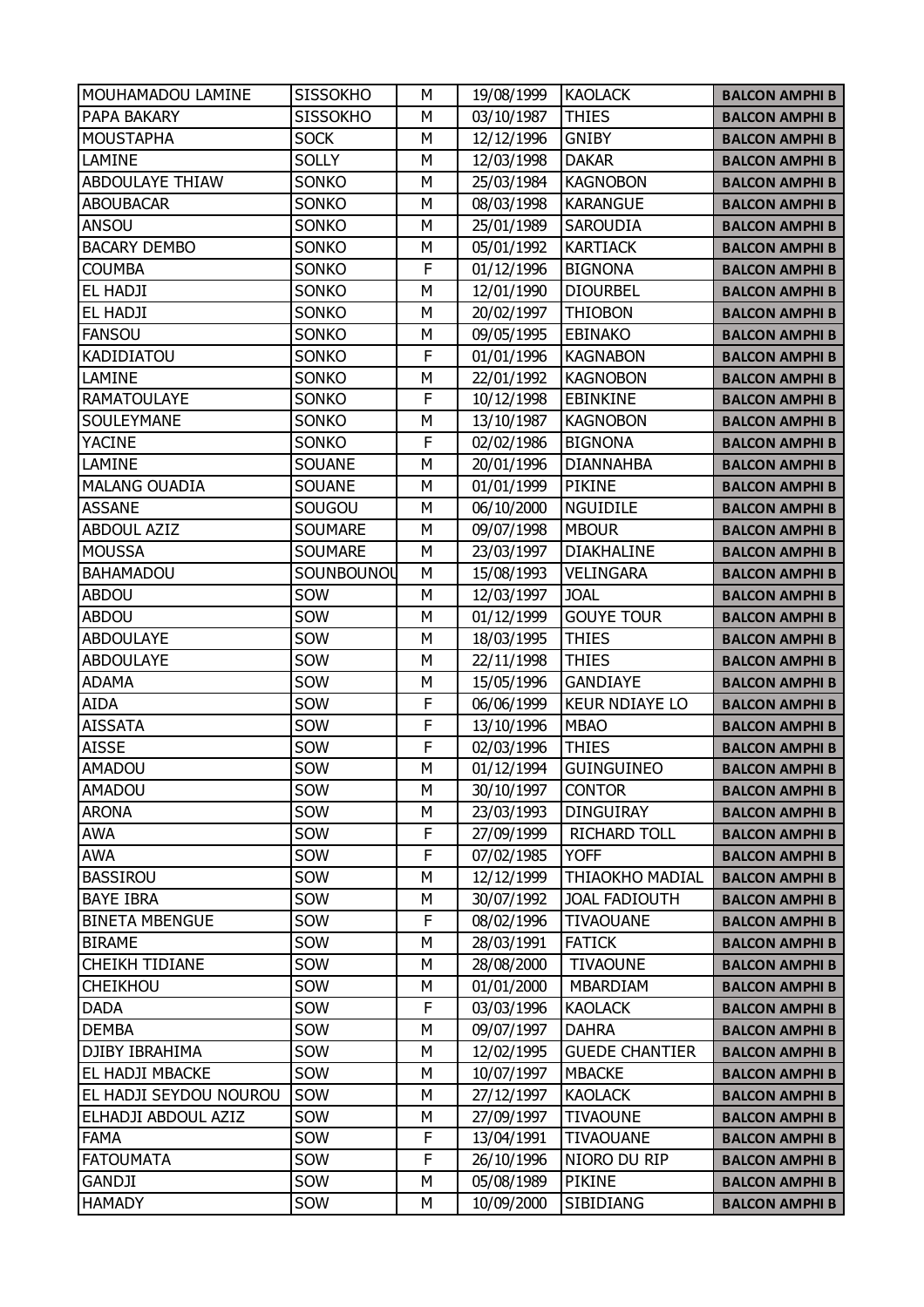| MOUHAMADOU LAMINE | SISSOKHO | M | 19/08/1999 | KAOLACK | BALCON AMPHI B |
|---|---|---|---|---|---|
| PAPA BAKARY | SISSOKHO | M | 03/10/1987 | THIES | BALCON AMPHI B |
| MOUSTAPHA | SOCK | M | 12/12/1996 | GNIBY | BALCON AMPHI B |
| LAMINE | SOLLY | M | 12/03/1998 | DAKAR | BALCON AMPHI B |
| ABDOULAYE THIAW | SONKO | M | 25/03/1984 | KAGNOBON | BALCON AMPHI B |
| ABOUBACAR | SONKO | M | 08/03/1998 | KARANGUE | BALCON AMPHI B |
| ANSOU | SONKO | M | 25/01/1989 | SAROUDIA | BALCON AMPHI B |
| BACARY DEMBO | SONKO | M | 05/01/1992 | KARTIACK | BALCON AMPHI B |
| COUMBA | SONKO | F | 01/12/1996 | BIGNONA | BALCON AMPHI B |
| EL HADJI | SONKO | M | 12/01/1990 | DIOURBEL | BALCON AMPHI B |
| EL HADJI | SONKO | M | 20/02/1997 | THIOBON | BALCON AMPHI B |
| FANSOU | SONKO | M | 09/05/1995 | EBINAKO | BALCON AMPHI B |
| KADIDIATOU | SONKO | F | 01/01/1996 | KAGNABON | BALCON AMPHI B |
| LAMINE | SONKO | M | 22/01/1992 | KAGNOBON | BALCON AMPHI B |
| RAMATOULAYE | SONKO | F | 10/12/1998 | EBINKINE | BALCON AMPHI B |
| SOULEYMANE | SONKO | M | 13/10/1987 | KAGNOBON | BALCON AMPHI B |
| YACINE | SONKO | F | 02/02/1986 | BIGNONA | BALCON AMPHI B |
| LAMINE | SOUANE | M | 20/01/1996 | DIANNAHBA | BALCON AMPHI B |
| MALANG OUADIA | SOUANE | M | 01/01/1999 | PIKINE | BALCON AMPHI B |
| ASSANE | SOUGOU | M | 06/10/2000 | NGUIDILE | BALCON AMPHI B |
| ABDOUL AZIZ | SOUMARE | M | 09/07/1998 | MBOUR | BALCON AMPHI B |
| MOUSSA | SOUMARE | M | 23/03/1997 | DIAKHALINE | BALCON AMPHI B |
| BAHAMADOU | SOUNBOUNOU | M | 15/08/1993 | VELINGARA | BALCON AMPHI B |
| ABDOU | SOW | M | 12/03/1997 | JOAL | BALCON AMPHI B |
| ABDOU | SOW | M | 01/12/1999 | GOUYE TOUR | BALCON AMPHI B |
| ABDOULAYE | SOW | M | 18/03/1995 | THIES | BALCON AMPHI B |
| ABDOULAYE | SOW | M | 22/11/1998 | THIES | BALCON AMPHI B |
| ADAMA | SOW | M | 15/05/1996 | GANDIAYE | BALCON AMPHI B |
| AIDA | SOW | F | 06/06/1999 | KEUR NDIAYE LO | BALCON AMPHI B |
| AISSATA | SOW | F | 13/10/1996 | MBAO | BALCON AMPHI B |
| AISSE | SOW | F | 02/03/1996 | THIES | BALCON AMPHI B |
| AMADOU | SOW | M | 01/12/1994 | GUINGUINEO | BALCON AMPHI B |
| AMADOU | SOW | M | 30/10/1997 | CONTOR | BALCON AMPHI B |
| ARONA | SOW | M | 23/03/1993 | DINGUIRAY | BALCON AMPHI B |
| AWA | SOW | F | 27/09/1999 | RICHARD TOLL | BALCON AMPHI B |
| AWA | SOW | F | 07/02/1985 | YOFF | BALCON AMPHI B |
| BASSIROU | SOW | M | 12/12/1999 | THIAOKHO MADIAL | BALCON AMPHI B |
| BAYE IBRA | SOW | M | 30/07/1992 | JOAL FADIOUTH | BALCON AMPHI B |
| BINETA MBENGUE | SOW | F | 08/02/1996 | TIVAOUANE | BALCON AMPHI B |
| BIRAME | SOW | M | 28/03/1991 | FATICK | BALCON AMPHI B |
| CHEIKH TIDIANE | SOW | M | 28/08/2000 | TIVAOUNE | BALCON AMPHI B |
| CHEIKHOU | SOW | M | 01/01/2000 | MBARDIAM | BALCON AMPHI B |
| DADA | SOW | F | 03/03/1996 | KAOLACK | BALCON AMPHI B |
| DEMBA | SOW | M | 09/07/1997 | DAHRA | BALCON AMPHI B |
| DJIBY IBRAHIMA | SOW | M | 12/02/1995 | GUEDE CHANTIER | BALCON AMPHI B |
| EL HADJI MBACKE | SOW | M | 10/07/1997 | MBACKE | BALCON AMPHI B |
| EL HADJI SEYDOU NOUROU | SOW | M | 27/12/1997 | KAOLACK | BALCON AMPHI B |
| ELHADJI ABDOUL AZIZ | SOW | M | 27/09/1997 | TIVAOUNE | BALCON AMPHI B |
| FAMA | SOW | F | 13/04/1991 | TIVAOUANE | BALCON AMPHI B |
| FATOUMATA | SOW | F | 26/10/1996 | NIORO DU RIP | BALCON AMPHI B |
| GANDJI | SOW | M | 05/08/1989 | PIKINE | BALCON AMPHI B |
| HAMADY | SOW | M | 10/09/2000 | SIBIDIANG | BALCON AMPHI B |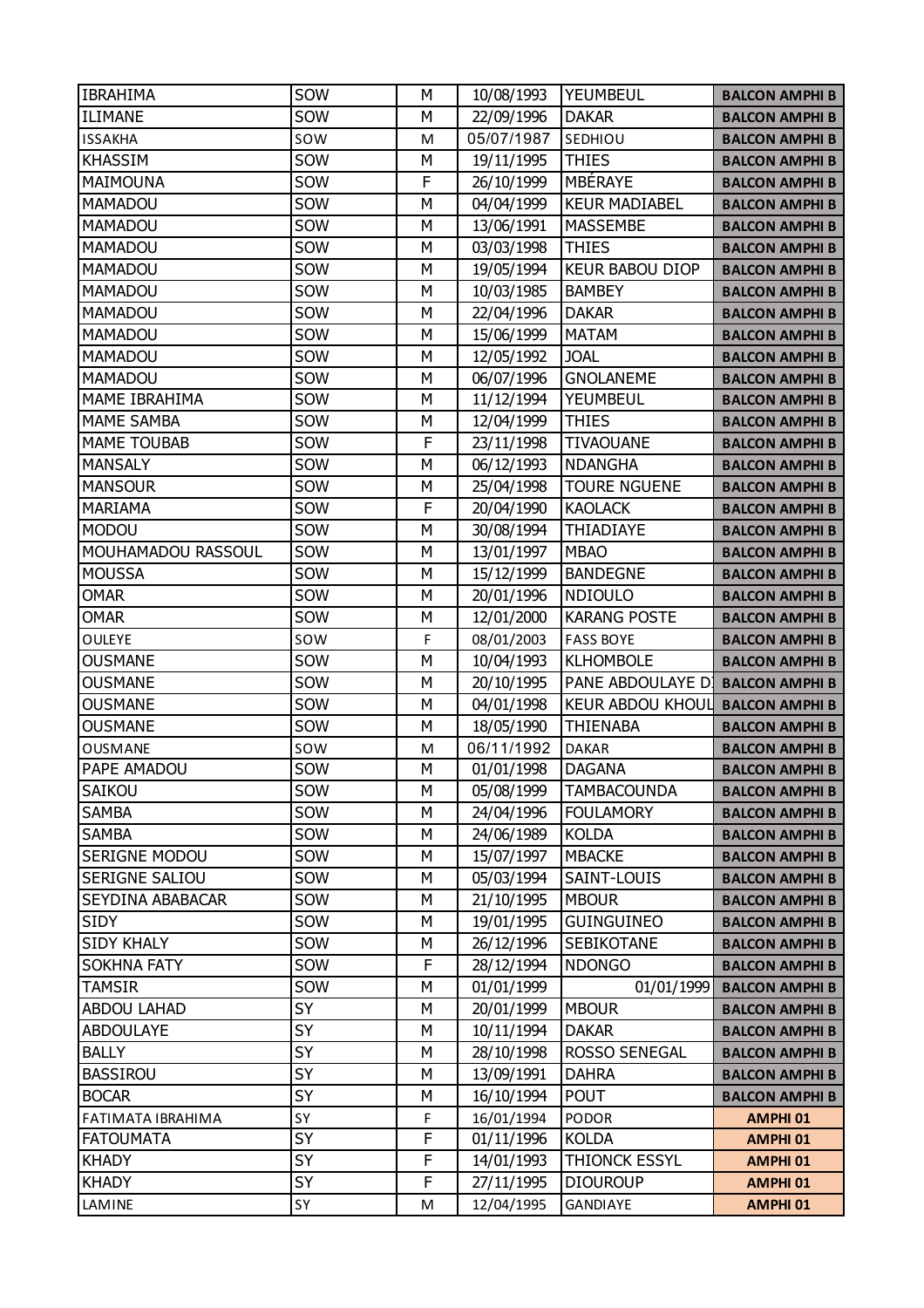| IBRAHIMA | SOW | M | 10/08/1993 | YEUMBEUL | **BALCON AMPHI B** |
|---|---|---|---|---|---|
| ILIMANE | SOW | M | 22/09/1996 | DAKAR | **BALCON AMPHI B** |
| ISSAKHA | SOW | M | 05/07/1987 | SEDHIOU | **BALCON AMPHI B** |
| KHASSIM | SOW | M | 19/11/1995 | THIES | **BALCON AMPHI B** |
| MAIMOUNA | SOW | F | 26/10/1999 | MBÉRAYE | **BALCON AMPHI B** |
| MAMADOU | SOW | M | 04/04/1999 | KEUR MADIABEL | **BALCON AMPHI B** |
| MAMADOU | SOW | M | 13/06/1991 | MASSEMBE | **BALCON AMPHI B** |
| MAMADOU | SOW | M | 03/03/1998 | THIES | **BALCON AMPHI B** |
| MAMADOU | SOW | M | 19/05/1994 | KEUR BABOU DIOP | **BALCON AMPHI B** |
| MAMADOU | SOW | M | 10/03/1985 | BAMBEY | **BALCON AMPHI B** |
| MAMADOU | SOW | M | 22/04/1996 | DAKAR | **BALCON AMPHI B** |
| MAMADOU | SOW | M | 15/06/1999 | MATAM | **BALCON AMPHI B** |
| MAMADOU | SOW | M | 12/05/1992 | JOAL | **BALCON AMPHI B** |
| MAMADOU | SOW | M | 06/07/1996 | GNOLANEME | **BALCON AMPHI B** |
| MAME IBRAHIMA | SOW | M | 11/12/1994 | YEUMBEUL | **BALCON AMPHI B** |
| MAME SAMBA | SOW | M | 12/04/1999 | THIES | **BALCON AMPHI B** |
| MAME TOUBAB | SOW | F | 23/11/1998 | TIVAOUANE | **BALCON AMPHI B** |
| MANSALY | SOW | M | 06/12/1993 | NDANGHA | **BALCON AMPHI B** |
| MANSOUR | SOW | M | 25/04/1998 | TOURE NGUENE | **BALCON AMPHI B** |
| MARIAMA | SOW | F | 20/04/1990 | KAOLACK | **BALCON AMPHI B** |
| MODOU | SOW | M | 30/08/1994 | THIADIAYE | **BALCON AMPHI B** |
| MOUHAMADOU RASSOUL | SOW | M | 13/01/1997 | MBAO | **BALCON AMPHI B** |
| MOUSSA | SOW | M | 15/12/1999 | BANDEGNE | **BALCON AMPHI B** |
| OMAR | SOW | M | 20/01/1996 | NDIOULO | **BALCON AMPHI B** |
| OMAR | SOW | M | 12/01/2000 | KARANG POSTE | **BALCON AMPHI B** |
| OULEYE | SOW | F | 08/01/2003 | FASS BOYE | **BALCON AMPHI B** |
| OUSMANE | SOW | M | 10/04/1993 | KLHOMBOLE | **BALCON AMPHI B** |
| OUSMANE | SOW | M | 20/10/1995 | PANE ABDOULAYE D | **BALCON AMPHI B** |
| OUSMANE | SOW | M | 04/01/1998 | KEUR ABDOU KHOUL | **BALCON AMPHI B** |
| OUSMANE | SOW | M | 18/05/1990 | THIENABA | **BALCON AMPHI B** |
| OUSMANE | SOW | M | 06/11/1992 | DAKAR | **BALCON AMPHI B** |
| PAPE AMADOU | SOW | M | 01/01/1998 | DAGANA | **BALCON AMPHI B** |
| SAIKOU | SOW | M | 05/08/1999 | TAMBACOUNDA | **BALCON AMPHI B** |
| SAMBA | SOW | M | 24/04/1996 | FOULAMORY | **BALCON AMPHI B** |
| SAMBA | SOW | M | 24/06/1989 | KOLDA | **BALCON AMPHI B** |
| SERIGNE MODOU | SOW | M | 15/07/1997 | MBACKE | **BALCON AMPHI B** |
| SERIGNE SALIOU | SOW | M | 05/03/1994 | SAINT-LOUIS | **BALCON AMPHI B** |
| SEYDINA ABABACAR | SOW | M | 21/10/1995 | MBOUR | **BALCON AMPHI B** |
| SIDY | SOW | M | 19/01/1995 | GUINGUINEO | **BALCON AMPHI B** |
| SIDY KHALY | SOW | M | 26/12/1996 | SEBIKOTANE | **BALCON AMPHI B** |
| SOKHNA FATY | SOW | F | 28/12/1994 | NDONGO | **BALCON AMPHI B** |
| TAMSIR | SOW | M | 01/01/1999 | 01/01/1999 | **BALCON AMPHI B** |
| ABDOU LAHAD | SY | M | 20/01/1999 | MBOUR | **BALCON AMPHI B** |
| ABDOULAYE | SY | M | 10/11/1994 | DAKAR | **BALCON AMPHI B** |
| BALLY | SY | M | 28/10/1998 | ROSSO SENEGAL | **BALCON AMPHI B** |
| BASSIROU | SY | M | 13/09/1991 | DAHRA | **BALCON AMPHI B** |
| BOCAR | SY | M | 16/10/1994 | POUT | **BALCON AMPHI B** |
| FATIMATA IBRAHIMA | SY | F | 16/01/1994 | PODOR | **AMPHI 01** |
| FATOUMATA | SY | F | 01/11/1996 | KOLDA | **AMPHI 01** |
| KHADY | SY | F | 14/01/1993 | THIONCK ESSYL | **AMPHI 01** |
| KHADY | SY | F | 27/11/1995 | DIOUROUP | **AMPHI 01** |
| LAMINE | SY | M | 12/04/1995 | GANDIAYE | **AMPHI 01** |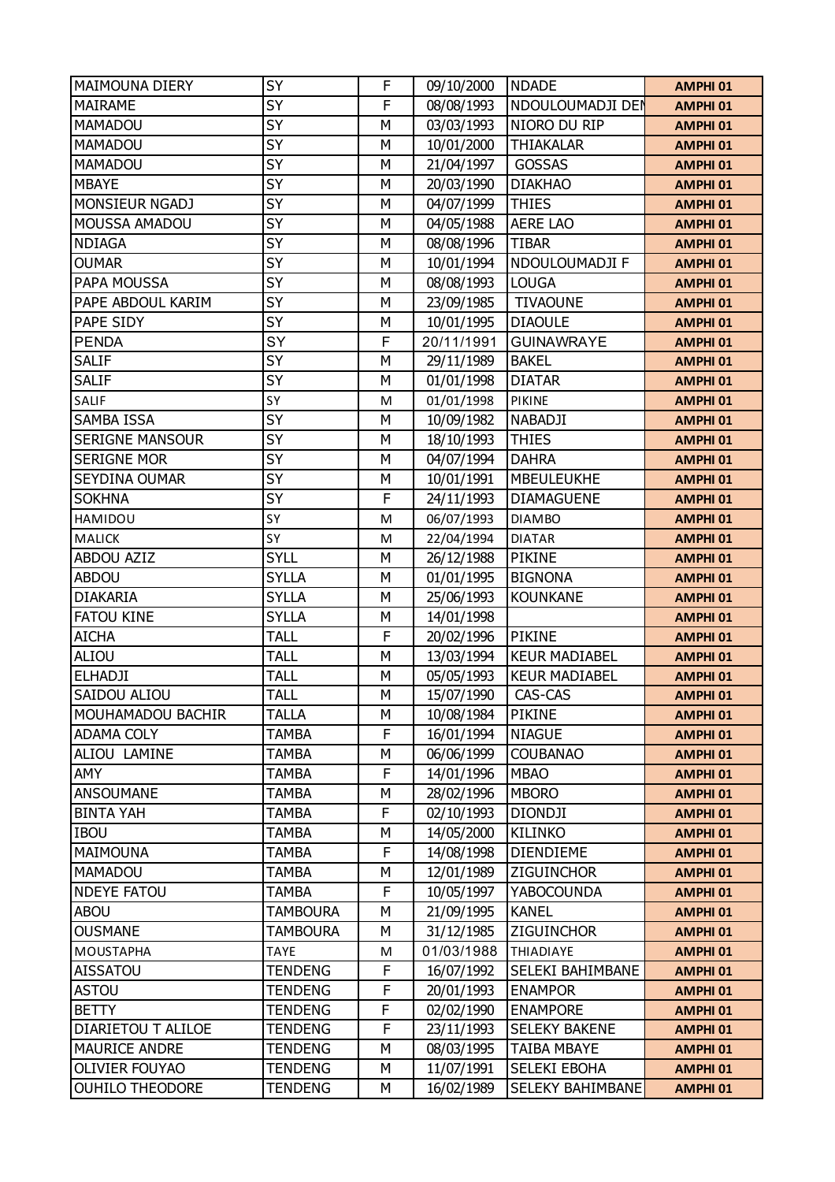| | | | | | |
|---|---|---|---|---|---|
| MAIMOUNA DIERY | SY | F | 09/10/2000 | NDADE | AMPHI 01 |
| MAIRAME | SY | F | 08/08/1993 | NDOULOUMADJI DEN | AMPHI 01 |
| MAMADOU | SY | M | 03/03/1993 | NIORO DU RIP | AMPHI 01 |
| MAMADOU | SY | M | 10/01/2000 | THIAKALAR | AMPHI 01 |
| MAMADOU | SY | M | 21/04/1997 | GOSSAS | AMPHI 01 |
| MBAYE | SY | M | 20/03/1990 | DIAKHAO | AMPHI 01 |
| MONSIEUR NGADJ | SY | M | 04/07/1999 | THIES | AMPHI 01 |
| MOUSSA AMADOU | SY | M | 04/05/1988 | AERE LAO | AMPHI 01 |
| NDIAGA | SY | M | 08/08/1996 | TIBAR | AMPHI 01 |
| OUMAR | SY | M | 10/01/1994 | NDOULOUMADJI F | AMPHI 01 |
| PAPA MOUSSA | SY | M | 08/08/1993 | LOUGA | AMPHI 01 |
| PAPE ABDOUL KARIM | SY | M | 23/09/1985 | TIVAOUNE | AMPHI 01 |
| PAPE SIDY | SY | M | 10/01/1995 | DIAOULE | AMPHI 01 |
| PENDA | SY | F | 20/11/1991 | GUINAWRAYE | AMPHI 01 |
| SALIF | SY | M | 29/11/1989 | BAKEL | AMPHI 01 |
| SALIF | SY | M | 01/01/1998 | DIATAR | AMPHI 01 |
| SALIF | SY | M | 01/01/1998 | PIKINE | AMPHI 01 |
| SAMBA ISSA | SY | M | 10/09/1982 | NABADJI | AMPHI 01 |
| SERIGNE MANSOUR | SY | M | 18/10/1993 | THIES | AMPHI 01 |
| SERIGNE MOR | SY | M | 04/07/1994 | DAHRA | AMPHI 01 |
| SEYDINA OUMAR | SY | M | 10/01/1991 | MBEULEUKHE | AMPHI 01 |
| SOKHNA | SY | F | 24/11/1993 | DIAMAGUENE | AMPHI 01 |
| HAMIDOU | SY | M | 06/07/1993 | DIAMBO | AMPHI 01 |
| MALICK | SY | M | 22/04/1994 | DIATAR | AMPHI 01 |
| ABDOU AZIZ | SYLL | M | 26/12/1988 | PIKINE | AMPHI 01 |
| ABDOU | SYLLA | M | 01/01/1995 | BIGNONA | AMPHI 01 |
| DIAKARIA | SYLLA | M | 25/06/1993 | KOUNKANE | AMPHI 01 |
| FATOU KINE | SYLLA | M | 14/01/1998 | | AMPHI 01 |
| AICHA | TALL | F | 20/02/1996 | PIKINE | AMPHI 01 |
| ALIOU | TALL | M | 13/03/1994 | KEUR MADIABEL | AMPHI 01 |
| ELHADJI | TALL | M | 05/05/1993 | KEUR MADIABEL | AMPHI 01 |
| SAIDOU ALIOU | TALL | M | 15/07/1990 | CAS-CAS | AMPHI 01 |
| MOUHAMADOU BACHIR | TALLA | M | 10/08/1984 | PIKINE | AMPHI 01 |
| ADAMA COLY | TAMBA | F | 16/01/1994 | NIAGUE | AMPHI 01 |
| ALIOU LAMINE | TAMBA | M | 06/06/1999 | COUBANAO | AMPHI 01 |
| AMY | TAMBA | F | 14/01/1996 | MBAO | AMPHI 01 |
| ANSOUMANE | TAMBA | M | 28/02/1996 | MBORO | AMPHI 01 |
| BINTA YAH | TAMBA | F | 02/10/1993 | DIONDJI | AMPHI 01 |
| IBOU | TAMBA | M | 14/05/2000 | KILINKO | AMPHI 01 |
| MAIMOUNA | TAMBA | F | 14/08/1998 | DIENDIEME | AMPHI 01 |
| MAMADOU | TAMBA | M | 12/01/1989 | ZIGUINCHOR | AMPHI 01 |
| NDEYE FATOU | TAMBA | F | 10/05/1997 | YABOCOUNDA | AMPHI 01 |
| ABOU | TAMBOURA | M | 21/09/1995 | KANEL | AMPHI 01 |
| OUSMANE | TAMBOURA | M | 31/12/1985 | ZIGUINCHOR | AMPHI 01 |
| MOUSTAPHA | TAYE | M | 01/03/1988 | THIADIAYE | AMPHI 01 |
| AISSATOU | TENDENG | F | 16/07/1992 | SELEKI BAHIMBANE | AMPHI 01 |
| ASTOU | TENDENG | F | 20/01/1993 | ENAMPOR | AMPHI 01 |
| BETTY | TENDENG | F | 02/02/1990 | ENAMPORE | AMPHI 01 |
| DIARIETOU T ALILOE | TENDENG | F | 23/11/1993 | SELEKY BAKENE | AMPHI 01 |
| MAURICE ANDRE | TENDENG | M | 08/03/1995 | TAIBA MBAYE | AMPHI 01 |
| OLIVIER FOUYAO | TENDENG | M | 11/07/1991 | SELEKI EBOHA | AMPHI 01 |
| OUHILO THEODORE | TENDENG | M | 16/02/1989 | SELEKY BAHIMBANE | AMPHI 01 |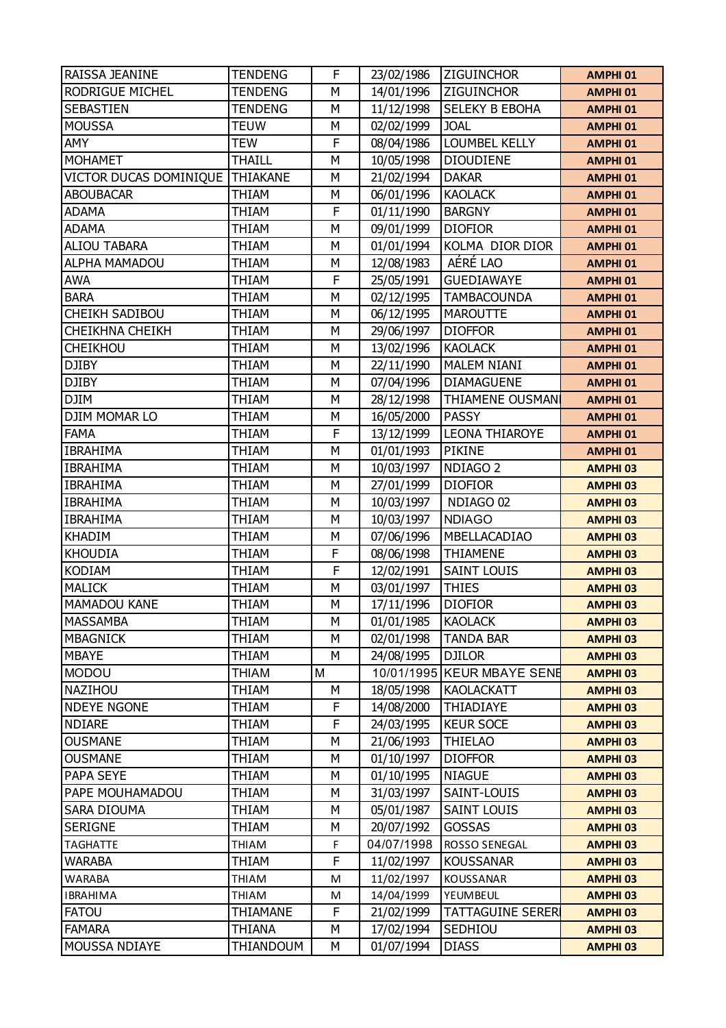| RAISSA JEANINE | TENDENG | F | 23/02/1986 | ZIGUINCHOR | AMPHI 01 |
|---|---|---|---|---|---|
| RODRIGUE MICHEL | TENDENG | M | 14/01/1996 | ZIGUINCHOR | AMPHI 01 |
| SEBASTIEN | TENDENG | M | 11/12/1998 | SELEKY B EBOHA | AMPHI 01 |
| MOUSSA | TEUW | M | 02/02/1999 | JOAL | AMPHI 01 |
| AMY | TEW | F | 08/04/1986 | LOUMBEL KELLY | AMPHI 01 |
| MOHAMET | THAILL | M | 10/05/1998 | DIOUDIENE | AMPHI 01 |
| VICTOR DUCAS DOMINIQUE | THIAKANE | M | 21/02/1994 | DAKAR | AMPHI 01 |
| ABOUBACAR | THIAM | M | 06/01/1996 | KAOLACK | AMPHI 01 |
| ADAMA | THIAM | F | 01/11/1990 | BARGNY | AMPHI 01 |
| ADAMA | THIAM | M | 09/01/1999 | DIOFIOR | AMPHI 01 |
| ALIOU TABARA | THIAM | M | 01/01/1994 | KOLMA DIOR DIOR | AMPHI 01 |
| ALPHA MAMADOU | THIAM | M | 12/08/1983 | AÉRÉ LAO | AMPHI 01 |
| AWA | THIAM | F | 25/05/1991 | GUEDIAWAYE | AMPHI 01 |
| BARA | THIAM | M | 02/12/1995 | TAMBACOUNDA | AMPHI 01 |
| CHEIKH SADIBOU | THIAM | M | 06/12/1995 | MAROUTTE | AMPHI 01 |
| CHEIKHNA CHEIKH | THIAM | M | 29/06/1997 | DIOFFOR | AMPHI 01 |
| CHEIKHOU | THIAM | M | 13/02/1996 | KAOLACK | AMPHI 01 |
| DJIBY | THIAM | M | 22/11/1990 | MALEM NIANI | AMPHI 01 |
| DJIBY | THIAM | M | 07/04/1996 | DIAMAGUENE | AMPHI 01 |
| DJIM | THIAM | M | 28/12/1998 | THIAMENE OUSMANI | AMPHI 01 |
| DJIM MOMAR LO | THIAM | M | 16/05/2000 | PASSY | AMPHI 01 |
| FAMA | THIAM | F | 13/12/1999 | LEONA THIAROYE | AMPHI 01 |
| IBRAHIMA | THIAM | M | 01/01/1993 | PIKINE | AMPHI 01 |
| IBRAHIMA | THIAM | M | 10/03/1997 | NDIAGO 2 | AMPHI 03 |
| IBRAHIMA | THIAM | M | 27/01/1999 | DIOFIOR | AMPHI 03 |
| IBRAHIMA | THIAM | M | 10/03/1997 | NDIAGO 02 | AMPHI 03 |
| IBRAHIMA | THIAM | M | 10/03/1997 | NDIAGO | AMPHI 03 |
| KHADIM | THIAM | M | 07/06/1996 | MBELLACADIAO | AMPHI 03 |
| KHOUDIA | THIAM | F | 08/06/1998 | THIAMENE | AMPHI 03 |
| KODIAM | THIAM | F | 12/02/1991 | SAINT LOUIS | AMPHI 03 |
| MALICK | THIAM | M | 03/01/1997 | THIES | AMPHI 03 |
| MAMADOU KANE | THIAM | M | 17/11/1996 | DIOFIOR | AMPHI 03 |
| MASSAMBA | THIAM | M | 01/01/1985 | KAOLACK | AMPHI 03 |
| MBAGNICK | THIAM | M | 02/01/1998 | TANDA BAR | AMPHI 03 |
| MBAYE | THIAM | M | 24/08/1995 | DJILOR | AMPHI 03 |
| MODOU | THIAM | M | 10/01/1995 | KEUR MBAYE SENE | AMPHI 03 |
| NAZIHOU | THIAM | M | 18/05/1998 | KAOLACKATT | AMPHI 03 |
| NDEYE NGONE | THIAM | F | 14/08/2000 | THIADIAYE | AMPHI 03 |
| NDIARE | THIAM | F | 24/03/1995 | KEUR SOCE | AMPHI 03 |
| OUSMANE | THIAM | M | 21/06/1993 | THIELAO | AMPHI 03 |
| OUSMANE | THIAM | M | 01/10/1997 | DIOFFOR | AMPHI 03 |
| PAPA SEYE | THIAM | M | 01/10/1995 | NIAGUE | AMPHI 03 |
| PAPE MOUHAMADOU | THIAM | M | 31/03/1997 | SAINT-LOUIS | AMPHI 03 |
| SARA DIOUMA | THIAM | M | 05/01/1987 | SAINT LOUIS | AMPHI 03 |
| SERIGNE | THIAM | M | 20/07/1992 | GOSSAS | AMPHI 03 |
| TAGHATTE | THIAM | F | 04/07/1998 | ROSSO SENEGAL | AMPHI 03 |
| WARABA | THIAM | F | 11/02/1997 | KOUSSANAR | AMPHI 03 |
| WARABA | THIAM | M | 11/02/1997 | KOUSSANAR | AMPHI 03 |
| IBRAHIMA | THIAM | M | 14/04/1999 | YEUMBEUL | AMPHI 03 |
| FATOU | THIAMANE | F | 21/02/1999 | TATTAGUINE SERERI | AMPHI 03 |
| FAMARA | THIANA | M | 17/02/1994 | SEDHIOU | AMPHI 03 |
| MOUSSA NDIAYE | THIANDOUM | M | 01/07/1994 | DIASS | AMPHI 03 |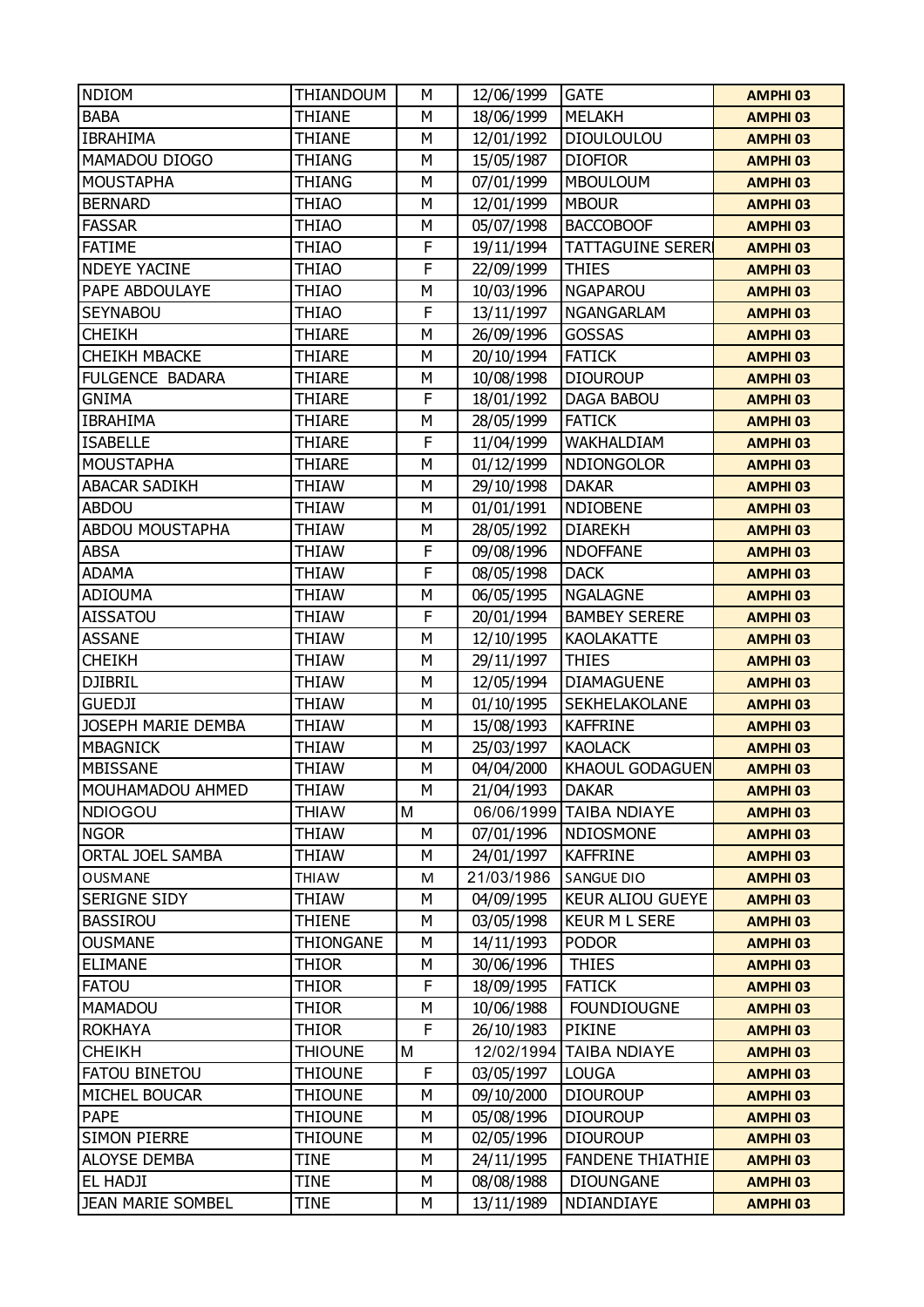| NDIOM | THIANDOUM | M | 12/06/1999 | GATE | AMPHI 03 |
|---|---|---|---|---|---|
| BABA | THIANE | M | 18/06/1999 | MELAKH | AMPHI 03 |
| IBRAHIMA | THIANE | M | 12/01/1992 | DIOULOULOU | AMPHI 03 |
| MAMADOU DIOGO | THIANG | M | 15/05/1987 | DIOFIOR | AMPHI 03 |
| MOUSTAPHA | THIANG | M | 07/01/1999 | MBOULOUM | AMPHI 03 |
| BERNARD | THIAO | M | 12/01/1999 | MBOUR | AMPHI 03 |
| FASSAR | THIAO | M | 05/07/1998 | BACCOBOOF | AMPHI 03 |
| FATIME | THIAO | F | 19/11/1994 | TATTAGUINE SERERI | AMPHI 03 |
| NDEYE YACINE | THIAO | F | 22/09/1999 | THIES | AMPHI 03 |
| PAPE ABDOULAYE | THIAO | M | 10/03/1996 | NGAPAROU | AMPHI 03 |
| SEYNABOU | THIAO | F | 13/11/1997 | NGANGARLAM | AMPHI 03 |
| CHEIKH | THIARE | M | 26/09/1996 | GOSSAS | AMPHI 03 |
| CHEIKH MBACKE | THIARE | M | 20/10/1994 | FATICK | AMPHI 03 |
| FULGENCE BADARA | THIARE | M | 10/08/1998 | DIOUROUP | AMPHI 03 |
| GNIMA | THIARE | F | 18/01/1992 | DAGA BABOU | AMPHI 03 |
| IBRAHIMA | THIARE | M | 28/05/1999 | FATICK | AMPHI 03 |
| ISABELLE | THIARE | F | 11/04/1999 | WAKHALDIAM | AMPHI 03 |
| MOUSTAPHA | THIARE | M | 01/12/1999 | NDIONGOLOR | AMPHI 03 |
| ABACAR SADIKH | THIAW | M | 29/10/1998 | DAKAR | AMPHI 03 |
| ABDOU | THIAW | M | 01/01/1991 | NDIOBENE | AMPHI 03 |
| ABDOU MOUSTAPHA | THIAW | M | 28/05/1992 | DIAREKH | AMPHI 03 |
| ABSA | THIAW | F | 09/08/1996 | NDOFFANE | AMPHI 03 |
| ADAMA | THIAW | F | 08/05/1998 | DACK | AMPHI 03 |
| ADIOUMA | THIAW | M | 06/05/1995 | NGALAGNE | AMPHI 03 |
| AISSATOU | THIAW | F | 20/01/1994 | BAMBEY SERERE | AMPHI 03 |
| ASSANE | THIAW | M | 12/10/1995 | KAOLAKATTE | AMPHI 03 |
| CHEIKH | THIAW | M | 29/11/1997 | THIES | AMPHI 03 |
| DJIBRIL | THIAW | M | 12/05/1994 | DIAMAGUENE | AMPHI 03 |
| GUEDJI | THIAW | M | 01/10/1995 | SEKHELAKOLANE | AMPHI 03 |
| JOSEPH MARIE DEMBA | THIAW | M | 15/08/1993 | KAFFRINE | AMPHI 03 |
| MBAGNICK | THIAW | M | 25/03/1997 | KAOLACK | AMPHI 03 |
| MBISSANE | THIAW | M | 04/04/2000 | KHAOUL GODAGUEN | AMPHI 03 |
| MOUHAMADOU AHMED | THIAW | M | 21/04/1993 | DAKAR | AMPHI 03 |
| NDIOGOU | THIAW | M | 06/06/1999 | TAIBA NDIAYE | AMPHI 03 |
| NGOR | THIAW | M | 07/01/1996 | NDIOSMONE | AMPHI 03 |
| ORTAL JOEL SAMBA | THIAW | M | 24/01/1997 | KAFFRINE | AMPHI 03 |
| OUSMANE | THIAW | M | 21/03/1986 | SANGUE DIO | AMPHI 03 |
| SERIGNE SIDY | THIAW | M | 04/09/1995 | KEUR ALIOU GUEYE | AMPHI 03 |
| BASSIROU | THIENE | M | 03/05/1998 | KEUR M L SERE | AMPHI 03 |
| OUSMANE | THIONGANE | M | 14/11/1993 | PODOR | AMPHI 03 |
| ELIMANE | THIOR | M | 30/06/1996 | THIES | AMPHI 03 |
| FATOU | THIOR | F | 18/09/1995 | FATICK | AMPHI 03 |
| MAMADOU | THIOR | M | 10/06/1988 | FOUNDIOUGNE | AMPHI 03 |
| ROKHAYA | THIOR | F | 26/10/1983 | PIKINE | AMPHI 03 |
| CHEIKH | THIOUNE | M | 12/02/1994 | TAIBA NDIAYE | AMPHI 03 |
| FATOU BINETOU | THIOUNE | F | 03/05/1997 | LOUGA | AMPHI 03 |
| MICHEL BOUCAR | THIOUNE | M | 09/10/2000 | DIOUROUP | AMPHI 03 |
| PAPE | THIOUNE | M | 05/08/1996 | DIOUROUP | AMPHI 03 |
| SIMON PIERRE | THIOUNE | M | 02/05/1996 | DIOUROUP | AMPHI 03 |
| ALOYSE DEMBA | TINE | M | 24/11/1995 | FANDENE THIATHIE | AMPHI 03 |
| EL HADJI | TINE | M | 08/08/1988 | DIOUNGANE | AMPHI 03 |
| JEAN MARIE SOMBEL | TINE | M | 13/11/1989 | NDIANDIAYE | AMPHI 03 |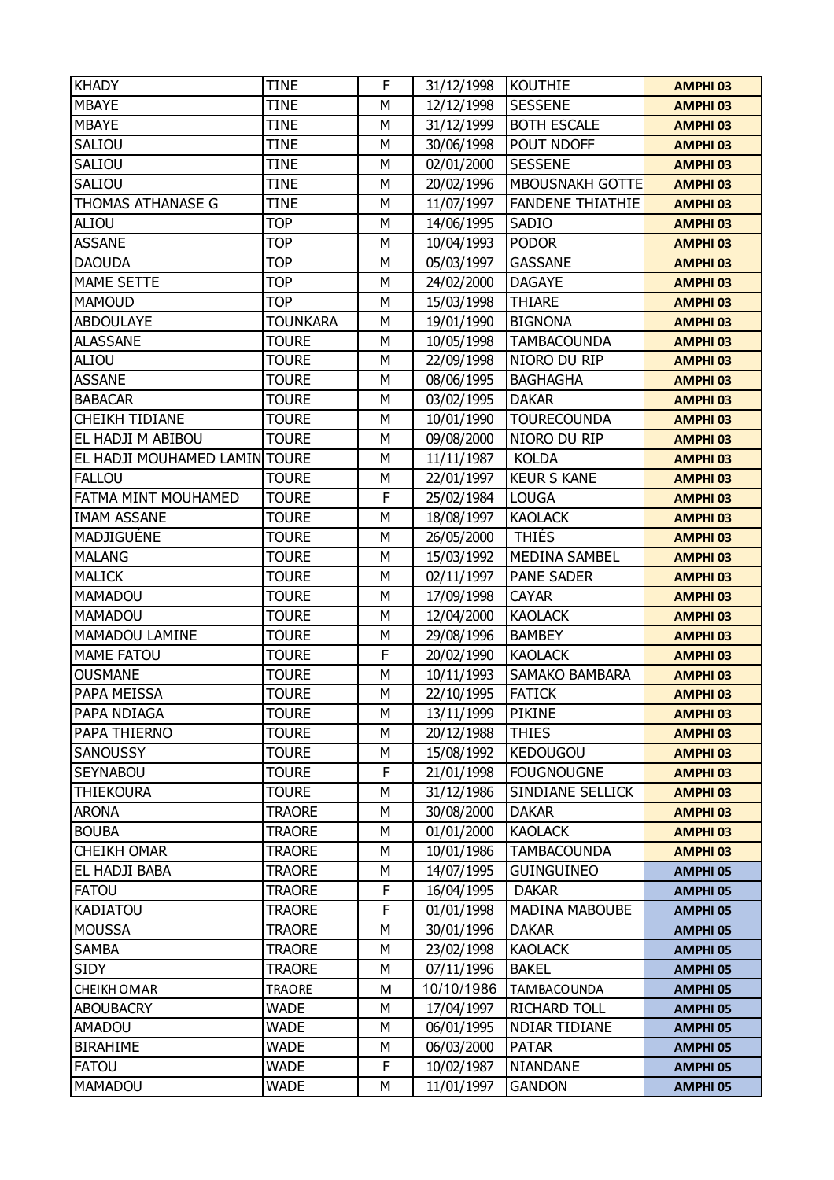| KHADY | TINE | F | 31/12/1998 | KOUTHIE | AMPHI 03 |
|---|---|---|---|---|---|
| MBAYE | TINE | M | 12/12/1998 | SESSENE | AMPHI 03 |
| MBAYE | TINE | M | 31/12/1999 | BOTH ESCALE | AMPHI 03 |
| SALIOU | TINE | M | 30/06/1998 | POUT NDOFF | AMPHI 03 |
| SALIOU | TINE | M | 02/01/2000 | SESSENE | AMPHI 03 |
| SALIOU | TINE | M | 20/02/1996 | MBOUSNAKH GOTTE | AMPHI 03 |
| THOMAS ATHANASE G | TINE | M | 11/07/1997 | FANDENE THIATHIE | AMPHI 03 |
| ALIOU | TOP | M | 14/06/1995 | SADIO | AMPHI 03 |
| ASSANE | TOP | M | 10/04/1993 | PODOR | AMPHI 03 |
| DAOUDA | TOP | M | 05/03/1997 | GASSANE | AMPHI 03 |
| MAME SETTE | TOP | M | 24/02/2000 | DAGAYE | AMPHI 03 |
| MAMOUD | TOP | M | 15/03/1998 | THIARE | AMPHI 03 |
| ABDOULAYE | TOUNKARA | M | 19/01/1990 | BIGNONA | AMPHI 03 |
| ALASSANE | TOURE | M | 10/05/1998 | TAMBACOUNDA | AMPHI 03 |
| ALIOU | TOURE | M | 22/09/1998 | NIORO DU RIP | AMPHI 03 |
| ASSANE | TOURE | M | 08/06/1995 | BAGHAGHA | AMPHI 03 |
| BABACAR | TOURE | M | 03/02/1995 | DAKAR | AMPHI 03 |
| CHEIKH TIDIANE | TOURE | M | 10/01/1990 | TOURECOUNDA | AMPHI 03 |
| EL HADJI M ABIBOU | TOURE | M | 09/08/2000 | NIORO DU RIP | AMPHI 03 |
| EL HADJI MOUHAMED LAMIN | TOURE | M | 11/11/1987 | KOLDA | AMPHI 03 |
| FALLOU | TOURE | M | 22/01/1997 | KEUR S KANE | AMPHI 03 |
| FATMA MINT MOUHAMED | TOURE | F | 25/02/1984 | LOUGA | AMPHI 03 |
| IMAM ASSANE | TOURE | M | 18/08/1997 | KAOLACK | AMPHI 03 |
| MADJIGUÉNE | TOURE | M | 26/05/2000 | THIÉS | AMPHI 03 |
| MALANG | TOURE | M | 15/03/1992 | MEDINA SAMBEL | AMPHI 03 |
| MALICK | TOURE | M | 02/11/1997 | PANE SADER | AMPHI 03 |
| MAMADOU | TOURE | M | 17/09/1998 | CAYAR | AMPHI 03 |
| MAMADOU | TOURE | M | 12/04/2000 | KAOLACK | AMPHI 03 |
| MAMADOU LAMINE | TOURE | M | 29/08/1996 | BAMBEY | AMPHI 03 |
| MAME FATOU | TOURE | F | 20/02/1990 | KAOLACK | AMPHI 03 |
| OUSMANE | TOURE | M | 10/11/1993 | SAMAKO BAMBARA | AMPHI 03 |
| PAPA MEISSA | TOURE | M | 22/10/1995 | FATICK | AMPHI 03 |
| PAPA NDIAGA | TOURE | M | 13/11/1999 | PIKINE | AMPHI 03 |
| PAPA THIERNO | TOURE | M | 20/12/1988 | THIES | AMPHI 03 |
| SANOUSSY | TOURE | M | 15/08/1992 | KEDOUGOU | AMPHI 03 |
| SEYNABOU | TOURE | F | 21/01/1998 | FOUGNOUGNE | AMPHI 03 |
| THIEKOURA | TOURE | M | 31/12/1986 | SINDIANE SELLICK | AMPHI 03 |
| ARONA | TRAORE | M | 30/08/2000 | DAKAR | AMPHI 03 |
| BOUBA | TRAORE | M | 01/01/2000 | KAOLACK | AMPHI 03 |
| CHEIKH OMAR | TRAORE | M | 10/01/1986 | TAMBACOUNDA | AMPHI 03 |
| EL HADJI BABA | TRAORE | M | 14/07/1995 | GUINGUINEO | AMPHI 05 |
| FATOU | TRAORE | F | 16/04/1995 | DAKAR | AMPHI 05 |
| KADIATOU | TRAORE | F | 01/01/1998 | MADINA MABOUBE | AMPHI 05 |
| MOUSSA | TRAORE | M | 30/01/1996 | DAKAR | AMPHI 05 |
| SAMBA | TRAORE | M | 23/02/1998 | KAOLACK | AMPHI 05 |
| SIDY | TRAORE | M | 07/11/1996 | BAKEL | AMPHI 05 |
| CHEIKH OMAR | TRAORE | M | 10/10/1986 | TAMBACOUNDA | AMPHI 05 |
| ABOUBACRY | WADE | M | 17/04/1997 | RICHARD TOLL | AMPHI 05 |
| AMADOU | WADE | M | 06/01/1995 | NDIAR TIDIANE | AMPHI 05 |
| BIRAHIME | WADE | M | 06/03/2000 | PATAR | AMPHI 05 |
| FATOU | WADE | F | 10/02/1987 | NIANDANE | AMPHI 05 |
| MAMADOU | WADE | M | 11/01/1997 | GANDON | AMPHI 05 |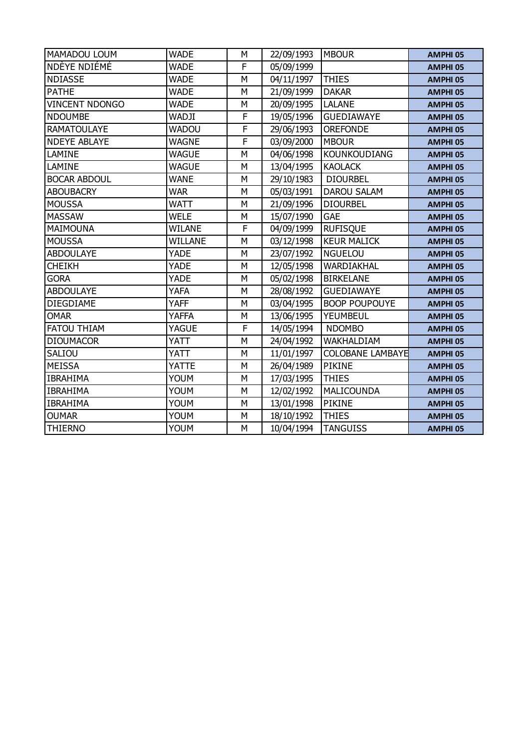| | | | | | |
|---|---|---|---|---|---|
| MAMADOU LOUM | WADE | M | 22/09/1993 | MBOUR | AMPHI 05 |
| NDÈYE NDIÉMÉ | WADE | F | 05/09/1999 | | AMPHI 05 |
| NDIASSE | WADE | M | 04/11/1997 | THIES | AMPHI 05 |
| PATHE | WADE | M | 21/09/1999 | DAKAR | AMPHI 05 |
| VINCENT NDONGO | WADE | M | 20/09/1995 | LALANE | AMPHI 05 |
| NDOUMBE | WADJI | F | 19/05/1996 | GUEDIAWAYE | AMPHI 05 |
| RAMATOULAYE | WADOU | F | 29/06/1993 | OREFONDE | AMPHI 05 |
| NDEYE ABLAYE | WAGNE | F | 03/09/2000 | MBOUR | AMPHI 05 |
| LAMINE | WAGUE | M | 04/06/1998 | KOUNKOUDIANG | AMPHI 05 |
| LAMINE | WAGUE | M | 13/04/1995 | KAOLACK | AMPHI 05 |
| BOCAR ABDOUL | WANE | M | 29/10/1983 | DIOURBEL | AMPHI 05 |
| ABOUBACRY | WAR | M | 05/03/1991 | DAROU SALAM | AMPHI 05 |
| MOUSSA | WATT | M | 21/09/1996 | DIOURBEL | AMPHI 05 |
| MASSAW | WELE | M | 15/07/1990 | GAE | AMPHI 05 |
| MAIMOUNA | WILANE | F | 04/09/1999 | RUFISQUE | AMPHI 05 |
| MOUSSA | WILLANE | M | 03/12/1998 | KEUR MALICK | AMPHI 05 |
| ABDOULAYE | YADE | M | 23/07/1992 | NGUELOU | AMPHI 05 |
| CHEIKH | YADE | M | 12/05/1998 | WARDIAKHAL | AMPHI 05 |
| GORA | YADE | M | 05/02/1998 | BIRKELANE | AMPHI 05 |
| ABDOULAYE | YAFA | M | 28/08/1992 | GUEDIAWAYE | AMPHI 05 |
| DIEGDIAME | YAFF | M | 03/04/1995 | BOOP POUPOUYE | AMPHI 05 |
| OMAR | YAFFA | M | 13/06/1995 | YEUMBEUL | AMPHI 05 |
| FATOU THIAM | YAGUE | F | 14/05/1994 | NDOMBO | AMPHI 05 |
| DIOUMACOR | YATT | M | 24/04/1992 | WAKHALDIAM | AMPHI 05 |
| SALIOU | YATT | M | 11/01/1997 | COLOBANE LAMBAYE | AMPHI 05 |
| MEISSA | YATTE | M | 26/04/1989 | PIKINE | AMPHI 05 |
| IBRAHIMA | YOUM | M | 17/03/1995 | THIES | AMPHI 05 |
| IBRAHIMA | YOUM | M | 12/02/1992 | MALICOUNDA | AMPHI 05 |
| IBRAHIMA | YOUM | M | 13/01/1998 | PIKINE | AMPHI 05 |
| OUMAR | YOUM | M | 18/10/1992 | THIES | AMPHI 05 |
| THIERNO | YOUM | M | 10/04/1994 | TANGUISS | AMPHI 05 |